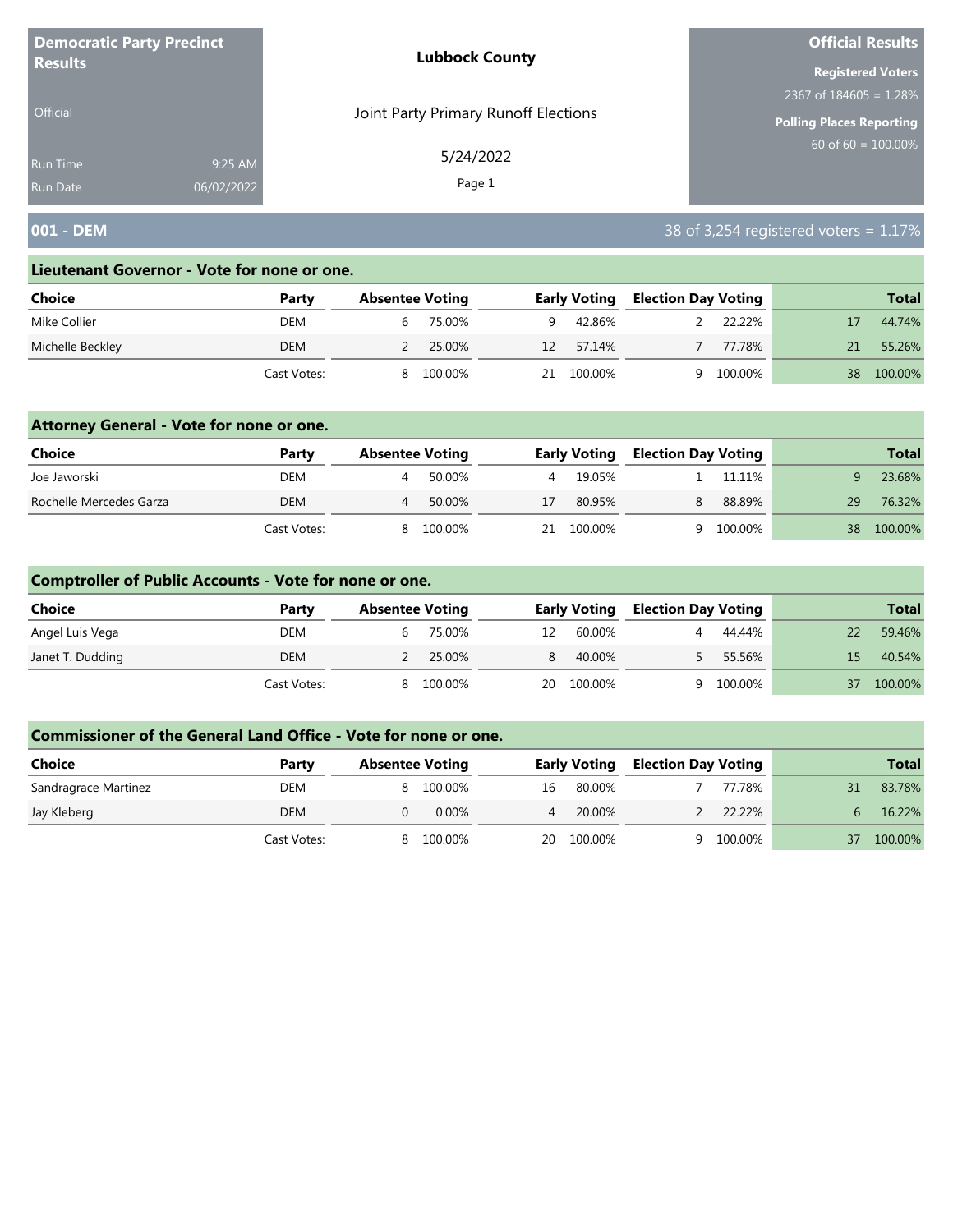**Democratic Party Precinct Results**

Official

Run Time 9:25 AM
Run Date 06/02/2022

**Lubbock County**

Joint Party Primary Runoff Elections

5/24/2022

**Official Results**

**Registered Voters**
2367 of 184605 = 1.28%

**Polling Places Reporting**
60 of 60 = 100.00%

## 001 - DEM

38 of 3,254 registered voters = 1.17%

### Lieutenant Governor - Vote for none or one.

| Choice | Party | Absentee Voting | | Early Voting | | Election Day Voting | | Total | |
|---|---|---|---|---|---|---|---|---|---|
| Mike Collier | DEM | 6 | 75.00% | 9 | 42.86% | 2 | 22.22% | 17 | 44.74% |
| Michelle Beckley | DEM | 2 | 25.00% | 12 | 57.14% | 7 | 77.78% | 21 | 55.26% |
| | Cast Votes: | 8 | 100.00% | 21 | 100.00% | 9 | 100.00% | 38 | 100.00% |

### Attorney General - Vote for none or one.

| Choice | Party | Absentee Voting | | Early Voting | | Election Day Voting | | Total | |
|---|---|---|---|---|---|---|---|---|---|
| Joe Jaworski | DEM | 4 | 50.00% | 4 | 19.05% | 1 | 11.11% | 9 | 23.68% |
| Rochelle Mercedes Garza | DEM | 4 | 50.00% | 17 | 80.95% | 8 | 88.89% | 29 | 76.32% |
| | Cast Votes: | 8 | 100.00% | 21 | 100.00% | 9 | 100.00% | 38 | 100.00% |

### Comptroller of Public Accounts - Vote for none or one.

| Choice | Party | Absentee Voting | | Early Voting | | Election Day Voting | | Total | |
|---|---|---|---|---|---|---|---|---|---|
| Angel Luis Vega | DEM | 6 | 75.00% | 12 | 60.00% | 4 | 44.44% | 22 | 59.46% |
| Janet T. Dudding | DEM | 2 | 25.00% | 8 | 40.00% | 5 | 55.56% | 15 | 40.54% |
| | Cast Votes: | 8 | 100.00% | 20 | 100.00% | 9 | 100.00% | 37 | 100.00% |

### Commissioner of the General Land Office - Vote for none or one.

| Choice | Party | Absentee Voting | | Early Voting | | Election Day Voting | | Total | |
|---|---|---|---|---|---|---|---|---|---|
| Sandragrace Martinez | DEM | 8 | 100.00% | 16 | 80.00% | 7 | 77.78% | 31 | 83.78% |
| Jay Kleberg | DEM | 0 | 0.00% | 4 | 20.00% | 2 | 22.22% | 6 | 16.22% |
| | Cast Votes: | 8 | 100.00% | 20 | 100.00% | 9 | 100.00% | 37 | 100.00% |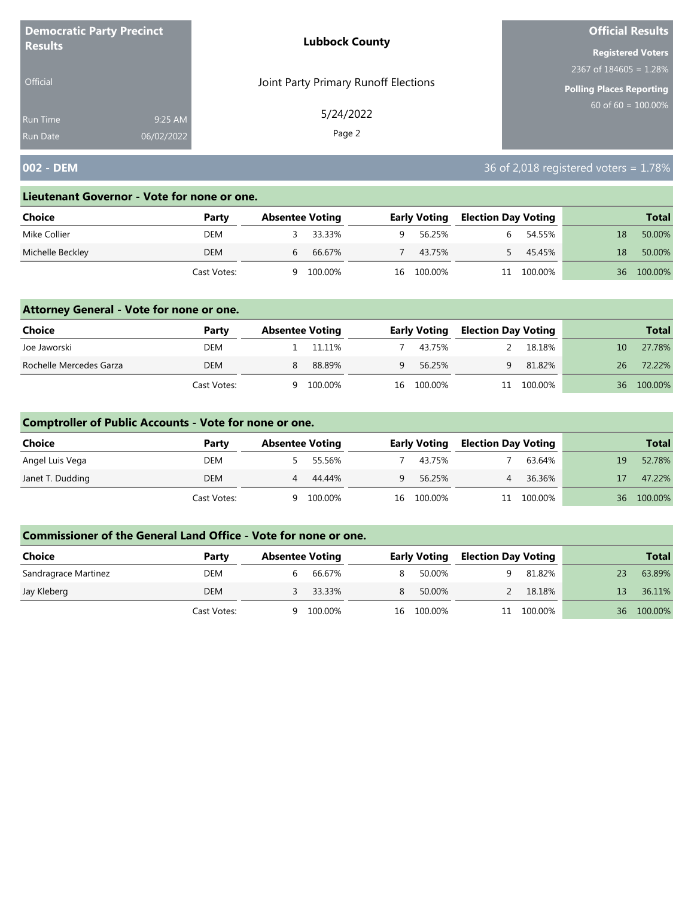**Democratic Party Precinct Results**

Official

Run Time 9:25 AM
Run Date 06/02/2022

**Lubbock County**

Joint Party Primary Runoff Elections

5/24/2022

**Official Results**

**Registered Voters**
2367 of 184605 = 1.28%

**Polling Places Reporting**
60 of 60 = 100.00%

## 002 - DEM

36 of 2,018 registered voters = 1.78%

### Lieutenant Governor - Vote for none or one.

| Choice | Party | Absentee Voting | | Early Voting | | Election Day Voting | | Total | |
|---|---|---|---|---|---|---|---|---|---|
| Mike Collier | DEM | 3 | 33.33% | 9 | 56.25% | 6 | 54.55% | 18 | 50.00% |
| Michelle Beckley | DEM | 6 | 66.67% | 7 | 43.75% | 5 | 45.45% | 18 | 50.00% |
| | Cast Votes: | 9 | 100.00% | 16 | 100.00% | 11 | 100.00% | 36 | 100.00% |

### Attorney General - Vote for none or one.

| Choice | Party | Absentee Voting | | Early Voting | | Election Day Voting | | Total | |
|---|---|---|---|---|---|---|---|---|---|
| Joe Jaworski | DEM | 1 | 11.11% | 7 | 43.75% | 2 | 18.18% | 10 | 27.78% |
| Rochelle Mercedes Garza | DEM | 8 | 88.89% | 9 | 56.25% | 9 | 81.82% | 26 | 72.22% |
| | Cast Votes: | 9 | 100.00% | 16 | 100.00% | 11 | 100.00% | 36 | 100.00% |

### Comptroller of Public Accounts - Vote for none or one.

| Choice | Party | Absentee Voting | | Early Voting | | Election Day Voting | | Total | |
|---|---|---|---|---|---|---|---|---|---|
| Angel Luis Vega | DEM | 5 | 55.56% | 7 | 43.75% | 7 | 63.64% | 19 | 52.78% |
| Janet T. Dudding | DEM | 4 | 44.44% | 9 | 56.25% | 4 | 36.36% | 17 | 47.22% |
| | Cast Votes: | 9 | 100.00% | 16 | 100.00% | 11 | 100.00% | 36 | 100.00% |

### Commissioner of the General Land Office - Vote for none or one.

| Choice | Party | Absentee Voting | | Early Voting | | Election Day Voting | | Total | |
|---|---|---|---|---|---|---|---|---|---|
| Sandragrace Martinez | DEM | 6 | 66.67% | 8 | 50.00% | 9 | 81.82% | 23 | 63.89% |
| Jay Kleberg | DEM | 3 | 33.33% | 8 | 50.00% | 2 | 18.18% | 13 | 36.11% |
| | Cast Votes: | 9 | 100.00% | 16 | 100.00% | 11 | 100.00% | 36 | 100.00% |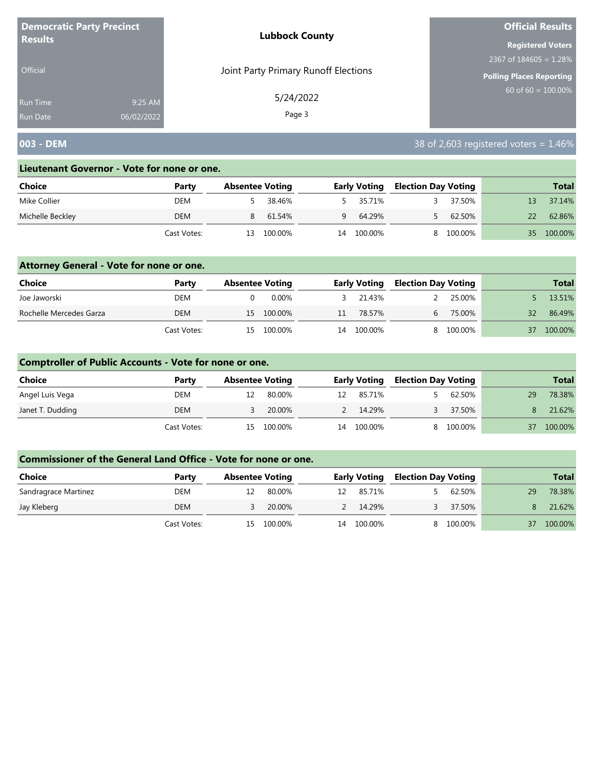**Democratic Party Precinct Results**

Official

Run Time 9:25 AM

Run Date 06/02/2022

**Lubbock County**

Joint Party Primary Runoff Elections

5/24/2022

**Official Results**

**Registered Voters**

2367 of 184605 = 1.28%

**Polling Places Reporting**

60 of 60 = 100.00%

## 003 - DEM

38 of 2,603 registered voters = 1.46%

### Lieutenant Governor - Vote for none or one.

| Choice | Party | Absentee Voting | | Early Voting | | Election Day Voting | | Total | |
|---|---|---|---|---|---|---|---|---|---|
| Mike Collier | DEM | 5 | 38.46% | 5 | 35.71% | 3 | 37.50% | 13 | 37.14% |
| Michelle Beckley | DEM | 8 | 61.54% | 9 | 64.29% | 5 | 62.50% | 22 | 62.86% |
| | Cast Votes: | 13 | 100.00% | 14 | 100.00% | 8 | 100.00% | 35 | 100.00% |

### Attorney General - Vote for none or one.

| Choice | Party | Absentee Voting | | Early Voting | | Election Day Voting | | Total | |
|---|---|---|---|---|---|---|---|---|---|
| Joe Jaworski | DEM | 0 | 0.00% | 3 | 21.43% | 2 | 25.00% | 5 | 13.51% |
| Rochelle Mercedes Garza | DEM | 15 | 100.00% | 11 | 78.57% | 6 | 75.00% | 32 | 86.49% |
| | Cast Votes: | 15 | 100.00% | 14 | 100.00% | 8 | 100.00% | 37 | 100.00% |

### Comptroller of Public Accounts - Vote for none or one.

| Choice | Party | Absentee Voting | | Early Voting | | Election Day Voting | | Total | |
|---|---|---|---|---|---|---|---|---|---|
| Angel Luis Vega | DEM | 12 | 80.00% | 12 | 85.71% | 5 | 62.50% | 29 | 78.38% |
| Janet T. Dudding | DEM | 3 | 20.00% | 2 | 14.29% | 3 | 37.50% | 8 | 21.62% |
| | Cast Votes: | 15 | 100.00% | 14 | 100.00% | 8 | 100.00% | 37 | 100.00% |

### Commissioner of the General Land Office - Vote for none or one.

| Choice | Party | Absentee Voting | | Early Voting | | Election Day Voting | | Total | |
|---|---|---|---|---|---|---|---|---|---|
| Sandragrace Martinez | DEM | 12 | 80.00% | 12 | 85.71% | 5 | 62.50% | 29 | 78.38% |
| Jay Kleberg | DEM | 3 | 20.00% | 2 | 14.29% | 3 | 37.50% | 8 | 21.62% |
| | Cast Votes: | 15 | 100.00% | 14 | 100.00% | 8 | 100.00% | 37 | 100.00% |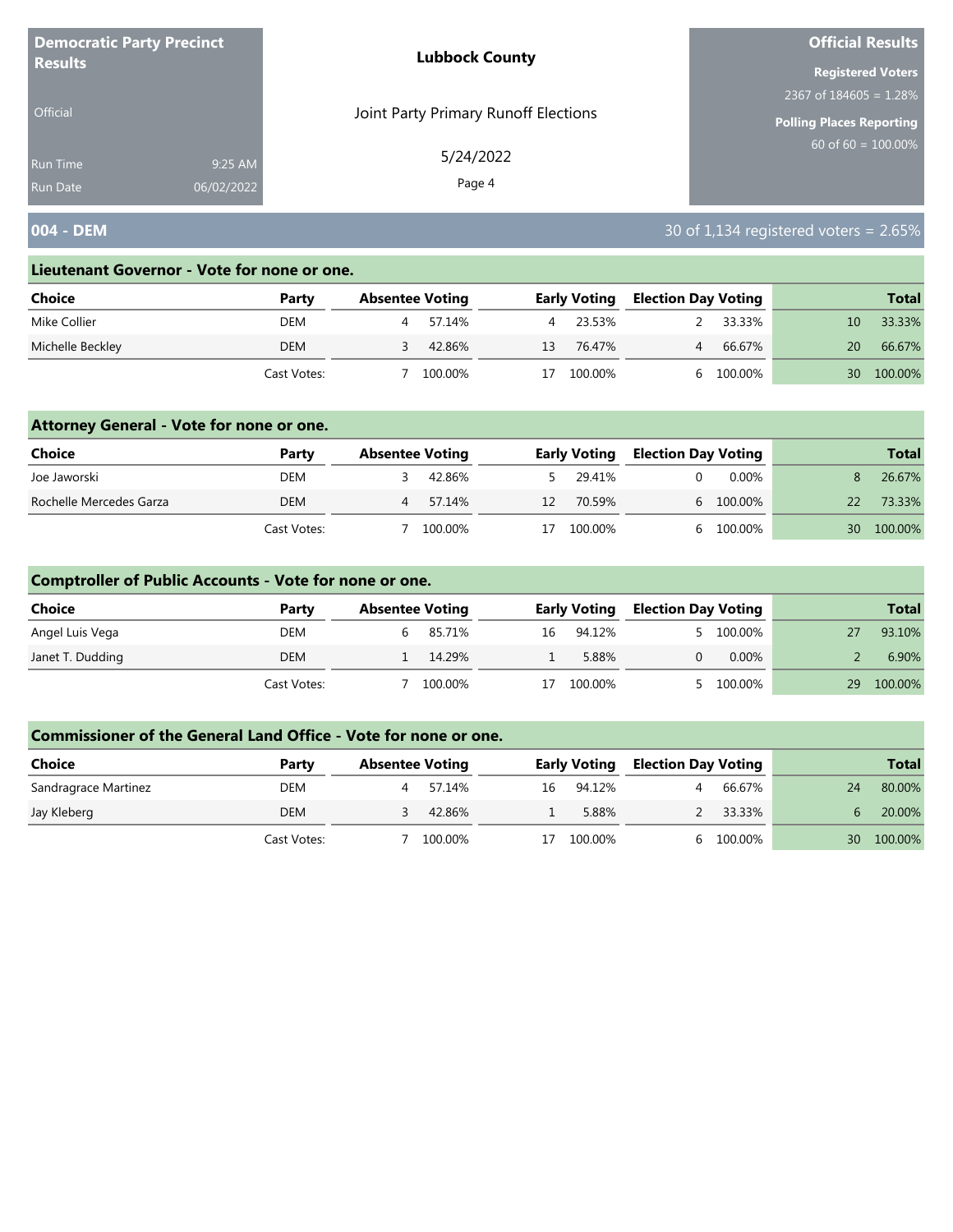**Democratic Party Precinct Results**

Official

Run Time 9:25 AM
Run Date 06/02/2022

**Lubbock County**

Joint Party Primary Runoff Elections

5/24/2022

**Official Results**

**Registered Voters**
2367 of 184605 = 1.28%

**Polling Places Reporting**
60 of 60 = 100.00%

## 004 - DEM

30 of 1,134 registered voters = 2.65%

### Lieutenant Governor - Vote for none or one.

| Choice | Party | Absentee Voting | | Early Voting | | Election Day Voting | | Total | |
|---|---|---|---|---|---|---|---|---|---|
| Mike Collier | DEM | 4 | 57.14% | 4 | 23.53% | 2 | 33.33% | 10 | 33.33% |
| Michelle Beckley | DEM | 3 | 42.86% | 13 | 76.47% | 4 | 66.67% | 20 | 66.67% |
| | Cast Votes: | 7 | 100.00% | 17 | 100.00% | 6 | 100.00% | 30 | 100.00% |

### Attorney General - Vote for none or one.

| Choice | Party | Absentee Voting | | Early Voting | | Election Day Voting | | Total | |
|---|---|---|---|---|---|---|---|---|---|
| Joe Jaworski | DEM | 3 | 42.86% | 5 | 29.41% | 0 | 0.00% | 8 | 26.67% |
| Rochelle Mercedes Garza | DEM | 4 | 57.14% | 12 | 70.59% | 6 | 100.00% | 22 | 73.33% |
| | Cast Votes: | 7 | 100.00% | 17 | 100.00% | 6 | 100.00% | 30 | 100.00% |

### Comptroller of Public Accounts - Vote for none or one.

| Choice | Party | Absentee Voting | | Early Voting | | Election Day Voting | | Total | |
|---|---|---|---|---|---|---|---|---|---|
| Angel Luis Vega | DEM | 6 | 85.71% | 16 | 94.12% | 5 | 100.00% | 27 | 93.10% |
| Janet T. Dudding | DEM | 1 | 14.29% | 1 | 5.88% | 0 | 0.00% | 2 | 6.90% |
| | Cast Votes: | 7 | 100.00% | 17 | 100.00% | 5 | 100.00% | 29 | 100.00% |

### Commissioner of the General Land Office - Vote for none or one.

| Choice | Party | Absentee Voting | | Early Voting | | Election Day Voting | | Total | |
|---|---|---|---|---|---|---|---|---|---|
| Sandragrace Martinez | DEM | 4 | 57.14% | 16 | 94.12% | 4 | 66.67% | 24 | 80.00% |
| Jay Kleberg | DEM | 3 | 42.86% | 1 | 5.88% | 2 | 33.33% | 6 | 20.00% |
| | Cast Votes: | 7 | 100.00% | 17 | 100.00% | 6 | 100.00% | 30 | 100.00% |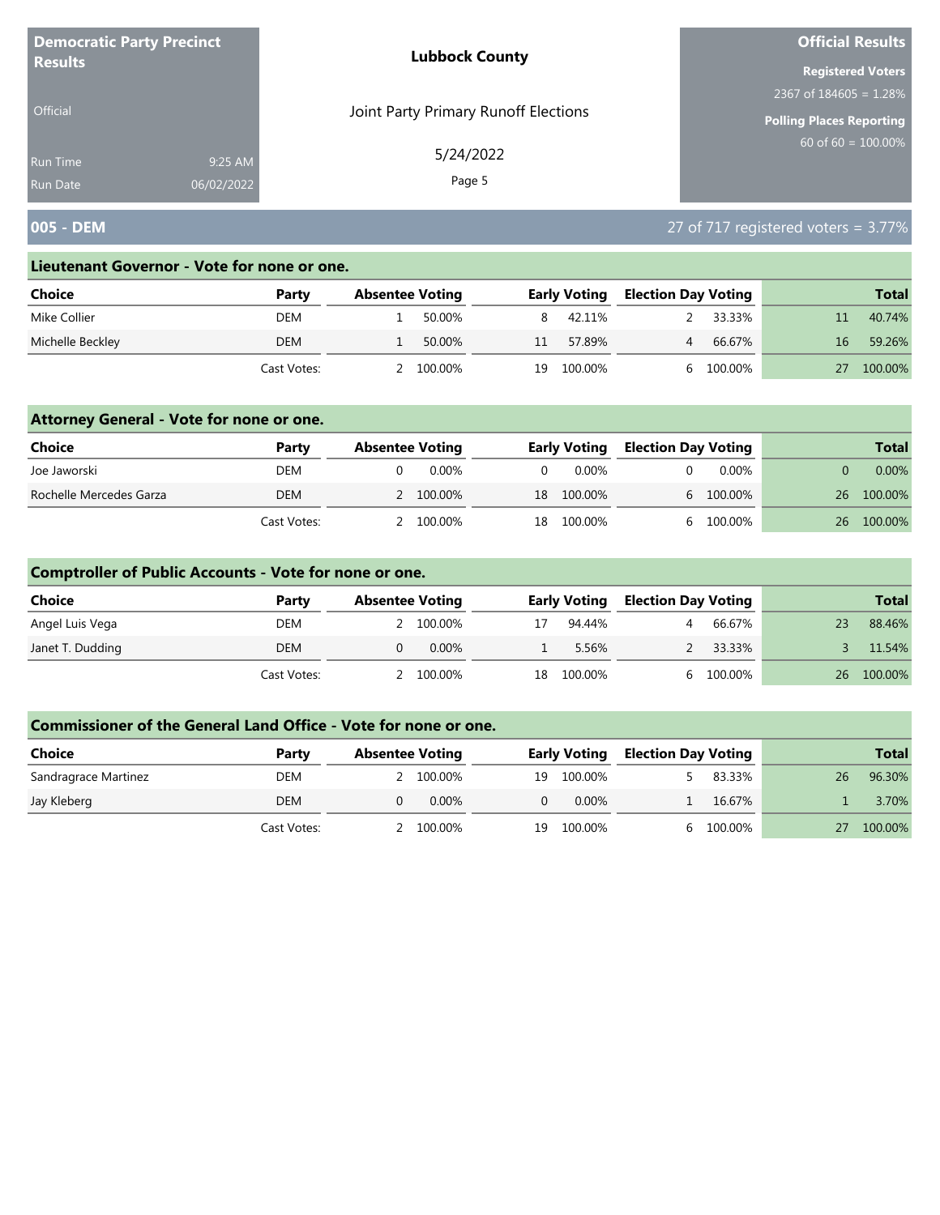**Democratic Party Precinct Results**

Official

Run Time 9:25 AM
Run Date 06/02/2022

**Lubbock County**

Joint Party Primary Runoff Elections

5/24/2022

**Official Results**

**Registered Voters**
2367 of 184605 = 1.28%

**Polling Places Reporting**
60 of 60 = 100.00%

## 005 - DEM

27 of 717 registered voters = 3.77%

### Lieutenant Governor - Vote for none or one.

| Choice | Party | Absentee Voting | | Early Voting | | Election Day Voting | | Total | |
|---|---|---|---|---|---|---|---|---|---|
| Mike Collier | DEM | 1 | 50.00% | 8 | 42.11% | 2 | 33.33% | 11 | 40.74% |
| Michelle Beckley | DEM | 1 | 50.00% | 11 | 57.89% | 4 | 66.67% | 16 | 59.26% |
| | Cast Votes: | 2 | 100.00% | 19 | 100.00% | 6 | 100.00% | 27 | 100.00% |

### Attorney General - Vote for none or one.

| Choice | Party | Absentee Voting | | Early Voting | | Election Day Voting | | Total | |
|---|---|---|---|---|---|---|---|---|---|
| Joe Jaworski | DEM | 0 | 0.00% | 0 | 0.00% | 0 | 0.00% | 0 | 0.00% |
| Rochelle Mercedes Garza | DEM | 2 | 100.00% | 18 | 100.00% | 6 | 100.00% | 26 | 100.00% |
| | Cast Votes: | 2 | 100.00% | 18 | 100.00% | 6 | 100.00% | 26 | 100.00% |

### Comptroller of Public Accounts - Vote for none or one.

| Choice | Party | Absentee Voting | | Early Voting | | Election Day Voting | | Total | |
|---|---|---|---|---|---|---|---|---|---|
| Angel Luis Vega | DEM | 2 | 100.00% | 17 | 94.44% | 4 | 66.67% | 23 | 88.46% |
| Janet T. Dudding | DEM | 0 | 0.00% | 1 | 5.56% | 2 | 33.33% | 3 | 11.54% |
| | Cast Votes: | 2 | 100.00% | 18 | 100.00% | 6 | 100.00% | 26 | 100.00% |

### Commissioner of the General Land Office - Vote for none or one.

| Choice | Party | Absentee Voting | | Early Voting | | Election Day Voting | | Total | |
|---|---|---|---|---|---|---|---|---|---|
| Sandragrace Martinez | DEM | 2 | 100.00% | 19 | 100.00% | 5 | 83.33% | 26 | 96.30% |
| Jay Kleberg | DEM | 0 | 0.00% | 0 | 0.00% | 1 | 16.67% | 1 | 3.70% |
| | Cast Votes: | 2 | 100.00% | 19 | 100.00% | 6 | 100.00% | 27 | 100.00% |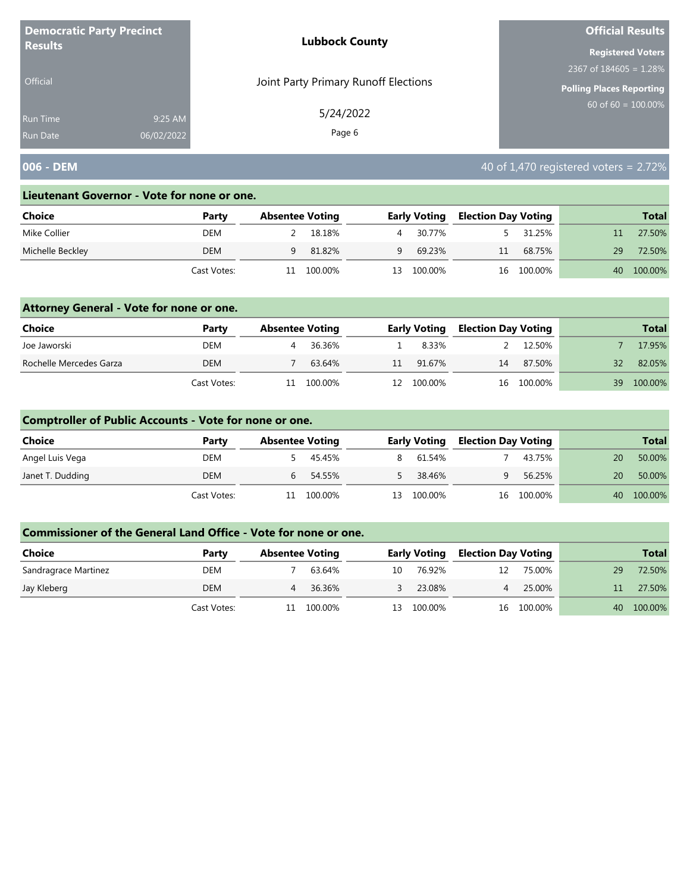**Democratic Party Precinct Results**

Official

Run Time 9:25 AM
Run Date 06/02/2022

**Lubbock County**

Joint Party Primary Runoff Elections

5/24/2022

**Official Results**

**Registered Voters**
2367 of 184605 = 1.28%

**Polling Places Reporting**
60 of 60 = 100.00%

## 006 - DEM

40 of 1,470 registered voters = 2.72%

### Lieutenant Governor - Vote for none or one.

| Choice | Party | Absentee Voting | | Early Voting | | Election Day Voting | | Total | |
|---|---|---|---|---|---|---|---|---|---|
| Mike Collier | DEM | 2 | 18.18% | 4 | 30.77% | 5 | 31.25% | 11 | 27.50% |
| Michelle Beckley | DEM | 9 | 81.82% | 9 | 69.23% | 11 | 68.75% | 29 | 72.50% |
| | Cast Votes: | 11 | 100.00% | 13 | 100.00% | 16 | 100.00% | 40 | 100.00% |

### Attorney General - Vote for none or one.

| Choice | Party | Absentee Voting | | Early Voting | | Election Day Voting | | Total | |
|---|---|---|---|---|---|---|---|---|---|
| Joe Jaworski | DEM | 4 | 36.36% | 1 | 8.33% | 2 | 12.50% | 7 | 17.95% |
| Rochelle Mercedes Garza | DEM | 7 | 63.64% | 11 | 91.67% | 14 | 87.50% | 32 | 82.05% |
| | Cast Votes: | 11 | 100.00% | 12 | 100.00% | 16 | 100.00% | 39 | 100.00% |

### Comptroller of Public Accounts - Vote for none or one.

| Choice | Party | Absentee Voting | | Early Voting | | Election Day Voting | | Total | |
|---|---|---|---|---|---|---|---|---|---|
| Angel Luis Vega | DEM | 5 | 45.45% | 8 | 61.54% | 7 | 43.75% | 20 | 50.00% |
| Janet T. Dudding | DEM | 6 | 54.55% | 5 | 38.46% | 9 | 56.25% | 20 | 50.00% |
| | Cast Votes: | 11 | 100.00% | 13 | 100.00% | 16 | 100.00% | 40 | 100.00% |

### Commissioner of the General Land Office - Vote for none or one.

| Choice | Party | Absentee Voting | | Early Voting | | Election Day Voting | | Total | |
|---|---|---|---|---|---|---|---|---|---|
| Sandragrace Martinez | DEM | 7 | 63.64% | 10 | 76.92% | 12 | 75.00% | 29 | 72.50% |
| Jay Kleberg | DEM | 4 | 36.36% | 3 | 23.08% | 4 | 25.00% | 11 | 27.50% |
| | Cast Votes: | 11 | 100.00% | 13 | 100.00% | 16 | 100.00% | 40 | 100.00% |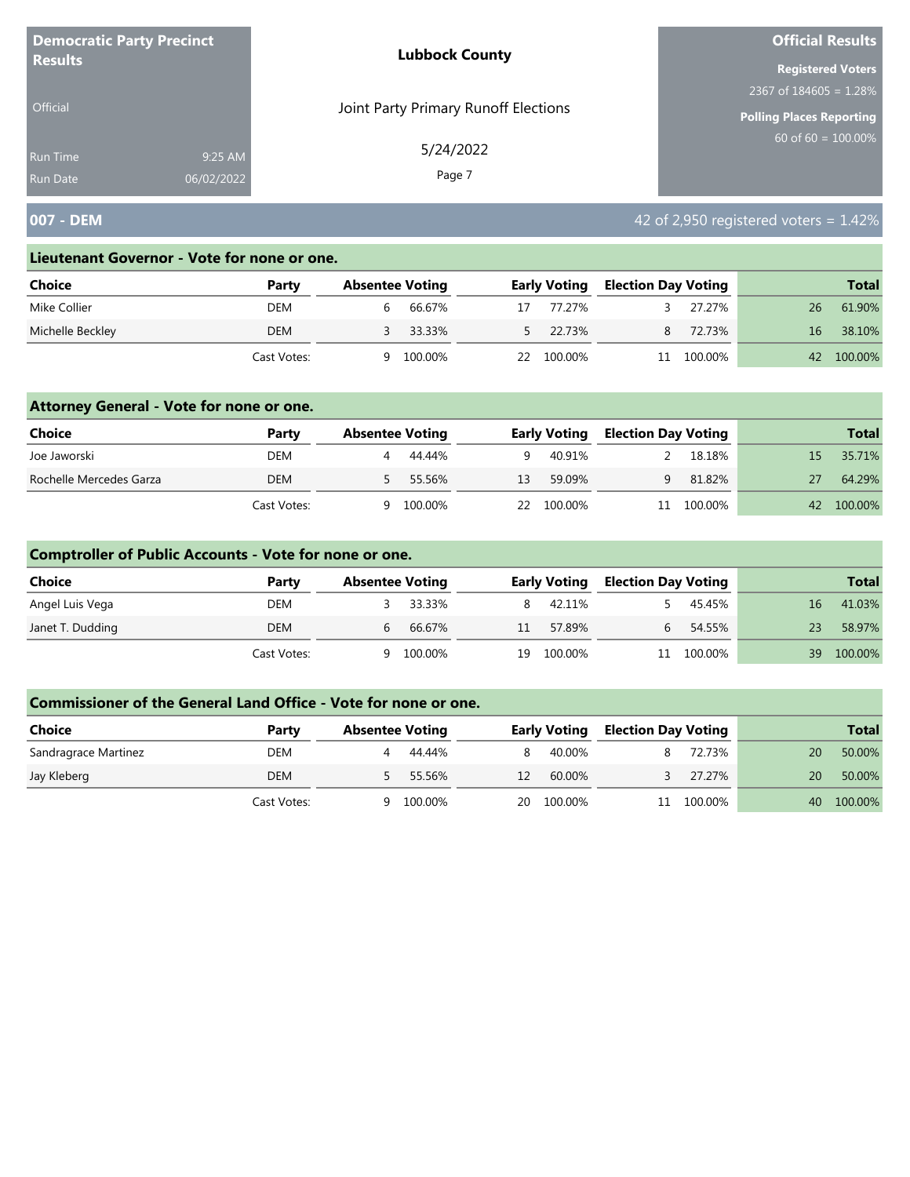**Democratic Party Precinct Results**

Official

Run Time 9:25 AM
Run Date 06/02/2022

**Lubbock County**

Joint Party Primary Runoff Elections

5/24/2022

**Official Results**

**Registered Voters**
2367 of 184605 = 1.28%

**Polling Places Reporting**
60 of 60 = 100.00%

## 007 - DEM

42 of 2,950 registered voters = 1.42%

### Lieutenant Governor - Vote for none or one.

| Choice | Party | Absentee Voting | | Early Voting | | Election Day Voting | | Total | |
|---|---|---|---|---|---|---|---|---|---|
| Mike Collier | DEM | 6 | 66.67% | 17 | 77.27% | 3 | 27.27% | 26 | 61.90% |
| Michelle Beckley | DEM | 3 | 33.33% | 5 | 22.73% | 8 | 72.73% | 16 | 38.10% |
| | Cast Votes: | 9 | 100.00% | 22 | 100.00% | 11 | 100.00% | 42 | 100.00% |

### Attorney General - Vote for none or one.

| Choice | Party | Absentee Voting | | Early Voting | | Election Day Voting | | Total | |
|---|---|---|---|---|---|---|---|---|---|
| Joe Jaworski | DEM | 4 | 44.44% | 9 | 40.91% | 2 | 18.18% | 15 | 35.71% |
| Rochelle Mercedes Garza | DEM | 5 | 55.56% | 13 | 59.09% | 9 | 81.82% | 27 | 64.29% |
| | Cast Votes: | 9 | 100.00% | 22 | 100.00% | 11 | 100.00% | 42 | 100.00% |

### Comptroller of Public Accounts - Vote for none or one.

| Choice | Party | Absentee Voting | | Early Voting | | Election Day Voting | | Total | |
|---|---|---|---|---|---|---|---|---|---|
| Angel Luis Vega | DEM | 3 | 33.33% | 8 | 42.11% | 5 | 45.45% | 16 | 41.03% |
| Janet T. Dudding | DEM | 6 | 66.67% | 11 | 57.89% | 6 | 54.55% | 23 | 58.97% |
| | Cast Votes: | 9 | 100.00% | 19 | 100.00% | 11 | 100.00% | 39 | 100.00% |

### Commissioner of the General Land Office - Vote for none or one.

| Choice | Party | Absentee Voting | | Early Voting | | Election Day Voting | | Total | |
|---|---|---|---|---|---|---|---|---|---|
| Sandragrace Martinez | DEM | 4 | 44.44% | 8 | 40.00% | 8 | 72.73% | 20 | 50.00% |
| Jay Kleberg | DEM | 5 | 55.56% | 12 | 60.00% | 3 | 27.27% | 20 | 50.00% |
| | Cast Votes: | 9 | 100.00% | 20 | 100.00% | 11 | 100.00% | 40 | 100.00% |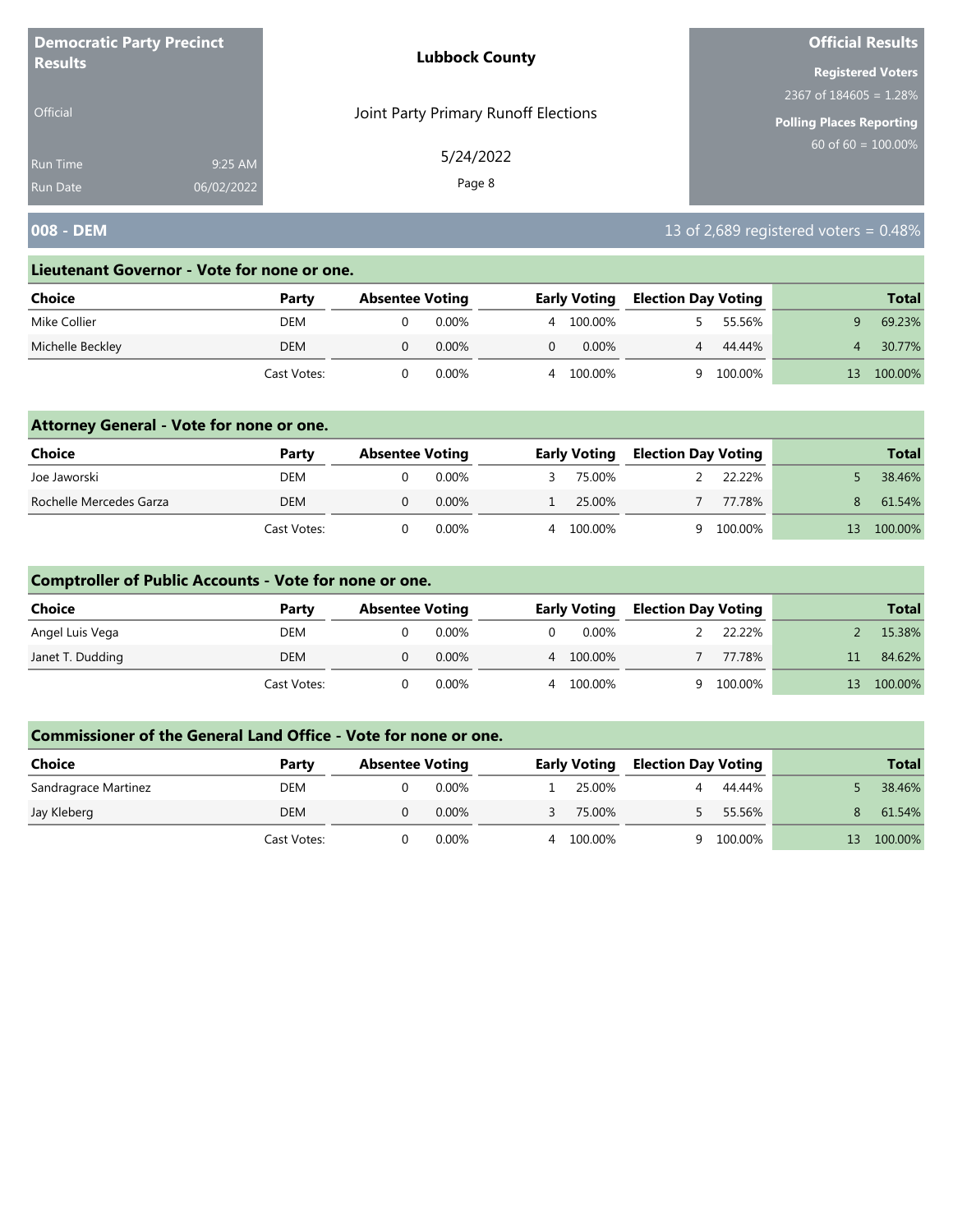**Democratic Party Precinct Results**

Official

Run Time 9:25 AM
Run Date 06/02/2022

**Lubbock County**

Joint Party Primary Runoff Elections

5/24/2022

**Official Results**

**Registered Voters**
2367 of 184605 = 1.28%

**Polling Places Reporting**
60 of 60 = 100.00%

## 008 - DEM

13 of 2,689 registered voters = 0.48%

### Lieutenant Governor - Vote for none or one.

| Choice | Party | Absentee Voting | | Early Voting | | Election Day Voting | | Total | |
|---|---|---|---|---|---|---|---|---|---|
| Mike Collier | DEM | 0 | 0.00% | 4 | 100.00% | 5 | 55.56% | 9 | 69.23% |
| Michelle Beckley | DEM | 0 | 0.00% | 0 | 0.00% | 4 | 44.44% | 4 | 30.77% |
| | Cast Votes: | 0 | 0.00% | 4 | 100.00% | 9 | 100.00% | 13 | 100.00% |

### Attorney General - Vote for none or one.

| Choice | Party | Absentee Voting | | Early Voting | | Election Day Voting | | Total | |
|---|---|---|---|---|---|---|---|---|---|
| Joe Jaworski | DEM | 0 | 0.00% | 3 | 75.00% | 2 | 22.22% | 5 | 38.46% |
| Rochelle Mercedes Garza | DEM | 0 | 0.00% | 1 | 25.00% | 7 | 77.78% | 8 | 61.54% |
| | Cast Votes: | 0 | 0.00% | 4 | 100.00% | 9 | 100.00% | 13 | 100.00% |

### Comptroller of Public Accounts - Vote for none or one.

| Choice | Party | Absentee Voting | | Early Voting | | Election Day Voting | | Total | |
|---|---|---|---|---|---|---|---|---|---|
| Angel Luis Vega | DEM | 0 | 0.00% | 0 | 0.00% | 2 | 22.22% | 2 | 15.38% |
| Janet T. Dudding | DEM | 0 | 0.00% | 4 | 100.00% | 7 | 77.78% | 11 | 84.62% |
| | Cast Votes: | 0 | 0.00% | 4 | 100.00% | 9 | 100.00% | 13 | 100.00% |

### Commissioner of the General Land Office - Vote for none or one.

| Choice | Party | Absentee Voting | | Early Voting | | Election Day Voting | | Total | |
|---|---|---|---|---|---|---|---|---|---|
| Sandragrace Martinez | DEM | 0 | 0.00% | 1 | 25.00% | 4 | 44.44% | 5 | 38.46% |
| Jay Kleberg | DEM | 0 | 0.00% | 3 | 75.00% | 5 | 55.56% | 8 | 61.54% |
| | Cast Votes: | 0 | 0.00% | 4 | 100.00% | 9 | 100.00% | 13 | 100.00% |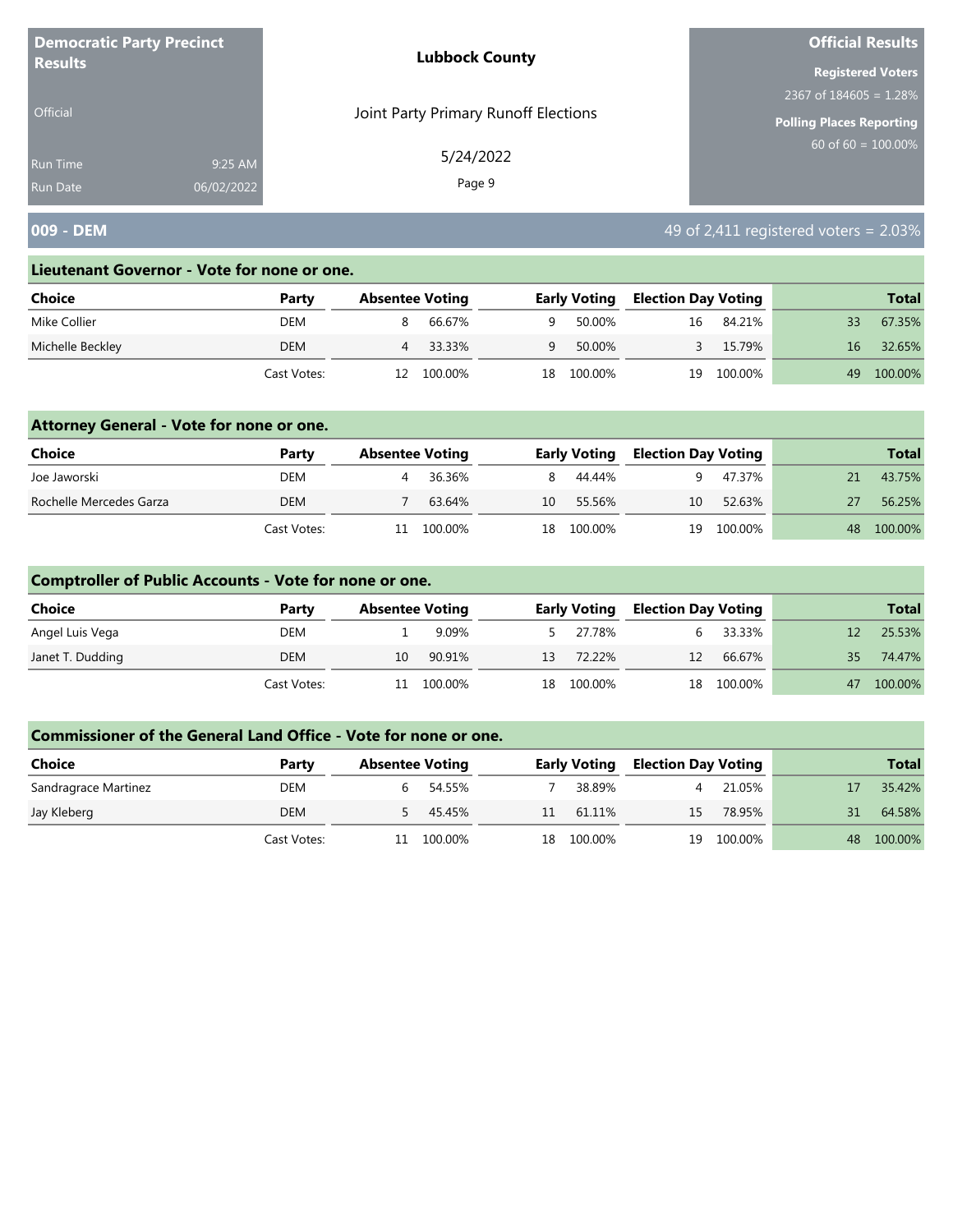**Democratic Party Precinct Results**

Official

Run Time 9:25 AM
Run Date 06/02/2022

**Lubbock County**

Joint Party Primary Runoff Elections

5/24/2022

**Official Results**

**Registered Voters**
2367 of 184605 = 1.28%

**Polling Places Reporting**
60 of 60 = 100.00%

## 009 - DEM

49 of 2,411 registered voters = 2.03%

### Lieutenant Governor - Vote for none or one.

| Choice | Party | Absentee Voting | | Early Voting | | Election Day Voting | | Total | |
|---|---|---|---|---|---|---|---|---|---|
| Mike Collier | DEM | 8 | 66.67% | 9 | 50.00% | 16 | 84.21% | 33 | 67.35% |
| Michelle Beckley | DEM | 4 | 33.33% | 9 | 50.00% | 3 | 15.79% | 16 | 32.65% |
| | Cast Votes: | 12 | 100.00% | 18 | 100.00% | 19 | 100.00% | 49 | 100.00% |

### Attorney General - Vote for none or one.

| Choice | Party | Absentee Voting | | Early Voting | | Election Day Voting | | Total | |
|---|---|---|---|---|---|---|---|---|---|
| Joe Jaworski | DEM | 4 | 36.36% | 8 | 44.44% | 9 | 47.37% | 21 | 43.75% |
| Rochelle Mercedes Garza | DEM | 7 | 63.64% | 10 | 55.56% | 10 | 52.63% | 27 | 56.25% |
| | Cast Votes: | 11 | 100.00% | 18 | 100.00% | 19 | 100.00% | 48 | 100.00% |

### Comptroller of Public Accounts - Vote for none or one.

| Choice | Party | Absentee Voting | | Early Voting | | Election Day Voting | | Total | |
|---|---|---|---|---|---|---|---|---|---|
| Angel Luis Vega | DEM | 1 | 9.09% | 5 | 27.78% | 6 | 33.33% | 12 | 25.53% |
| Janet T. Dudding | DEM | 10 | 90.91% | 13 | 72.22% | 12 | 66.67% | 35 | 74.47% |
| | Cast Votes: | 11 | 100.00% | 18 | 100.00% | 18 | 100.00% | 47 | 100.00% |

### Commissioner of the General Land Office - Vote for none or one.

| Choice | Party | Absentee Voting | | Early Voting | | Election Day Voting | | Total | |
|---|---|---|---|---|---|---|---|---|---|
| Sandragrace Martinez | DEM | 6 | 54.55% | 7 | 38.89% | 4 | 21.05% | 17 | 35.42% |
| Jay Kleberg | DEM | 5 | 45.45% | 11 | 61.11% | 15 | 78.95% | 31 | 64.58% |
| | Cast Votes: | 11 | 100.00% | 18 | 100.00% | 19 | 100.00% | 48 | 100.00% |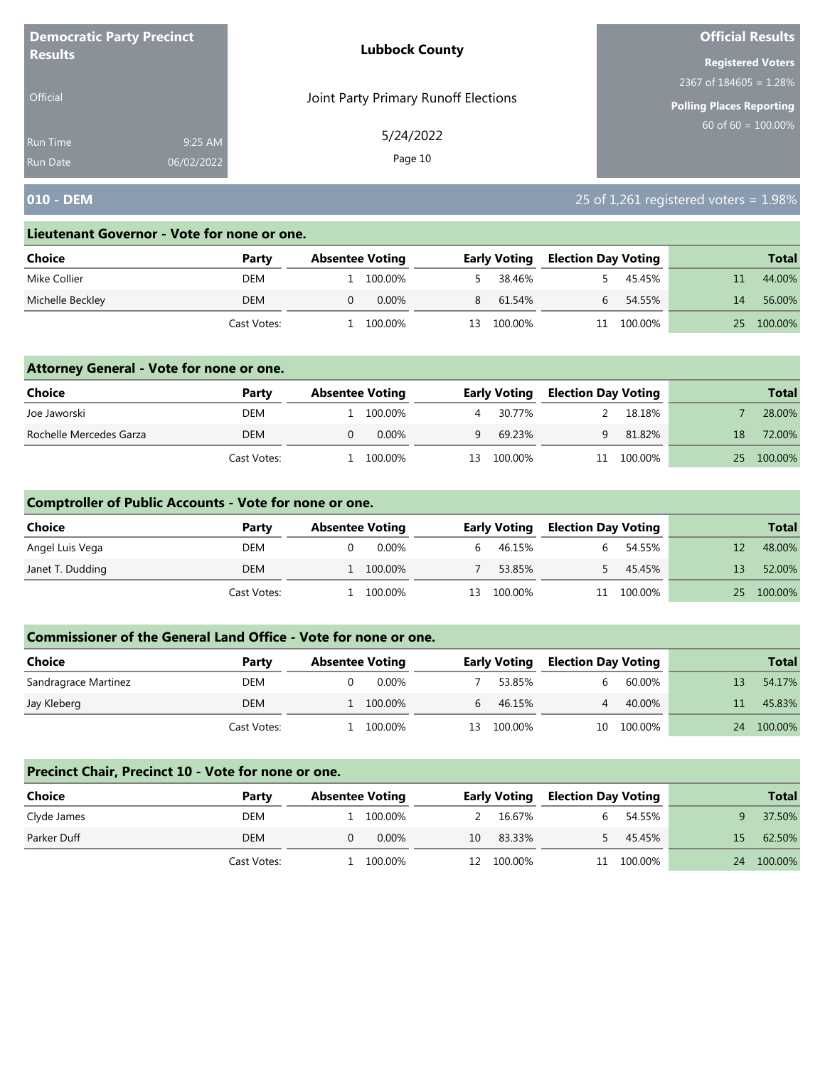**Democratic Party Precinct Results**

Official

Run Time 9:25 AM
Run Date 06/02/2022

**Lubbock County**

Joint Party Primary Runoff Elections

5/24/2022

**Official Results**

**Registered Voters**
2367 of 184605 = 1.28%

**Polling Places Reporting**
60 of 60 = 100.00%

## 010 - DEM

25 of 1,261 registered voters = 1.98%

### Lieutenant Governor - Vote for none or one.

| Choice | Party | Absentee Voting | | Early Voting | | Election Day Voting | | Total | |
|---|---|---|---|---|---|---|---|---|---|
| Mike Collier | DEM | 1 | 100.00% | 5 | 38.46% | 5 | 45.45% | 11 | 44.00% |
| Michelle Beckley | DEM | 0 | 0.00% | 8 | 61.54% | 6 | 54.55% | 14 | 56.00% |
| | Cast Votes: | 1 | 100.00% | 13 | 100.00% | 11 | 100.00% | 25 | 100.00% |

### Attorney General - Vote for none or one.

| Choice | Party | Absentee Voting | | Early Voting | | Election Day Voting | | Total | |
|---|---|---|---|---|---|---|---|---|---|
| Joe Jaworski | DEM | 1 | 100.00% | 4 | 30.77% | 2 | 18.18% | 7 | 28.00% |
| Rochelle Mercedes Garza | DEM | 0 | 0.00% | 9 | 69.23% | 9 | 81.82% | 18 | 72.00% |
| | Cast Votes: | 1 | 100.00% | 13 | 100.00% | 11 | 100.00% | 25 | 100.00% |

### Comptroller of Public Accounts - Vote for none or one.

| Choice | Party | Absentee Voting | | Early Voting | | Election Day Voting | | Total | |
|---|---|---|---|---|---|---|---|---|---|
| Angel Luis Vega | DEM | 0 | 0.00% | 6 | 46.15% | 6 | 54.55% | 12 | 48.00% |
| Janet T. Dudding | DEM | 1 | 100.00% | 7 | 53.85% | 5 | 45.45% | 13 | 52.00% |
| | Cast Votes: | 1 | 100.00% | 13 | 100.00% | 11 | 100.00% | 25 | 100.00% |

### Commissioner of the General Land Office - Vote for none or one.

| Choice | Party | Absentee Voting | | Early Voting | | Election Day Voting | | Total | |
|---|---|---|---|---|---|---|---|---|---|
| Sandragrace Martinez | DEM | 0 | 0.00% | 7 | 53.85% | 6 | 60.00% | 13 | 54.17% |
| Jay Kleberg | DEM | 1 | 100.00% | 6 | 46.15% | 4 | 40.00% | 11 | 45.83% |
| | Cast Votes: | 1 | 100.00% | 13 | 100.00% | 10 | 100.00% | 24 | 100.00% |

### Precinct Chair, Precinct 10 - Vote for none or one.

| Choice | Party | Absentee Voting | | Early Voting | | Election Day Voting | | Total | |
|---|---|---|---|---|---|---|---|---|---|
| Clyde James | DEM | 1 | 100.00% | 2 | 16.67% | 6 | 54.55% | 9 | 37.50% |
| Parker Duff | DEM | 0 | 0.00% | 10 | 83.33% | 5 | 45.45% | 15 | 62.50% |
| | Cast Votes: | 1 | 100.00% | 12 | 100.00% | 11 | 100.00% | 24 | 100.00% |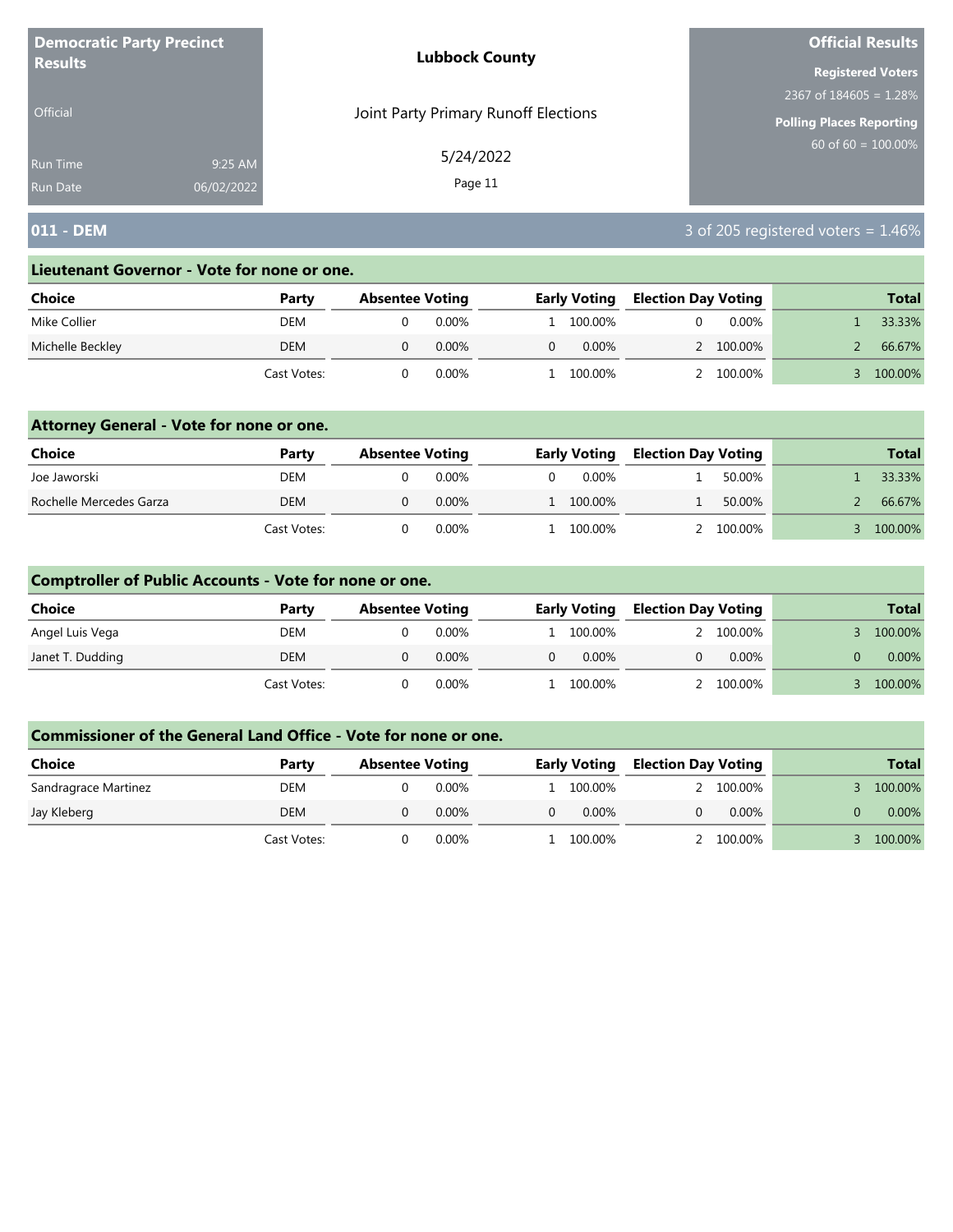**Democratic Party Precinct Results**

Official

Run Time 9:25 AM
Run Date 06/02/2022

**Lubbock County**

Joint Party Primary Runoff Elections

5/24/2022

**Official Results**

**Registered Voters**
2367 of 184605 = 1.28%

**Polling Places Reporting**
60 of 60 = 100.00%

## 011 - DEM

3 of 205 registered voters = 1.46%

### Lieutenant Governor - Vote for none or one.

| Choice | Party | Absentee Voting | | Early Voting | | Election Day Voting | | Total | |
|---|---|---|---|---|---|---|---|---|---|
| Mike Collier | DEM | 0 | 0.00% | 1 | 100.00% | 0 | 0.00% | 1 | 33.33% |
| Michelle Beckley | DEM | 0 | 0.00% | 0 | 0.00% | 2 | 100.00% | 2 | 66.67% |
| | Cast Votes: | 0 | 0.00% | 1 | 100.00% | 2 | 100.00% | 3 | 100.00% |

### Attorney General - Vote for none or one.

| Choice | Party | Absentee Voting | | Early Voting | | Election Day Voting | | Total | |
|---|---|---|---|---|---|---|---|---|---|
| Joe Jaworski | DEM | 0 | 0.00% | 0 | 0.00% | 1 | 50.00% | 1 | 33.33% |
| Rochelle Mercedes Garza | DEM | 0 | 0.00% | 1 | 100.00% | 1 | 50.00% | 2 | 66.67% |
| | Cast Votes: | 0 | 0.00% | 1 | 100.00% | 2 | 100.00% | 3 | 100.00% |

### Comptroller of Public Accounts - Vote for none or one.

| Choice | Party | Absentee Voting | | Early Voting | | Election Day Voting | | Total | |
|---|---|---|---|---|---|---|---|---|---|
| Angel Luis Vega | DEM | 0 | 0.00% | 1 | 100.00% | 2 | 100.00% | 3 | 100.00% |
| Janet T. Dudding | DEM | 0 | 0.00% | 0 | 0.00% | 0 | 0.00% | 0 | 0.00% |
| | Cast Votes: | 0 | 0.00% | 1 | 100.00% | 2 | 100.00% | 3 | 100.00% |

### Commissioner of the General Land Office - Vote for none or one.

| Choice | Party | Absentee Voting | | Early Voting | | Election Day Voting | | Total | |
|---|---|---|---|---|---|---|---|---|---|
| Sandragrace Martinez | DEM | 0 | 0.00% | 1 | 100.00% | 2 | 100.00% | 3 | 100.00% |
| Jay Kleberg | DEM | 0 | 0.00% | 0 | 0.00% | 0 | 0.00% | 0 | 0.00% |
| | Cast Votes: | 0 | 0.00% | 1 | 100.00% | 2 | 100.00% | 3 | 100.00% |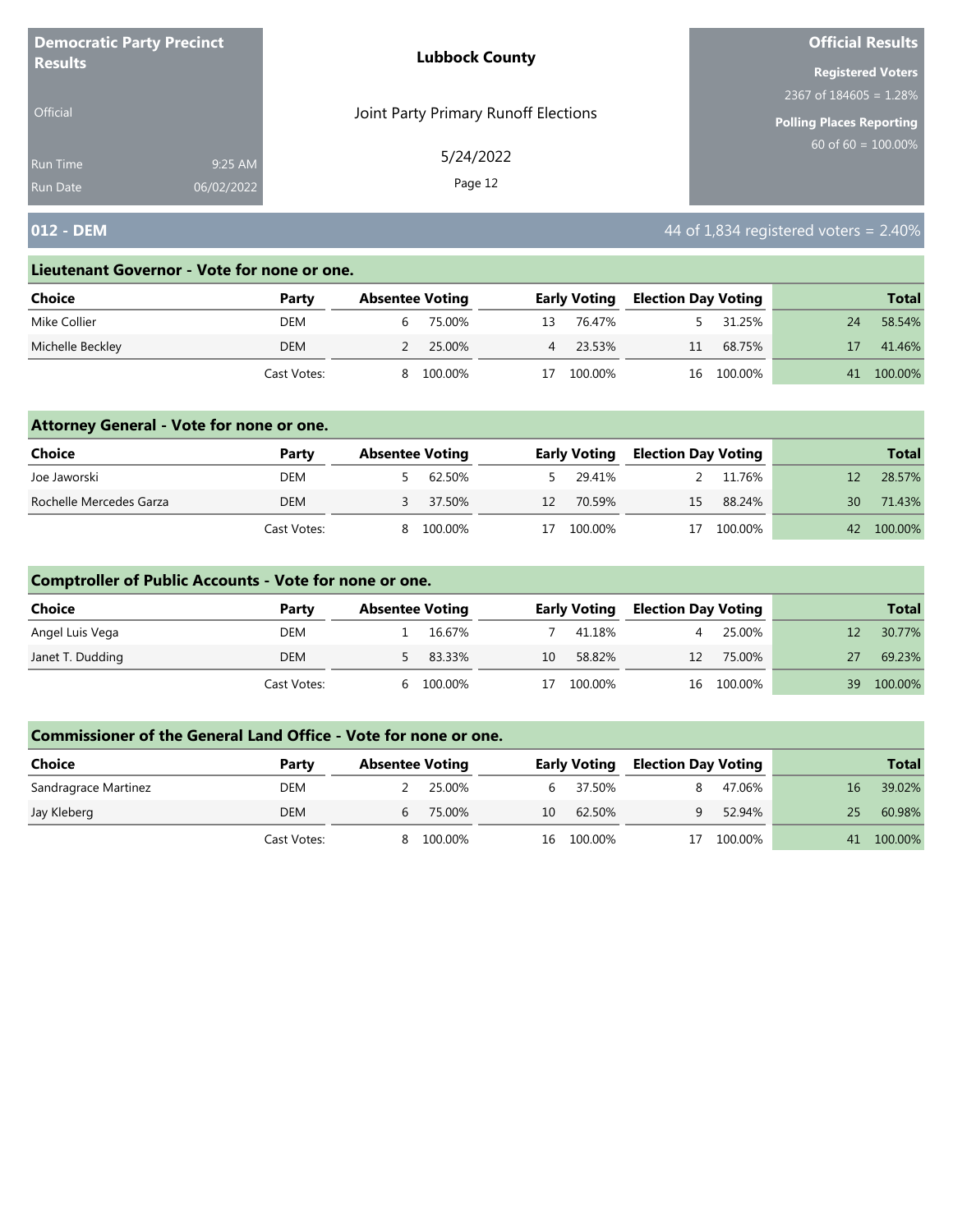**Democratic Party Precinct Results**

Official

Run Time 9:25 AM
Run Date 06/02/2022

**Lubbock County**

Joint Party Primary Runoff Elections

5/24/2022

**Official Results**

**Registered Voters**
2367 of 184605 = 1.28%

**Polling Places Reporting**
60 of 60 = 100.00%

## 012 - DEM

44 of 1,834 registered voters = 2.40%

### Lieutenant Governor - Vote for none or one.

| Choice | Party | Absentee Voting | | Early Voting | | Election Day Voting | | Total | |
|---|---|---|---|---|---|---|---|---|---|
| Mike Collier | DEM | 6 | 75.00% | 13 | 76.47% | 5 | 31.25% | 24 | 58.54% |
| Michelle Beckley | DEM | 2 | 25.00% | 4 | 23.53% | 11 | 68.75% | 17 | 41.46% |
| | Cast Votes: | 8 | 100.00% | 17 | 100.00% | 16 | 100.00% | 41 | 100.00% |

### Attorney General - Vote for none or one.

| Choice | Party | Absentee Voting | | Early Voting | | Election Day Voting | | Total | |
|---|---|---|---|---|---|---|---|---|---|
| Joe Jaworski | DEM | 5 | 62.50% | 5 | 29.41% | 2 | 11.76% | 12 | 28.57% |
| Rochelle Mercedes Garza | DEM | 3 | 37.50% | 12 | 70.59% | 15 | 88.24% | 30 | 71.43% |
| | Cast Votes: | 8 | 100.00% | 17 | 100.00% | 17 | 100.00% | 42 | 100.00% |

### Comptroller of Public Accounts - Vote for none or one.

| Choice | Party | Absentee Voting | | Early Voting | | Election Day Voting | | Total | |
|---|---|---|---|---|---|---|---|---|---|
| Angel Luis Vega | DEM | 1 | 16.67% | 7 | 41.18% | 4 | 25.00% | 12 | 30.77% |
| Janet T. Dudding | DEM | 5 | 83.33% | 10 | 58.82% | 12 | 75.00% | 27 | 69.23% |
| | Cast Votes: | 6 | 100.00% | 17 | 100.00% | 16 | 100.00% | 39 | 100.00% |

### Commissioner of the General Land Office - Vote for none or one.

| Choice | Party | Absentee Voting | | Early Voting | | Election Day Voting | | Total | |
|---|---|---|---|---|---|---|---|---|---|
| Sandragrace Martinez | DEM | 2 | 25.00% | 6 | 37.50% | 8 | 47.06% | 16 | 39.02% |
| Jay Kleberg | DEM | 6 | 75.00% | 10 | 62.50% | 9 | 52.94% | 25 | 60.98% |
| | Cast Votes: | 8 | 100.00% | 16 | 100.00% | 17 | 100.00% | 41 | 100.00% |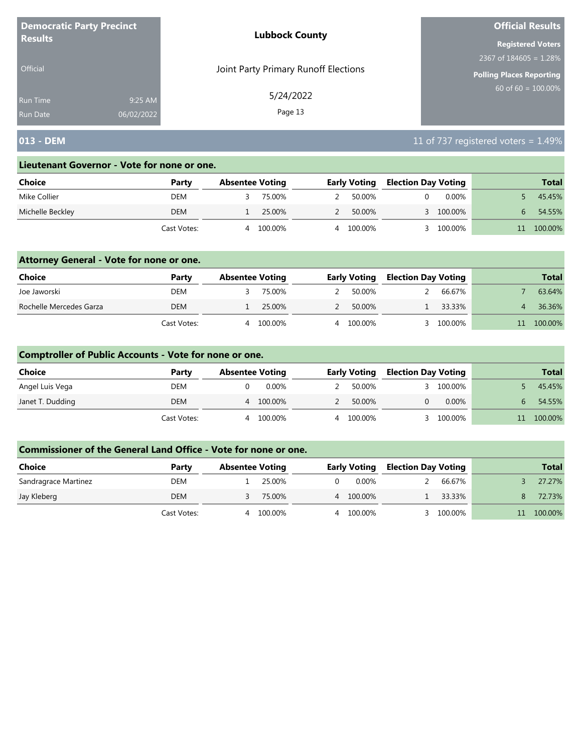**Democratic Party Precinct Results**

Official

Run Time 9:25 AM
Run Date 06/02/2022

**Lubbock County**

Joint Party Primary Runoff Elections

5/24/2022

**Official Results**

**Registered Voters**
2367 of 184605 = 1.28%

**Polling Places Reporting**
60 of 60 = 100.00%

## 013 - DEM

11 of 737 registered voters = 1.49%

### Lieutenant Governor - Vote for none or one.

| Choice | Party | Absentee Voting | | Early Voting | | Election Day Voting | | Total | |
|---|---|---|---|---|---|---|---|---|---|
| Mike Collier | DEM | 3 | 75.00% | 2 | 50.00% | 0 | 0.00% | 5 | 45.45% |
| Michelle Beckley | DEM | 1 | 25.00% | 2 | 50.00% | 3 | 100.00% | 6 | 54.55% |
| | Cast Votes: | 4 | 100.00% | 4 | 100.00% | 3 | 100.00% | 11 | 100.00% |

### Attorney General - Vote for none or one.

| Choice | Party | Absentee Voting | | Early Voting | | Election Day Voting | | Total | |
|---|---|---|---|---|---|---|---|---|---|
| Joe Jaworski | DEM | 3 | 75.00% | 2 | 50.00% | 2 | 66.67% | 7 | 63.64% |
| Rochelle Mercedes Garza | DEM | 1 | 25.00% | 2 | 50.00% | 1 | 33.33% | 4 | 36.36% |
| | Cast Votes: | 4 | 100.00% | 4 | 100.00% | 3 | 100.00% | 11 | 100.00% |

### Comptroller of Public Accounts - Vote for none or one.

| Choice | Party | Absentee Voting | | Early Voting | | Election Day Voting | | Total | |
|---|---|---|---|---|---|---|---|---|---|
| Angel Luis Vega | DEM | 0 | 0.00% | 2 | 50.00% | 3 | 100.00% | 5 | 45.45% |
| Janet T. Dudding | DEM | 4 | 100.00% | 2 | 50.00% | 0 | 0.00% | 6 | 54.55% |
| | Cast Votes: | 4 | 100.00% | 4 | 100.00% | 3 | 100.00% | 11 | 100.00% |

### Commissioner of the General Land Office - Vote for none or one.

| Choice | Party | Absentee Voting | | Early Voting | | Election Day Voting | | Total | |
|---|---|---|---|---|---|---|---|---|---|
| Sandragrace Martinez | DEM | 1 | 25.00% | 0 | 0.00% | 2 | 66.67% | 3 | 27.27% |
| Jay Kleberg | DEM | 3 | 75.00% | 4 | 100.00% | 1 | 33.33% | 8 | 72.73% |
| | Cast Votes: | 4 | 100.00% | 4 | 100.00% | 3 | 100.00% | 11 | 100.00% |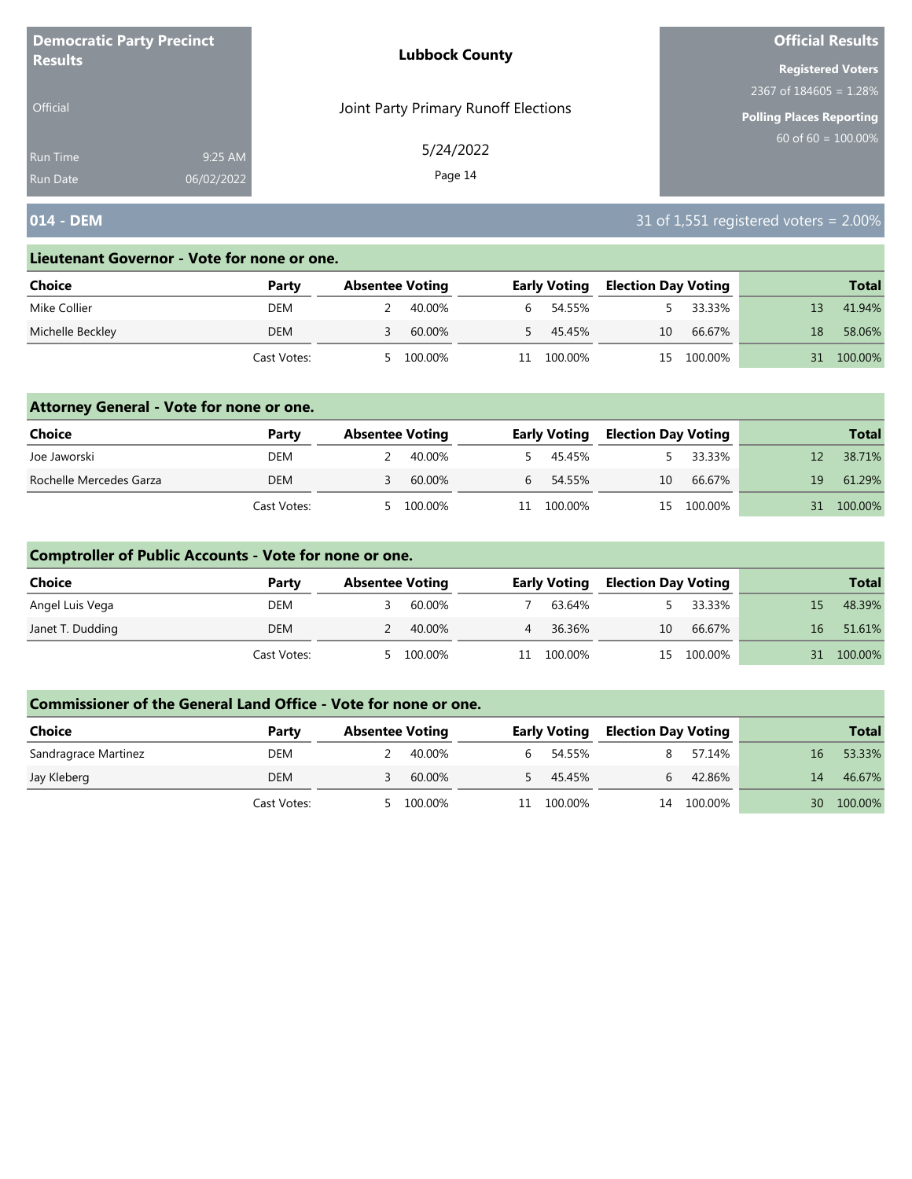**Democratic Party Precinct Results**

Official

Run Time 9:25 AM
Run Date 06/02/2022

**Lubbock County**

Joint Party Primary Runoff Elections

5/24/2022

**Official Results**

**Registered Voters**
2367 of 184605 = 1.28%

**Polling Places Reporting**
60 of 60 = 100.00%

## 014 - DEM

31 of 1,551 registered voters = 2.00%

### Lieutenant Governor - Vote for none or one.

| Choice | Party | Absentee Voting | | Early Voting | | Election Day Voting | | Total | |
|---|---|---|---|---|---|---|---|---|---|
| Mike Collier | DEM | 2 | 40.00% | 6 | 54.55% | 5 | 33.33% | 13 | 41.94% |
| Michelle Beckley | DEM | 3 | 60.00% | 5 | 45.45% | 10 | 66.67% | 18 | 58.06% |
| | Cast Votes: | 5 | 100.00% | 11 | 100.00% | 15 | 100.00% | 31 | 100.00% |

### Attorney General - Vote for none or one.

| Choice | Party | Absentee Voting | | Early Voting | | Election Day Voting | | Total | |
|---|---|---|---|---|---|---|---|---|---|
| Joe Jaworski | DEM | 2 | 40.00% | 5 | 45.45% | 5 | 33.33% | 12 | 38.71% |
| Rochelle Mercedes Garza | DEM | 3 | 60.00% | 6 | 54.55% | 10 | 66.67% | 19 | 61.29% |
| | Cast Votes: | 5 | 100.00% | 11 | 100.00% | 15 | 100.00% | 31 | 100.00% |

### Comptroller of Public Accounts - Vote for none or one.

| Choice | Party | Absentee Voting | | Early Voting | | Election Day Voting | | Total | |
|---|---|---|---|---|---|---|---|---|---|
| Angel Luis Vega | DEM | 3 | 60.00% | 7 | 63.64% | 5 | 33.33% | 15 | 48.39% |
| Janet T. Dudding | DEM | 2 | 40.00% | 4 | 36.36% | 10 | 66.67% | 16 | 51.61% |
| | Cast Votes: | 5 | 100.00% | 11 | 100.00% | 15 | 100.00% | 31 | 100.00% |

### Commissioner of the General Land Office - Vote for none or one.

| Choice | Party | Absentee Voting | | Early Voting | | Election Day Voting | | Total | |
|---|---|---|---|---|---|---|---|---|---|
| Sandragrace Martinez | DEM | 2 | 40.00% | 6 | 54.55% | 8 | 57.14% | 16 | 53.33% |
| Jay Kleberg | DEM | 3 | 60.00% | 5 | 45.45% | 6 | 42.86% | 14 | 46.67% |
| | Cast Votes: | 5 | 100.00% | 11 | 100.00% | 14 | 100.00% | 30 | 100.00% |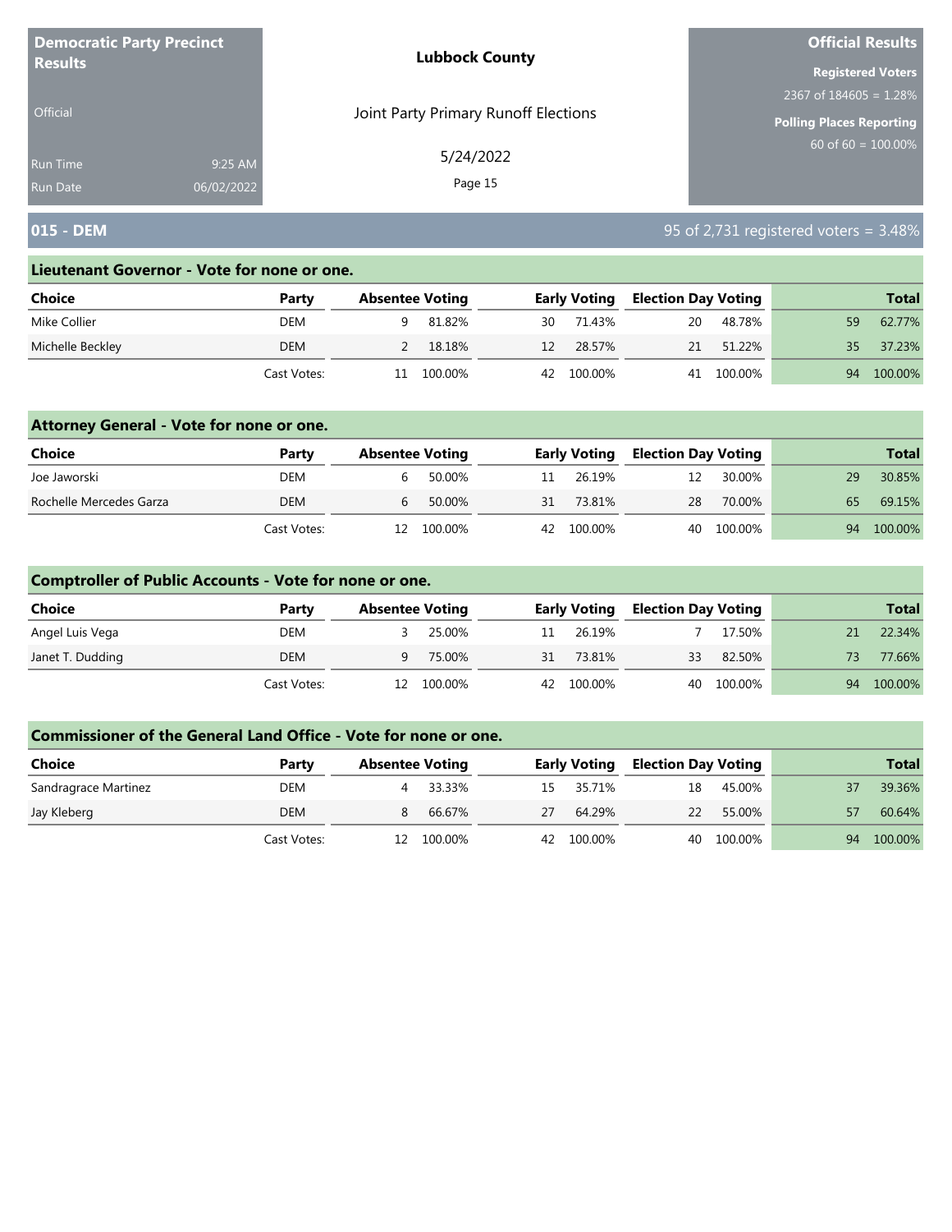**Democratic Party Precinct Results**

Official

Run Time 9:25 AM
Run Date 06/02/2022

**Lubbock County**

Joint Party Primary Runoff Elections

5/24/2022

**Official Results**

**Registered Voters**
2367 of 184605 = 1.28%

**Polling Places Reporting**
60 of 60 = 100.00%

## 015 - DEM

95 of 2,731 registered voters = 3.48%

### Lieutenant Governor - Vote for none or one.

| Choice | Party | Absentee Voting | | Early Voting | | Election Day Voting | | Total | |
|---|---|---|---|---|---|---|---|---|---|
| Mike Collier | DEM | 9 | 81.82% | 30 | 71.43% | 20 | 48.78% | 59 | 62.77% |
| Michelle Beckley | DEM | 2 | 18.18% | 12 | 28.57% | 21 | 51.22% | 35 | 37.23% |
| | Cast Votes: | 11 | 100.00% | 42 | 100.00% | 41 | 100.00% | 94 | 100.00% |

### Attorney General - Vote for none or one.

| Choice | Party | Absentee Voting | | Early Voting | | Election Day Voting | | Total | |
|---|---|---|---|---|---|---|---|---|---|
| Joe Jaworski | DEM | 6 | 50.00% | 11 | 26.19% | 12 | 30.00% | 29 | 30.85% |
| Rochelle Mercedes Garza | DEM | 6 | 50.00% | 31 | 73.81% | 28 | 70.00% | 65 | 69.15% |
| | Cast Votes: | 12 | 100.00% | 42 | 100.00% | 40 | 100.00% | 94 | 100.00% |

### Comptroller of Public Accounts - Vote for none or one.

| Choice | Party | Absentee Voting | | Early Voting | | Election Day Voting | | Total | |
|---|---|---|---|---|---|---|---|---|---|
| Angel Luis Vega | DEM | 3 | 25.00% | 11 | 26.19% | 7 | 17.50% | 21 | 22.34% |
| Janet T. Dudding | DEM | 9 | 75.00% | 31 | 73.81% | 33 | 82.50% | 73 | 77.66% |
| | Cast Votes: | 12 | 100.00% | 42 | 100.00% | 40 | 100.00% | 94 | 100.00% |

### Commissioner of the General Land Office - Vote for none or one.

| Choice | Party | Absentee Voting | | Early Voting | | Election Day Voting | | Total | |
|---|---|---|---|---|---|---|---|---|---|
| Sandragrace Martinez | DEM | 4 | 33.33% | 15 | 35.71% | 18 | 45.00% | 37 | 39.36% |
| Jay Kleberg | DEM | 8 | 66.67% | 27 | 64.29% | 22 | 55.00% | 57 | 60.64% |
| | Cast Votes: | 12 | 100.00% | 42 | 100.00% | 40 | 100.00% | 94 | 100.00% |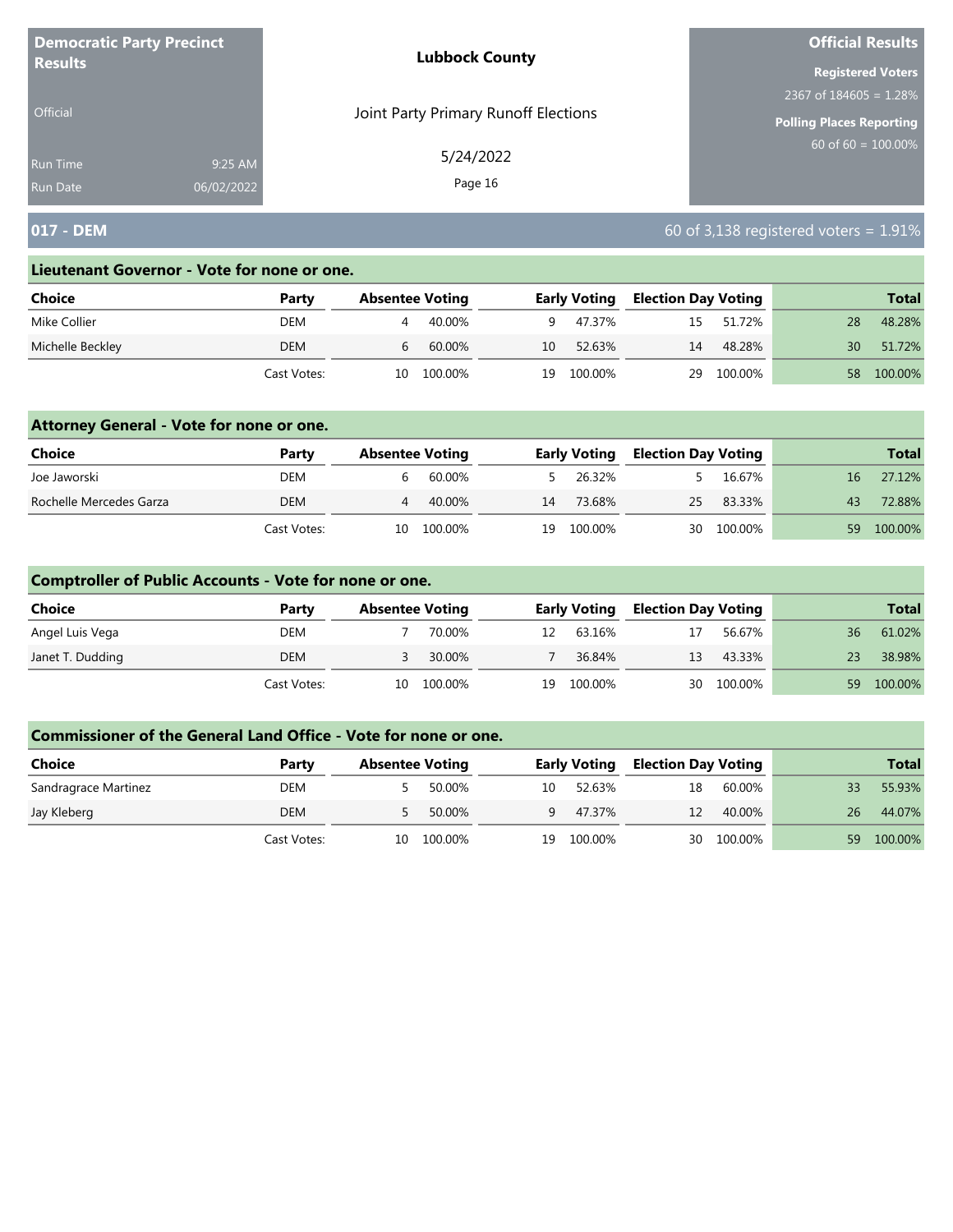**Democratic Party Precinct Results**

Official

Run Time 9:25 AM
Run Date 06/02/2022

**Lubbock County**

Joint Party Primary Runoff Elections

5/24/2022

**Official Results**

**Registered Voters**
2367 of 184605 = 1.28%

**Polling Places Reporting**
60 of 60 = 100.00%

## 017 - DEM

60 of 3,138 registered voters = 1.91%

### Lieutenant Governor - Vote for none or one.

| Choice | Party | Absentee Voting | | Early Voting | | Election Day Voting | | Total | |
|---|---|---|---|---|---|---|---|---|---|
| Mike Collier | DEM | 4 | 40.00% | 9 | 47.37% | 15 | 51.72% | 28 | 48.28% |
| Michelle Beckley | DEM | 6 | 60.00% | 10 | 52.63% | 14 | 48.28% | 30 | 51.72% |
| | Cast Votes: | 10 | 100.00% | 19 | 100.00% | 29 | 100.00% | 58 | 100.00% |

### Attorney General - Vote for none or one.

| Choice | Party | Absentee Voting | | Early Voting | | Election Day Voting | | Total | |
|---|---|---|---|---|---|---|---|---|---|
| Joe Jaworski | DEM | 6 | 60.00% | 5 | 26.32% | 5 | 16.67% | 16 | 27.12% |
| Rochelle Mercedes Garza | DEM | 4 | 40.00% | 14 | 73.68% | 25 | 83.33% | 43 | 72.88% |
| | Cast Votes: | 10 | 100.00% | 19 | 100.00% | 30 | 100.00% | 59 | 100.00% |

### Comptroller of Public Accounts - Vote for none or one.

| Choice | Party | Absentee Voting | | Early Voting | | Election Day Voting | | Total | |
|---|---|---|---|---|---|---|---|---|---|
| Angel Luis Vega | DEM | 7 | 70.00% | 12 | 63.16% | 17 | 56.67% | 36 | 61.02% |
| Janet T. Dudding | DEM | 3 | 30.00% | 7 | 36.84% | 13 | 43.33% | 23 | 38.98% |
| | Cast Votes: | 10 | 100.00% | 19 | 100.00% | 30 | 100.00% | 59 | 100.00% |

### Commissioner of the General Land Office - Vote for none or one.

| Choice | Party | Absentee Voting | | Early Voting | | Election Day Voting | | Total | |
|---|---|---|---|---|---|---|---|---|---|
| Sandragrace Martinez | DEM | 5 | 50.00% | 10 | 52.63% | 18 | 60.00% | 33 | 55.93% |
| Jay Kleberg | DEM | 5 | 50.00% | 9 | 47.37% | 12 | 40.00% | 26 | 44.07% |
| | Cast Votes: | 10 | 100.00% | 19 | 100.00% | 30 | 100.00% | 59 | 100.00% |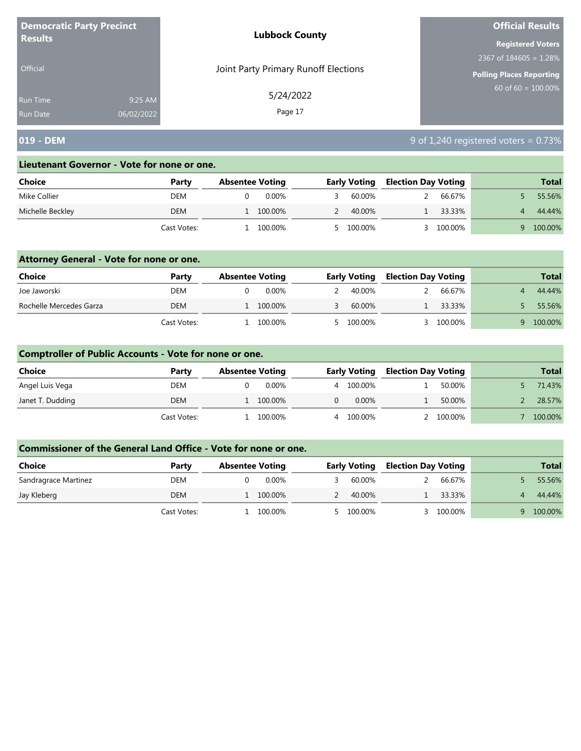**Democratic Party Precinct Results**

Official

Run Time 9:25 AM
Run Date 06/02/2022

**Lubbock County**

Joint Party Primary Runoff Elections

5/24/2022

**Official Results**

**Registered Voters**
2367 of 184605 = 1.28%

**Polling Places Reporting**
60 of 60 = 100.00%

## 019 - DEM

9 of 1,240 registered voters = 0.73%

### Lieutenant Governor - Vote for none or one.

| Choice | Party | Absentee Voting | | Early Voting | | Election Day Voting | | Total | |
|---|---|---|---|---|---|---|---|---|---|
| Mike Collier | DEM | 0 | 0.00% | 3 | 60.00% | 2 | 66.67% | 5 | 55.56% |
| Michelle Beckley | DEM | 1 | 100.00% | 2 | 40.00% | 1 | 33.33% | 4 | 44.44% |
| | Cast Votes: | 1 | 100.00% | 5 | 100.00% | 3 | 100.00% | 9 | 100.00% |

### Attorney General - Vote for none or one.

| Choice | Party | Absentee Voting | | Early Voting | | Election Day Voting | | Total | |
|---|---|---|---|---|---|---|---|---|---|
| Joe Jaworski | DEM | 0 | 0.00% | 2 | 40.00% | 2 | 66.67% | 4 | 44.44% |
| Rochelle Mercedes Garza | DEM | 1 | 100.00% | 3 | 60.00% | 1 | 33.33% | 5 | 55.56% |
| | Cast Votes: | 1 | 100.00% | 5 | 100.00% | 3 | 100.00% | 9 | 100.00% |

### Comptroller of Public Accounts - Vote for none or one.

| Choice | Party | Absentee Voting | | Early Voting | | Election Day Voting | | Total | |
|---|---|---|---|---|---|---|---|---|---|
| Angel Luis Vega | DEM | 0 | 0.00% | 4 | 100.00% | 1 | 50.00% | 5 | 71.43% |
| Janet T. Dudding | DEM | 1 | 100.00% | 0 | 0.00% | 1 | 50.00% | 2 | 28.57% |
| | Cast Votes: | 1 | 100.00% | 4 | 100.00% | 2 | 100.00% | 7 | 100.00% |

### Commissioner of the General Land Office - Vote for none or one.

| Choice | Party | Absentee Voting | | Early Voting | | Election Day Voting | | Total | |
|---|---|---|---|---|---|---|---|---|---|
| Sandragrace Martinez | DEM | 0 | 0.00% | 3 | 60.00% | 2 | 66.67% | 5 | 55.56% |
| Jay Kleberg | DEM | 1 | 100.00% | 2 | 40.00% | 1 | 33.33% | 4 | 44.44% |
| | Cast Votes: | 1 | 100.00% | 5 | 100.00% | 3 | 100.00% | 9 | 100.00% |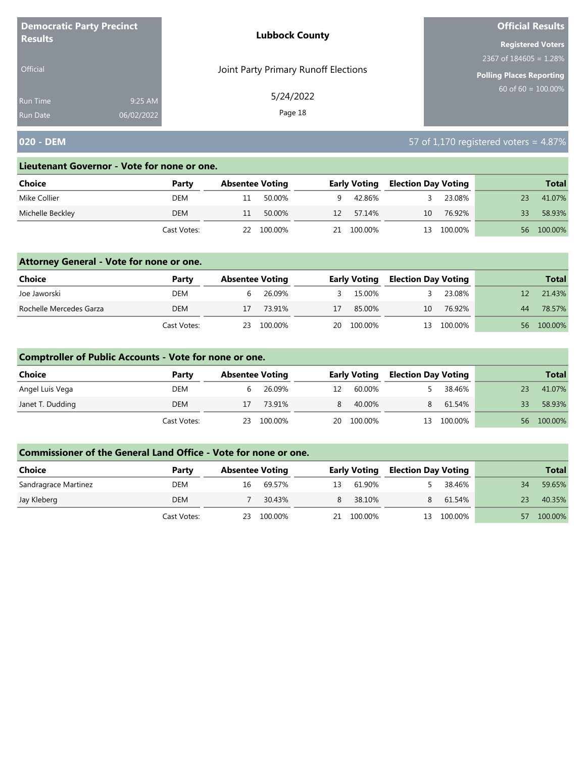**Democratic Party Precinct Results**

Official

Run Time 9:25 AM
Run Date 06/02/2022

**Lubbock County**

Joint Party Primary Runoff Elections

5/24/2022

**Official Results**

**Registered Voters**
2367 of 184605 = 1.28%

**Polling Places Reporting**
60 of 60 = 100.00%

## 020 - DEM

57 of 1,170 registered voters = 4.87%

### Lieutenant Governor - Vote for none or one.

| Choice | Party | Absentee Voting | | Early Voting | | Election Day Voting | | Total | |
|---|---|---|---|---|---|---|---|---|---|
| Mike Collier | DEM | 11 | 50.00% | 9 | 42.86% | 3 | 23.08% | 23 | 41.07% |
| Michelle Beckley | DEM | 11 | 50.00% | 12 | 57.14% | 10 | 76.92% | 33 | 58.93% |
| | Cast Votes: | 22 | 100.00% | 21 | 100.00% | 13 | 100.00% | 56 | 100.00% |

### Attorney General - Vote for none or one.

| Choice | Party | Absentee Voting | | Early Voting | | Election Day Voting | | Total | |
|---|---|---|---|---|---|---|---|---|---|
| Joe Jaworski | DEM | 6 | 26.09% | 3 | 15.00% | 3 | 23.08% | 12 | 21.43% |
| Rochelle Mercedes Garza | DEM | 17 | 73.91% | 17 | 85.00% | 10 | 76.92% | 44 | 78.57% |
| | Cast Votes: | 23 | 100.00% | 20 | 100.00% | 13 | 100.00% | 56 | 100.00% |

### Comptroller of Public Accounts - Vote for none or one.

| Choice | Party | Absentee Voting | | Early Voting | | Election Day Voting | | Total | |
|---|---|---|---|---|---|---|---|---|---|
| Angel Luis Vega | DEM | 6 | 26.09% | 12 | 60.00% | 5 | 38.46% | 23 | 41.07% |
| Janet T. Dudding | DEM | 17 | 73.91% | 8 | 40.00% | 8 | 61.54% | 33 | 58.93% |
| | Cast Votes: | 23 | 100.00% | 20 | 100.00% | 13 | 100.00% | 56 | 100.00% |

### Commissioner of the General Land Office - Vote for none or one.

| Choice | Party | Absentee Voting | | Early Voting | | Election Day Voting | | Total | |
|---|---|---|---|---|---|---|---|---|---|
| Sandragrace Martinez | DEM | 16 | 69.57% | 13 | 61.90% | 5 | 38.46% | 34 | 59.65% |
| Jay Kleberg | DEM | 7 | 30.43% | 8 | 38.10% | 8 | 61.54% | 23 | 40.35% |
| | Cast Votes: | 23 | 100.00% | 21 | 100.00% | 13 | 100.00% | 57 | 100.00% |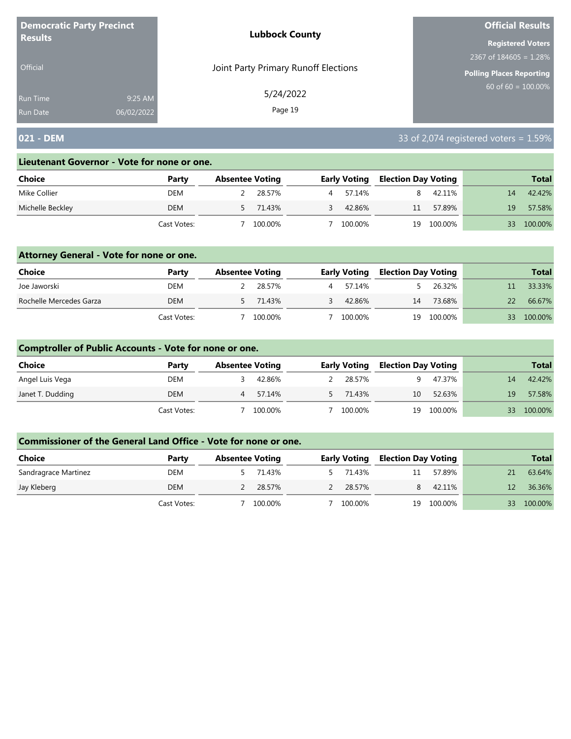**Democratic Party Precinct Results**

Official

Run Time 9:25 AM
Run Date 06/02/2022

**Lubbock County**

Joint Party Primary Runoff Elections

5/24/2022

Page 19

**Official Results**

**Registered Voters**
2367 of 184605 = 1.28%

**Polling Places Reporting**
60 of 60 = 100.00%

## 021 - DEM

33 of 2,074 registered voters = 1.59%

### Lieutenant Governor - Vote for none or one.

| Choice | Party | Absentee Voting | | Early Voting | | Election Day Voting | | Total | |
|---|---|---|---|---|---|---|---|---|---|
| Mike Collier | DEM | 2 | 28.57% | 4 | 57.14% | 8 | 42.11% | 14 | 42.42% |
| Michelle Beckley | DEM | 5 | 71.43% | 3 | 42.86% | 11 | 57.89% | 19 | 57.58% |
| | Cast Votes: | 7 | 100.00% | 7 | 100.00% | 19 | 100.00% | 33 | 100.00% |

### Attorney General - Vote for none or one.

| Choice | Party | Absentee Voting | | Early Voting | | Election Day Voting | | Total | |
|---|---|---|---|---|---|---|---|---|---|
| Joe Jaworski | DEM | 2 | 28.57% | 4 | 57.14% | 5 | 26.32% | 11 | 33.33% |
| Rochelle Mercedes Garza | DEM | 5 | 71.43% | 3 | 42.86% | 14 | 73.68% | 22 | 66.67% |
| | Cast Votes: | 7 | 100.00% | 7 | 100.00% | 19 | 100.00% | 33 | 100.00% |

### Comptroller of Public Accounts - Vote for none or one.

| Choice | Party | Absentee Voting | | Early Voting | | Election Day Voting | | Total | |
|---|---|---|---|---|---|---|---|---|---|
| Angel Luis Vega | DEM | 3 | 42.86% | 2 | 28.57% | 9 | 47.37% | 14 | 42.42% |
| Janet T. Dudding | DEM | 4 | 57.14% | 5 | 71.43% | 10 | 52.63% | 19 | 57.58% |
| | Cast Votes: | 7 | 100.00% | 7 | 100.00% | 19 | 100.00% | 33 | 100.00% |

### Commissioner of the General Land Office - Vote for none or one.

| Choice | Party | Absentee Voting | | Early Voting | | Election Day Voting | | Total | |
|---|---|---|---|---|---|---|---|---|---|
| Sandragrace Martinez | DEM | 5 | 71.43% | 5 | 71.43% | 11 | 57.89% | 21 | 63.64% |
| Jay Kleberg | DEM | 2 | 28.57% | 2 | 28.57% | 8 | 42.11% | 12 | 36.36% |
| | Cast Votes: | 7 | 100.00% | 7 | 100.00% | 19 | 100.00% | 33 | 100.00% |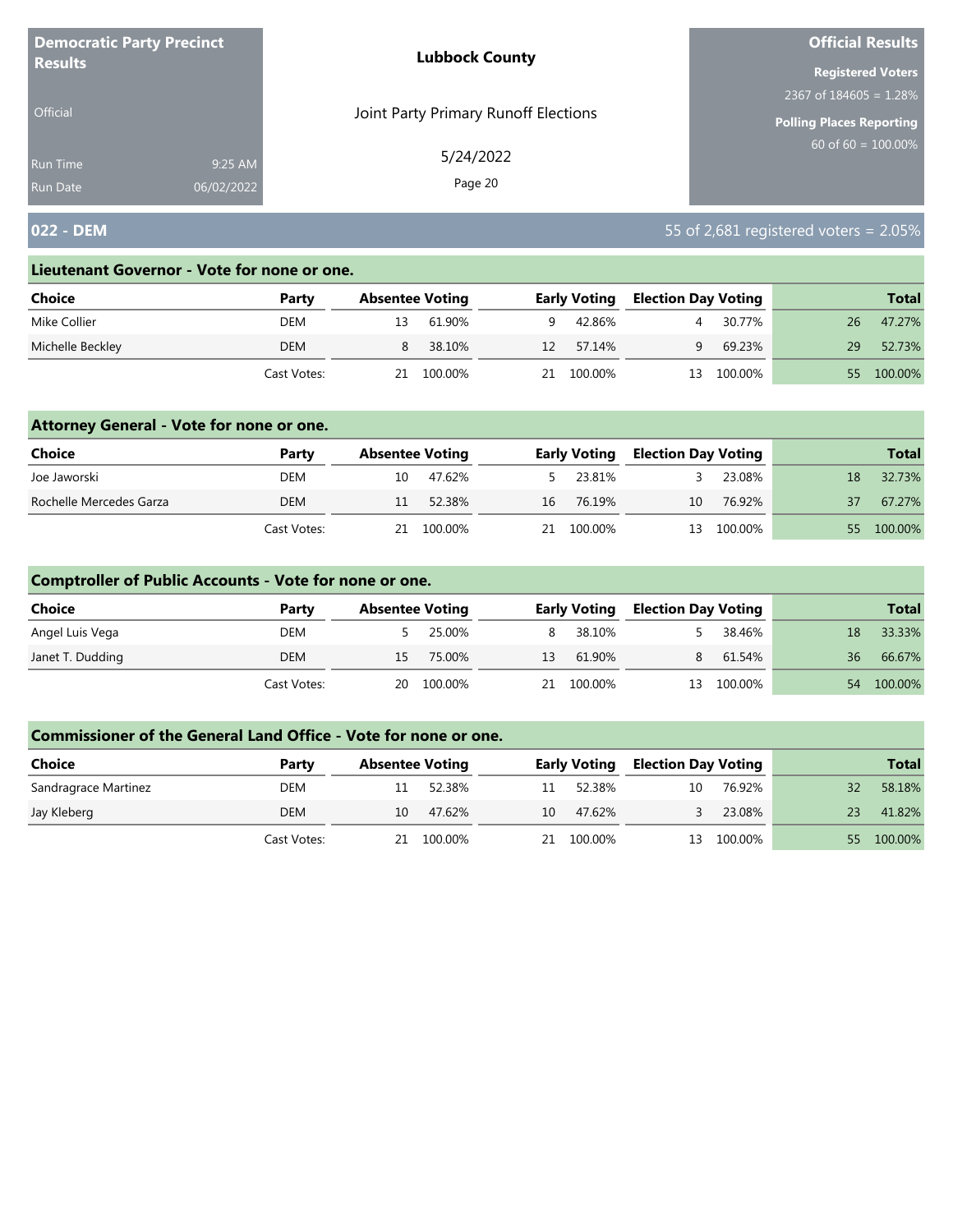**Democratic Party Precinct Results**

Official

Run Time 9:25 AM
Run Date 06/02/2022

**Lubbock County**

Joint Party Primary Runoff Elections

5/24/2022

**Official Results**

**Registered Voters**
2367 of 184605 = 1.28%

**Polling Places Reporting**
60 of 60 = 100.00%

## 022 - DEM

55 of 2,681 registered voters = 2.05%

### Lieutenant Governor - Vote for none or one.

| Choice | Party | Absentee Voting | | Early Voting | | Election Day Voting | | Total | |
|---|---|---|---|---|---|---|---|---|---|
| Mike Collier | DEM | 13 | 61.90% | 9 | 42.86% | 4 | 30.77% | 26 | 47.27% |
| Michelle Beckley | DEM | 8 | 38.10% | 12 | 57.14% | 9 | 69.23% | 29 | 52.73% |
| | Cast Votes: | 21 | 100.00% | 21 | 100.00% | 13 | 100.00% | 55 | 100.00% |

### Attorney General - Vote for none or one.

| Choice | Party | Absentee Voting | | Early Voting | | Election Day Voting | | Total | |
|---|---|---|---|---|---|---|---|---|---|
| Joe Jaworski | DEM | 10 | 47.62% | 5 | 23.81% | 3 | 23.08% | 18 | 32.73% |
| Rochelle Mercedes Garza | DEM | 11 | 52.38% | 16 | 76.19% | 10 | 76.92% | 37 | 67.27% |
| | Cast Votes: | 21 | 100.00% | 21 | 100.00% | 13 | 100.00% | 55 | 100.00% |

### Comptroller of Public Accounts - Vote for none or one.

| Choice | Party | Absentee Voting | | Early Voting | | Election Day Voting | | Total | |
|---|---|---|---|---|---|---|---|---|---|
| Angel Luis Vega | DEM | 5 | 25.00% | 8 | 38.10% | 5 | 38.46% | 18 | 33.33% |
| Janet T. Dudding | DEM | 15 | 75.00% | 13 | 61.90% | 8 | 61.54% | 36 | 66.67% |
| | Cast Votes: | 20 | 100.00% | 21 | 100.00% | 13 | 100.00% | 54 | 100.00% |

### Commissioner of the General Land Office - Vote for none or one.

| Choice | Party | Absentee Voting | | Early Voting | | Election Day Voting | | Total | |
|---|---|---|---|---|---|---|---|---|---|
| Sandragrace Martinez | DEM | 11 | 52.38% | 11 | 52.38% | 10 | 76.92% | 32 | 58.18% |
| Jay Kleberg | DEM | 10 | 47.62% | 10 | 47.62% | 3 | 23.08% | 23 | 41.82% |
| | Cast Votes: | 21 | 100.00% | 21 | 100.00% | 13 | 100.00% | 55 | 100.00% |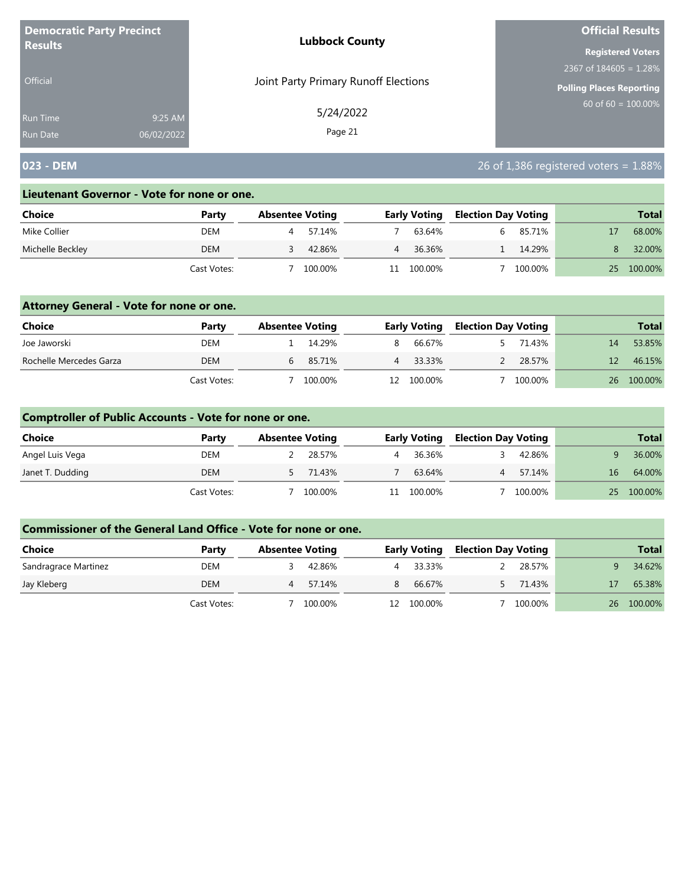**Democratic Party Precinct Results**

Official

Run Time 9:25 AM
Run Date 06/02/2022

**Lubbock County**

Joint Party Primary Runoff Elections

5/24/2022

**Official Results**

**Registered Voters**
2367 of 184605 = 1.28%

**Polling Places Reporting**
60 of 60 = 100.00%

## 023 - DEM

26 of 1,386 registered voters = 1.88%

### Lieutenant Governor - Vote for none or one.

| Choice | Party | Absentee Voting | | Early Voting | | Election Day Voting | | Total | |
|---|---|---|---|---|---|---|---|---|---|
| Mike Collier | DEM | 4 | 57.14% | 7 | 63.64% | 6 | 85.71% | 17 | 68.00% |
| Michelle Beckley | DEM | 3 | 42.86% | 4 | 36.36% | 1 | 14.29% | 8 | 32.00% |
| | Cast Votes: | 7 | 100.00% | 11 | 100.00% | 7 | 100.00% | 25 | 100.00% |

### Attorney General - Vote for none or one.

| Choice | Party | Absentee Voting | | Early Voting | | Election Day Voting | | Total | |
|---|---|---|---|---|---|---|---|---|---|
| Joe Jaworski | DEM | 1 | 14.29% | 8 | 66.67% | 5 | 71.43% | 14 | 53.85% |
| Rochelle Mercedes Garza | DEM | 6 | 85.71% | 4 | 33.33% | 2 | 28.57% | 12 | 46.15% |
| | Cast Votes: | 7 | 100.00% | 12 | 100.00% | 7 | 100.00% | 26 | 100.00% |

### Comptroller of Public Accounts - Vote for none or one.

| Choice | Party | Absentee Voting | | Early Voting | | Election Day Voting | | Total | |
|---|---|---|---|---|---|---|---|---|---|
| Angel Luis Vega | DEM | 2 | 28.57% | 4 | 36.36% | 3 | 42.86% | 9 | 36.00% |
| Janet T. Dudding | DEM | 5 | 71.43% | 7 | 63.64% | 4 | 57.14% | 16 | 64.00% |
| | Cast Votes: | 7 | 100.00% | 11 | 100.00% | 7 | 100.00% | 25 | 100.00% |

### Commissioner of the General Land Office - Vote for none or one.

| Choice | Party | Absentee Voting | | Early Voting | | Election Day Voting | | Total | |
|---|---|---|---|---|---|---|---|---|---|
| Sandragrace Martinez | DEM | 3 | 42.86% | 4 | 33.33% | 2 | 28.57% | 9 | 34.62% |
| Jay Kleberg | DEM | 4 | 57.14% | 8 | 66.67% | 5 | 71.43% | 17 | 65.38% |
| | Cast Votes: | 7 | 100.00% | 12 | 100.00% | 7 | 100.00% | 26 | 100.00% |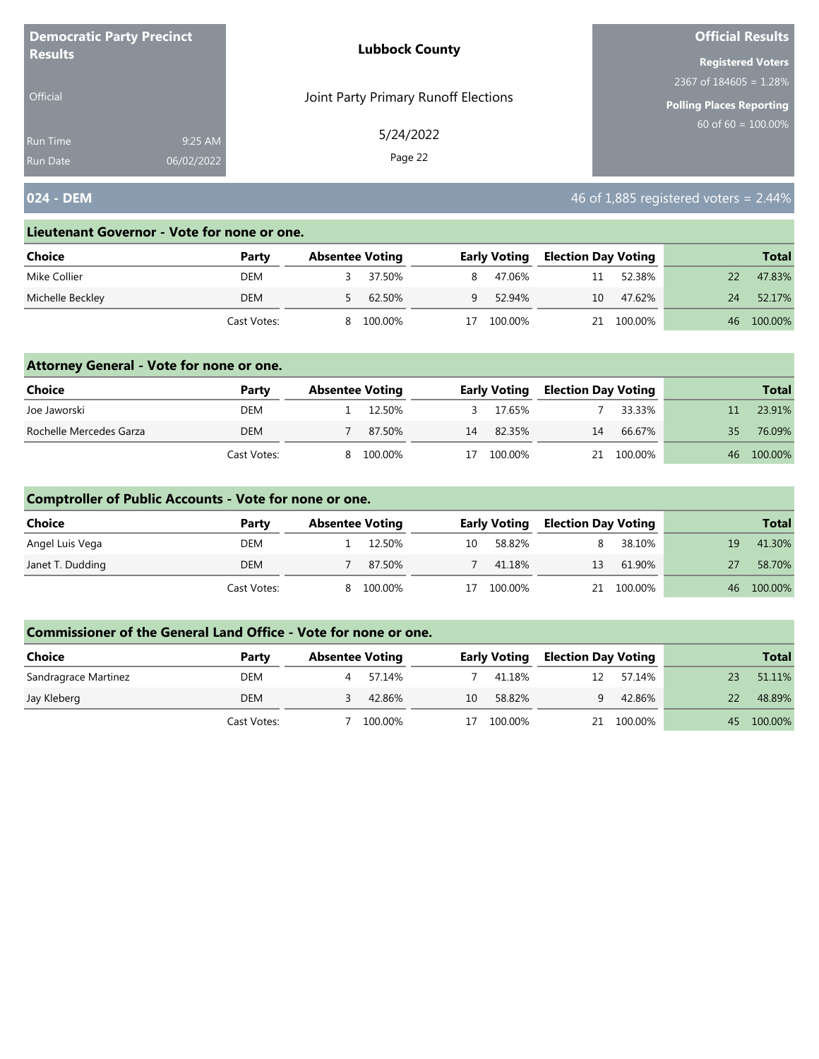**Democratic Party Precinct Results**

Official

Run Time 9:25 AM
Run Date 06/02/2022

**Lubbock County**

Joint Party Primary Runoff Elections

5/24/2022

**Official Results**

**Registered Voters**
2367 of 184605 = 1.28%

**Polling Places Reporting**
60 of 60 = 100.00%

## 024 - DEM

46 of 1,885 registered voters = 2.44%

### Lieutenant Governor - Vote for none or one.

| Choice | Party | Absentee Voting | | Early Voting | | Election Day Voting | | Total | |
|---|---|---|---|---|---|---|---|---|---|
| Mike Collier | DEM | 3 | 37.50% | 8 | 47.06% | 11 | 52.38% | 22 | 47.83% |
| Michelle Beckley | DEM | 5 | 62.50% | 9 | 52.94% | 10 | 47.62% | 24 | 52.17% |
| | Cast Votes: | 8 | 100.00% | 17 | 100.00% | 21 | 100.00% | 46 | 100.00% |

### Attorney General - Vote for none or one.

| Choice | Party | Absentee Voting | | Early Voting | | Election Day Voting | | Total | |
|---|---|---|---|---|---|---|---|---|---|
| Joe Jaworski | DEM | 1 | 12.50% | 3 | 17.65% | 7 | 33.33% | 11 | 23.91% |
| Rochelle Mercedes Garza | DEM | 7 | 87.50% | 14 | 82.35% | 14 | 66.67% | 35 | 76.09% |
| | Cast Votes: | 8 | 100.00% | 17 | 100.00% | 21 | 100.00% | 46 | 100.00% |

### Comptroller of Public Accounts - Vote for none or one.

| Choice | Party | Absentee Voting | | Early Voting | | Election Day Voting | | Total | |
|---|---|---|---|---|---|---|---|---|---|
| Angel Luis Vega | DEM | 1 | 12.50% | 10 | 58.82% | 8 | 38.10% | 19 | 41.30% |
| Janet T. Dudding | DEM | 7 | 87.50% | 7 | 41.18% | 13 | 61.90% | 27 | 58.70% |
| | Cast Votes: | 8 | 100.00% | 17 | 100.00% | 21 | 100.00% | 46 | 100.00% |

### Commissioner of the General Land Office - Vote for none or one.

| Choice | Party | Absentee Voting | | Early Voting | | Election Day Voting | | Total | |
|---|---|---|---|---|---|---|---|---|---|
| Sandragrace Martinez | DEM | 4 | 57.14% | 7 | 41.18% | 12 | 57.14% | 23 | 51.11% |
| Jay Kleberg | DEM | 3 | 42.86% | 10 | 58.82% | 9 | 42.86% | 22 | 48.89% |
| | Cast Votes: | 7 | 100.00% | 17 | 100.00% | 21 | 100.00% | 45 | 100.00% |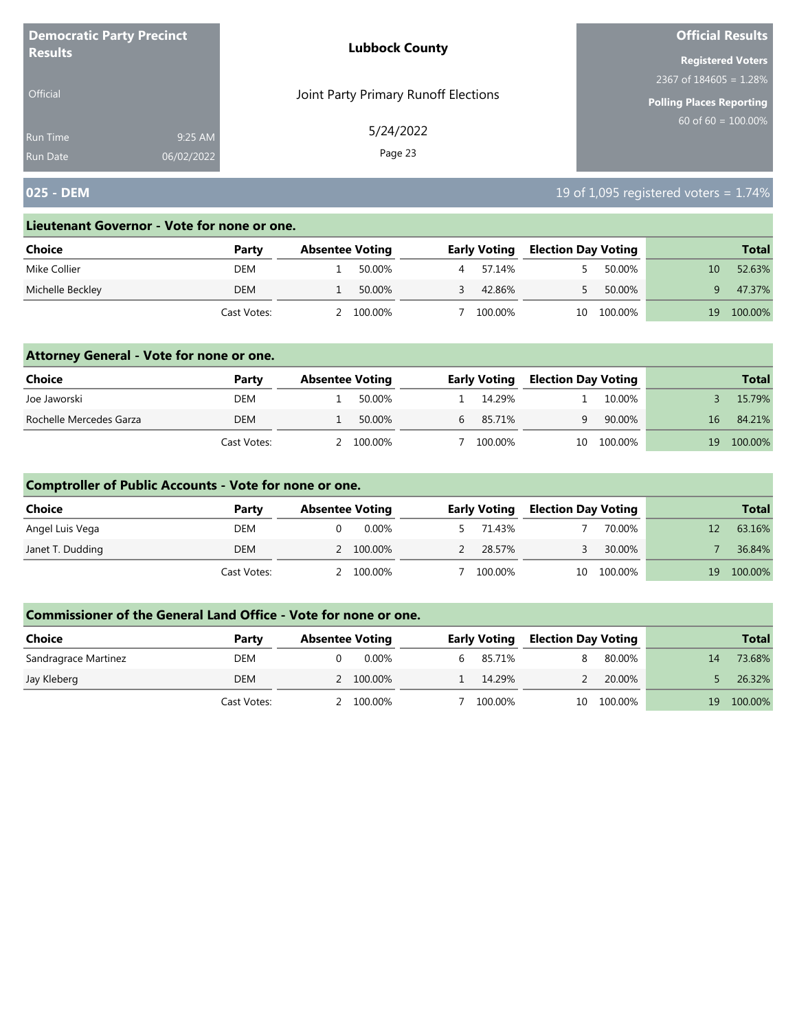**Democratic Party Precinct Results**

Official

Run Time 9:25 AM
Run Date 06/02/2022

**Lubbock County**

Joint Party Primary Runoff Elections

5/24/2022

**Official Results**

**Registered Voters**
2367 of 184605 = 1.28%

**Polling Places Reporting**
60 of 60 = 100.00%

## 025 - DEM

19 of 1,095 registered voters = 1.74%

### Lieutenant Governor - Vote for none or one.

| Choice | Party | Absentee Voting | | Early Voting | | Election Day Voting | | Total | |
|---|---|---|---|---|---|---|---|---|---|
| Mike Collier | DEM | 1 | 50.00% | 4 | 57.14% | 5 | 50.00% | 10 | 52.63% |
| Michelle Beckley | DEM | 1 | 50.00% | 3 | 42.86% | 5 | 50.00% | 9 | 47.37% |
| | Cast Votes: | 2 | 100.00% | 7 | 100.00% | 10 | 100.00% | 19 | 100.00% |

### Attorney General - Vote for none or one.

| Choice | Party | Absentee Voting | | Early Voting | | Election Day Voting | | Total | |
|---|---|---|---|---|---|---|---|---|---|
| Joe Jaworski | DEM | 1 | 50.00% | 1 | 14.29% | 1 | 10.00% | 3 | 15.79% |
| Rochelle Mercedes Garza | DEM | 1 | 50.00% | 6 | 85.71% | 9 | 90.00% | 16 | 84.21% |
| | Cast Votes: | 2 | 100.00% | 7 | 100.00% | 10 | 100.00% | 19 | 100.00% |

### Comptroller of Public Accounts - Vote for none or one.

| Choice | Party | Absentee Voting | | Early Voting | | Election Day Voting | | Total | |
|---|---|---|---|---|---|---|---|---|---|
| Angel Luis Vega | DEM | 0 | 0.00% | 5 | 71.43% | 7 | 70.00% | 12 | 63.16% |
| Janet T. Dudding | DEM | 2 | 100.00% | 2 | 28.57% | 3 | 30.00% | 7 | 36.84% |
| | Cast Votes: | 2 | 100.00% | 7 | 100.00% | 10 | 100.00% | 19 | 100.00% |

### Commissioner of the General Land Office - Vote for none or one.

| Choice | Party | Absentee Voting | | Early Voting | | Election Day Voting | | Total | |
|---|---|---|---|---|---|---|---|---|---|
| Sandragrace Martinez | DEM | 0 | 0.00% | 6 | 85.71% | 8 | 80.00% | 14 | 73.68% |
| Jay Kleberg | DEM | 2 | 100.00% | 1 | 14.29% | 2 | 20.00% | 5 | 26.32% |
| | Cast Votes: | 2 | 100.00% | 7 | 100.00% | 10 | 100.00% | 19 | 100.00% |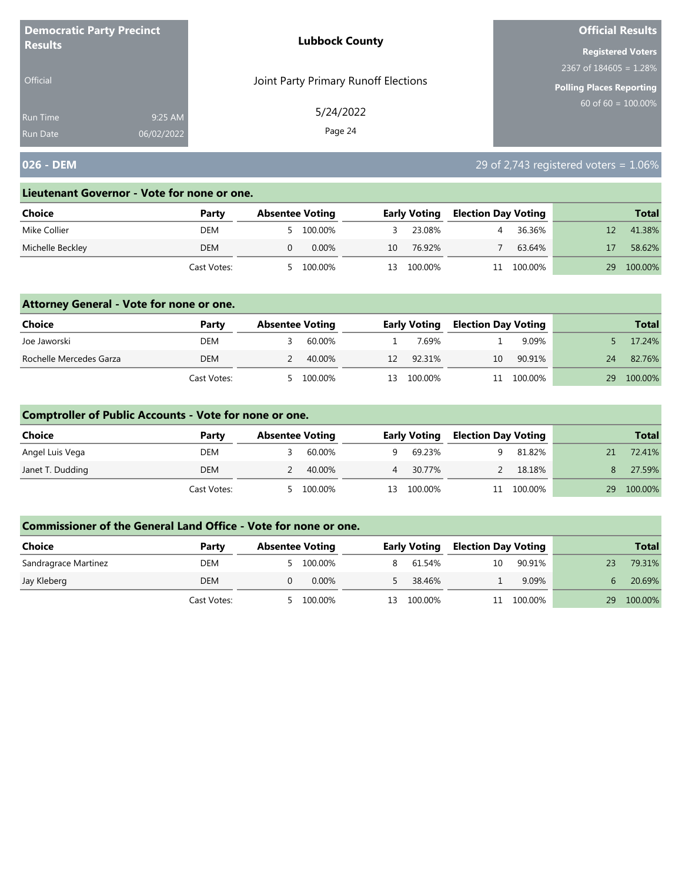**Democratic Party Precinct Results**

Official

Run Time 9:25 AM
Run Date 06/02/2022

**Lubbock County**

Joint Party Primary Runoff Elections

5/24/2022

**Official Results**

**Registered Voters**
2367 of 184605 = 1.28%

**Polling Places Reporting**
60 of 60 = 100.00%

## 026 - DEM

29 of 2,743 registered voters = 1.06%

### Lieutenant Governor - Vote for none or one.

| Choice | Party | Absentee Voting | | Early Voting | | Election Day Voting | | Total | |
|---|---|---|---|---|---|---|---|---|---|
| Mike Collier | DEM | 5 | 100.00% | 3 | 23.08% | 4 | 36.36% | 12 | 41.38% |
| Michelle Beckley | DEM | 0 | 0.00% | 10 | 76.92% | 7 | 63.64% | 17 | 58.62% |
| | Cast Votes: | 5 | 100.00% | 13 | 100.00% | 11 | 100.00% | 29 | 100.00% |

### Attorney General - Vote for none or one.

| Choice | Party | Absentee Voting | | Early Voting | | Election Day Voting | | Total | |
|---|---|---|---|---|---|---|---|---|---|
| Joe Jaworski | DEM | 3 | 60.00% | 1 | 7.69% | 1 | 9.09% | 5 | 17.24% |
| Rochelle Mercedes Garza | DEM | 2 | 40.00% | 12 | 92.31% | 10 | 90.91% | 24 | 82.76% |
| | Cast Votes: | 5 | 100.00% | 13 | 100.00% | 11 | 100.00% | 29 | 100.00% |

### Comptroller of Public Accounts - Vote for none or one.

| Choice | Party | Absentee Voting | | Early Voting | | Election Day Voting | | Total | |
|---|---|---|---|---|---|---|---|---|---|
| Angel Luis Vega | DEM | 3 | 60.00% | 9 | 69.23% | 9 | 81.82% | 21 | 72.41% |
| Janet T. Dudding | DEM | 2 | 40.00% | 4 | 30.77% | 2 | 18.18% | 8 | 27.59% |
| | Cast Votes: | 5 | 100.00% | 13 | 100.00% | 11 | 100.00% | 29 | 100.00% |

### Commissioner of the General Land Office - Vote for none or one.

| Choice | Party | Absentee Voting | | Early Voting | | Election Day Voting | | Total | |
|---|---|---|---|---|---|---|---|---|---|
| Sandragrace Martinez | DEM | 5 | 100.00% | 8 | 61.54% | 10 | 90.91% | 23 | 79.31% |
| Jay Kleberg | DEM | 0 | 0.00% | 5 | 38.46% | 1 | 9.09% | 6 | 20.69% |
| | Cast Votes: | 5 | 100.00% | 13 | 100.00% | 11 | 100.00% | 29 | 100.00% |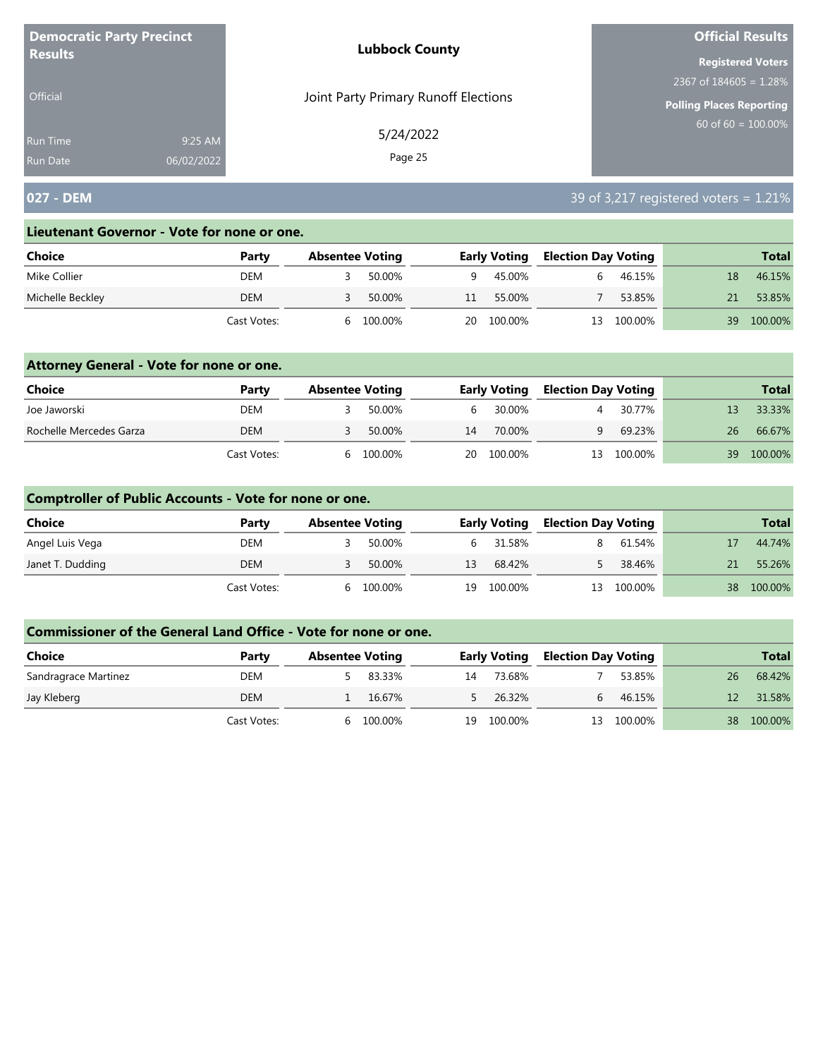**Democratic Party Precinct Results**

Official

Run Time 9:25 AM
Run Date 06/02/2022

**Lubbock County**

Joint Party Primary Runoff Elections

5/24/2022

**Official Results**

**Registered Voters**
2367 of 184605 = 1.28%

**Polling Places Reporting**
60 of 60 = 100.00%

## 027 - DEM

39 of 3,217 registered voters = 1.21%

### Lieutenant Governor - Vote for none or one.

| Choice | Party | Absentee Voting | | Early Voting | | Election Day Voting | | Total | |
|---|---|---|---|---|---|---|---|---|---|
| Mike Collier | DEM | 3 | 50.00% | 9 | 45.00% | 6 | 46.15% | 18 | 46.15% |
| Michelle Beckley | DEM | 3 | 50.00% | 11 | 55.00% | 7 | 53.85% | 21 | 53.85% |
| | Cast Votes: | 6 | 100.00% | 20 | 100.00% | 13 | 100.00% | 39 | 100.00% |

### Attorney General - Vote for none or one.

| Choice | Party | Absentee Voting | | Early Voting | | Election Day Voting | | Total | |
|---|---|---|---|---|---|---|---|---|---|
| Joe Jaworski | DEM | 3 | 50.00% | 6 | 30.00% | 4 | 30.77% | 13 | 33.33% |
| Rochelle Mercedes Garza | DEM | 3 | 50.00% | 14 | 70.00% | 9 | 69.23% | 26 | 66.67% |
| | Cast Votes: | 6 | 100.00% | 20 | 100.00% | 13 | 100.00% | 39 | 100.00% |

### Comptroller of Public Accounts - Vote for none or one.

| Choice | Party | Absentee Voting | | Early Voting | | Election Day Voting | | Total | |
|---|---|---|---|---|---|---|---|---|---|
| Angel Luis Vega | DEM | 3 | 50.00% | 6 | 31.58% | 8 | 61.54% | 17 | 44.74% |
| Janet T. Dudding | DEM | 3 | 50.00% | 13 | 68.42% | 5 | 38.46% | 21 | 55.26% |
| | Cast Votes: | 6 | 100.00% | 19 | 100.00% | 13 | 100.00% | 38 | 100.00% |

### Commissioner of the General Land Office - Vote for none or one.

| Choice | Party | Absentee Voting | | Early Voting | | Election Day Voting | | Total | |
|---|---|---|---|---|---|---|---|---|---|
| Sandragrace Martinez | DEM | 5 | 83.33% | 14 | 73.68% | 7 | 53.85% | 26 | 68.42% |
| Jay Kleberg | DEM | 1 | 16.67% | 5 | 26.32% | 6 | 46.15% | 12 | 31.58% |
| | Cast Votes: | 6 | 100.00% | 19 | 100.00% | 13 | 100.00% | 38 | 100.00% |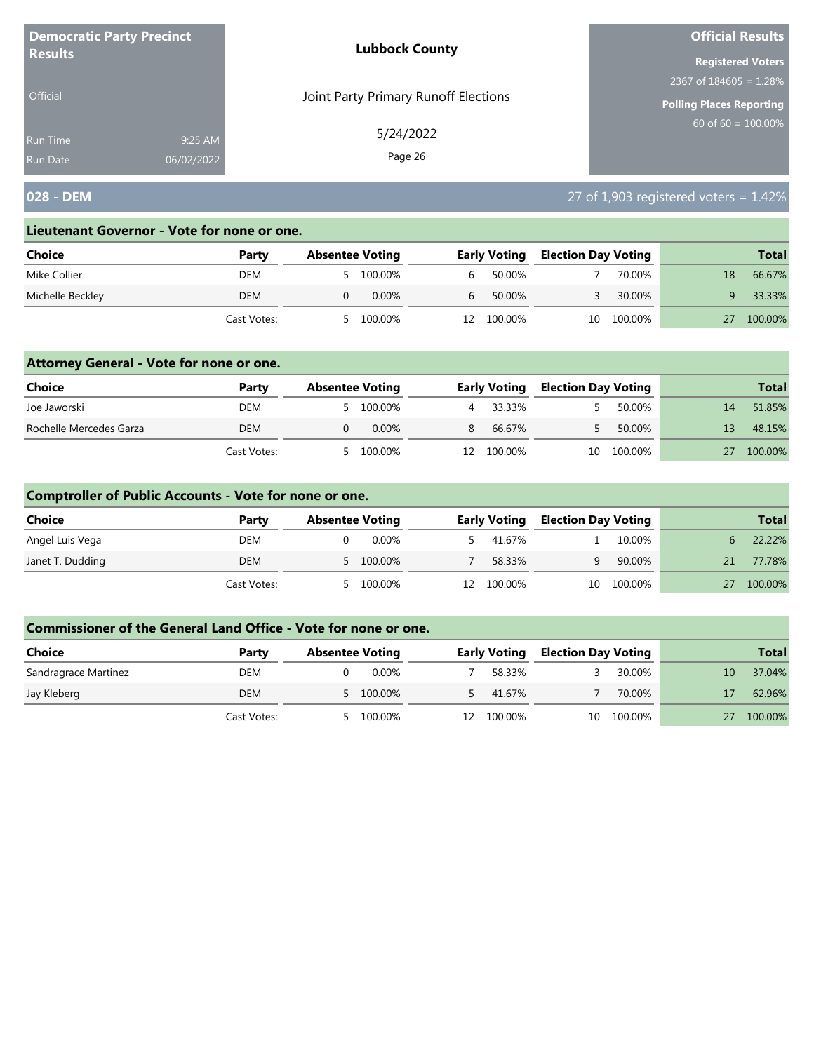**Democratic Party Precinct Results**

Official

Run Time 9:25 AM
Run Date 06/02/2022

**Lubbock County**

Joint Party Primary Runoff Elections

5/24/2022

**Official Results**

**Registered Voters**
2367 of 184605 = 1.28%

**Polling Places Reporting**
60 of 60 = 100.00%

## 028 - DEM

27 of 1,903 registered voters = 1.42%

### Lieutenant Governor - Vote for none or one.

| Choice | Party | Absentee Voting | | Early Voting | | Election Day Voting | | Total | |
|---|---|---|---|---|---|---|---|---|---|
| Mike Collier | DEM | 5 | 100.00% | 6 | 50.00% | 7 | 70.00% | 18 | 66.67% |
| Michelle Beckley | DEM | 0 | 0.00% | 6 | 50.00% | 3 | 30.00% | 9 | 33.33% |
| | Cast Votes: | 5 | 100.00% | 12 | 100.00% | 10 | 100.00% | 27 | 100.00% |

### Attorney General - Vote for none or one.

| Choice | Party | Absentee Voting | | Early Voting | | Election Day Voting | | Total | |
|---|---|---|---|---|---|---|---|---|---|
| Joe Jaworski | DEM | 5 | 100.00% | 4 | 33.33% | 5 | 50.00% | 14 | 51.85% |
| Rochelle Mercedes Garza | DEM | 0 | 0.00% | 8 | 66.67% | 5 | 50.00% | 13 | 48.15% |
| | Cast Votes: | 5 | 100.00% | 12 | 100.00% | 10 | 100.00% | 27 | 100.00% |

### Comptroller of Public Accounts - Vote for none or one.

| Choice | Party | Absentee Voting | | Early Voting | | Election Day Voting | | Total | |
|---|---|---|---|---|---|---|---|---|---|
| Angel Luis Vega | DEM | 0 | 0.00% | 5 | 41.67% | 1 | 10.00% | 6 | 22.22% |
| Janet T. Dudding | DEM | 5 | 100.00% | 7 | 58.33% | 9 | 90.00% | 21 | 77.78% |
| | Cast Votes: | 5 | 100.00% | 12 | 100.00% | 10 | 100.00% | 27 | 100.00% |

### Commissioner of the General Land Office - Vote for none or one.

| Choice | Party | Absentee Voting | | Early Voting | | Election Day Voting | | Total | |
|---|---|---|---|---|---|---|---|---|---|
| Sandragrace Martinez | DEM | 0 | 0.00% | 7 | 58.33% | 3 | 30.00% | 10 | 37.04% |
| Jay Kleberg | DEM | 5 | 100.00% | 5 | 41.67% | 7 | 70.00% | 17 | 62.96% |
| | Cast Votes: | 5 | 100.00% | 12 | 100.00% | 10 | 100.00% | 27 | 100.00% |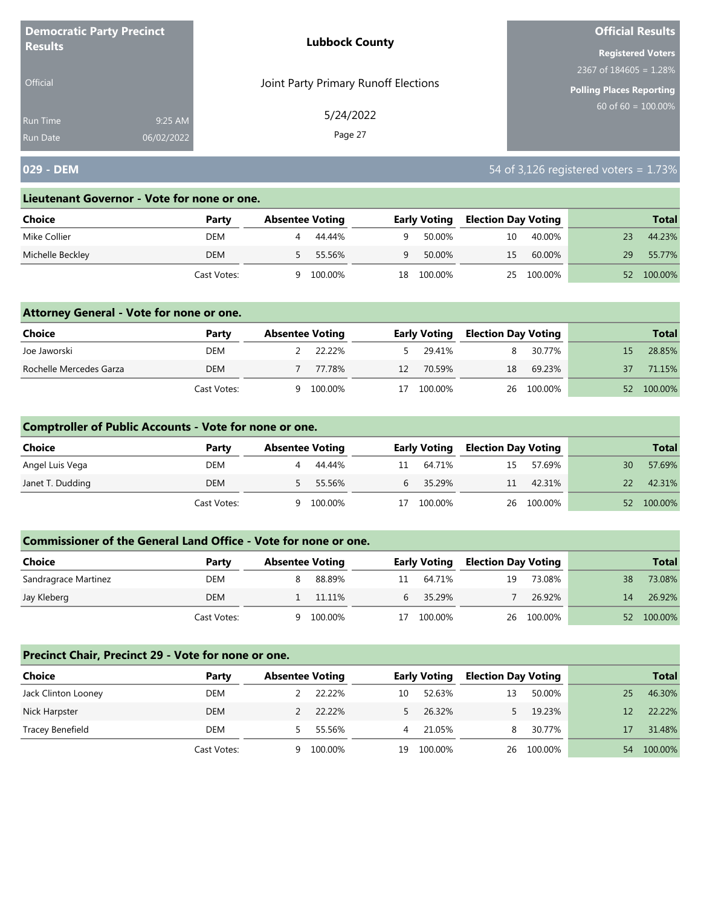**Democratic Party Precinct Results**

Official

Run Time 9:25 AM
Run Date 06/02/2022

**Lubbock County**

Joint Party Primary Runoff Elections

5/24/2022

**Official Results**

**Registered Voters**
2367 of 184605 = 1.28%

**Polling Places Reporting**
60 of 60 = 100.00%

## 029 - DEM

54 of 3,126 registered voters = 1.73%

### Lieutenant Governor - Vote for none or one.

| Choice | Party | Absentee Voting | | Early Voting | | Election Day Voting | | Total | |
|---|---|---|---|---|---|---|---|---|---|
| Mike Collier | DEM | 4 | 44.44% | 9 | 50.00% | 10 | 40.00% | 23 | 44.23% |
| Michelle Beckley | DEM | 5 | 55.56% | 9 | 50.00% | 15 | 60.00% | 29 | 55.77% |
| | Cast Votes: | 9 | 100.00% | 18 | 100.00% | 25 | 100.00% | 52 | 100.00% |

### Attorney General - Vote for none or one.

| Choice | Party | Absentee Voting | | Early Voting | | Election Day Voting | | Total | |
|---|---|---|---|---|---|---|---|---|---|
| Joe Jaworski | DEM | 2 | 22.22% | 5 | 29.41% | 8 | 30.77% | 15 | 28.85% |
| Rochelle Mercedes Garza | DEM | 7 | 77.78% | 12 | 70.59% | 18 | 69.23% | 37 | 71.15% |
| | Cast Votes: | 9 | 100.00% | 17 | 100.00% | 26 | 100.00% | 52 | 100.00% |

### Comptroller of Public Accounts - Vote for none or one.

| Choice | Party | Absentee Voting | | Early Voting | | Election Day Voting | | Total | |
|---|---|---|---|---|---|---|---|---|---|
| Angel Luis Vega | DEM | 4 | 44.44% | 11 | 64.71% | 15 | 57.69% | 30 | 57.69% |
| Janet T. Dudding | DEM | 5 | 55.56% | 6 | 35.29% | 11 | 42.31% | 22 | 42.31% |
| | Cast Votes: | 9 | 100.00% | 17 | 100.00% | 26 | 100.00% | 52 | 100.00% |

### Commissioner of the General Land Office - Vote for none or one.

| Choice | Party | Absentee Voting | | Early Voting | | Election Day Voting | | Total | |
|---|---|---|---|---|---|---|---|---|---|
| Sandragrace Martinez | DEM | 8 | 88.89% | 11 | 64.71% | 19 | 73.08% | 38 | 73.08% |
| Jay Kleberg | DEM | 1 | 11.11% | 6 | 35.29% | 7 | 26.92% | 14 | 26.92% |
| | Cast Votes: | 9 | 100.00% | 17 | 100.00% | 26 | 100.00% | 52 | 100.00% |

### Precinct Chair, Precinct 29 - Vote for none or one.

| Choice | Party | Absentee Voting | | Early Voting | | Election Day Voting | | Total | |
|---|---|---|---|---|---|---|---|---|---|
| Jack Clinton Looney | DEM | 2 | 22.22% | 10 | 52.63% | 13 | 50.00% | 25 | 46.30% |
| Nick Harpster | DEM | 2 | 22.22% | 5 | 26.32% | 5 | 19.23% | 12 | 22.22% |
| Tracey Benefield | DEM | 5 | 55.56% | 4 | 21.05% | 8 | 30.77% | 17 | 31.48% |
| | Cast Votes: | 9 | 100.00% | 19 | 100.00% | 26 | 100.00% | 54 | 100.00% |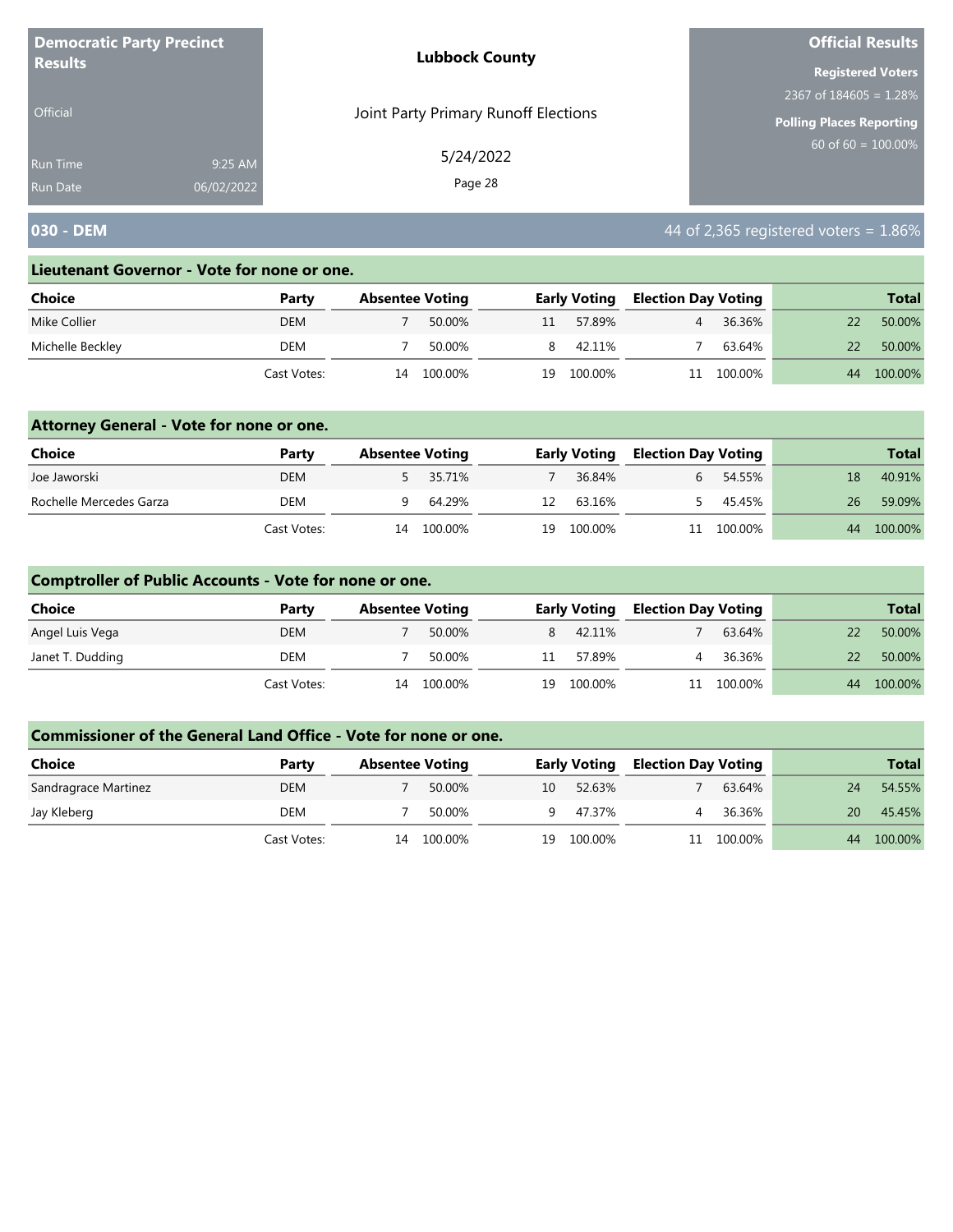**Democratic Party Precinct Results**

Official

Run Time 9:25 AM
Run Date 06/02/2022

**Lubbock County**

Joint Party Primary Runoff Elections

5/24/2022

**Official Results**

**Registered Voters**
2367 of 184605 = 1.28%

**Polling Places Reporting**
60 of 60 = 100.00%

## 030 - DEM

44 of 2,365 registered voters = 1.86%

### Lieutenant Governor - Vote for none or one.

| Choice | Party | Absentee Voting | | Early Voting | | Election Day Voting | | Total | |
|---|---|---|---|---|---|---|---|---|---|
| Mike Collier | DEM | 7 | 50.00% | 11 | 57.89% | 4 | 36.36% | 22 | 50.00% |
| Michelle Beckley | DEM | 7 | 50.00% | 8 | 42.11% | 7 | 63.64% | 22 | 50.00% |
| | Cast Votes: | 14 | 100.00% | 19 | 100.00% | 11 | 100.00% | 44 | 100.00% |

### Attorney General - Vote for none or one.

| Choice | Party | Absentee Voting | | Early Voting | | Election Day Voting | | Total | |
|---|---|---|---|---|---|---|---|---|---|
| Joe Jaworski | DEM | 5 | 35.71% | 7 | 36.84% | 6 | 54.55% | 18 | 40.91% |
| Rochelle Mercedes Garza | DEM | 9 | 64.29% | 12 | 63.16% | 5 | 45.45% | 26 | 59.09% |
| | Cast Votes: | 14 | 100.00% | 19 | 100.00% | 11 | 100.00% | 44 | 100.00% |

### Comptroller of Public Accounts - Vote for none or one.

| Choice | Party | Absentee Voting | | Early Voting | | Election Day Voting | | Total | |
|---|---|---|---|---|---|---|---|---|---|
| Angel Luis Vega | DEM | 7 | 50.00% | 8 | 42.11% | 7 | 63.64% | 22 | 50.00% |
| Janet T. Dudding | DEM | 7 | 50.00% | 11 | 57.89% | 4 | 36.36% | 22 | 50.00% |
| | Cast Votes: | 14 | 100.00% | 19 | 100.00% | 11 | 100.00% | 44 | 100.00% |

### Commissioner of the General Land Office - Vote for none or one.

| Choice | Party | Absentee Voting | | Early Voting | | Election Day Voting | | Total | |
|---|---|---|---|---|---|---|---|---|---|
| Sandragrace Martinez | DEM | 7 | 50.00% | 10 | 52.63% | 7 | 63.64% | 24 | 54.55% |
| Jay Kleberg | DEM | 7 | 50.00% | 9 | 47.37% | 4 | 36.36% | 20 | 45.45% |
| | Cast Votes: | 14 | 100.00% | 19 | 100.00% | 11 | 100.00% | 44 | 100.00% |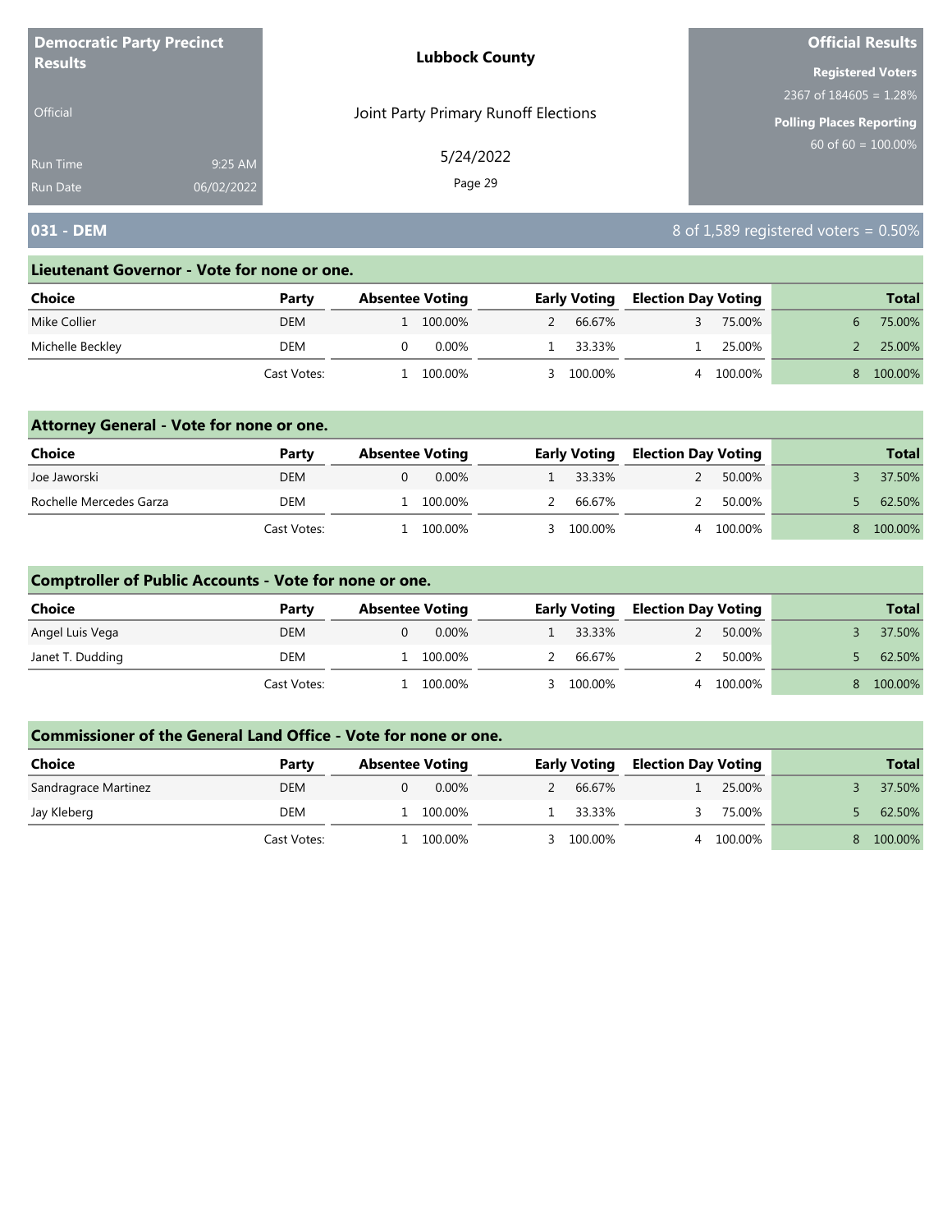**Democratic Party Precinct Results**

Official

Run Time 9:25 AM
Run Date 06/02/2022

**Lubbock County**

Joint Party Primary Runoff Elections

5/24/2022

**Official Results**

**Registered Voters**
2367 of 184605 = 1.28%

**Polling Places Reporting**
60 of 60 = 100.00%

## 031 - DEM

8 of 1,589 registered voters = 0.50%

### Lieutenant Governor - Vote for none or one.

| Choice | Party | Absentee Voting | | Early Voting | | Election Day Voting | | Total | |
|---|---|---|---|---|---|---|---|---|---|
| Mike Collier | DEM | 1 | 100.00% | 2 | 66.67% | 3 | 75.00% | 6 | 75.00% |
| Michelle Beckley | DEM | 0 | 0.00% | 1 | 33.33% | 1 | 25.00% | 2 | 25.00% |
| | Cast Votes: | 1 | 100.00% | 3 | 100.00% | 4 | 100.00% | 8 | 100.00% |

### Attorney General - Vote for none or one.

| Choice | Party | Absentee Voting | | Early Voting | | Election Day Voting | | Total | |
|---|---|---|---|---|---|---|---|---|---|
| Joe Jaworski | DEM | 0 | 0.00% | 1 | 33.33% | 2 | 50.00% | 3 | 37.50% |
| Rochelle Mercedes Garza | DEM | 1 | 100.00% | 2 | 66.67% | 2 | 50.00% | 5 | 62.50% |
| | Cast Votes: | 1 | 100.00% | 3 | 100.00% | 4 | 100.00% | 8 | 100.00% |

### Comptroller of Public Accounts - Vote for none or one.

| Choice | Party | Absentee Voting | | Early Voting | | Election Day Voting | | Total | |
|---|---|---|---|---|---|---|---|---|---|
| Angel Luis Vega | DEM | 0 | 0.00% | 1 | 33.33% | 2 | 50.00% | 3 | 37.50% |
| Janet T. Dudding | DEM | 1 | 100.00% | 2 | 66.67% | 2 | 50.00% | 5 | 62.50% |
| | Cast Votes: | 1 | 100.00% | 3 | 100.00% | 4 | 100.00% | 8 | 100.00% |

### Commissioner of the General Land Office - Vote for none or one.

| Choice | Party | Absentee Voting | | Early Voting | | Election Day Voting | | Total | |
|---|---|---|---|---|---|---|---|---|---|
| Sandragrace Martinez | DEM | 0 | 0.00% | 2 | 66.67% | 1 | 25.00% | 3 | 37.50% |
| Jay Kleberg | DEM | 1 | 100.00% | 1 | 33.33% | 3 | 75.00% | 5 | 62.50% |
| | Cast Votes: | 1 | 100.00% | 3 | 100.00% | 4 | 100.00% | 8 | 100.00% |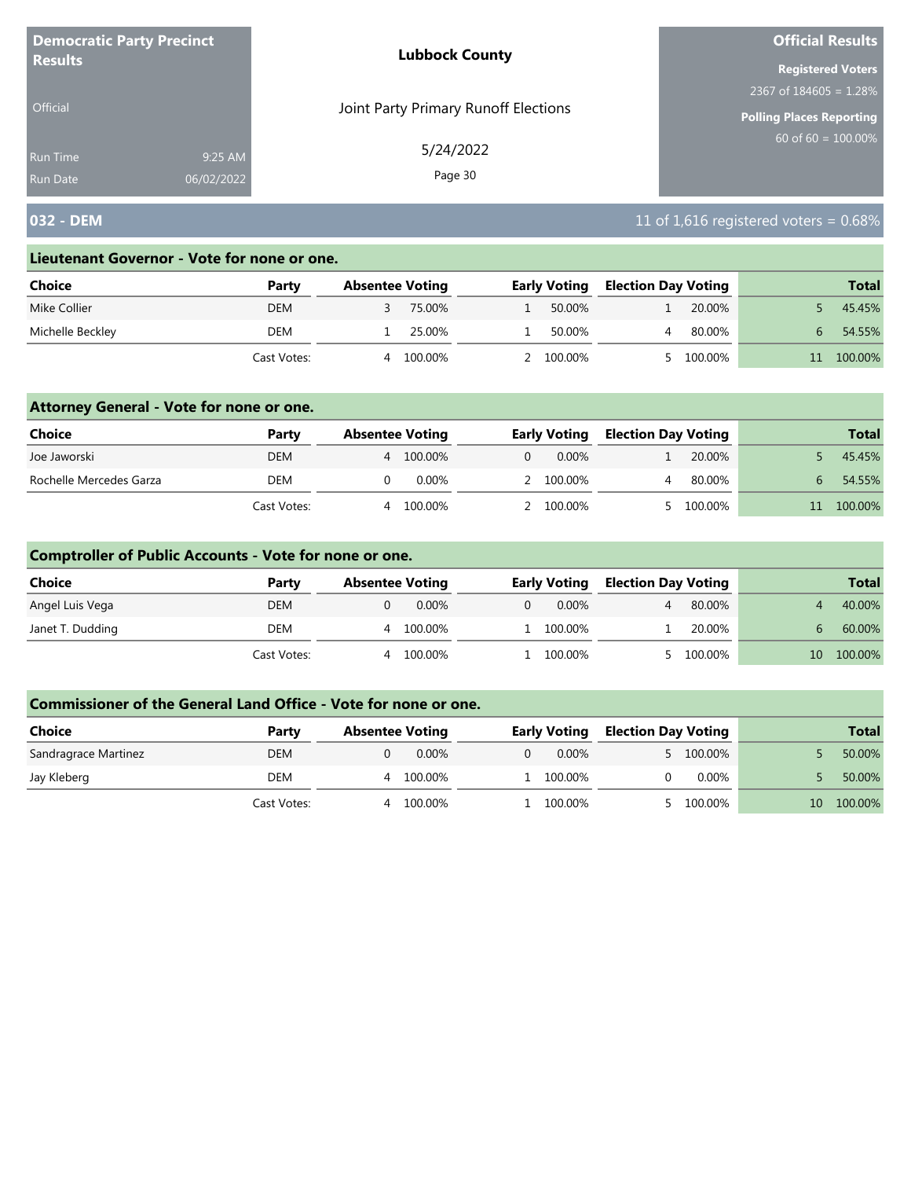**Democratic Party Precinct Results**

Official

Run Time 9:25 AM
Run Date 06/02/2022

**Lubbock County**

Joint Party Primary Runoff Elections

5/24/2022

**Official Results**

**Registered Voters**
2367 of 184605 = 1.28%

**Polling Places Reporting**
60 of 60 = 100.00%

## 032 - DEM

11 of 1,616 registered voters = 0.68%

### Lieutenant Governor - Vote for none or one.

| Choice | Party | Absentee Voting | | Early Voting | | Election Day Voting | | Total | |
|---|---|---|---|---|---|---|---|---|---|
| Mike Collier | DEM | 3 | 75.00% | 1 | 50.00% | 1 | 20.00% | 5 | 45.45% |
| Michelle Beckley | DEM | 1 | 25.00% | 1 | 50.00% | 4 | 80.00% | 6 | 54.55% |
| | Cast Votes: | 4 | 100.00% | 2 | 100.00% | 5 | 100.00% | 11 | 100.00% |

### Attorney General - Vote for none or one.

| Choice | Party | Absentee Voting | | Early Voting | | Election Day Voting | | Total | |
|---|---|---|---|---|---|---|---|---|---|
| Joe Jaworski | DEM | 4 | 100.00% | 0 | 0.00% | 1 | 20.00% | 5 | 45.45% |
| Rochelle Mercedes Garza | DEM | 0 | 0.00% | 2 | 100.00% | 4 | 80.00% | 6 | 54.55% |
| | Cast Votes: | 4 | 100.00% | 2 | 100.00% | 5 | 100.00% | 11 | 100.00% |

### Comptroller of Public Accounts - Vote for none or one.

| Choice | Party | Absentee Voting | | Early Voting | | Election Day Voting | | Total | |
|---|---|---|---|---|---|---|---|---|---|
| Angel Luis Vega | DEM | 0 | 0.00% | 0 | 0.00% | 4 | 80.00% | 4 | 40.00% |
| Janet T. Dudding | DEM | 4 | 100.00% | 1 | 100.00% | 1 | 20.00% | 6 | 60.00% |
| | Cast Votes: | 4 | 100.00% | 1 | 100.00% | 5 | 100.00% | 10 | 100.00% |

### Commissioner of the General Land Office - Vote for none or one.

| Choice | Party | Absentee Voting | | Early Voting | | Election Day Voting | | Total | |
|---|---|---|---|---|---|---|---|---|---|
| Sandragrace Martinez | DEM | 0 | 0.00% | 0 | 0.00% | 5 | 100.00% | 5 | 50.00% |
| Jay Kleberg | DEM | 4 | 100.00% | 1 | 100.00% | 0 | 0.00% | 5 | 50.00% |
| | Cast Votes: | 4 | 100.00% | 1 | 100.00% | 5 | 100.00% | 10 | 100.00% |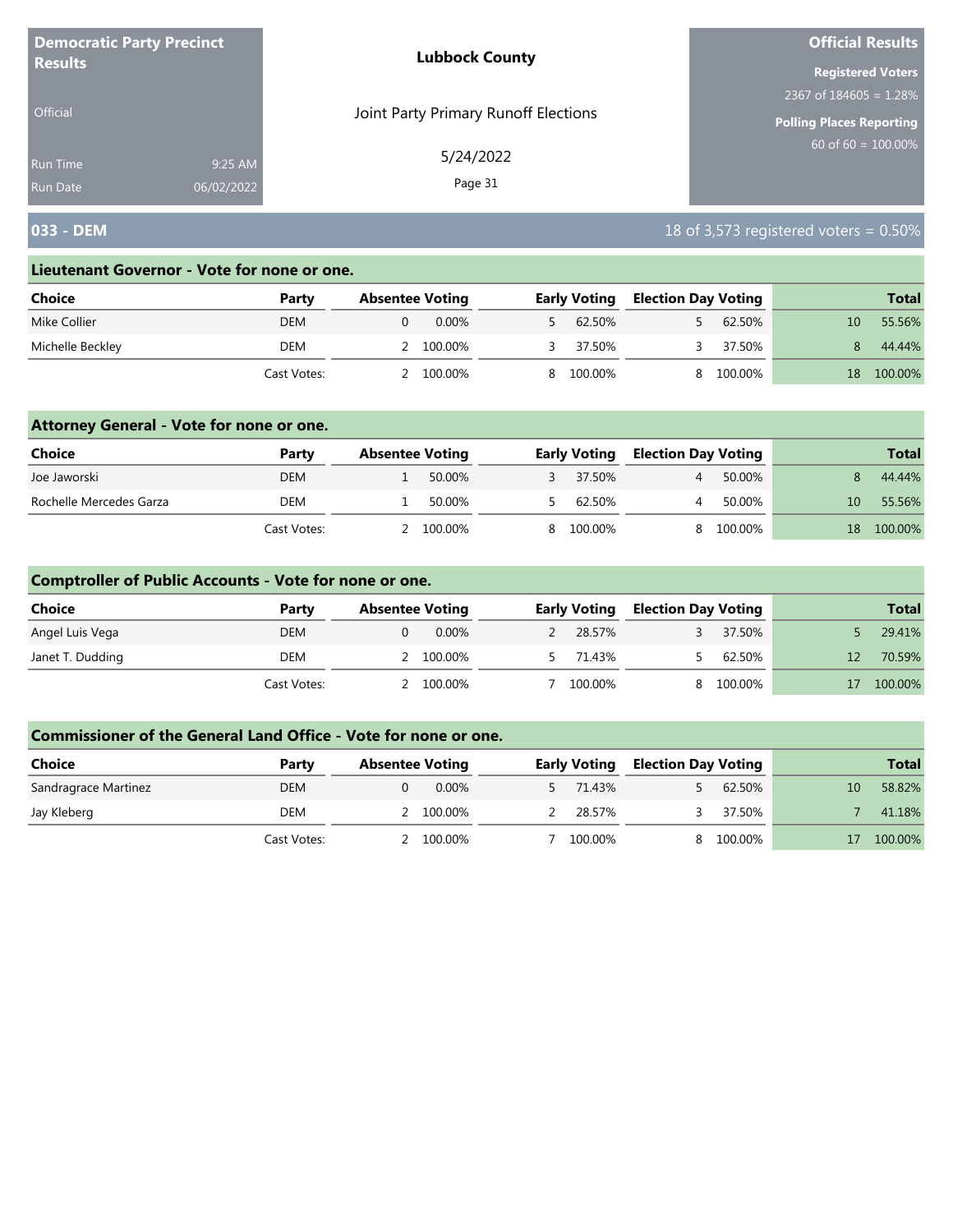**Democratic Party Precinct Results**

Official

Run Time 9:25 AM
Run Date 06/02/2022

**Lubbock County**

Joint Party Primary Runoff Elections

5/24/2022

**Official Results**

**Registered Voters**
2367 of 184605 = 1.28%

**Polling Places Reporting**
60 of 60 = 100.00%

## 033 - DEM

18 of 3,573 registered voters = 0.50%

### Lieutenant Governor - Vote for none or one.

| Choice | Party | Absentee Voting | | Early Voting | | Election Day Voting | | Total | |
|---|---|---|---|---|---|---|---|---|---|
| Mike Collier | DEM | 0 | 0.00% | 5 | 62.50% | 5 | 62.50% | 10 | 55.56% |
| Michelle Beckley | DEM | 2 | 100.00% | 3 | 37.50% | 3 | 37.50% | 8 | 44.44% |
| | Cast Votes: | 2 | 100.00% | 8 | 100.00% | 8 | 100.00% | 18 | 100.00% |

### Attorney General - Vote for none or one.

| Choice | Party | Absentee Voting | | Early Voting | | Election Day Voting | | Total | |
|---|---|---|---|---|---|---|---|---|---|
| Joe Jaworski | DEM | 1 | 50.00% | 3 | 37.50% | 4 | 50.00% | 8 | 44.44% |
| Rochelle Mercedes Garza | DEM | 1 | 50.00% | 5 | 62.50% | 4 | 50.00% | 10 | 55.56% |
| | Cast Votes: | 2 | 100.00% | 8 | 100.00% | 8 | 100.00% | 18 | 100.00% |

### Comptroller of Public Accounts - Vote for none or one.

| Choice | Party | Absentee Voting | | Early Voting | | Election Day Voting | | Total | |
|---|---|---|---|---|---|---|---|---|---|
| Angel Luis Vega | DEM | 0 | 0.00% | 2 | 28.57% | 3 | 37.50% | 5 | 29.41% |
| Janet T. Dudding | DEM | 2 | 100.00% | 5 | 71.43% | 5 | 62.50% | 12 | 70.59% |
| | Cast Votes: | 2 | 100.00% | 7 | 100.00% | 8 | 100.00% | 17 | 100.00% |

### Commissioner of the General Land Office - Vote for none or one.

| Choice | Party | Absentee Voting | | Early Voting | | Election Day Voting | | Total | |
|---|---|---|---|---|---|---|---|---|---|
| Sandragrace Martinez | DEM | 0 | 0.00% | 5 | 71.43% | 5 | 62.50% | 10 | 58.82% |
| Jay Kleberg | DEM | 2 | 100.00% | 2 | 28.57% | 3 | 37.50% | 7 | 41.18% |
| | Cast Votes: | 2 | 100.00% | 7 | 100.00% | 8 | 100.00% | 17 | 100.00% |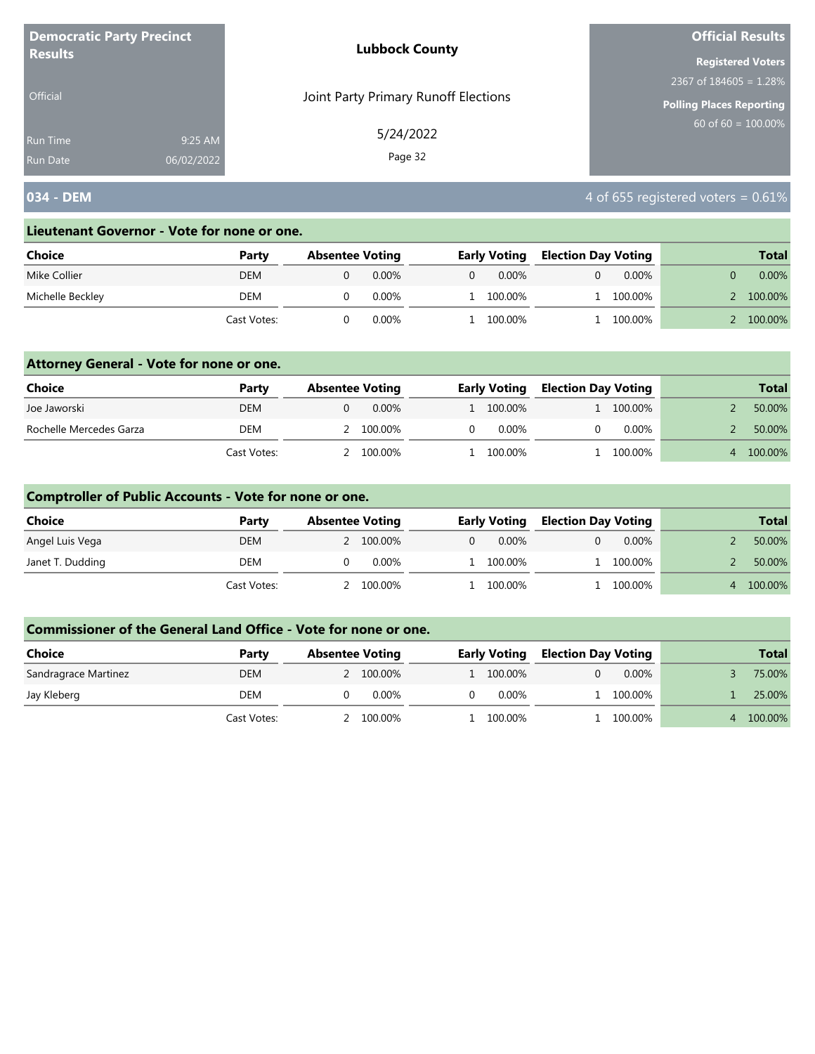**Democratic Party Precinct Results**

Official

Run Time 9:25 AM
Run Date 06/02/2022

**Lubbock County**

Joint Party Primary Runoff Elections

5/24/2022

**Official Results**

**Registered Voters**
2367 of 184605 = 1.28%

**Polling Places Reporting**
60 of 60 = 100.00%

## 034 - DEM

4 of 655 registered voters = 0.61%

### Lieutenant Governor - Vote for none or one.

| Choice | Party | Absentee Voting | | Early Voting | | Election Day Voting | | Total | |
|---|---|---|---|---|---|---|---|---|---|
| Mike Collier | DEM | 0 | 0.00% | 0 | 0.00% | 0 | 0.00% | 0 | 0.00% |
| Michelle Beckley | DEM | 0 | 0.00% | 1 | 100.00% | 1 | 100.00% | 2 | 100.00% |
| | Cast Votes: | 0 | 0.00% | 1 | 100.00% | 1 | 100.00% | 2 | 100.00% |

### Attorney General - Vote for none or one.

| Choice | Party | Absentee Voting | | Early Voting | | Election Day Voting | | Total | |
|---|---|---|---|---|---|---|---|---|---|
| Joe Jaworski | DEM | 0 | 0.00% | 1 | 100.00% | 1 | 100.00% | 2 | 50.00% |
| Rochelle Mercedes Garza | DEM | 2 | 100.00% | 0 | 0.00% | 0 | 0.00% | 2 | 50.00% |
| | Cast Votes: | 2 | 100.00% | 1 | 100.00% | 1 | 100.00% | 4 | 100.00% |

### Comptroller of Public Accounts - Vote for none or one.

| Choice | Party | Absentee Voting | | Early Voting | | Election Day Voting | | Total | |
|---|---|---|---|---|---|---|---|---|---|
| Angel Luis Vega | DEM | 2 | 100.00% | 0 | 0.00% | 0 | 0.00% | 2 | 50.00% |
| Janet T. Dudding | DEM | 0 | 0.00% | 1 | 100.00% | 1 | 100.00% | 2 | 50.00% |
| | Cast Votes: | 2 | 100.00% | 1 | 100.00% | 1 | 100.00% | 4 | 100.00% |

### Commissioner of the General Land Office - Vote for none or one.

| Choice | Party | Absentee Voting | | Early Voting | | Election Day Voting | | Total | |
|---|---|---|---|---|---|---|---|---|---|
| Sandragrace Martinez | DEM | 2 | 100.00% | 1 | 100.00% | 0 | 0.00% | 3 | 75.00% |
| Jay Kleberg | DEM | 0 | 0.00% | 0 | 0.00% | 1 | 100.00% | 1 | 25.00% |
| | Cast Votes: | 2 | 100.00% | 1 | 100.00% | 1 | 100.00% | 4 | 100.00% |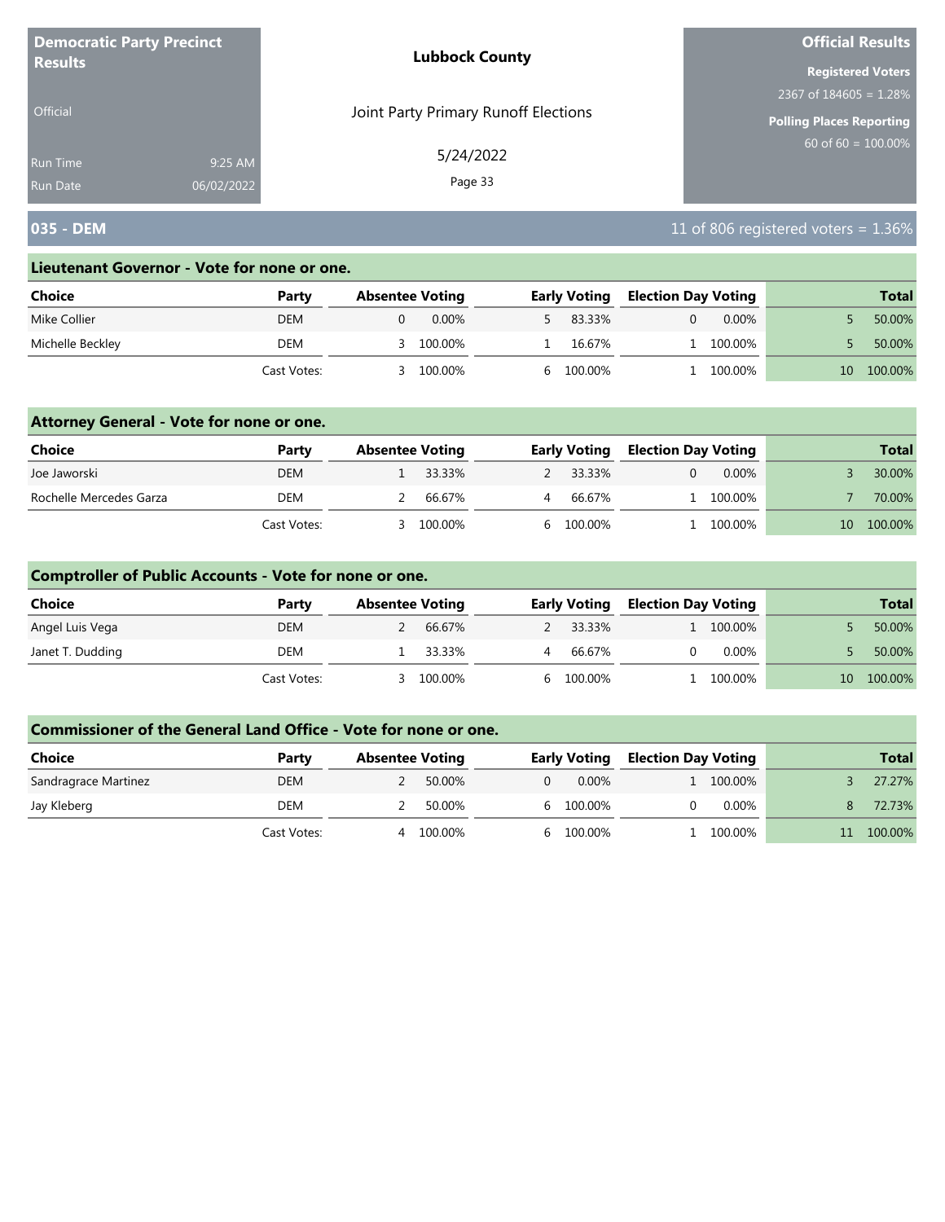**Democratic Party Precinct Results**

Official

Run Time 9:25 AM
Run Date 06/02/2022

**Lubbock County**

Joint Party Primary Runoff Elections

5/24/2022

**Official Results**

**Registered Voters**
2367 of 184605 = 1.28%

**Polling Places Reporting**
60 of 60 = 100.00%

## 035 - DEM

11 of 806 registered voters = 1.36%

### Lieutenant Governor - Vote for none or one.

| Choice | Party | Absentee Voting | | Early Voting | | Election Day Voting | | Total | |
|---|---|---|---|---|---|---|---|---|---|
| Mike Collier | DEM | 0 | 0.00% | 5 | 83.33% | 0 | 0.00% | 5 | 50.00% |
| Michelle Beckley | DEM | 3 | 100.00% | 1 | 16.67% | 1 | 100.00% | 5 | 50.00% |
| | Cast Votes: | 3 | 100.00% | 6 | 100.00% | 1 | 100.00% | 10 | 100.00% |

### Attorney General - Vote for none or one.

| Choice | Party | Absentee Voting | | Early Voting | | Election Day Voting | | Total | |
|---|---|---|---|---|---|---|---|---|---|
| Joe Jaworski | DEM | 1 | 33.33% | 2 | 33.33% | 0 | 0.00% | 3 | 30.00% |
| Rochelle Mercedes Garza | DEM | 2 | 66.67% | 4 | 66.67% | 1 | 100.00% | 7 | 70.00% |
| | Cast Votes: | 3 | 100.00% | 6 | 100.00% | 1 | 100.00% | 10 | 100.00% |

### Comptroller of Public Accounts - Vote for none or one.

| Choice | Party | Absentee Voting | | Early Voting | | Election Day Voting | | Total | |
|---|---|---|---|---|---|---|---|---|---|
| Angel Luis Vega | DEM | 2 | 66.67% | 2 | 33.33% | 1 | 100.00% | 5 | 50.00% |
| Janet T. Dudding | DEM | 1 | 33.33% | 4 | 66.67% | 0 | 0.00% | 5 | 50.00% |
| | Cast Votes: | 3 | 100.00% | 6 | 100.00% | 1 | 100.00% | 10 | 100.00% |

### Commissioner of the General Land Office - Vote for none or one.

| Choice | Party | Absentee Voting | | Early Voting | | Election Day Voting | | Total | |
|---|---|---|---|---|---|---|---|---|---|
| Sandragrace Martinez | DEM | 2 | 50.00% | 0 | 0.00% | 1 | 100.00% | 3 | 27.27% |
| Jay Kleberg | DEM | 2 | 50.00% | 6 | 100.00% | 0 | 0.00% | 8 | 72.73% |
| | Cast Votes: | 4 | 100.00% | 6 | 100.00% | 1 | 100.00% | 11 | 100.00% |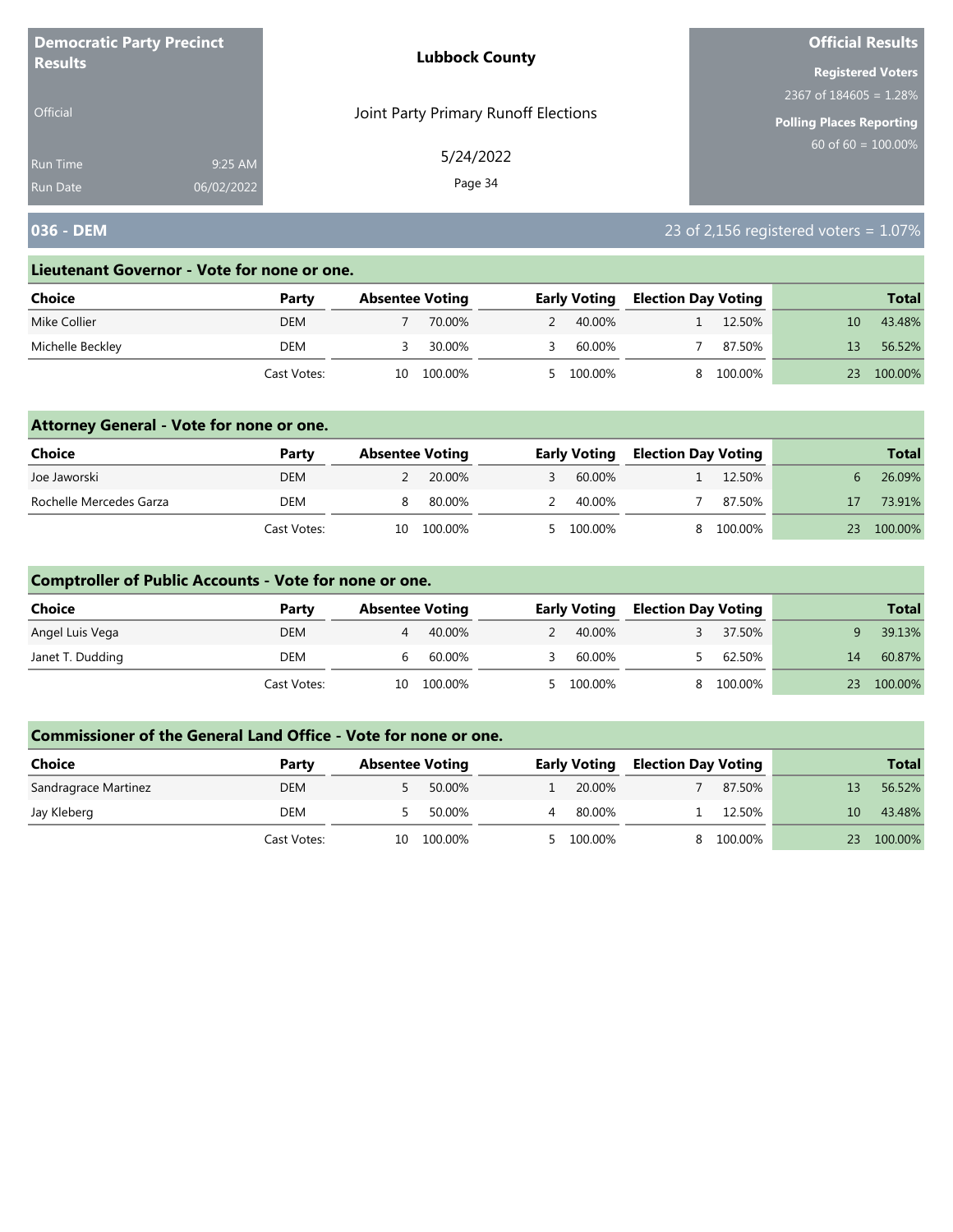**Democratic Party Precinct Results**

Official

Run Time 9:25 AM
Run Date 06/02/2022

**Lubbock County**

Joint Party Primary Runoff Elections

5/24/2022

**Official Results**

**Registered Voters**
2367 of 184605 = 1.28%

**Polling Places Reporting**
60 of 60 = 100.00%

## 036 - DEM

23 of 2,156 registered voters = 1.07%

### Lieutenant Governor - Vote for none or one.

| Choice | Party | Absentee Voting | | Early Voting | | Election Day Voting | | Total | |
|---|---|---|---|---|---|---|---|---|---|
| Mike Collier | DEM | 7 | 70.00% | 2 | 40.00% | 1 | 12.50% | 10 | 43.48% |
| Michelle Beckley | DEM | 3 | 30.00% | 3 | 60.00% | 7 | 87.50% | 13 | 56.52% |
| | Cast Votes: | 10 | 100.00% | 5 | 100.00% | 8 | 100.00% | 23 | 100.00% |

### Attorney General - Vote for none or one.

| Choice | Party | Absentee Voting | | Early Voting | | Election Day Voting | | Total | |
|---|---|---|---|---|---|---|---|---|---|
| Joe Jaworski | DEM | 2 | 20.00% | 3 | 60.00% | 1 | 12.50% | 6 | 26.09% |
| Rochelle Mercedes Garza | DEM | 8 | 80.00% | 2 | 40.00% | 7 | 87.50% | 17 | 73.91% |
| | Cast Votes: | 10 | 100.00% | 5 | 100.00% | 8 | 100.00% | 23 | 100.00% |

### Comptroller of Public Accounts - Vote for none or one.

| Choice | Party | Absentee Voting | | Early Voting | | Election Day Voting | | Total | |
|---|---|---|---|---|---|---|---|---|---|
| Angel Luis Vega | DEM | 4 | 40.00% | 2 | 40.00% | 3 | 37.50% | 9 | 39.13% |
| Janet T. Dudding | DEM | 6 | 60.00% | 3 | 60.00% | 5 | 62.50% | 14 | 60.87% |
| | Cast Votes: | 10 | 100.00% | 5 | 100.00% | 8 | 100.00% | 23 | 100.00% |

### Commissioner of the General Land Office - Vote for none or one.

| Choice | Party | Absentee Voting | | Early Voting | | Election Day Voting | | Total | |
|---|---|---|---|---|---|---|---|---|---|
| Sandragrace Martinez | DEM | 5 | 50.00% | 1 | 20.00% | 7 | 87.50% | 13 | 56.52% |
| Jay Kleberg | DEM | 5 | 50.00% | 4 | 80.00% | 1 | 12.50% | 10 | 43.48% |
| | Cast Votes: | 10 | 100.00% | 5 | 100.00% | 8 | 100.00% | 23 | 100.00% |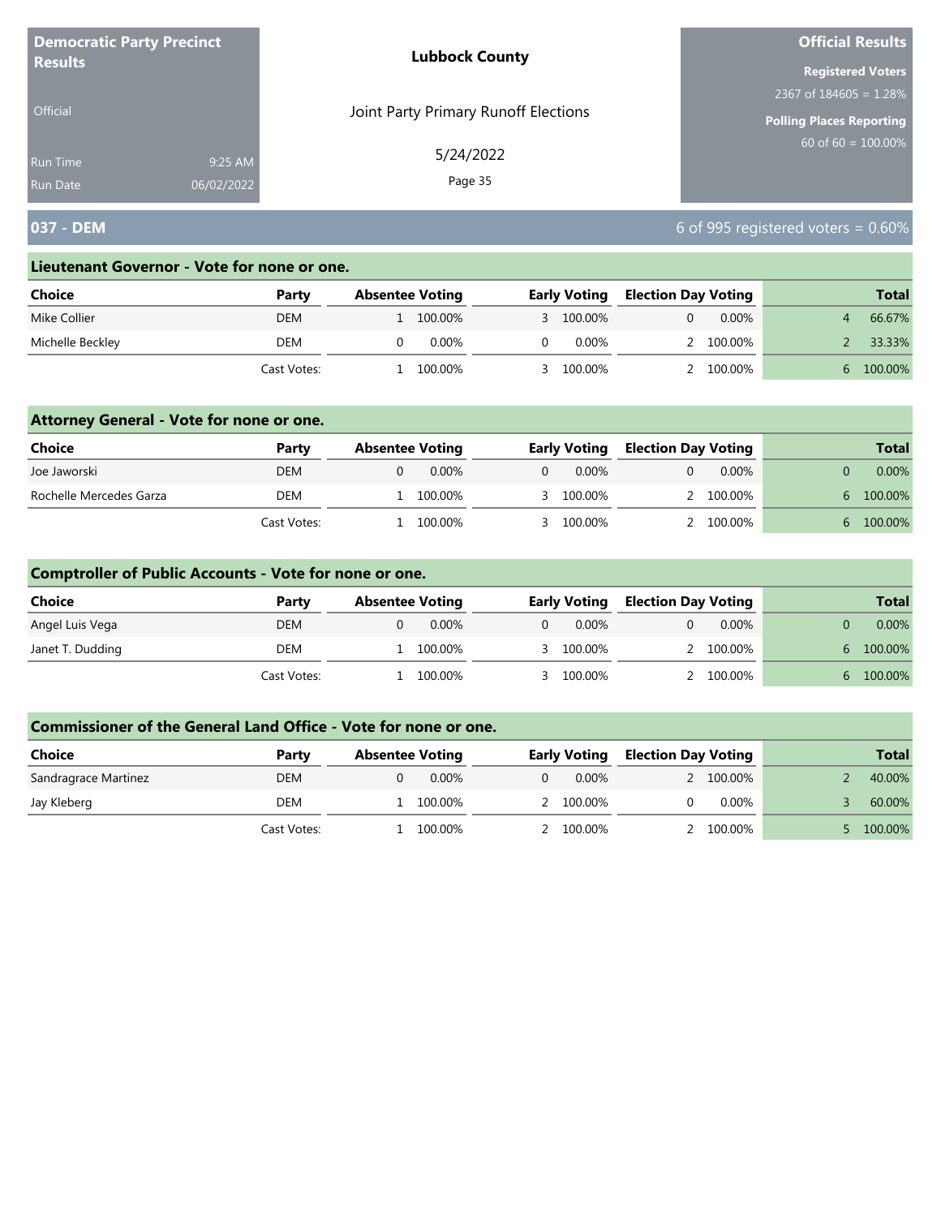**Democratic Party Precinct Results**

Official

Run Time 9:25 AM

Run Date 06/02/2022

**Lubbock County**

Joint Party Primary Runoff Elections

5/24/2022

**Official Results**

**Registered Voters**

2367 of 184605 = 1.28%

**Polling Places Reporting**

60 of 60 = 100.00%

## 037 - DEM

6 of 995 registered voters = 0.60%

### Lieutenant Governor - Vote for none or one.

| Choice | Party | Absentee Voting | | Early Voting | | Election Day Voting | | Total | |
|---|---|---|---|---|---|---|---|---|---|
| Mike Collier | DEM | 1 | 100.00% | 3 | 100.00% | 0 | 0.00% | 4 | 66.67% |
| Michelle Beckley | DEM | 0 | 0.00% | 0 | 0.00% | 2 | 100.00% | 2 | 33.33% |
| | Cast Votes: | 1 | 100.00% | 3 | 100.00% | 2 | 100.00% | 6 | 100.00% |

### Attorney General - Vote for none or one.

| Choice | Party | Absentee Voting | | Early Voting | | Election Day Voting | | Total | |
|---|---|---|---|---|---|---|---|---|---|
| Joe Jaworski | DEM | 0 | 0.00% | 0 | 0.00% | 0 | 0.00% | 0 | 0.00% |
| Rochelle Mercedes Garza | DEM | 1 | 100.00% | 3 | 100.00% | 2 | 100.00% | 6 | 100.00% |
| | Cast Votes: | 1 | 100.00% | 3 | 100.00% | 2 | 100.00% | 6 | 100.00% |

### Comptroller of Public Accounts - Vote for none or one.

| Choice | Party | Absentee Voting | | Early Voting | | Election Day Voting | | Total | |
|---|---|---|---|---|---|---|---|---|---|
| Angel Luis Vega | DEM | 0 | 0.00% | 0 | 0.00% | 0 | 0.00% | 0 | 0.00% |
| Janet T. Dudding | DEM | 1 | 100.00% | 3 | 100.00% | 2 | 100.00% | 6 | 100.00% |
| | Cast Votes: | 1 | 100.00% | 3 | 100.00% | 2 | 100.00% | 6 | 100.00% |

### Commissioner of the General Land Office - Vote for none or one.

| Choice | Party | Absentee Voting | | Early Voting | | Election Day Voting | | Total | |
|---|---|---|---|---|---|---|---|---|---|
| Sandragrace Martinez | DEM | 0 | 0.00% | 0 | 0.00% | 2 | 100.00% | 2 | 40.00% |
| Jay Kleberg | DEM | 1 | 100.00% | 2 | 100.00% | 0 | 0.00% | 3 | 60.00% |
| | Cast Votes: | 1 | 100.00% | 2 | 100.00% | 2 | 100.00% | 5 | 100.00% |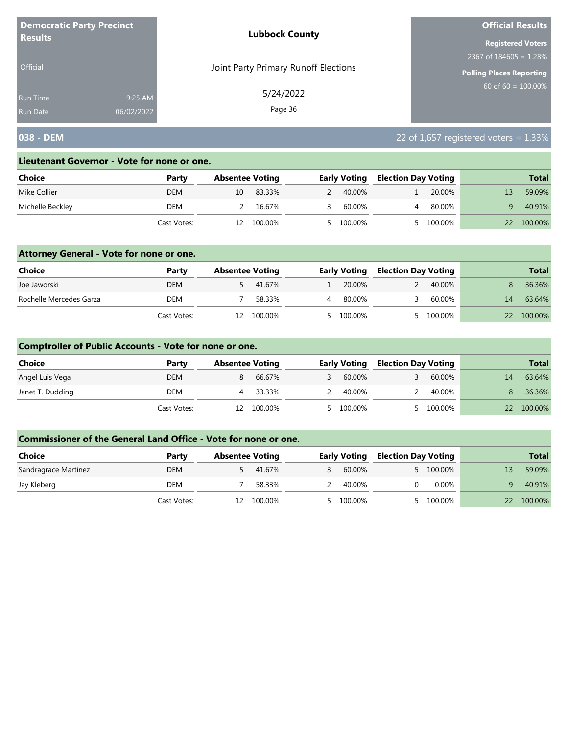| Democratic Party Precinct Results | Lubbock County | Official Results |
|---|---|---|
| Official | Joint Party Primary Runoff Elections | Registered Voters 2367 of 184605 = 1.28% |
| Run Time 9:25 AM | 5/24/2022 | Polling Places Reporting 60 of 60 = 100.00% |
| Run Date 06/02/2022 | | |

## 038 - DEM

22 of 1,657 registered voters = 1.33%

### Lieutenant Governor - Vote for none or one.

| Choice | Party | Absentee Voting | | Early Voting | | Election Day Voting | | Total | |
|---|---|---|---|---|---|---|---|---|---|
| Mike Collier | DEM | 10 | 83.33% | 2 | 40.00% | 1 | 20.00% | 13 | 59.09% |
| Michelle Beckley | DEM | 2 | 16.67% | 3 | 60.00% | 4 | 80.00% | 9 | 40.91% |
| | Cast Votes: | 12 | 100.00% | 5 | 100.00% | 5 | 100.00% | 22 | 100.00% |

### Attorney General - Vote for none or one.

| Choice | Party | Absentee Voting | | Early Voting | | Election Day Voting | | Total | |
|---|---|---|---|---|---|---|---|---|---|
| Joe Jaworski | DEM | 5 | 41.67% | 1 | 20.00% | 2 | 40.00% | 8 | 36.36% |
| Rochelle Mercedes Garza | DEM | 7 | 58.33% | 4 | 80.00% | 3 | 60.00% | 14 | 63.64% |
| | Cast Votes: | 12 | 100.00% | 5 | 100.00% | 5 | 100.00% | 22 | 100.00% |

### Comptroller of Public Accounts - Vote for none or one.

| Choice | Party | Absentee Voting | | Early Voting | | Election Day Voting | | Total | |
|---|---|---|---|---|---|---|---|---|---|
| Angel Luis Vega | DEM | 8 | 66.67% | 3 | 60.00% | 3 | 60.00% | 14 | 63.64% |
| Janet T. Dudding | DEM | 4 | 33.33% | 2 | 40.00% | 2 | 40.00% | 8 | 36.36% |
| | Cast Votes: | 12 | 100.00% | 5 | 100.00% | 5 | 100.00% | 22 | 100.00% |

### Commissioner of the General Land Office - Vote for none or one.

| Choice | Party | Absentee Voting | | Early Voting | | Election Day Voting | | Total | |
|---|---|---|---|---|---|---|---|---|---|
| Sandragrace Martinez | DEM | 5 | 41.67% | 3 | 60.00% | 5 | 100.00% | 13 | 59.09% |
| Jay Kleberg | DEM | 7 | 58.33% | 2 | 40.00% | 0 | 0.00% | 9 | 40.91% |
| | Cast Votes: | 12 | 100.00% | 5 | 100.00% | 5 | 100.00% | 22 | 100.00% |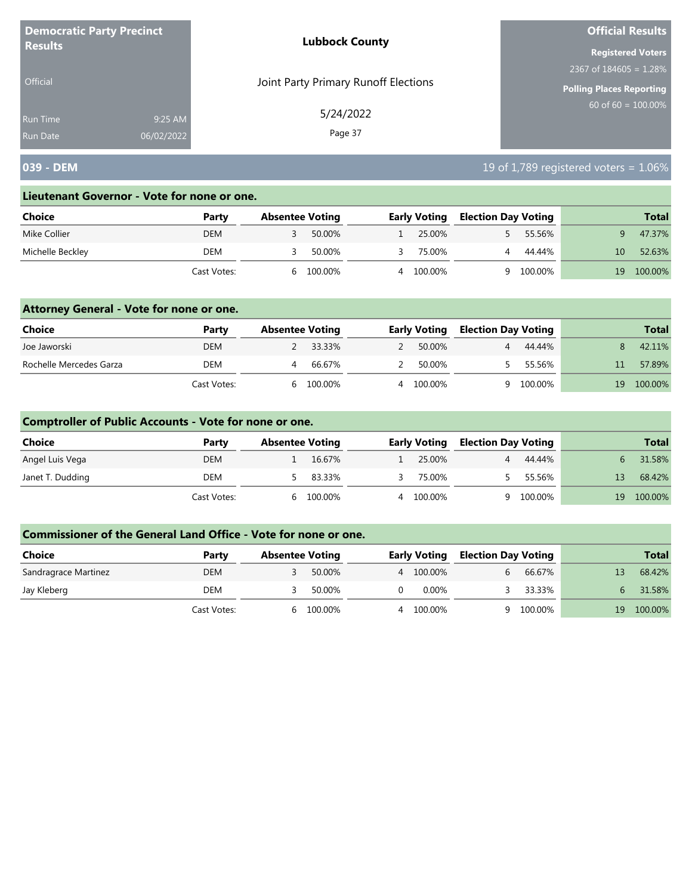**Democratic Party Precinct Results**

Official

Run Time 9:25 AM
Run Date 06/02/2022

**Lubbock County**

Joint Party Primary Runoff Elections

5/24/2022

**Official Results**

**Registered Voters**
2367 of 184605 = 1.28%

**Polling Places Reporting**
60 of 60 = 100.00%

## 039 - DEM

19 of 1,789 registered voters = 1.06%

### Lieutenant Governor - Vote for none or one.

| Choice | Party | Absentee Voting | | Early Voting | | Election Day Voting | | Total | |
|---|---|---|---|---|---|---|---|---|---|
| Mike Collier | DEM | 3 | 50.00% | 1 | 25.00% | 5 | 55.56% | 9 | 47.37% |
| Michelle Beckley | DEM | 3 | 50.00% | 3 | 75.00% | 4 | 44.44% | 10 | 52.63% |
| | Cast Votes: | 6 | 100.00% | 4 | 100.00% | 9 | 100.00% | 19 | 100.00% |

### Attorney General - Vote for none or one.

| Choice | Party | Absentee Voting | | Early Voting | | Election Day Voting | | Total | |
|---|---|---|---|---|---|---|---|---|---|
| Joe Jaworski | DEM | 2 | 33.33% | 2 | 50.00% | 4 | 44.44% | 8 | 42.11% |
| Rochelle Mercedes Garza | DEM | 4 | 66.67% | 2 | 50.00% | 5 | 55.56% | 11 | 57.89% |
| | Cast Votes: | 6 | 100.00% | 4 | 100.00% | 9 | 100.00% | 19 | 100.00% |

### Comptroller of Public Accounts - Vote for none or one.

| Choice | Party | Absentee Voting | | Early Voting | | Election Day Voting | | Total | |
|---|---|---|---|---|---|---|---|---|---|
| Angel Luis Vega | DEM | 1 | 16.67% | 1 | 25.00% | 4 | 44.44% | 6 | 31.58% |
| Janet T. Dudding | DEM | 5 | 83.33% | 3 | 75.00% | 5 | 55.56% | 13 | 68.42% |
| | Cast Votes: | 6 | 100.00% | 4 | 100.00% | 9 | 100.00% | 19 | 100.00% |

### Commissioner of the General Land Office - Vote for none or one.

| Choice | Party | Absentee Voting | | Early Voting | | Election Day Voting | | Total | |
|---|---|---|---|---|---|---|---|---|---|
| Sandragrace Martinez | DEM | 3 | 50.00% | 4 | 100.00% | 6 | 66.67% | 13 | 68.42% |
| Jay Kleberg | DEM | 3 | 50.00% | 0 | 0.00% | 3 | 33.33% | 6 | 31.58% |
| | Cast Votes: | 6 | 100.00% | 4 | 100.00% | 9 | 100.00% | 19 | 100.00% |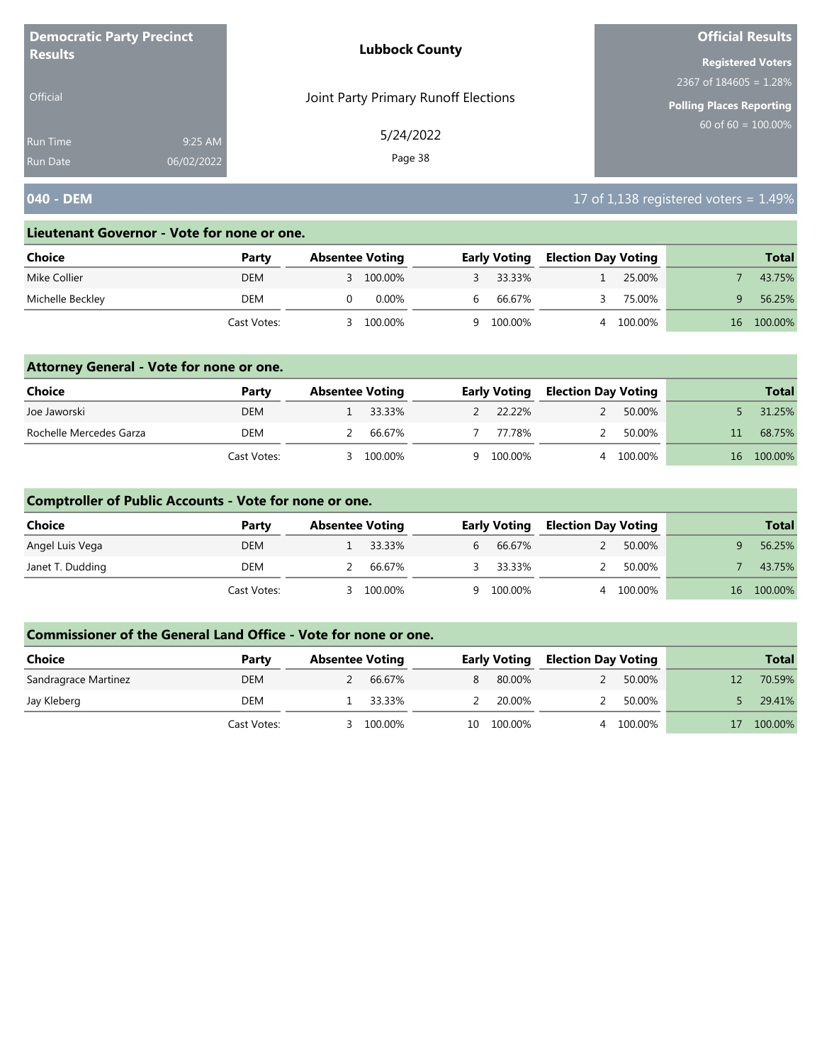Democratic Party Precinct Results

Official

Run Time 9:25 AM
Run Date 06/02/2022

**Lubbock County**

Joint Party Primary Runoff Elections

5/24/2022

**Official Results**

**Registered Voters**
2367 of 184605 = 1.28%

**Polling Places Reporting**
60 of 60 = 100.00%

## 040 - DEM

17 of 1,138 registered voters = 1.49%

### Lieutenant Governor - Vote for none or one.

| Choice | Party | Absentee Voting | | Early Voting | | Election Day Voting | | Total | |
|---|---|---|---|---|---|---|---|---|---|
| Mike Collier | DEM | 3 | 100.00% | 3 | 33.33% | 1 | 25.00% | 7 | 43.75% |
| Michelle Beckley | DEM | 0 | 0.00% | 6 | 66.67% | 3 | 75.00% | 9 | 56.25% |
| | Cast Votes: | 3 | 100.00% | 9 | 100.00% | 4 | 100.00% | 16 | 100.00% |

### Attorney General - Vote for none or one.

| Choice | Party | Absentee Voting | | Early Voting | | Election Day Voting | | Total | |
|---|---|---|---|---|---|---|---|---|---|
| Joe Jaworski | DEM | 1 | 33.33% | 2 | 22.22% | 2 | 50.00% | 5 | 31.25% |
| Rochelle Mercedes Garza | DEM | 2 | 66.67% | 7 | 77.78% | 2 | 50.00% | 11 | 68.75% |
| | Cast Votes: | 3 | 100.00% | 9 | 100.00% | 4 | 100.00% | 16 | 100.00% |

### Comptroller of Public Accounts - Vote for none or one.

| Choice | Party | Absentee Voting | | Early Voting | | Election Day Voting | | Total | |
|---|---|---|---|---|---|---|---|---|---|
| Angel Luis Vega | DEM | 1 | 33.33% | 6 | 66.67% | 2 | 50.00% | 9 | 56.25% |
| Janet T. Dudding | DEM | 2 | 66.67% | 3 | 33.33% | 2 | 50.00% | 7 | 43.75% |
| | Cast Votes: | 3 | 100.00% | 9 | 100.00% | 4 | 100.00% | 16 | 100.00% |

### Commissioner of the General Land Office - Vote for none or one.

| Choice | Party | Absentee Voting | | Early Voting | | Election Day Voting | | Total | |
|---|---|---|---|---|---|---|---|---|---|
| Sandragrace Martinez | DEM | 2 | 66.67% | 8 | 80.00% | 2 | 50.00% | 12 | 70.59% |
| Jay Kleberg | DEM | 1 | 33.33% | 2 | 20.00% | 2 | 50.00% | 5 | 29.41% |
| | Cast Votes: | 3 | 100.00% | 10 | 100.00% | 4 | 100.00% | 17 | 100.00% |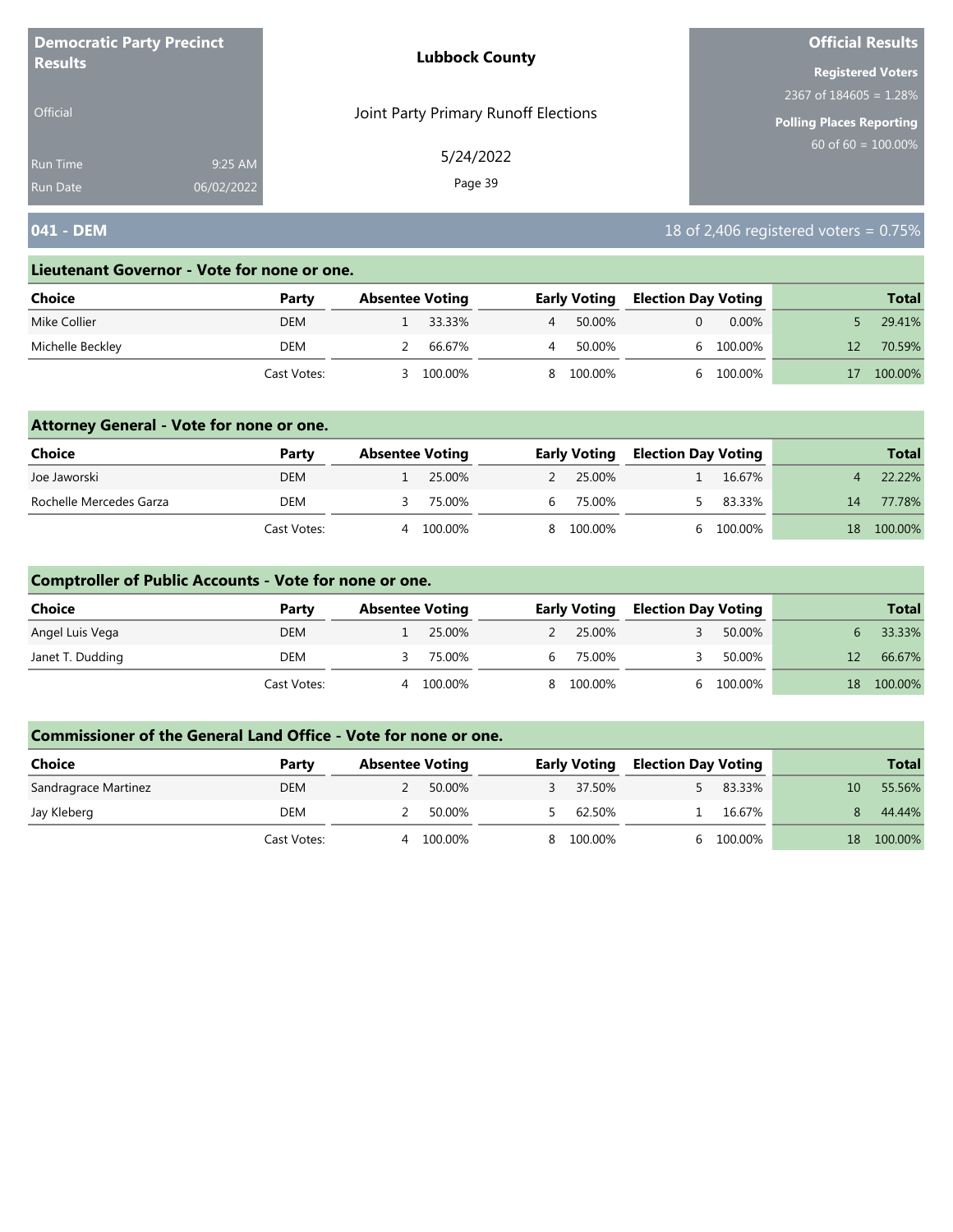**Democratic Party Precinct Results**

Official

Run Time 9:25 AM
Run Date 06/02/2022

**Lubbock County**

Joint Party Primary Runoff Elections

5/24/2022

**Official Results**

**Registered Voters**
2367 of 184605 = 1.28%

**Polling Places Reporting**
60 of 60 = 100.00%

## 041 - DEM

18 of 2,406 registered voters = 0.75%

### Lieutenant Governor - Vote for none or one.

| Choice | Party | Absentee Voting | | Early Voting | | Election Day Voting | | Total | |
|---|---|---|---|---|---|---|---|---|---|
| Mike Collier | DEM | 1 | 33.33% | 4 | 50.00% | 0 | 0.00% | 5 | 29.41% |
| Michelle Beckley | DEM | 2 | 66.67% | 4 | 50.00% | 6 | 100.00% | 12 | 70.59% |
| | Cast Votes: | 3 | 100.00% | 8 | 100.00% | 6 | 100.00% | 17 | 100.00% |

### Attorney General - Vote for none or one.

| Choice | Party | Absentee Voting | | Early Voting | | Election Day Voting | | Total | |
|---|---|---|---|---|---|---|---|---|---|
| Joe Jaworski | DEM | 1 | 25.00% | 2 | 25.00% | 1 | 16.67% | 4 | 22.22% |
| Rochelle Mercedes Garza | DEM | 3 | 75.00% | 6 | 75.00% | 5 | 83.33% | 14 | 77.78% |
| | Cast Votes: | 4 | 100.00% | 8 | 100.00% | 6 | 100.00% | 18 | 100.00% |

### Comptroller of Public Accounts - Vote for none or one.

| Choice | Party | Absentee Voting | | Early Voting | | Election Day Voting | | Total | |
|---|---|---|---|---|---|---|---|---|---|
| Angel Luis Vega | DEM | 1 | 25.00% | 2 | 25.00% | 3 | 50.00% | 6 | 33.33% |
| Janet T. Dudding | DEM | 3 | 75.00% | 6 | 75.00% | 3 | 50.00% | 12 | 66.67% |
| | Cast Votes: | 4 | 100.00% | 8 | 100.00% | 6 | 100.00% | 18 | 100.00% |

### Commissioner of the General Land Office - Vote for none or one.

| Choice | Party | Absentee Voting | | Early Voting | | Election Day Voting | | Total | |
|---|---|---|---|---|---|---|---|---|---|
| Sandragrace Martinez | DEM | 2 | 50.00% | 3 | 37.50% | 5 | 83.33% | 10 | 55.56% |
| Jay Kleberg | DEM | 2 | 50.00% | 5 | 62.50% | 1 | 16.67% | 8 | 44.44% |
| | Cast Votes: | 4 | 100.00% | 8 | 100.00% | 6 | 100.00% | 18 | 100.00% |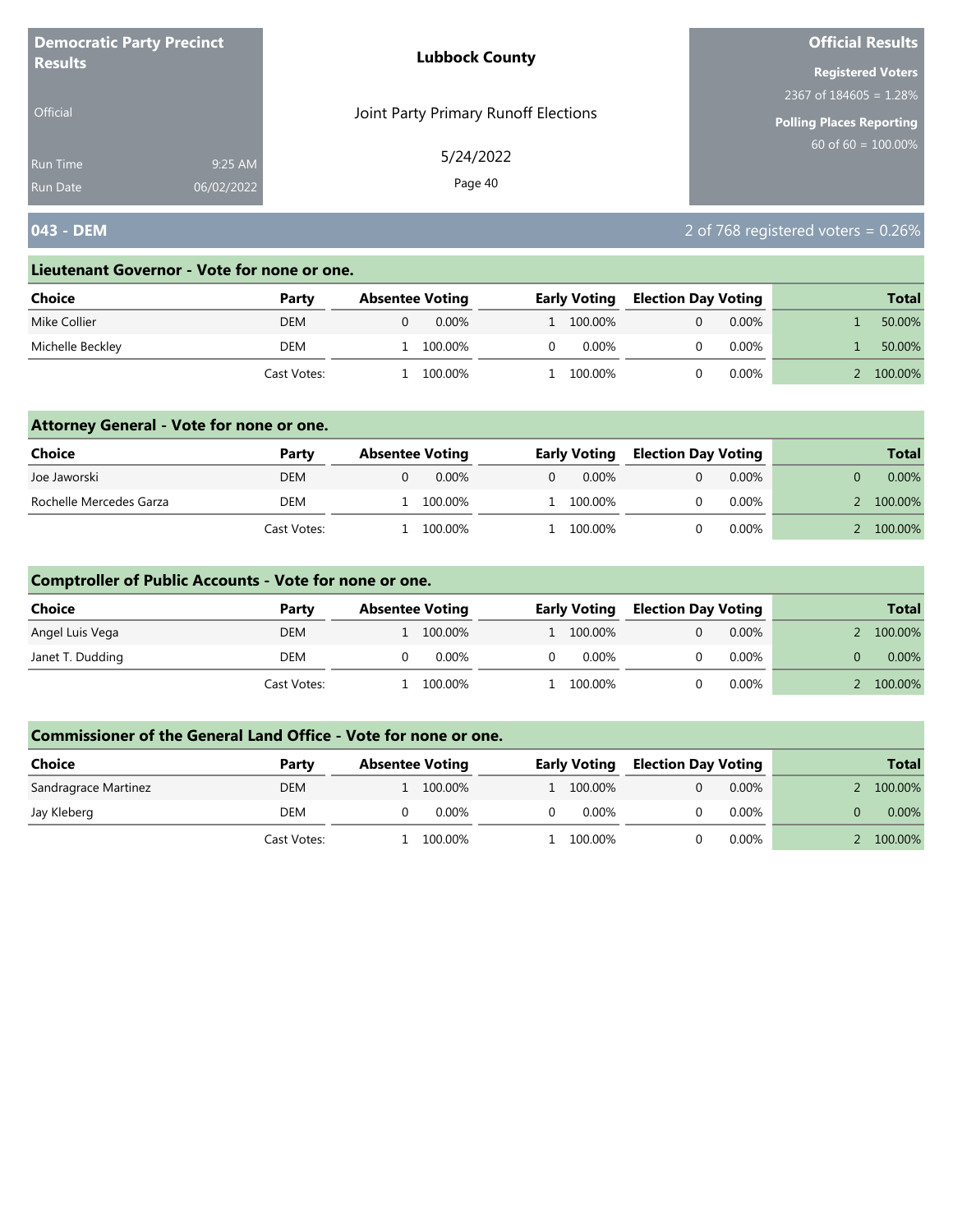**Democratic Party Precinct Results**

Official

Run Time 9:25 AM
Run Date 06/02/2022

**Lubbock County**

Joint Party Primary Runoff Elections

5/24/2022

**Official Results**

**Registered Voters**
2367 of 184605 = 1.28%

**Polling Places Reporting**
60 of 60 = 100.00%

## 043 - DEM

2 of 768 registered voters = 0.26%

### Lieutenant Governor - Vote for none or one.

| Choice | Party | Absentee Voting | | Early Voting | | Election Day Voting | | Total | |
|---|---|---|---|---|---|---|---|---|---|
| Mike Collier | DEM | 0 | 0.00% | 1 | 100.00% | 0 | 0.00% | 1 | 50.00% |
| Michelle Beckley | DEM | 1 | 100.00% | 0 | 0.00% | 0 | 0.00% | 1 | 50.00% |
| | Cast Votes: | 1 | 100.00% | 1 | 100.00% | 0 | 0.00% | 2 | 100.00% |

### Attorney General - Vote for none or one.

| Choice | Party | Absentee Voting | | Early Voting | | Election Day Voting | | Total | |
|---|---|---|---|---|---|---|---|---|---|
| Joe Jaworski | DEM | 0 | 0.00% | 0 | 0.00% | 0 | 0.00% | 0 | 0.00% |
| Rochelle Mercedes Garza | DEM | 1 | 100.00% | 1 | 100.00% | 0 | 0.00% | 2 | 100.00% |
| | Cast Votes: | 1 | 100.00% | 1 | 100.00% | 0 | 0.00% | 2 | 100.00% |

### Comptroller of Public Accounts - Vote for none or one.

| Choice | Party | Absentee Voting | | Early Voting | | Election Day Voting | | Total | |
|---|---|---|---|---|---|---|---|---|---|
| Angel Luis Vega | DEM | 1 | 100.00% | 1 | 100.00% | 0 | 0.00% | 2 | 100.00% |
| Janet T. Dudding | DEM | 0 | 0.00% | 0 | 0.00% | 0 | 0.00% | 0 | 0.00% |
| | Cast Votes: | 1 | 100.00% | 1 | 100.00% | 0 | 0.00% | 2 | 100.00% |

### Commissioner of the General Land Office - Vote for none or one.

| Choice | Party | Absentee Voting | | Early Voting | | Election Day Voting | | Total | |
|---|---|---|---|---|---|---|---|---|---|
| Sandragrace Martinez | DEM | 1 | 100.00% | 1 | 100.00% | 0 | 0.00% | 2 | 100.00% |
| Jay Kleberg | DEM | 0 | 0.00% | 0 | 0.00% | 0 | 0.00% | 0 | 0.00% |
| | Cast Votes: | 1 | 100.00% | 1 | 100.00% | 0 | 0.00% | 2 | 100.00% |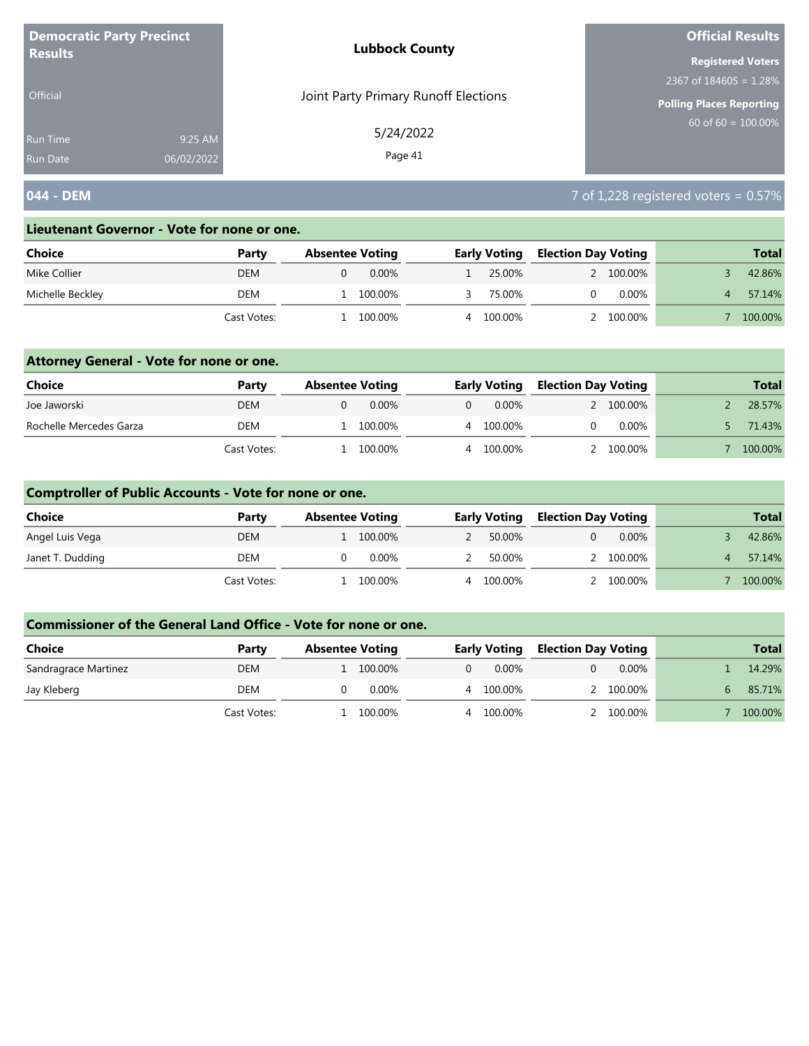**Democratic Party Precinct Results**

Official

Run Time 9:25 AM
Run Date 06/02/2022

**Lubbock County**

Joint Party Primary Runoff Elections

5/24/2022

**Official Results**

**Registered Voters**
2367 of 184605 = 1.28%

**Polling Places Reporting**
60 of 60 = 100.00%

## 044 - DEM

7 of 1,228 registered voters = 0.57%

### Lieutenant Governor - Vote for none or one.

| Choice | Party | Absentee Voting | | Early Voting | | Election Day Voting | | Total | |
|---|---|---|---|---|---|---|---|---|---|
| Mike Collier | DEM | 0 | 0.00% | 1 | 25.00% | 2 | 100.00% | 3 | 42.86% |
| Michelle Beckley | DEM | 1 | 100.00% | 3 | 75.00% | 0 | 0.00% | 4 | 57.14% |
| | Cast Votes: | 1 | 100.00% | 4 | 100.00% | 2 | 100.00% | 7 | 100.00% |

### Attorney General - Vote for none or one.

| Choice | Party | Absentee Voting | | Early Voting | | Election Day Voting | | Total | |
|---|---|---|---|---|---|---|---|---|---|
| Joe Jaworski | DEM | 0 | 0.00% | 0 | 0.00% | 2 | 100.00% | 2 | 28.57% |
| Rochelle Mercedes Garza | DEM | 1 | 100.00% | 4 | 100.00% | 0 | 0.00% | 5 | 71.43% |
| | Cast Votes: | 1 | 100.00% | 4 | 100.00% | 2 | 100.00% | 7 | 100.00% |

### Comptroller of Public Accounts - Vote for none or one.

| Choice | Party | Absentee Voting | | Early Voting | | Election Day Voting | | Total | |
|---|---|---|---|---|---|---|---|---|---|
| Angel Luis Vega | DEM | 1 | 100.00% | 2 | 50.00% | 0 | 0.00% | 3 | 42.86% |
| Janet T. Dudding | DEM | 0 | 0.00% | 2 | 50.00% | 2 | 100.00% | 4 | 57.14% |
| | Cast Votes: | 1 | 100.00% | 4 | 100.00% | 2 | 100.00% | 7 | 100.00% |

### Commissioner of the General Land Office - Vote for none or one.

| Choice | Party | Absentee Voting | | Early Voting | | Election Day Voting | | Total | |
|---|---|---|---|---|---|---|---|---|---|
| Sandragrace Martinez | DEM | 1 | 100.00% | 0 | 0.00% | 0 | 0.00% | 1 | 14.29% |
| Jay Kleberg | DEM | 0 | 0.00% | 4 | 100.00% | 2 | 100.00% | 6 | 85.71% |
| | Cast Votes: | 1 | 100.00% | 4 | 100.00% | 2 | 100.00% | 7 | 100.00% |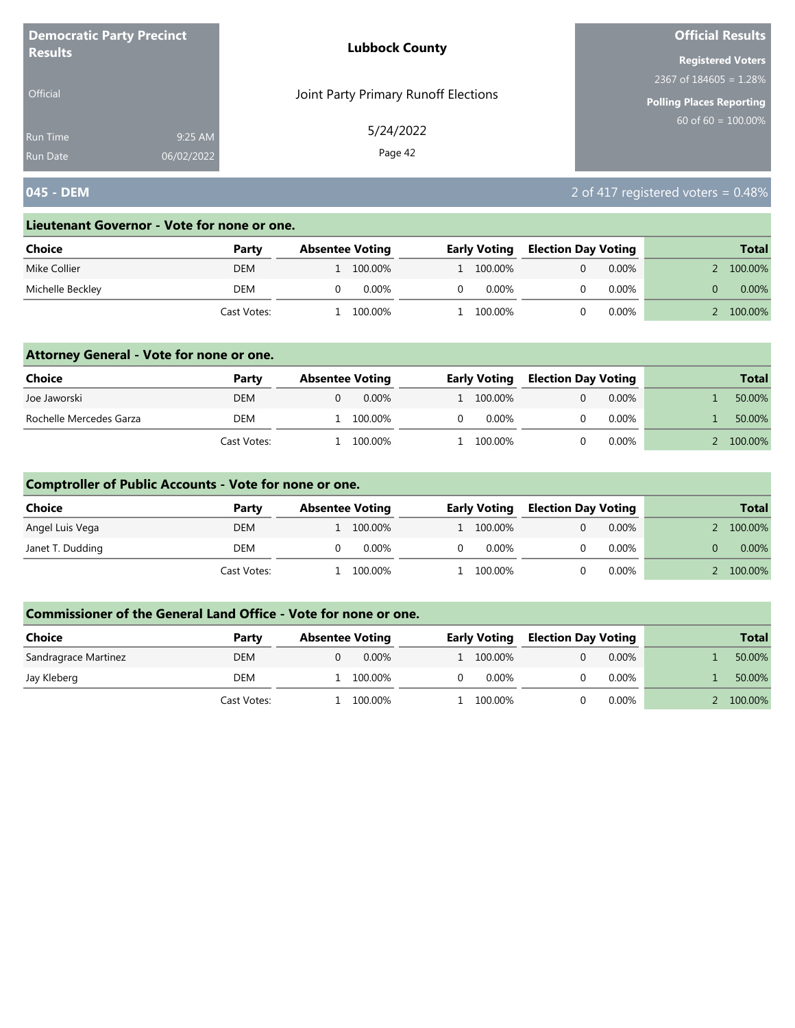**Democratic Party Precinct Results**

Official

Run Time 9:25 AM
Run Date 06/02/2022

**Lubbock County**

Joint Party Primary Runoff Elections

5/24/2022

**Official Results**

**Registered Voters**
2367 of 184605 = 1.28%

**Polling Places Reporting**
60 of 60 = 100.00%

## 045 - DEM

2 of 417 registered voters = 0.48%

### Lieutenant Governor - Vote for none or one.

| Choice | Party | Absentee Voting | | Early Voting | | Election Day Voting | | Total | |
|---|---|---|---|---|---|---|---|---|---|
| Mike Collier | DEM | 1 | 100.00% | 1 | 100.00% | 0 | 0.00% | 2 | 100.00% |
| Michelle Beckley | DEM | 0 | 0.00% | 0 | 0.00% | 0 | 0.00% | 0 | 0.00% |
| | Cast Votes: | 1 | 100.00% | 1 | 100.00% | 0 | 0.00% | 2 | 100.00% |

### Attorney General - Vote for none or one.

| Choice | Party | Absentee Voting | | Early Voting | | Election Day Voting | | Total | |
|---|---|---|---|---|---|---|---|---|---|
| Joe Jaworski | DEM | 0 | 0.00% | 1 | 100.00% | 0 | 0.00% | 1 | 50.00% |
| Rochelle Mercedes Garza | DEM | 1 | 100.00% | 0 | 0.00% | 0 | 0.00% | 1 | 50.00% |
| | Cast Votes: | 1 | 100.00% | 1 | 100.00% | 0 | 0.00% | 2 | 100.00% |

### Comptroller of Public Accounts - Vote for none or one.

| Choice | Party | Absentee Voting | | Early Voting | | Election Day Voting | | Total | |
|---|---|---|---|---|---|---|---|---|---|
| Angel Luis Vega | DEM | 1 | 100.00% | 1 | 100.00% | 0 | 0.00% | 2 | 100.00% |
| Janet T. Dudding | DEM | 0 | 0.00% | 0 | 0.00% | 0 | 0.00% | 0 | 0.00% |
| | Cast Votes: | 1 | 100.00% | 1 | 100.00% | 0 | 0.00% | 2 | 100.00% |

### Commissioner of the General Land Office - Vote for none or one.

| Choice | Party | Absentee Voting | | Early Voting | | Election Day Voting | | Total | |
|---|---|---|---|---|---|---|---|---|---|
| Sandragrace Martinez | DEM | 0 | 0.00% | 1 | 100.00% | 0 | 0.00% | 1 | 50.00% |
| Jay Kleberg | DEM | 1 | 100.00% | 0 | 0.00% | 0 | 0.00% | 1 | 50.00% |
| | Cast Votes: | 1 | 100.00% | 1 | 100.00% | 0 | 0.00% | 2 | 100.00% |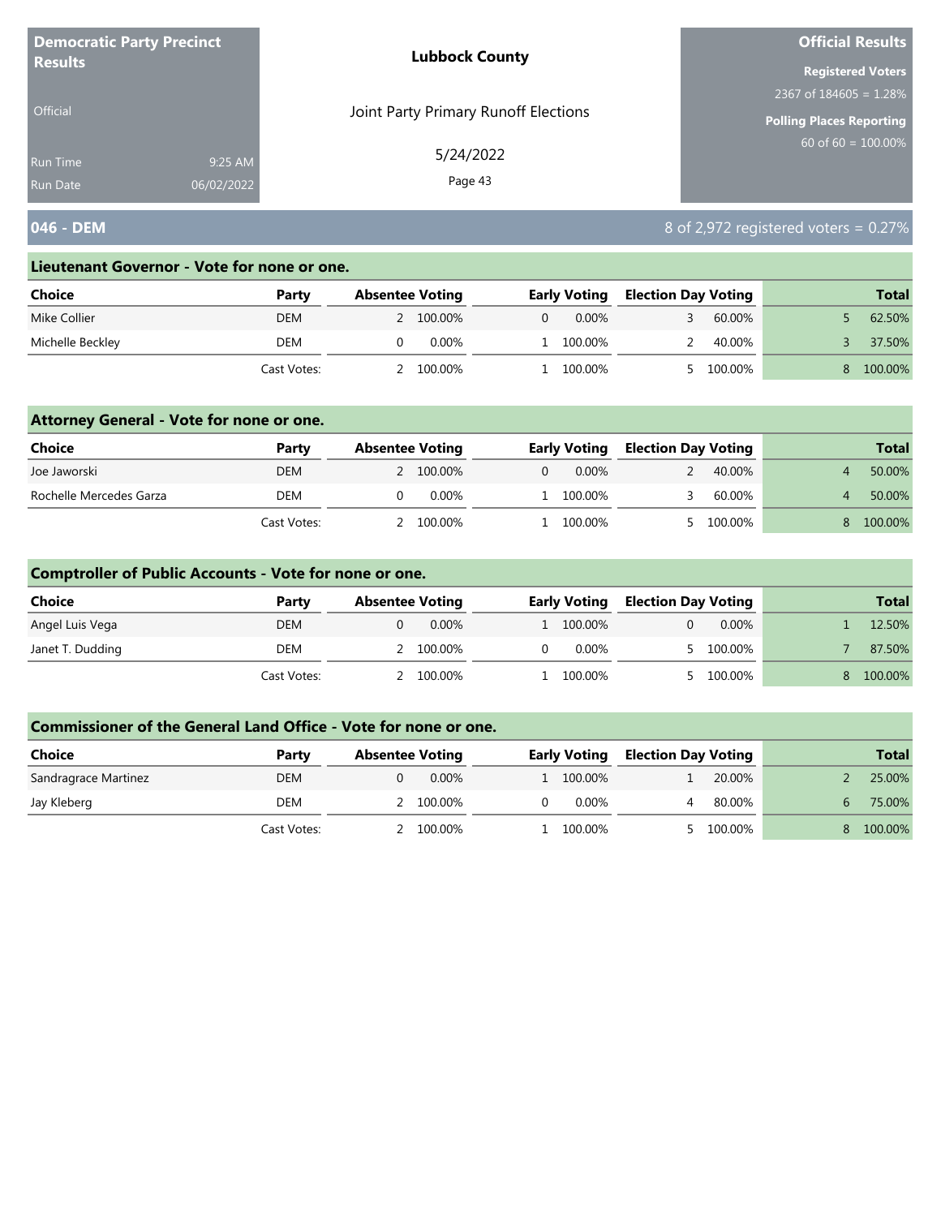**Democratic Party Precinct Results**

Official

Run Time 9:25 AM
Run Date 06/02/2022

**Lubbock County**

Joint Party Primary Runoff Elections

5/24/2022

**Official Results**

**Registered Voters**
2367 of 184605 = 1.28%

**Polling Places Reporting**
60 of 60 = 100.00%

## 046 - DEM

8 of 2,972 registered voters = 0.27%

### Lieutenant Governor - Vote for none or one.

| Choice | Party | Absentee Voting | | Early Voting | | Election Day Voting | | Total | |
|---|---|---|---|---|---|---|---|---|---|
| Mike Collier | DEM | 2 | 100.00% | 0 | 0.00% | 3 | 60.00% | 5 | 62.50% |
| Michelle Beckley | DEM | 0 | 0.00% | 1 | 100.00% | 2 | 40.00% | 3 | 37.50% |
| | Cast Votes: | 2 | 100.00% | 1 | 100.00% | 5 | 100.00% | 8 | 100.00% |

### Attorney General - Vote for none or one.

| Choice | Party | Absentee Voting | | Early Voting | | Election Day Voting | | Total | |
|---|---|---|---|---|---|---|---|---|---|
| Joe Jaworski | DEM | 2 | 100.00% | 0 | 0.00% | 2 | 40.00% | 4 | 50.00% |
| Rochelle Mercedes Garza | DEM | 0 | 0.00% | 1 | 100.00% | 3 | 60.00% | 4 | 50.00% |
| | Cast Votes: | 2 | 100.00% | 1 | 100.00% | 5 | 100.00% | 8 | 100.00% |

### Comptroller of Public Accounts - Vote for none or one.

| Choice | Party | Absentee Voting | | Early Voting | | Election Day Voting | | Total | |
|---|---|---|---|---|---|---|---|---|---|
| Angel Luis Vega | DEM | 0 | 0.00% | 1 | 100.00% | 0 | 0.00% | 1 | 12.50% |
| Janet T. Dudding | DEM | 2 | 100.00% | 0 | 0.00% | 5 | 100.00% | 7 | 87.50% |
| | Cast Votes: | 2 | 100.00% | 1 | 100.00% | 5 | 100.00% | 8 | 100.00% |

### Commissioner of the General Land Office - Vote for none or one.

| Choice | Party | Absentee Voting | | Early Voting | | Election Day Voting | | Total | |
|---|---|---|---|---|---|---|---|---|---|
| Sandragrace Martinez | DEM | 0 | 0.00% | 1 | 100.00% | 1 | 20.00% | 2 | 25.00% |
| Jay Kleberg | DEM | 2 | 100.00% | 0 | 0.00% | 4 | 80.00% | 6 | 75.00% |
| | Cast Votes: | 2 | 100.00% | 1 | 100.00% | 5 | 100.00% | 8 | 100.00% |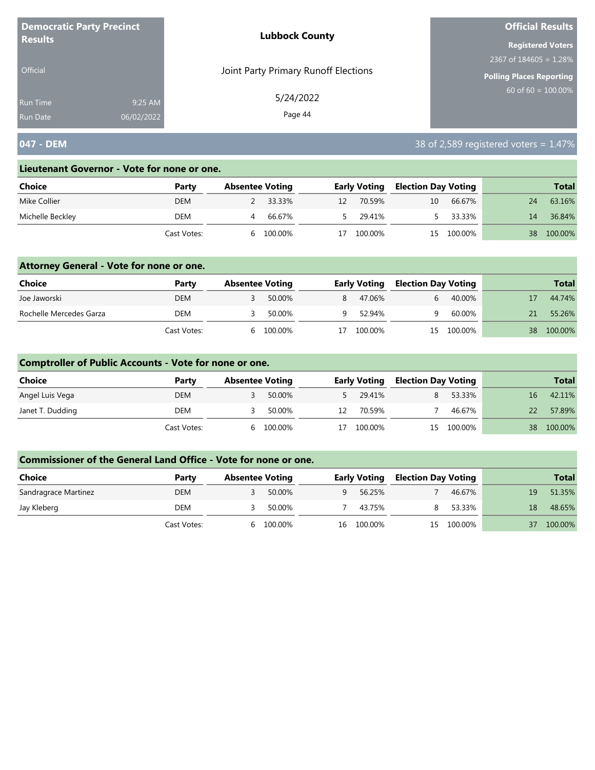**Democratic Party Precinct Results**

Official

Run Time 9:25 AM
Run Date 06/02/2022

**Lubbock County**

Joint Party Primary Runoff Elections

5/24/2022

**Official Results**

**Registered Voters**
2367 of 184605 = 1.28%

**Polling Places Reporting**
60 of 60 = 100.00%

## 047 - DEM

38 of 2,589 registered voters = 1.47%

### Lieutenant Governor - Vote for none or one.

| Choice | Party | Absentee Voting | | Early Voting | | Election Day Voting | | Total | |
|---|---|---|---|---|---|---|---|---|---|
| Mike Collier | DEM | 2 | 33.33% | 12 | 70.59% | 10 | 66.67% | 24 | 63.16% |
| Michelle Beckley | DEM | 4 | 66.67% | 5 | 29.41% | 5 | 33.33% | 14 | 36.84% |
| | Cast Votes: | 6 | 100.00% | 17 | 100.00% | 15 | 100.00% | 38 | 100.00% |

### Attorney General - Vote for none or one.

| Choice | Party | Absentee Voting | | Early Voting | | Election Day Voting | | Total | |
|---|---|---|---|---|---|---|---|---|---|
| Joe Jaworski | DEM | 3 | 50.00% | 8 | 47.06% | 6 | 40.00% | 17 | 44.74% |
| Rochelle Mercedes Garza | DEM | 3 | 50.00% | 9 | 52.94% | 9 | 60.00% | 21 | 55.26% |
| | Cast Votes: | 6 | 100.00% | 17 | 100.00% | 15 | 100.00% | 38 | 100.00% |

### Comptroller of Public Accounts - Vote for none or one.

| Choice | Party | Absentee Voting | | Early Voting | | Election Day Voting | | Total | |
|---|---|---|---|---|---|---|---|---|---|
| Angel Luis Vega | DEM | 3 | 50.00% | 5 | 29.41% | 8 | 53.33% | 16 | 42.11% |
| Janet T. Dudding | DEM | 3 | 50.00% | 12 | 70.59% | 7 | 46.67% | 22 | 57.89% |
| | Cast Votes: | 6 | 100.00% | 17 | 100.00% | 15 | 100.00% | 38 | 100.00% |

### Commissioner of the General Land Office - Vote for none or one.

| Choice | Party | Absentee Voting | | Early Voting | | Election Day Voting | | Total | |
|---|---|---|---|---|---|---|---|---|---|
| Sandragrace Martinez | DEM | 3 | 50.00% | 9 | 56.25% | 7 | 46.67% | 19 | 51.35% |
| Jay Kleberg | DEM | 3 | 50.00% | 7 | 43.75% | 8 | 53.33% | 18 | 48.65% |
| | Cast Votes: | 6 | 100.00% | 16 | 100.00% | 15 | 100.00% | 37 | 100.00% |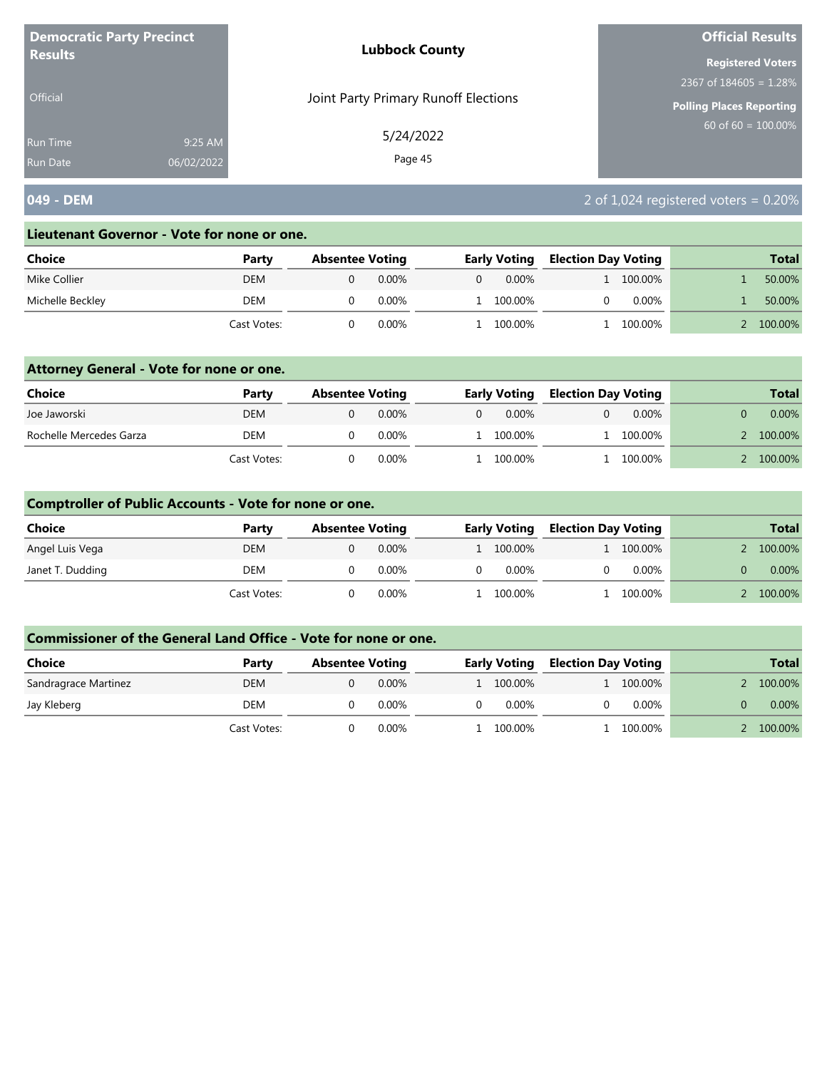**Democratic Party Precinct Results**

Official

Run Time 9:25 AM
Run Date 06/02/2022

**Lubbock County**

Joint Party Primary Runoff Elections

5/24/2022

**Official Results**

**Registered Voters**
2367 of 184605 = 1.28%

**Polling Places Reporting**
60 of 60 = 100.00%

## 049 - DEM

2 of 1,024 registered voters = 0.20%

### Lieutenant Governor - Vote for none or one.

| Choice | Party | Absentee Voting | | Early Voting | | Election Day Voting | | Total | |
|---|---|---|---|---|---|---|---|---|---|
| Mike Collier | DEM | 0 | 0.00% | 0 | 0.00% | 1 | 100.00% | 1 | 50.00% |
| Michelle Beckley | DEM | 0 | 0.00% | 1 | 100.00% | 0 | 0.00% | 1 | 50.00% |
| | Cast Votes: | 0 | 0.00% | 1 | 100.00% | 1 | 100.00% | 2 | 100.00% |

### Attorney General - Vote for none or one.

| Choice | Party | Absentee Voting | | Early Voting | | Election Day Voting | | Total | |
|---|---|---|---|---|---|---|---|---|---|
| Joe Jaworski | DEM | 0 | 0.00% | 0 | 0.00% | 0 | 0.00% | 0 | 0.00% |
| Rochelle Mercedes Garza | DEM | 0 | 0.00% | 1 | 100.00% | 1 | 100.00% | 2 | 100.00% |
| | Cast Votes: | 0 | 0.00% | 1 | 100.00% | 1 | 100.00% | 2 | 100.00% |

### Comptroller of Public Accounts - Vote for none or one.

| Choice | Party | Absentee Voting | | Early Voting | | Election Day Voting | | Total | |
|---|---|---|---|---|---|---|---|---|---|
| Angel Luis Vega | DEM | 0 | 0.00% | 1 | 100.00% | 1 | 100.00% | 2 | 100.00% |
| Janet T. Dudding | DEM | 0 | 0.00% | 0 | 0.00% | 0 | 0.00% | 0 | 0.00% |
| | Cast Votes: | 0 | 0.00% | 1 | 100.00% | 1 | 100.00% | 2 | 100.00% |

### Commissioner of the General Land Office - Vote for none or one.

| Choice | Party | Absentee Voting | | Early Voting | | Election Day Voting | | Total | |
|---|---|---|---|---|---|---|---|---|---|
| Sandragrace Martinez | DEM | 0 | 0.00% | 1 | 100.00% | 1 | 100.00% | 2 | 100.00% |
| Jay Kleberg | DEM | 0 | 0.00% | 0 | 0.00% | 0 | 0.00% | 0 | 0.00% |
| | Cast Votes: | 0 | 0.00% | 1 | 100.00% | 1 | 100.00% | 2 | 100.00% |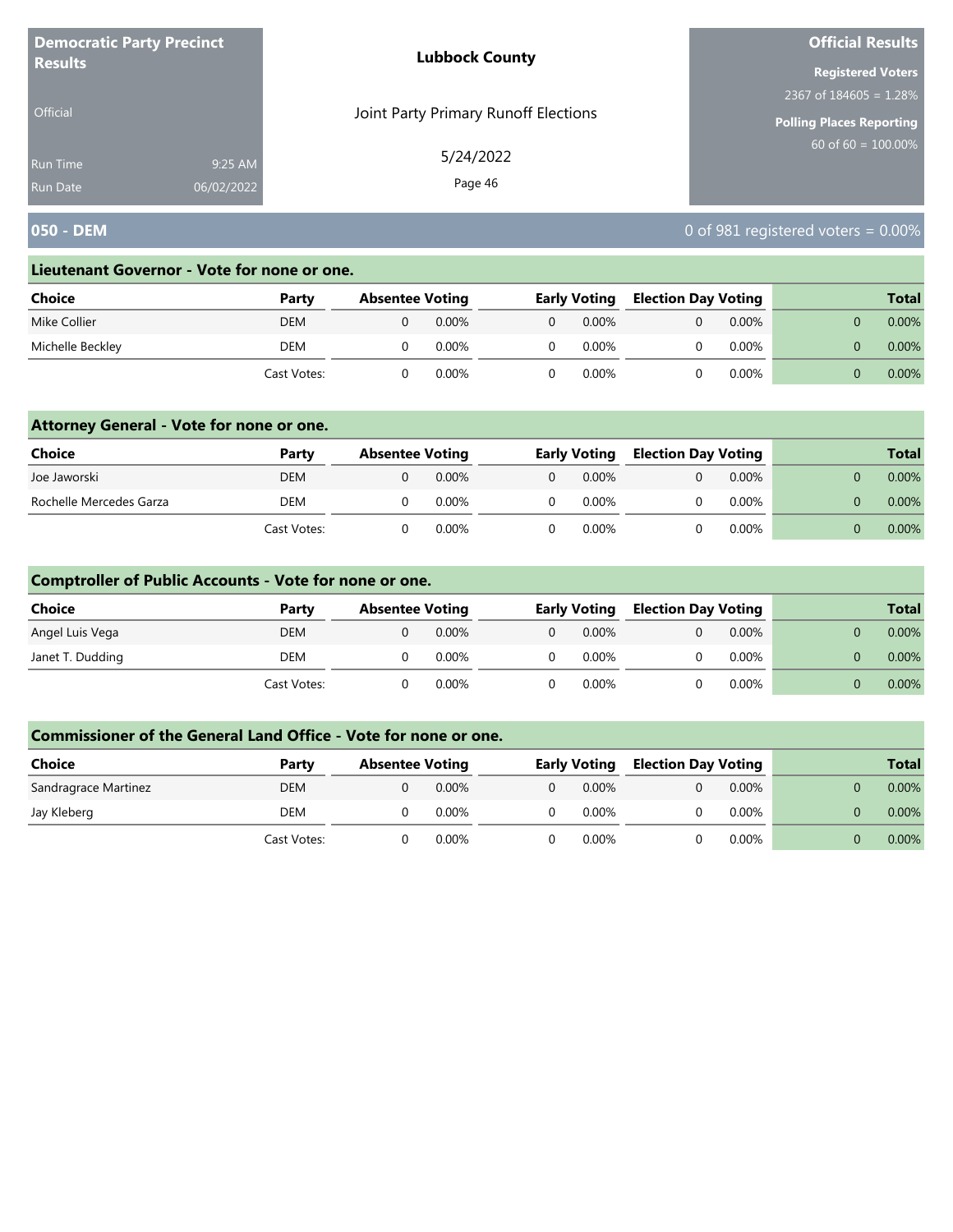**Democratic Party Precinct Results**

Official

Run Time 9:25 AM
Run Date 06/02/2022

**Lubbock County**

Joint Party Primary Runoff Elections

5/24/2022

**Official Results**

**Registered Voters**
2367 of 184605 = 1.28%

**Polling Places Reporting**
60 of 60 = 100.00%

## 050 - DEM

0 of 981 registered voters = 0.00%

### Lieutenant Governor - Vote for none or one.

| Choice | Party | Absentee Voting | | Early Voting | | Election Day Voting | | Total | |
|---|---|---|---|---|---|---|---|---|---|
| Mike Collier | DEM | 0 | 0.00% | 0 | 0.00% | 0 | 0.00% | 0 | 0.00% |
| Michelle Beckley | DEM | 0 | 0.00% | 0 | 0.00% | 0 | 0.00% | 0 | 0.00% |
| | Cast Votes: | 0 | 0.00% | 0 | 0.00% | 0 | 0.00% | 0 | 0.00% |

### Attorney General - Vote for none or one.

| Choice | Party | Absentee Voting | | Early Voting | | Election Day Voting | | Total | |
|---|---|---|---|---|---|---|---|---|---|
| Joe Jaworski | DEM | 0 | 0.00% | 0 | 0.00% | 0 | 0.00% | 0 | 0.00% |
| Rochelle Mercedes Garza | DEM | 0 | 0.00% | 0 | 0.00% | 0 | 0.00% | 0 | 0.00% |
| | Cast Votes: | 0 | 0.00% | 0 | 0.00% | 0 | 0.00% | 0 | 0.00% |

### Comptroller of Public Accounts - Vote for none or one.

| Choice | Party | Absentee Voting | | Early Voting | | Election Day Voting | | Total | |
|---|---|---|---|---|---|---|---|---|---|
| Angel Luis Vega | DEM | 0 | 0.00% | 0 | 0.00% | 0 | 0.00% | 0 | 0.00% |
| Janet T. Dudding | DEM | 0 | 0.00% | 0 | 0.00% | 0 | 0.00% | 0 | 0.00% |
| | Cast Votes: | 0 | 0.00% | 0 | 0.00% | 0 | 0.00% | 0 | 0.00% |

### Commissioner of the General Land Office - Vote for none or one.

| Choice | Party | Absentee Voting | | Early Voting | | Election Day Voting | | Total | |
|---|---|---|---|---|---|---|---|---|---|
| Sandragrace Martinez | DEM | 0 | 0.00% | 0 | 0.00% | 0 | 0.00% | 0 | 0.00% |
| Jay Kleberg | DEM | 0 | 0.00% | 0 | 0.00% | 0 | 0.00% | 0 | 0.00% |
| | Cast Votes: | 0 | 0.00% | 0 | 0.00% | 0 | 0.00% | 0 | 0.00% |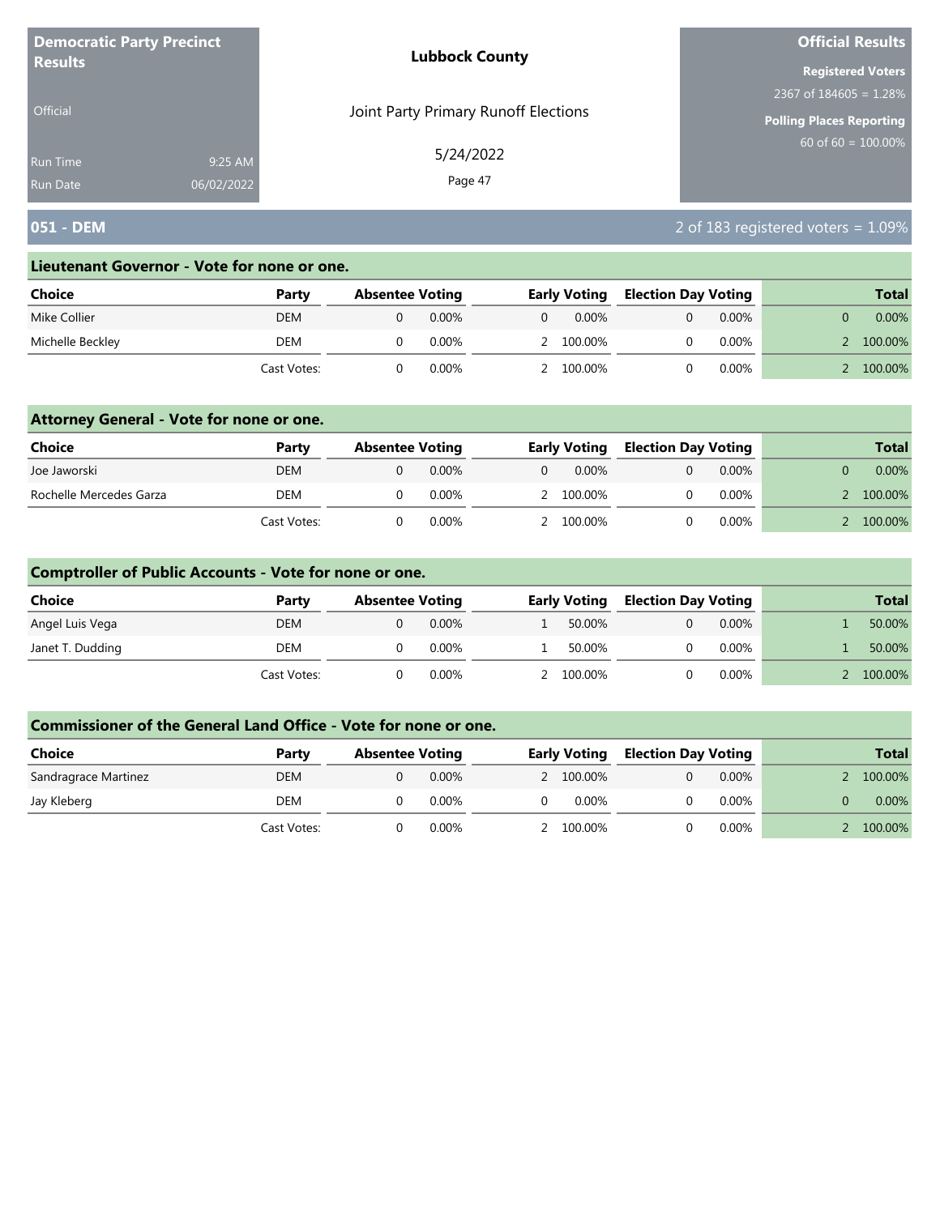**Democratic Party Precinct Results**

Official

Run Time 9:25 AM
Run Date 06/02/2022

**Lubbock County**

Joint Party Primary Runoff Elections

5/24/2022

**Official Results**

**Registered Voters**
2367 of 184605 = 1.28%

**Polling Places Reporting**
60 of 60 = 100.00%

## 051 - DEM

2 of 183 registered voters = 1.09%

### Lieutenant Governor - Vote for none or one.

| Choice | Party | Absentee Voting | | Early Voting | | Election Day Voting | | Total | |
|---|---|---|---|---|---|---|---|---|---|
| Mike Collier | DEM | 0 | 0.00% | 0 | 0.00% | 0 | 0.00% | 0 | 0.00% |
| Michelle Beckley | DEM | 0 | 0.00% | 2 | 100.00% | 0 | 0.00% | 2 | 100.00% |
| | Cast Votes: | 0 | 0.00% | 2 | 100.00% | 0 | 0.00% | 2 | 100.00% |

### Attorney General - Vote for none or one.

| Choice | Party | Absentee Voting | | Early Voting | | Election Day Voting | | Total | |
|---|---|---|---|---|---|---|---|---|---|
| Joe Jaworski | DEM | 0 | 0.00% | 0 | 0.00% | 0 | 0.00% | 0 | 0.00% |
| Rochelle Mercedes Garza | DEM | 0 | 0.00% | 2 | 100.00% | 0 | 0.00% | 2 | 100.00% |
| | Cast Votes: | 0 | 0.00% | 2 | 100.00% | 0 | 0.00% | 2 | 100.00% |

### Comptroller of Public Accounts - Vote for none or one.

| Choice | Party | Absentee Voting | | Early Voting | | Election Day Voting | | Total | |
|---|---|---|---|---|---|---|---|---|---|
| Angel Luis Vega | DEM | 0 | 0.00% | 1 | 50.00% | 0 | 0.00% | 1 | 50.00% |
| Janet T. Dudding | DEM | 0 | 0.00% | 1 | 50.00% | 0 | 0.00% | 1 | 50.00% |
| | Cast Votes: | 0 | 0.00% | 2 | 100.00% | 0 | 0.00% | 2 | 100.00% |

### Commissioner of the General Land Office - Vote for none or one.

| Choice | Party | Absentee Voting | | Early Voting | | Election Day Voting | | Total | |
|---|---|---|---|---|---|---|---|---|---|
| Sandragrace Martinez | DEM | 0 | 0.00% | 2 | 100.00% | 0 | 0.00% | 2 | 100.00% |
| Jay Kleberg | DEM | 0 | 0.00% | 0 | 0.00% | 0 | 0.00% | 0 | 0.00% |
| | Cast Votes: | 0 | 0.00% | 2 | 100.00% | 0 | 0.00% | 2 | 100.00% |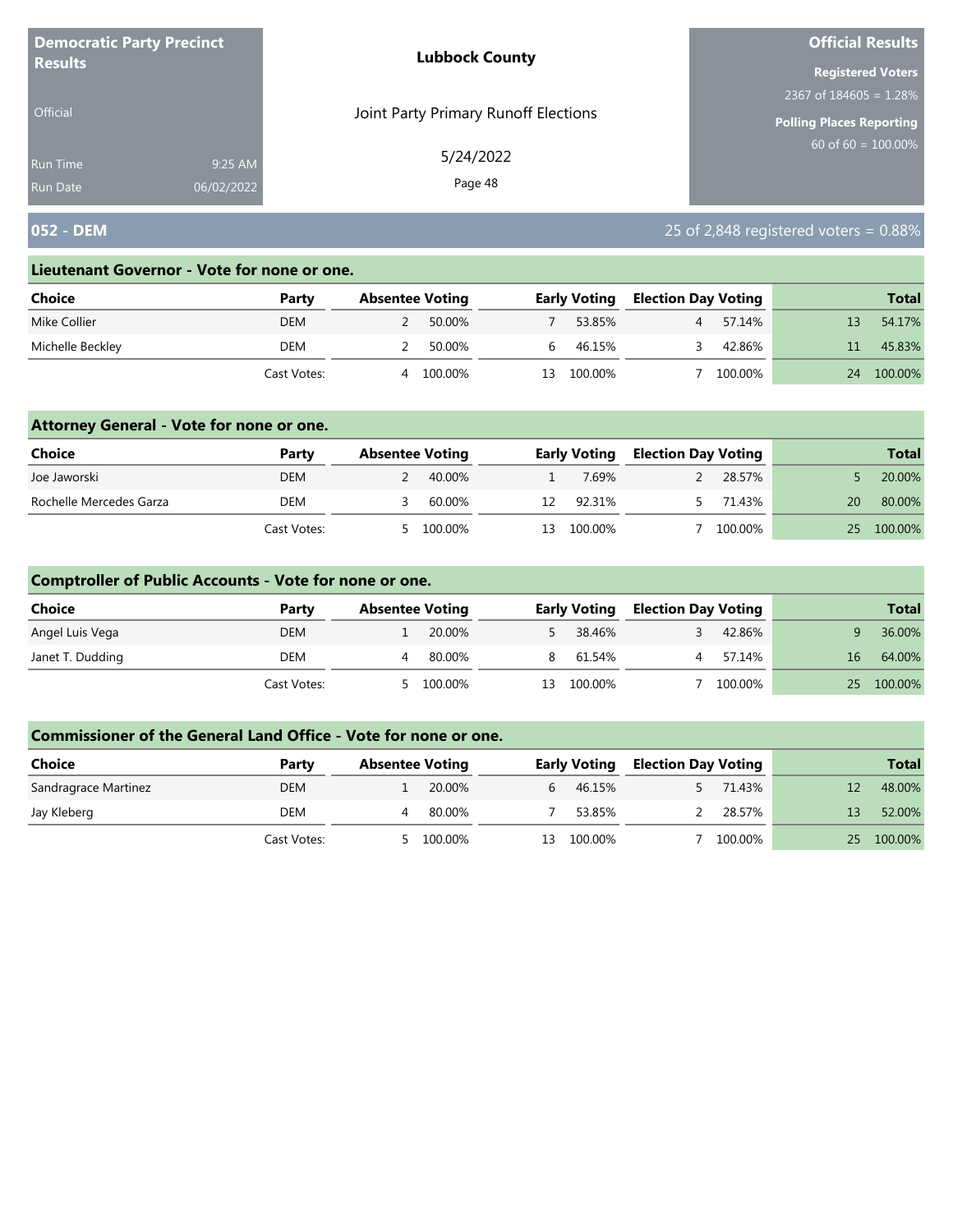**Democratic Party Precinct Results**

Official

Run Time 9:25 AM
Run Date 06/02/2022

**Lubbock County**

Joint Party Primary Runoff Elections

5/24/2022

**Official Results**

**Registered Voters**
2367 of 184605 = 1.28%

**Polling Places Reporting**
60 of 60 = 100.00%

## 052 - DEM

25 of 2,848 registered voters = 0.88%

### Lieutenant Governor - Vote for none or one.

| Choice | Party | Absentee Voting | | Early Voting | | Election Day Voting | | Total | |
|---|---|---|---|---|---|---|---|---|---|
| Mike Collier | DEM | 2 | 50.00% | 7 | 53.85% | 4 | 57.14% | 13 | 54.17% |
| Michelle Beckley | DEM | 2 | 50.00% | 6 | 46.15% | 3 | 42.86% | 11 | 45.83% |
| | Cast Votes: | 4 | 100.00% | 13 | 100.00% | 7 | 100.00% | 24 | 100.00% |

### Attorney General - Vote for none or one.

| Choice | Party | Absentee Voting | | Early Voting | | Election Day Voting | | Total | |
|---|---|---|---|---|---|---|---|---|---|
| Joe Jaworski | DEM | 2 | 40.00% | 1 | 7.69% | 2 | 28.57% | 5 | 20.00% |
| Rochelle Mercedes Garza | DEM | 3 | 60.00% | 12 | 92.31% | 5 | 71.43% | 20 | 80.00% |
| | Cast Votes: | 5 | 100.00% | 13 | 100.00% | 7 | 100.00% | 25 | 100.00% |

### Comptroller of Public Accounts - Vote for none or one.

| Choice | Party | Absentee Voting | | Early Voting | | Election Day Voting | | Total | |
|---|---|---|---|---|---|---|---|---|---|
| Angel Luis Vega | DEM | 1 | 20.00% | 5 | 38.46% | 3 | 42.86% | 9 | 36.00% |
| Janet T. Dudding | DEM | 4 | 80.00% | 8 | 61.54% | 4 | 57.14% | 16 | 64.00% |
| | Cast Votes: | 5 | 100.00% | 13 | 100.00% | 7 | 100.00% | 25 | 100.00% |

### Commissioner of the General Land Office - Vote for none or one.

| Choice | Party | Absentee Voting | | Early Voting | | Election Day Voting | | Total | |
|---|---|---|---|---|---|---|---|---|---|
| Sandragrace Martinez | DEM | 1 | 20.00% | 6 | 46.15% | 5 | 71.43% | 12 | 48.00% |
| Jay Kleberg | DEM | 4 | 80.00% | 7 | 53.85% | 2 | 28.57% | 13 | 52.00% |
| | Cast Votes: | 5 | 100.00% | 13 | 100.00% | 7 | 100.00% | 25 | 100.00% |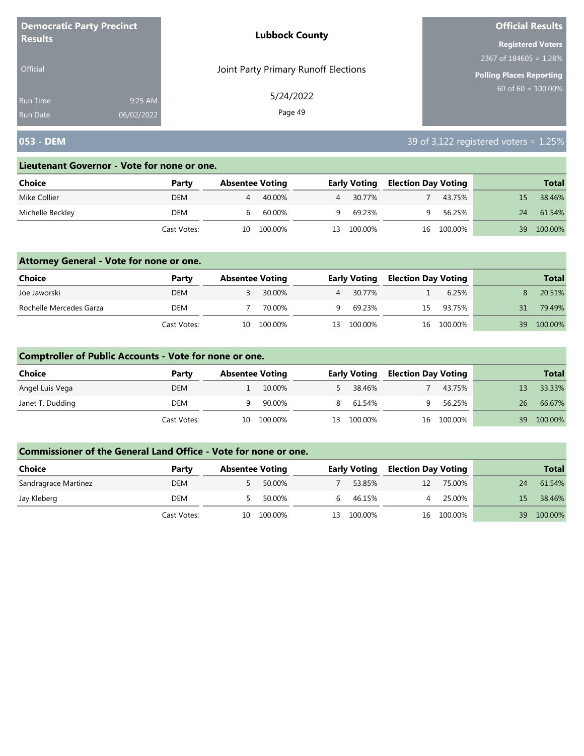**Democratic Party Precinct Results**

Official

Run Time 9:25 AM
Run Date 06/02/2022

**Lubbock County**

Joint Party Primary Runoff Elections

5/24/2022

**Official Results**

**Registered Voters**
2367 of 184605 = 1.28%

**Polling Places Reporting**
60 of 60 = 100.00%

## 053 - DEM

39 of 3,122 registered voters = 1.25%

### Lieutenant Governor - Vote for none or one.

| Choice | Party | Absentee Voting | | Early Voting | | Election Day Voting | | Total | |
|---|---|---|---|---|---|---|---|---|---|
| Mike Collier | DEM | 4 | 40.00% | 4 | 30.77% | 7 | 43.75% | 15 | 38.46% |
| Michelle Beckley | DEM | 6 | 60.00% | 9 | 69.23% | 9 | 56.25% | 24 | 61.54% |
| | Cast Votes: | 10 | 100.00% | 13 | 100.00% | 16 | 100.00% | 39 | 100.00% |

### Attorney General - Vote for none or one.

| Choice | Party | Absentee Voting | | Early Voting | | Election Day Voting | | Total | |
|---|---|---|---|---|---|---|---|---|---|
| Joe Jaworski | DEM | 3 | 30.00% | 4 | 30.77% | 1 | 6.25% | 8 | 20.51% |
| Rochelle Mercedes Garza | DEM | 7 | 70.00% | 9 | 69.23% | 15 | 93.75% | 31 | 79.49% |
| | Cast Votes: | 10 | 100.00% | 13 | 100.00% | 16 | 100.00% | 39 | 100.00% |

### Comptroller of Public Accounts - Vote for none or one.

| Choice | Party | Absentee Voting | | Early Voting | | Election Day Voting | | Total | |
|---|---|---|---|---|---|---|---|---|---|
| Angel Luis Vega | DEM | 1 | 10.00% | 5 | 38.46% | 7 | 43.75% | 13 | 33.33% |
| Janet T. Dudding | DEM | 9 | 90.00% | 8 | 61.54% | 9 | 56.25% | 26 | 66.67% |
| | Cast Votes: | 10 | 100.00% | 13 | 100.00% | 16 | 100.00% | 39 | 100.00% |

### Commissioner of the General Land Office - Vote for none or one.

| Choice | Party | Absentee Voting | | Early Voting | | Election Day Voting | | Total | |
|---|---|---|---|---|---|---|---|---|---|
| Sandragrace Martinez | DEM | 5 | 50.00% | 7 | 53.85% | 12 | 75.00% | 24 | 61.54% |
| Jay Kleberg | DEM | 5 | 50.00% | 6 | 46.15% | 4 | 25.00% | 15 | 38.46% |
| | Cast Votes: | 10 | 100.00% | 13 | 100.00% | 16 | 100.00% | 39 | 100.00% |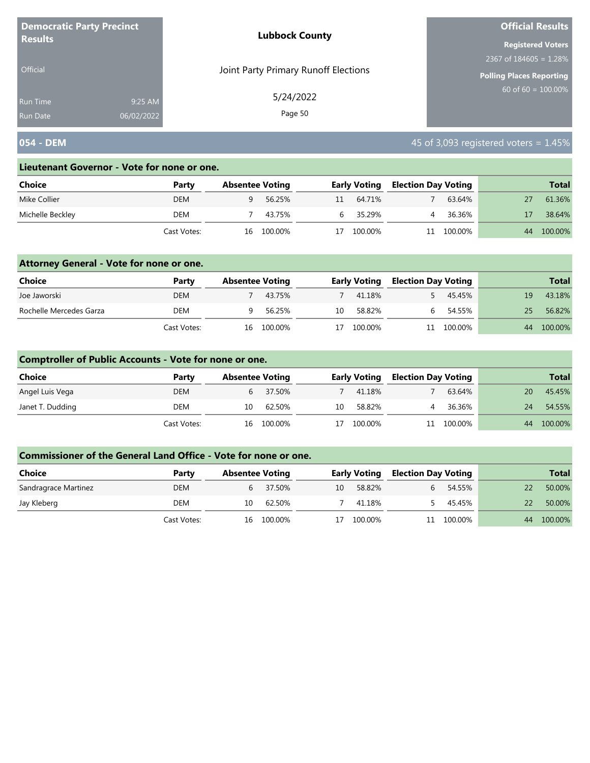**Democratic Party Precinct Results**

Official

Run Time 9:25 AM

Run Date 06/02/2022

**Lubbock County**

Joint Party Primary Runoff Elections

5/24/2022

**Official Results**

**Registered Voters**

2367 of 184605 = 1.28%

**Polling Places Reporting**

60 of 60 = 100.00%

## 054 - DEM

45 of 3,093 registered voters = 1.45%

### Lieutenant Governor - Vote for none or one.

| Choice | Party | Absentee Voting | | Early Voting | | Election Day Voting | | Total | |
|---|---|---|---|---|---|---|---|---|---|
| Mike Collier | DEM | 9 | 56.25% | 11 | 64.71% | 7 | 63.64% | 27 | 61.36% |
| Michelle Beckley | DEM | 7 | 43.75% | 6 | 35.29% | 4 | 36.36% | 17 | 38.64% |
| | Cast Votes: | 16 | 100.00% | 17 | 100.00% | 11 | 100.00% | 44 | 100.00% |

### Attorney General - Vote for none or one.

| Choice | Party | Absentee Voting | | Early Voting | | Election Day Voting | | Total | |
|---|---|---|---|---|---|---|---|---|---|
| Joe Jaworski | DEM | 7 | 43.75% | 7 | 41.18% | 5 | 45.45% | 19 | 43.18% |
| Rochelle Mercedes Garza | DEM | 9 | 56.25% | 10 | 58.82% | 6 | 54.55% | 25 | 56.82% |
| | Cast Votes: | 16 | 100.00% | 17 | 100.00% | 11 | 100.00% | 44 | 100.00% |

### Comptroller of Public Accounts - Vote for none or one.

| Choice | Party | Absentee Voting | | Early Voting | | Election Day Voting | | Total | |
|---|---|---|---|---|---|---|---|---|---|
| Angel Luis Vega | DEM | 6 | 37.50% | 7 | 41.18% | 7 | 63.64% | 20 | 45.45% |
| Janet T. Dudding | DEM | 10 | 62.50% | 10 | 58.82% | 4 | 36.36% | 24 | 54.55% |
| | Cast Votes: | 16 | 100.00% | 17 | 100.00% | 11 | 100.00% | 44 | 100.00% |

### Commissioner of the General Land Office - Vote for none or one.

| Choice | Party | Absentee Voting | | Early Voting | | Election Day Voting | | Total | |
|---|---|---|---|---|---|---|---|---|---|
| Sandragrace Martinez | DEM | 6 | 37.50% | 10 | 58.82% | 6 | 54.55% | 22 | 50.00% |
| Jay Kleberg | DEM | 10 | 62.50% | 7 | 41.18% | 5 | 45.45% | 22 | 50.00% |
| | Cast Votes: | 16 | 100.00% | 17 | 100.00% | 11 | 100.00% | 44 | 100.00% |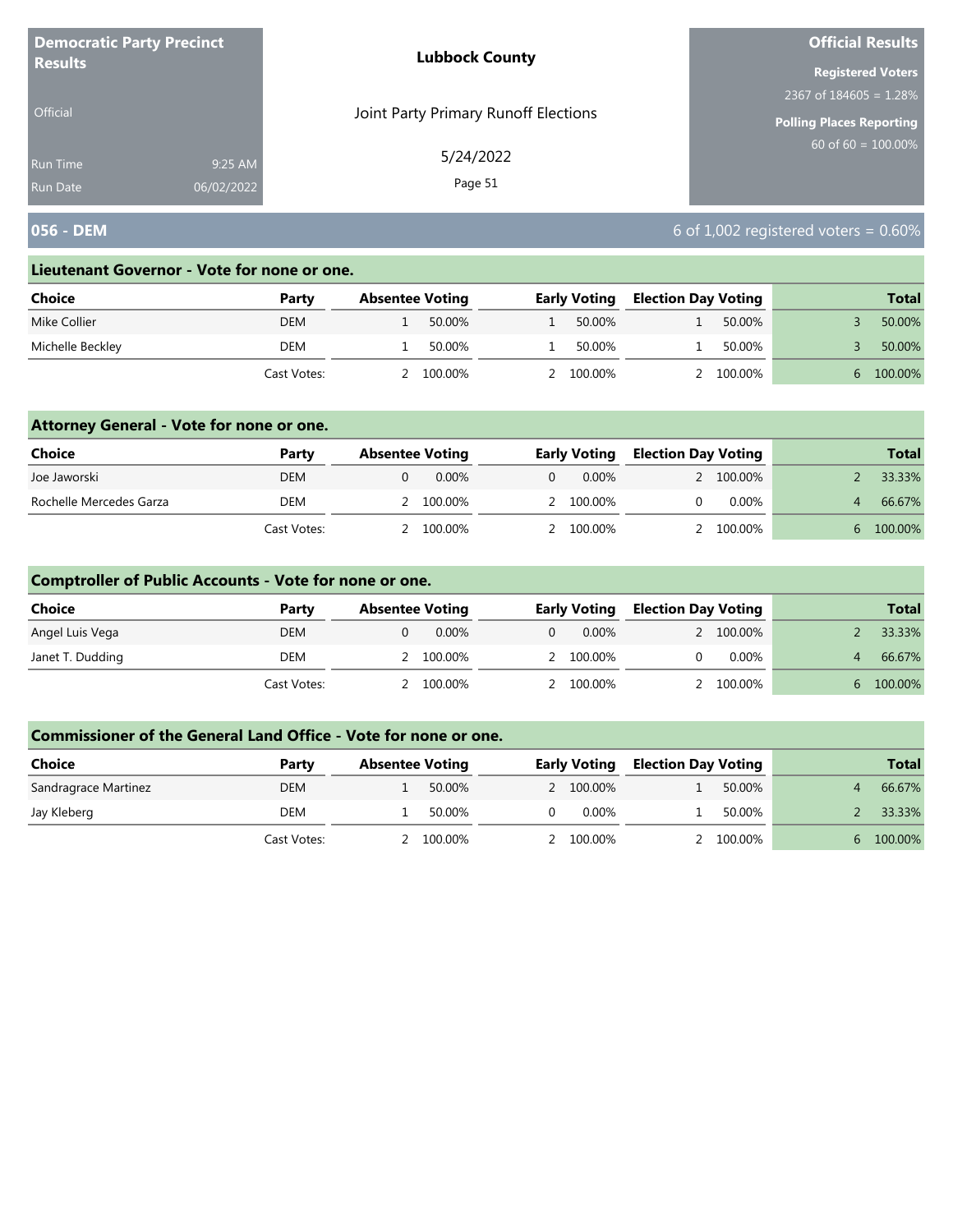**Democratic Party Precinct Results**

Official

Run Time 9:25 AM
Run Date 06/02/2022

**Lubbock County**

Joint Party Primary Runoff Elections

5/24/2022

**Official Results**

**Registered Voters**
2367 of 184605 = 1.28%

**Polling Places Reporting**
60 of 60 = 100.00%

## 056 - DEM

6 of 1,002 registered voters = 0.60%

### Lieutenant Governor - Vote for none or one.

| Choice | Party | Absentee Voting | | Early Voting | | Election Day Voting | | Total | |
|---|---|---|---|---|---|---|---|---|---|
| Mike Collier | DEM | 1 | 50.00% | 1 | 50.00% | 1 | 50.00% | 3 | 50.00% |
| Michelle Beckley | DEM | 1 | 50.00% | 1 | 50.00% | 1 | 50.00% | 3 | 50.00% |
| | Cast Votes: | 2 | 100.00% | 2 | 100.00% | 2 | 100.00% | 6 | 100.00% |

### Attorney General - Vote for none or one.

| Choice | Party | Absentee Voting | | Early Voting | | Election Day Voting | | Total | |
|---|---|---|---|---|---|---|---|---|---|
| Joe Jaworski | DEM | 0 | 0.00% | 0 | 0.00% | 2 | 100.00% | 2 | 33.33% |
| Rochelle Mercedes Garza | DEM | 2 | 100.00% | 2 | 100.00% | 0 | 0.00% | 4 | 66.67% |
| | Cast Votes: | 2 | 100.00% | 2 | 100.00% | 2 | 100.00% | 6 | 100.00% |

### Comptroller of Public Accounts - Vote for none or one.

| Choice | Party | Absentee Voting | | Early Voting | | Election Day Voting | | Total | |
|---|---|---|---|---|---|---|---|---|---|
| Angel Luis Vega | DEM | 0 | 0.00% | 0 | 0.00% | 2 | 100.00% | 2 | 33.33% |
| Janet T. Dudding | DEM | 2 | 100.00% | 2 | 100.00% | 0 | 0.00% | 4 | 66.67% |
| | Cast Votes: | 2 | 100.00% | 2 | 100.00% | 2 | 100.00% | 6 | 100.00% |

### Commissioner of the General Land Office - Vote for none or one.

| Choice | Party | Absentee Voting | | Early Voting | | Election Day Voting | | Total | |
|---|---|---|---|---|---|---|---|---|---|
| Sandragrace Martinez | DEM | 1 | 50.00% | 2 | 100.00% | 1 | 50.00% | 4 | 66.67% |
| Jay Kleberg | DEM | 1 | 50.00% | 0 | 0.00% | 1 | 50.00% | 2 | 33.33% |
| | Cast Votes: | 2 | 100.00% | 2 | 100.00% | 2 | 100.00% | 6 | 100.00% |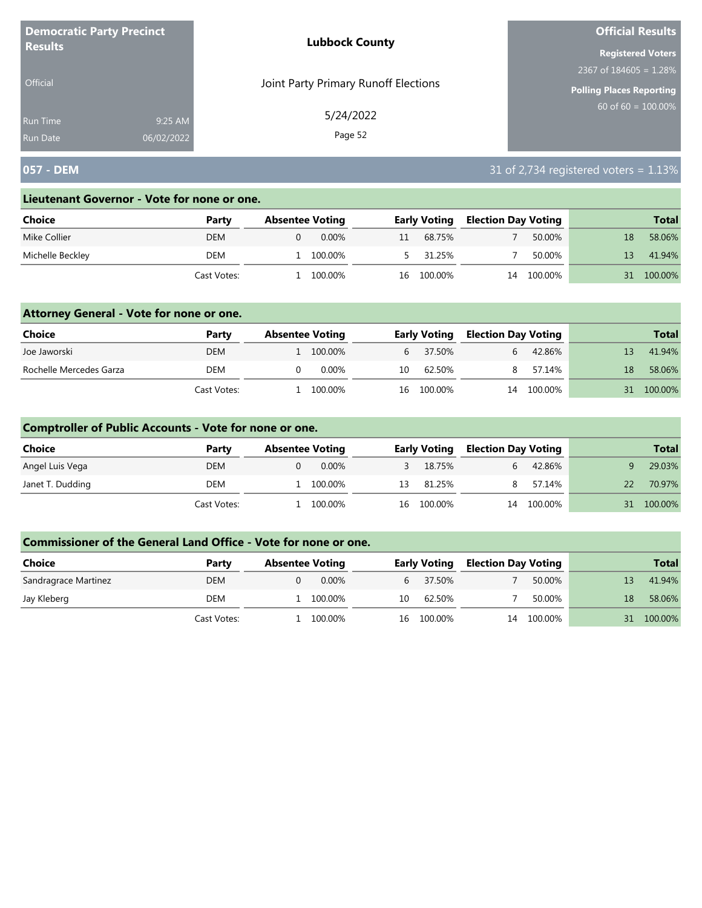**Democratic Party Precinct Results**

Official

Run Time 9:25 AM
Run Date 06/02/2022

**Lubbock County**

Joint Party Primary Runoff Elections

5/24/2022

**Official Results**

**Registered Voters**
2367 of 184605 = 1.28%

**Polling Places Reporting**
60 of 60 = 100.00%

## 057 - DEM

31 of 2,734 registered voters = 1.13%

### Lieutenant Governor - Vote for none or one.

| Choice | Party | Absentee Voting | | Early Voting | | Election Day Voting | | Total | |
|---|---|---|---|---|---|---|---|---|---|
| Mike Collier | DEM | 0 | 0.00% | 11 | 68.75% | 7 | 50.00% | 18 | 58.06% |
| Michelle Beckley | DEM | 1 | 100.00% | 5 | 31.25% | 7 | 50.00% | 13 | 41.94% |
| | Cast Votes: | 1 | 100.00% | 16 | 100.00% | 14 | 100.00% | 31 | 100.00% |

### Attorney General - Vote for none or one.

| Choice | Party | Absentee Voting | | Early Voting | | Election Day Voting | | Total | |
|---|---|---|---|---|---|---|---|---|---|
| Joe Jaworski | DEM | 1 | 100.00% | 6 | 37.50% | 6 | 42.86% | 13 | 41.94% |
| Rochelle Mercedes Garza | DEM | 0 | 0.00% | 10 | 62.50% | 8 | 57.14% | 18 | 58.06% |
| | Cast Votes: | 1 | 100.00% | 16 | 100.00% | 14 | 100.00% | 31 | 100.00% |

### Comptroller of Public Accounts - Vote for none or one.

| Choice | Party | Absentee Voting | | Early Voting | | Election Day Voting | | Total | |
|---|---|---|---|---|---|---|---|---|---|
| Angel Luis Vega | DEM | 0 | 0.00% | 3 | 18.75% | 6 | 42.86% | 9 | 29.03% |
| Janet T. Dudding | DEM | 1 | 100.00% | 13 | 81.25% | 8 | 57.14% | 22 | 70.97% |
| | Cast Votes: | 1 | 100.00% | 16 | 100.00% | 14 | 100.00% | 31 | 100.00% |

### Commissioner of the General Land Office - Vote for none or one.

| Choice | Party | Absentee Voting | | Early Voting | | Election Day Voting | | Total | |
|---|---|---|---|---|---|---|---|---|---|
| Sandragrace Martinez | DEM | 0 | 0.00% | 6 | 37.50% | 7 | 50.00% | 13 | 41.94% |
| Jay Kleberg | DEM | 1 | 100.00% | 10 | 62.50% | 7 | 50.00% | 18 | 58.06% |
| | Cast Votes: | 1 | 100.00% | 16 | 100.00% | 14 | 100.00% | 31 | 100.00% |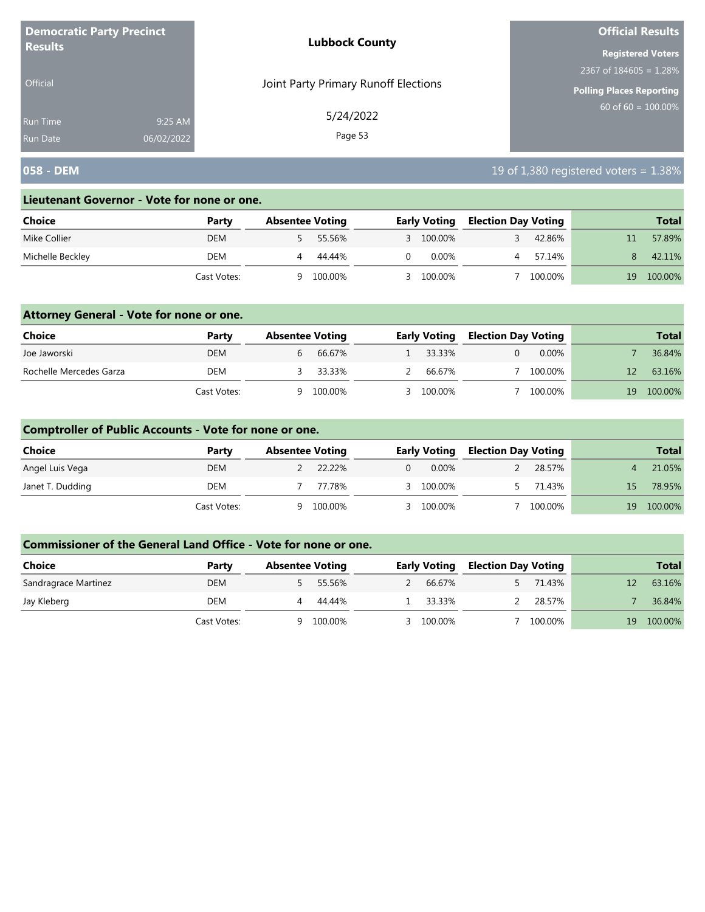**Democratic Party Precinct Results**

Official

Run Time 9:25 AM
Run Date 06/02/2022

**Lubbock County**

Joint Party Primary Runoff Elections

5/24/2022

**Official Results**

**Registered Voters**
2367 of 184605 = 1.28%

**Polling Places Reporting**
60 of 60 = 100.00%

## 058 - DEM

19 of 1,380 registered voters = 1.38%

### Lieutenant Governor - Vote for none or one.

| Choice | Party | Absentee Voting | | Early Voting | | Election Day Voting | | Total | |
|---|---|---|---|---|---|---|---|---|---|
| Mike Collier | DEM | 5 | 55.56% | 3 | 100.00% | 3 | 42.86% | 11 | 57.89% |
| Michelle Beckley | DEM | 4 | 44.44% | 0 | 0.00% | 4 | 57.14% | 8 | 42.11% |
| | Cast Votes: | 9 | 100.00% | 3 | 100.00% | 7 | 100.00% | 19 | 100.00% |

### Attorney General - Vote for none or one.

| Choice | Party | Absentee Voting | | Early Voting | | Election Day Voting | | Total | |
|---|---|---|---|---|---|---|---|---|---|
| Joe Jaworski | DEM | 6 | 66.67% | 1 | 33.33% | 0 | 0.00% | 7 | 36.84% |
| Rochelle Mercedes Garza | DEM | 3 | 33.33% | 2 | 66.67% | 7 | 100.00% | 12 | 63.16% |
| | Cast Votes: | 9 | 100.00% | 3 | 100.00% | 7 | 100.00% | 19 | 100.00% |

### Comptroller of Public Accounts - Vote for none or one.

| Choice | Party | Absentee Voting | | Early Voting | | Election Day Voting | | Total | |
|---|---|---|---|---|---|---|---|---|---|
| Angel Luis Vega | DEM | 2 | 22.22% | 0 | 0.00% | 2 | 28.57% | 4 | 21.05% |
| Janet T. Dudding | DEM | 7 | 77.78% | 3 | 100.00% | 5 | 71.43% | 15 | 78.95% |
| | Cast Votes: | 9 | 100.00% | 3 | 100.00% | 7 | 100.00% | 19 | 100.00% |

### Commissioner of the General Land Office - Vote for none or one.

| Choice | Party | Absentee Voting | | Early Voting | | Election Day Voting | | Total | |
|---|---|---|---|---|---|---|---|---|---|
| Sandragrace Martinez | DEM | 5 | 55.56% | 2 | 66.67% | 5 | 71.43% | 12 | 63.16% |
| Jay Kleberg | DEM | 4 | 44.44% | 1 | 33.33% | 2 | 28.57% | 7 | 36.84% |
| | Cast Votes: | 9 | 100.00% | 3 | 100.00% | 7 | 100.00% | 19 | 100.00% |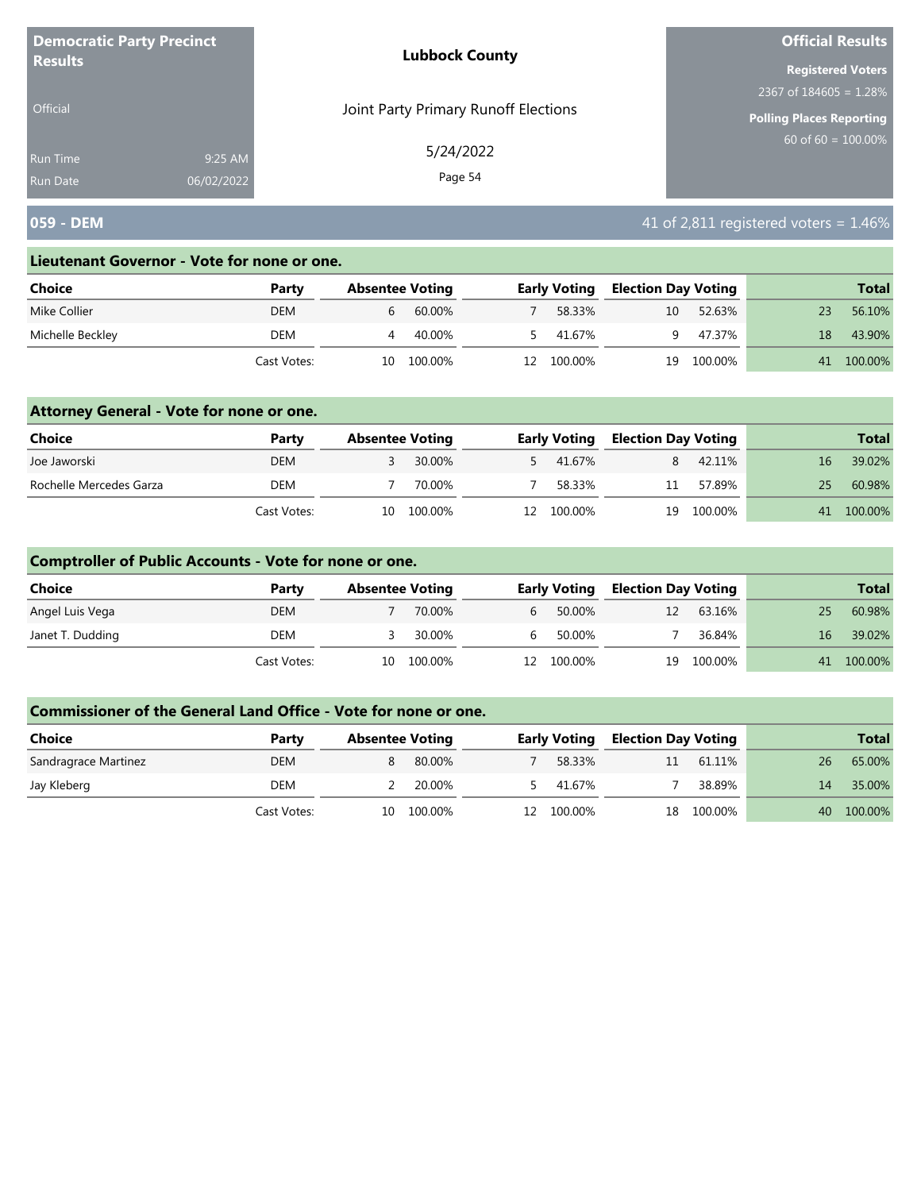**Democratic Party Precinct Results**

Official

Run Time 9:25 AM
Run Date 06/02/2022

**Lubbock County**

Joint Party Primary Runoff Elections

5/24/2022

**Official Results**

**Registered Voters**
2367 of 184605 = 1.28%

**Polling Places Reporting**
60 of 60 = 100.00%

## 059 - DEM

41 of 2,811 registered voters = 1.46%

### Lieutenant Governor - Vote for none or one.

| Choice | Party | Absentee Voting | | Early Voting | | Election Day Voting | | Total | |
|---|---|---|---|---|---|---|---|---|---|
| Mike Collier | DEM | 6 | 60.00% | 7 | 58.33% | 10 | 52.63% | 23 | 56.10% |
| Michelle Beckley | DEM | 4 | 40.00% | 5 | 41.67% | 9 | 47.37% | 18 | 43.90% |
| | Cast Votes: | 10 | 100.00% | 12 | 100.00% | 19 | 100.00% | 41 | 100.00% |

### Attorney General - Vote for none or one.

| Choice | Party | Absentee Voting | | Early Voting | | Election Day Voting | | Total | |
|---|---|---|---|---|---|---|---|---|---|
| Joe Jaworski | DEM | 3 | 30.00% | 5 | 41.67% | 8 | 42.11% | 16 | 39.02% |
| Rochelle Mercedes Garza | DEM | 7 | 70.00% | 7 | 58.33% | 11 | 57.89% | 25 | 60.98% |
| | Cast Votes: | 10 | 100.00% | 12 | 100.00% | 19 | 100.00% | 41 | 100.00% |

### Comptroller of Public Accounts - Vote for none or one.

| Choice | Party | Absentee Voting | | Early Voting | | Election Day Voting | | Total | |
|---|---|---|---|---|---|---|---|---|---|
| Angel Luis Vega | DEM | 7 | 70.00% | 6 | 50.00% | 12 | 63.16% | 25 | 60.98% |
| Janet T. Dudding | DEM | 3 | 30.00% | 6 | 50.00% | 7 | 36.84% | 16 | 39.02% |
| | Cast Votes: | 10 | 100.00% | 12 | 100.00% | 19 | 100.00% | 41 | 100.00% |

### Commissioner of the General Land Office - Vote for none or one.

| Choice | Party | Absentee Voting | | Early Voting | | Election Day Voting | | Total | |
|---|---|---|---|---|---|---|---|---|---|
| Sandragrace Martinez | DEM | 8 | 80.00% | 7 | 58.33% | 11 | 61.11% | 26 | 65.00% |
| Jay Kleberg | DEM | 2 | 20.00% | 5 | 41.67% | 7 | 38.89% | 14 | 35.00% |
| | Cast Votes: | 10 | 100.00% | 12 | 100.00% | 18 | 100.00% | 40 | 100.00% |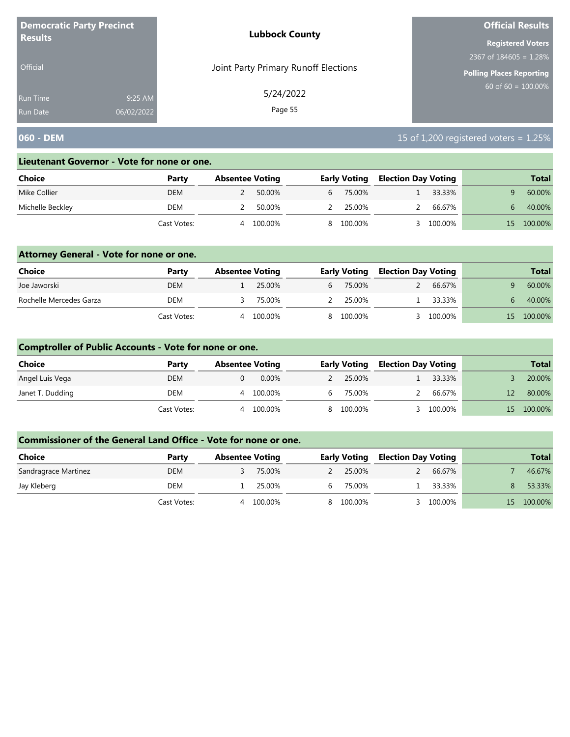**Democratic Party Precinct Results**

Official

Run Time 9:25 AM
Run Date 06/02/2022

**Lubbock County**

Joint Party Primary Runoff Elections

5/24/2022

**Official Results**

**Registered Voters**
2367 of 184605 = 1.28%

**Polling Places Reporting**
60 of 60 = 100.00%

## 060 - DEM

15 of 1,200 registered voters = 1.25%

### Lieutenant Governor - Vote for none or one.

| Choice | Party | Absentee Voting | | Early Voting | | Election Day Voting | | Total | |
|---|---|---|---|---|---|---|---|---|---|
| Mike Collier | DEM | 2 | 50.00% | 6 | 75.00% | 1 | 33.33% | 9 | 60.00% |
| Michelle Beckley | DEM | 2 | 50.00% | 2 | 25.00% | 2 | 66.67% | 6 | 40.00% |
| | Cast Votes: | 4 | 100.00% | 8 | 100.00% | 3 | 100.00% | 15 | 100.00% |

### Attorney General - Vote for none or one.

| Choice | Party | Absentee Voting | | Early Voting | | Election Day Voting | | Total | |
|---|---|---|---|---|---|---|---|---|---|
| Joe Jaworski | DEM | 1 | 25.00% | 6 | 75.00% | 2 | 66.67% | 9 | 60.00% |
| Rochelle Mercedes Garza | DEM | 3 | 75.00% | 2 | 25.00% | 1 | 33.33% | 6 | 40.00% |
| | Cast Votes: | 4 | 100.00% | 8 | 100.00% | 3 | 100.00% | 15 | 100.00% |

### Comptroller of Public Accounts - Vote for none or one.

| Choice | Party | Absentee Voting | | Early Voting | | Election Day Voting | | Total | |
|---|---|---|---|---|---|---|---|---|---|
| Angel Luis Vega | DEM | 0 | 0.00% | 2 | 25.00% | 1 | 33.33% | 3 | 20.00% |
| Janet T. Dudding | DEM | 4 | 100.00% | 6 | 75.00% | 2 | 66.67% | 12 | 80.00% |
| | Cast Votes: | 4 | 100.00% | 8 | 100.00% | 3 | 100.00% | 15 | 100.00% |

### Commissioner of the General Land Office - Vote for none or one.

| Choice | Party | Absentee Voting | | Early Voting | | Election Day Voting | | Total | |
|---|---|---|---|---|---|---|---|---|---|
| Sandragrace Martinez | DEM | 3 | 75.00% | 2 | 25.00% | 2 | 66.67% | 7 | 46.67% |
| Jay Kleberg | DEM | 1 | 25.00% | 6 | 75.00% | 1 | 33.33% | 8 | 53.33% |
| | Cast Votes: | 4 | 100.00% | 8 | 100.00% | 3 | 100.00% | 15 | 100.00% |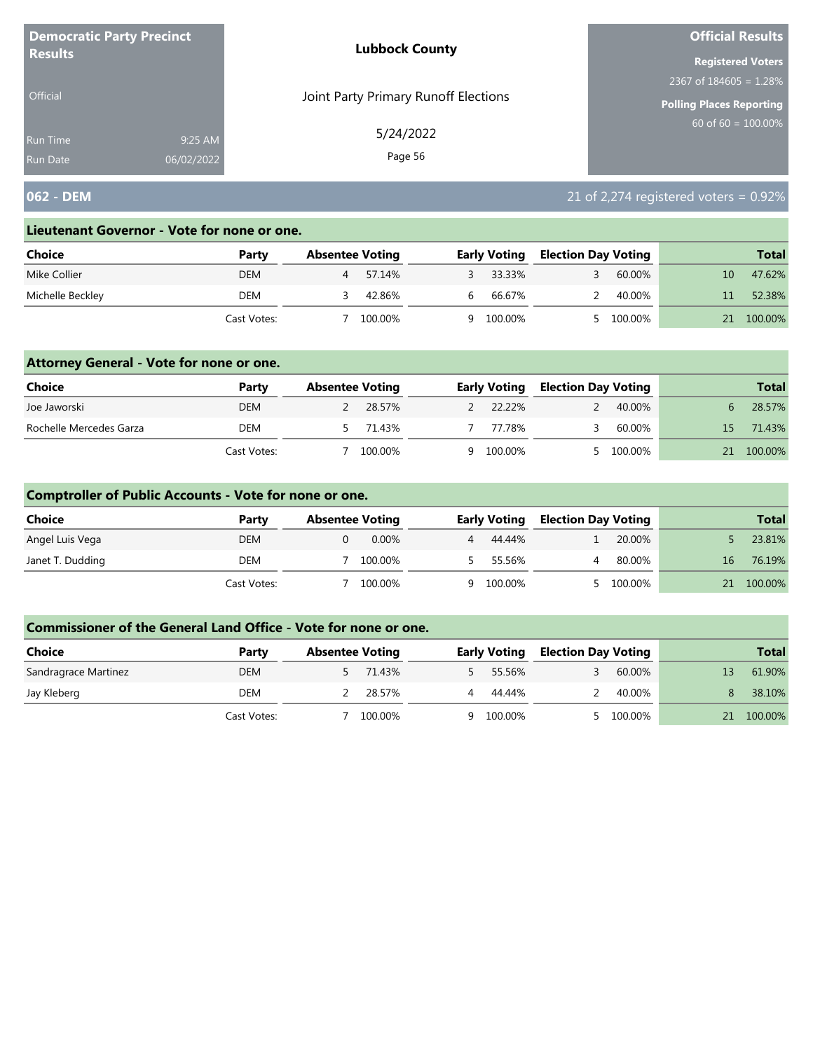**Democratic Party Precinct Results**

Official

Run Time 9:25 AM
Run Date 06/02/2022

**Lubbock County**

Joint Party Primary Runoff Elections

5/24/2022

**Official Results**

**Registered Voters**
2367 of 184605 = 1.28%

**Polling Places Reporting**
60 of 60 = 100.00%

## 062 - DEM

21 of 2,274 registered voters = 0.92%

### Lieutenant Governor - Vote for none or one.

| Choice | Party | Absentee Voting | | Early Voting | | Election Day Voting | | Total | |
|---|---|---|---|---|---|---|---|---|---|
| Mike Collier | DEM | 4 | 57.14% | 3 | 33.33% | 3 | 60.00% | 10 | 47.62% |
| Michelle Beckley | DEM | 3 | 42.86% | 6 | 66.67% | 2 | 40.00% | 11 | 52.38% |
| | Cast Votes: | 7 | 100.00% | 9 | 100.00% | 5 | 100.00% | 21 | 100.00% |

### Attorney General - Vote for none or one.

| Choice | Party | Absentee Voting | | Early Voting | | Election Day Voting | | Total | |
|---|---|---|---|---|---|---|---|---|---|
| Joe Jaworski | DEM | 2 | 28.57% | 2 | 22.22% | 2 | 40.00% | 6 | 28.57% |
| Rochelle Mercedes Garza | DEM | 5 | 71.43% | 7 | 77.78% | 3 | 60.00% | 15 | 71.43% |
| | Cast Votes: | 7 | 100.00% | 9 | 100.00% | 5 | 100.00% | 21 | 100.00% |

### Comptroller of Public Accounts - Vote for none or one.

| Choice | Party | Absentee Voting | | Early Voting | | Election Day Voting | | Total | |
|---|---|---|---|---|---|---|---|---|---|
| Angel Luis Vega | DEM | 0 | 0.00% | 4 | 44.44% | 1 | 20.00% | 5 | 23.81% |
| Janet T. Dudding | DEM | 7 | 100.00% | 5 | 55.56% | 4 | 80.00% | 16 | 76.19% |
| | Cast Votes: | 7 | 100.00% | 9 | 100.00% | 5 | 100.00% | 21 | 100.00% |

### Commissioner of the General Land Office - Vote for none or one.

| Choice | Party | Absentee Voting | | Early Voting | | Election Day Voting | | Total | |
|---|---|---|---|---|---|---|---|---|---|
| Sandragrace Martinez | DEM | 5 | 71.43% | 5 | 55.56% | 3 | 60.00% | 13 | 61.90% |
| Jay Kleberg | DEM | 2 | 28.57% | 4 | 44.44% | 2 | 40.00% | 8 | 38.10% |
| | Cast Votes: | 7 | 100.00% | 9 | 100.00% | 5 | 100.00% | 21 | 100.00% |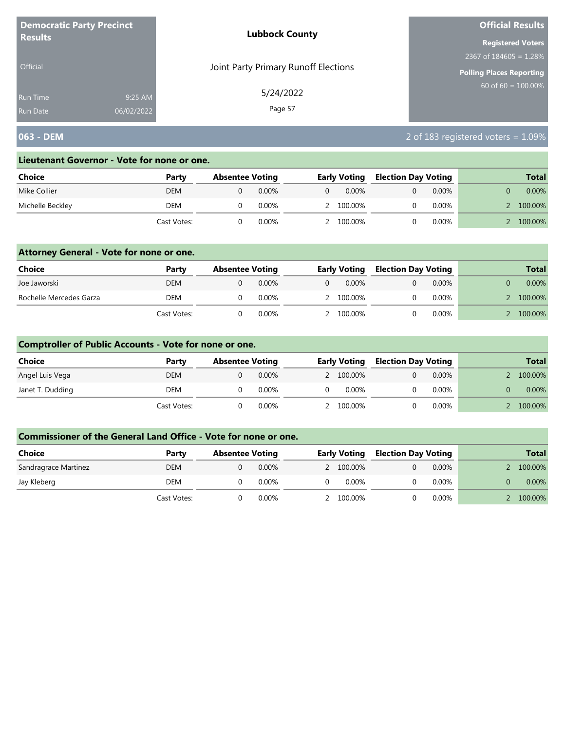**Democratic Party Precinct Results**

Official

Run Time 9:25 AM
Run Date 06/02/2022

**Lubbock County**

Joint Party Primary Runoff Elections

5/24/2022

**Official Results**

**Registered Voters**
2367 of 184605 = 1.28%

**Polling Places Reporting**
60 of 60 = 100.00%

## 063 - DEM

2 of 183 registered voters = 1.09%

### Lieutenant Governor - Vote for none or one.

| Choice | Party | Absentee Voting | | Early Voting | | Election Day Voting | | Total | |
|---|---|---|---|---|---|---|---|---|---|
| Mike Collier | DEM | 0 | 0.00% | 0 | 0.00% | 0 | 0.00% | 0 | 0.00% |
| Michelle Beckley | DEM | 0 | 0.00% | 2 | 100.00% | 0 | 0.00% | 2 | 100.00% |
| | Cast Votes: | 0 | 0.00% | 2 | 100.00% | 0 | 0.00% | 2 | 100.00% |

### Attorney General - Vote for none or one.

| Choice | Party | Absentee Voting | | Early Voting | | Election Day Voting | | Total | |
|---|---|---|---|---|---|---|---|---|---|
| Joe Jaworski | DEM | 0 | 0.00% | 0 | 0.00% | 0 | 0.00% | 0 | 0.00% |
| Rochelle Mercedes Garza | DEM | 0 | 0.00% | 2 | 100.00% | 0 | 0.00% | 2 | 100.00% |
| | Cast Votes: | 0 | 0.00% | 2 | 100.00% | 0 | 0.00% | 2 | 100.00% |

### Comptroller of Public Accounts - Vote for none or one.

| Choice | Party | Absentee Voting | | Early Voting | | Election Day Voting | | Total | |
|---|---|---|---|---|---|---|---|---|---|
| Angel Luis Vega | DEM | 0 | 0.00% | 2 | 100.00% | 0 | 0.00% | 2 | 100.00% |
| Janet T. Dudding | DEM | 0 | 0.00% | 0 | 0.00% | 0 | 0.00% | 0 | 0.00% |
| | Cast Votes: | 0 | 0.00% | 2 | 100.00% | 0 | 0.00% | 2 | 100.00% |

### Commissioner of the General Land Office - Vote for none or one.

| Choice | Party | Absentee Voting | | Early Voting | | Election Day Voting | | Total | |
|---|---|---|---|---|---|---|---|---|---|
| Sandragrace Martinez | DEM | 0 | 0.00% | 2 | 100.00% | 0 | 0.00% | 2 | 100.00% |
| Jay Kleberg | DEM | 0 | 0.00% | 0 | 0.00% | 0 | 0.00% | 0 | 0.00% |
| | Cast Votes: | 0 | 0.00% | 2 | 100.00% | 0 | 0.00% | 2 | 100.00% |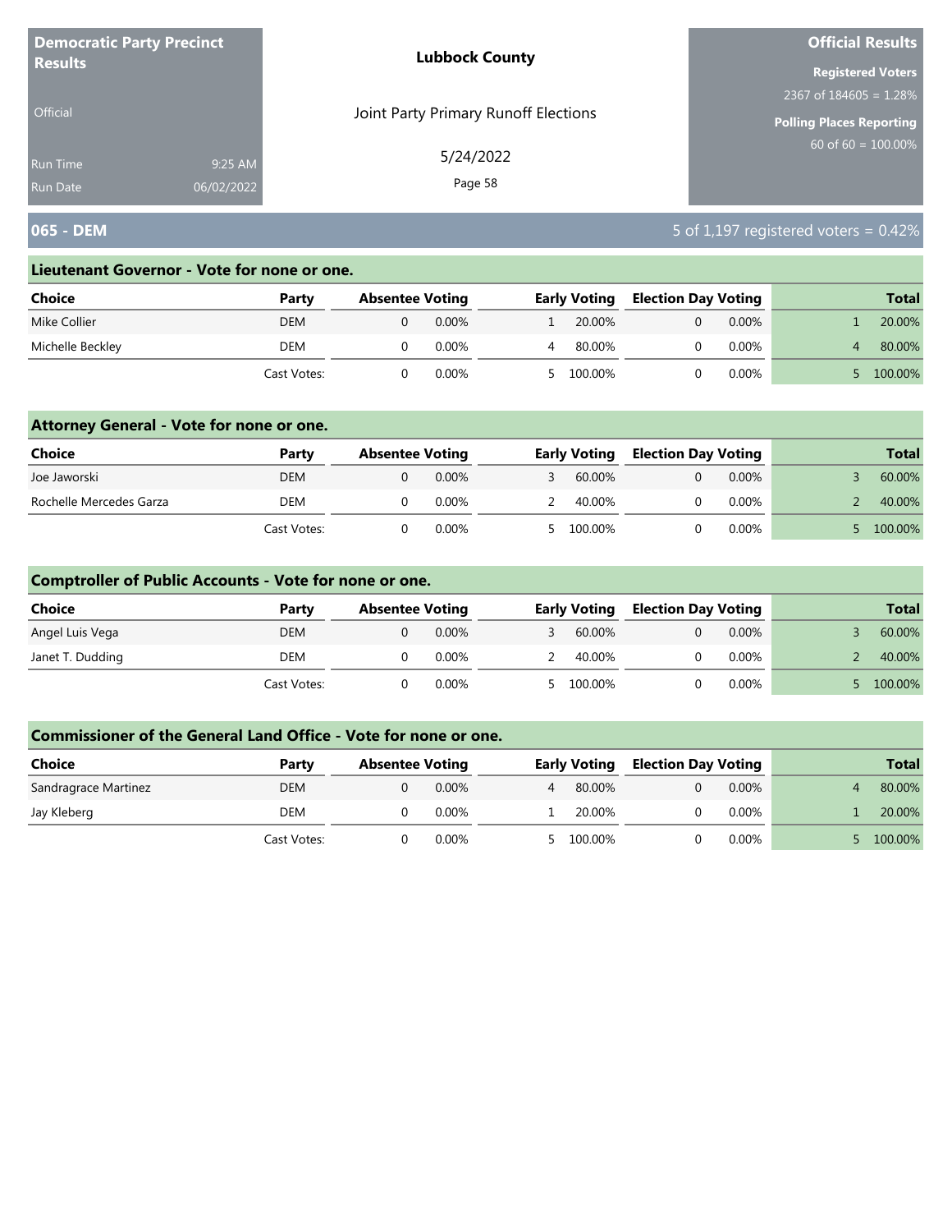Democratic Party Precinct Results

Official

Run Time 9:25 AM
Run Date 06/02/2022

**Lubbock County**

Joint Party Primary Runoff Elections

5/24/2022

**Official Results**

Registered Voters
2367 of 184605 = 1.28%

Polling Places Reporting
60 of 60 = 100.00%

## 065 - DEM

5 of 1,197 registered voters = 0.42%

### Lieutenant Governor - Vote for none or one.

| Choice | Party | Absentee Voting | | Early Voting | | Election Day Voting | | Total | |
|---|---|---|---|---|---|---|---|---|---|
| Mike Collier | DEM | 0 | 0.00% | 1 | 20.00% | 0 | 0.00% | 1 | 20.00% |
| Michelle Beckley | DEM | 0 | 0.00% | 4 | 80.00% | 0 | 0.00% | 4 | 80.00% |
| | Cast Votes: | 0 | 0.00% | 5 | 100.00% | 0 | 0.00% | 5 | 100.00% |

### Attorney General - Vote for none or one.

| Choice | Party | Absentee Voting | | Early Voting | | Election Day Voting | | Total | |
|---|---|---|---|---|---|---|---|---|---|
| Joe Jaworski | DEM | 0 | 0.00% | 3 | 60.00% | 0 | 0.00% | 3 | 60.00% |
| Rochelle Mercedes Garza | DEM | 0 | 0.00% | 2 | 40.00% | 0 | 0.00% | 2 | 40.00% |
| | Cast Votes: | 0 | 0.00% | 5 | 100.00% | 0 | 0.00% | 5 | 100.00% |

### Comptroller of Public Accounts - Vote for none or one.

| Choice | Party | Absentee Voting | | Early Voting | | Election Day Voting | | Total | |
|---|---|---|---|---|---|---|---|---|---|
| Angel Luis Vega | DEM | 0 | 0.00% | 3 | 60.00% | 0 | 0.00% | 3 | 60.00% |
| Janet T. Dudding | DEM | 0 | 0.00% | 2 | 40.00% | 0 | 0.00% | 2 | 40.00% |
| | Cast Votes: | 0 | 0.00% | 5 | 100.00% | 0 | 0.00% | 5 | 100.00% |

### Commissioner of the General Land Office - Vote for none or one.

| Choice | Party | Absentee Voting | | Early Voting | | Election Day Voting | | Total | |
|---|---|---|---|---|---|---|---|---|---|
| Sandragrace Martinez | DEM | 0 | 0.00% | 4 | 80.00% | 0 | 0.00% | 4 | 80.00% |
| Jay Kleberg | DEM | 0 | 0.00% | 1 | 20.00% | 0 | 0.00% | 1 | 20.00% |
| | Cast Votes: | 0 | 0.00% | 5 | 100.00% | 0 | 0.00% | 5 | 100.00% |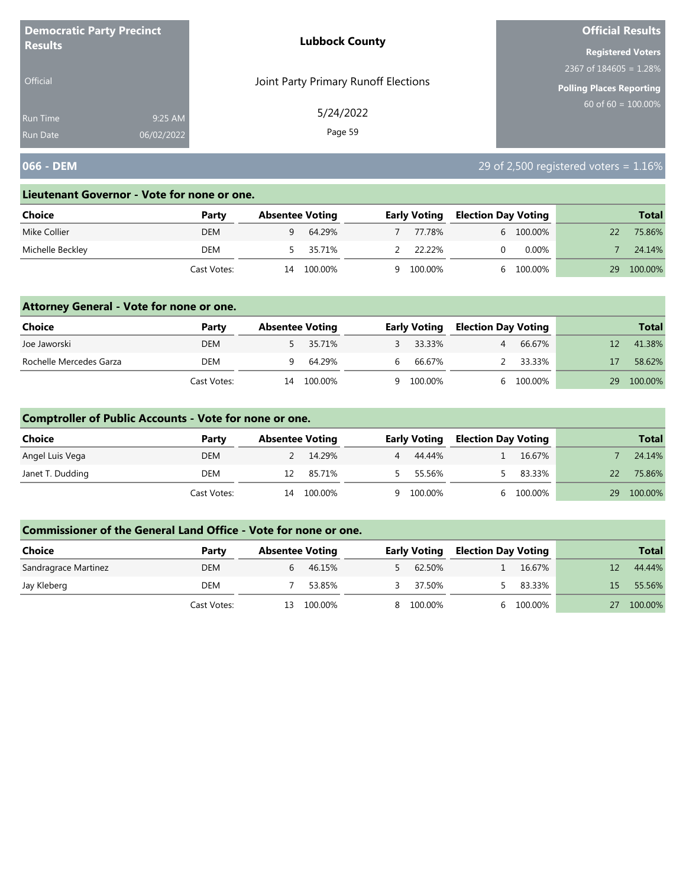**Democratic Party Precinct Results**

Official

Run Time 9:25 AM
Run Date 06/02/2022

**Lubbock County**

Joint Party Primary Runoff Elections

5/24/2022

**Official Results**

**Registered Voters**
2367 of 184605 = 1.28%

**Polling Places Reporting**
60 of 60 = 100.00%

## 066 - DEM

29 of 2,500 registered voters = 1.16%

### Lieutenant Governor - Vote for none or one.

| Choice | Party | Absentee Voting | | Early Voting | | Election Day Voting | | Total | |
|---|---|---|---|---|---|---|---|---|---|
| Mike Collier | DEM | 9 | 64.29% | 7 | 77.78% | 6 | 100.00% | 22 | 75.86% |
| Michelle Beckley | DEM | 5 | 35.71% | 2 | 22.22% | 0 | 0.00% | 7 | 24.14% |
| | Cast Votes: | 14 | 100.00% | 9 | 100.00% | 6 | 100.00% | 29 | 100.00% |

### Attorney General - Vote for none or one.

| Choice | Party | Absentee Voting | | Early Voting | | Election Day Voting | | Total | |
|---|---|---|---|---|---|---|---|---|---|
| Joe Jaworski | DEM | 5 | 35.71% | 3 | 33.33% | 4 | 66.67% | 12 | 41.38% |
| Rochelle Mercedes Garza | DEM | 9 | 64.29% | 6 | 66.67% | 2 | 33.33% | 17 | 58.62% |
| | Cast Votes: | 14 | 100.00% | 9 | 100.00% | 6 | 100.00% | 29 | 100.00% |

### Comptroller of Public Accounts - Vote for none or one.

| Choice | Party | Absentee Voting | | Early Voting | | Election Day Voting | | Total | |
|---|---|---|---|---|---|---|---|---|---|
| Angel Luis Vega | DEM | 2 | 14.29% | 4 | 44.44% | 1 | 16.67% | 7 | 24.14% |
| Janet T. Dudding | DEM | 12 | 85.71% | 5 | 55.56% | 5 | 83.33% | 22 | 75.86% |
| | Cast Votes: | 14 | 100.00% | 9 | 100.00% | 6 | 100.00% | 29 | 100.00% |

### Commissioner of the General Land Office - Vote for none or one.

| Choice | Party | Absentee Voting | | Early Voting | | Election Day Voting | | Total | |
|---|---|---|---|---|---|---|---|---|---|
| Sandragrace Martinez | DEM | 6 | 46.15% | 5 | 62.50% | 1 | 16.67% | 12 | 44.44% |
| Jay Kleberg | DEM | 7 | 53.85% | 3 | 37.50% | 5 | 83.33% | 15 | 55.56% |
| | Cast Votes: | 13 | 100.00% | 8 | 100.00% | 6 | 100.00% | 27 | 100.00% |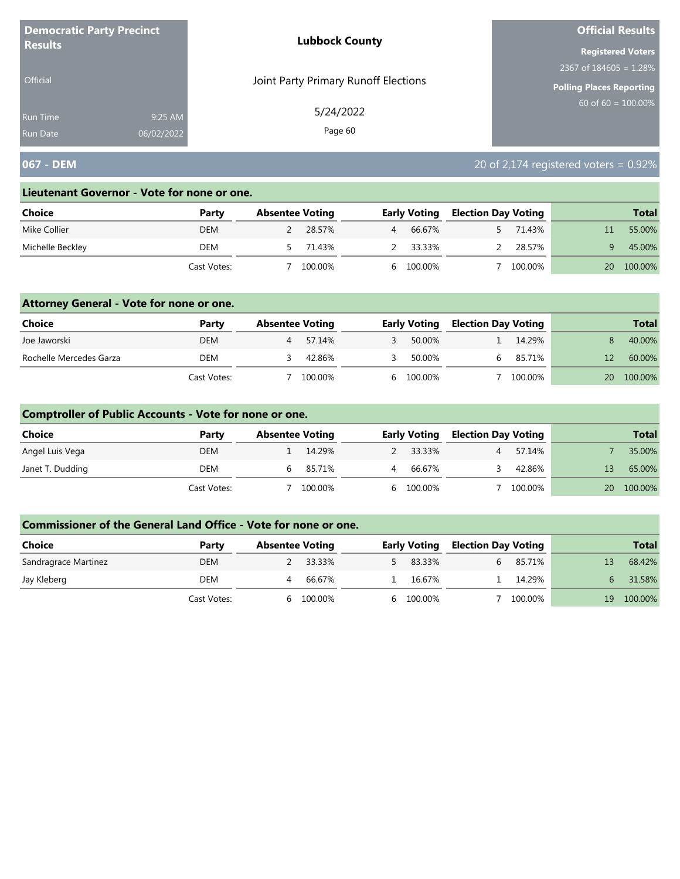**Democratic Party Precinct Results**

Official

Run Time 9:25 AM
Run Date 06/02/2022

**Lubbock County**

Joint Party Primary Runoff Elections

5/24/2022

**Official Results**

**Registered Voters**
2367 of 184605 = 1.28%

**Polling Places Reporting**
60 of 60 = 100.00%

## 067 - DEM

20 of 2,174 registered voters = 0.92%

### Lieutenant Governor - Vote for none or one.

| Choice | Party | Absentee Voting | | Early Voting | | Election Day Voting | | Total | |
|---|---|---|---|---|---|---|---|---|---|
| Mike Collier | DEM | 2 | 28.57% | 4 | 66.67% | 5 | 71.43% | 11 | 55.00% |
| Michelle Beckley | DEM | 5 | 71.43% | 2 | 33.33% | 2 | 28.57% | 9 | 45.00% |
| | Cast Votes: | 7 | 100.00% | 6 | 100.00% | 7 | 100.00% | 20 | 100.00% |

### Attorney General - Vote for none or one.

| Choice | Party | Absentee Voting | | Early Voting | | Election Day Voting | | Total | |
|---|---|---|---|---|---|---|---|---|---|
| Joe Jaworski | DEM | 4 | 57.14% | 3 | 50.00% | 1 | 14.29% | 8 | 40.00% |
| Rochelle Mercedes Garza | DEM | 3 | 42.86% | 3 | 50.00% | 6 | 85.71% | 12 | 60.00% |
| | Cast Votes: | 7 | 100.00% | 6 | 100.00% | 7 | 100.00% | 20 | 100.00% |

### Comptroller of Public Accounts - Vote for none or one.

| Choice | Party | Absentee Voting | | Early Voting | | Election Day Voting | | Total | |
|---|---|---|---|---|---|---|---|---|---|
| Angel Luis Vega | DEM | 1 | 14.29% | 2 | 33.33% | 4 | 57.14% | 7 | 35.00% |
| Janet T. Dudding | DEM | 6 | 85.71% | 4 | 66.67% | 3 | 42.86% | 13 | 65.00% |
| | Cast Votes: | 7 | 100.00% | 6 | 100.00% | 7 | 100.00% | 20 | 100.00% |

### Commissioner of the General Land Office - Vote for none or one.

| Choice | Party | Absentee Voting | | Early Voting | | Election Day Voting | | Total | |
|---|---|---|---|---|---|---|---|---|---|
| Sandragrace Martinez | DEM | 2 | 33.33% | 5 | 83.33% | 6 | 85.71% | 13 | 68.42% |
| Jay Kleberg | DEM | 4 | 66.67% | 1 | 16.67% | 1 | 14.29% | 6 | 31.58% |
| | Cast Votes: | 6 | 100.00% | 6 | 100.00% | 7 | 100.00% | 19 | 100.00% |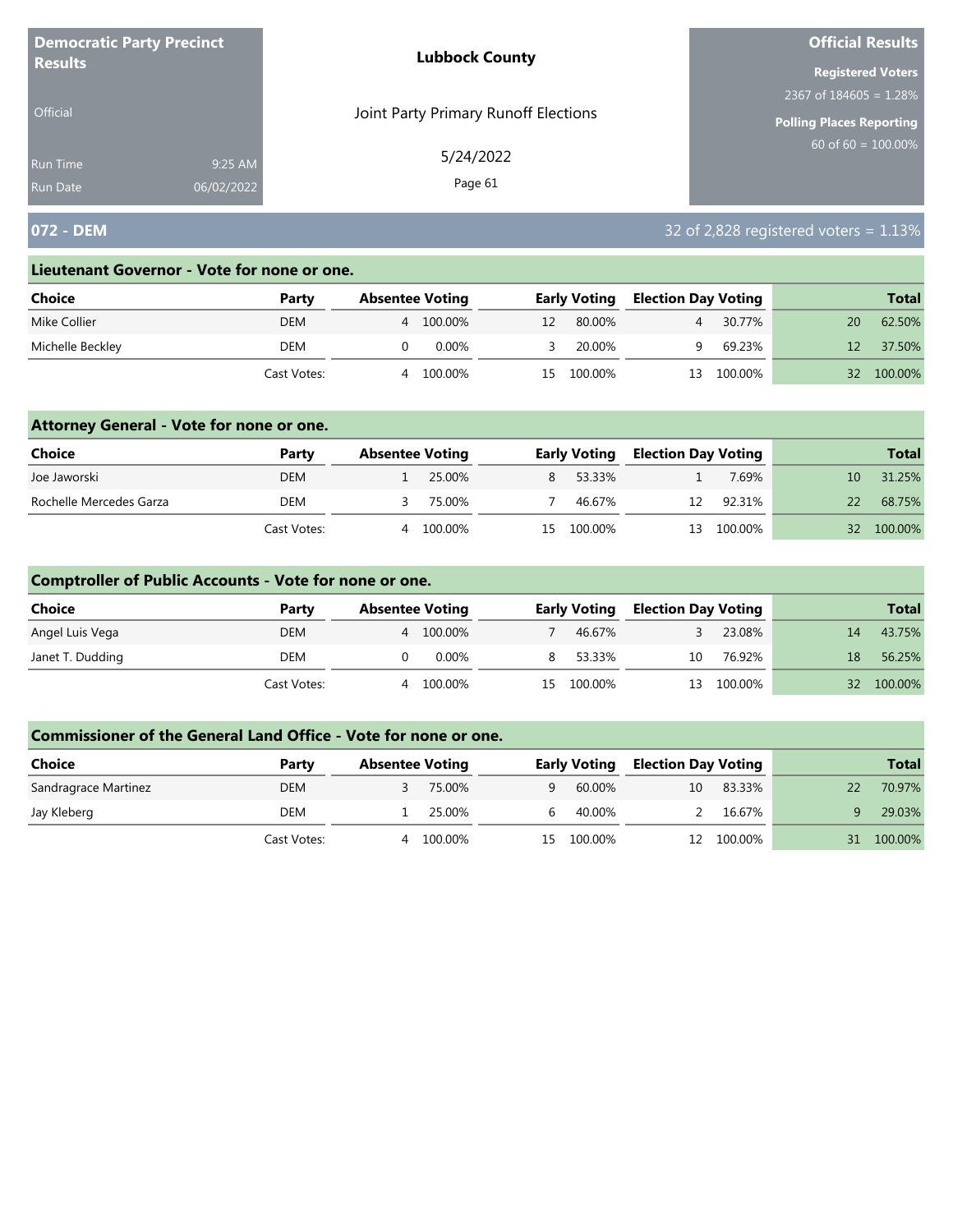**Democratic Party Precinct Results**

Official

Run Time 9:25 AM
Run Date 06/02/2022

**Lubbock County**

Joint Party Primary Runoff Elections

5/24/2022

**Official Results**

**Registered Voters**
2367 of 184605 = 1.28%

**Polling Places Reporting**
60 of 60 = 100.00%

## 072 - DEM

32 of 2,828 registered voters = 1.13%

### Lieutenant Governor - Vote for none or one.

| Choice | Party | Absentee Voting | | Early Voting | | Election Day Voting | | Total | |
|---|---|---|---|---|---|---|---|---|---|
| Mike Collier | DEM | 4 | 100.00% | 12 | 80.00% | 4 | 30.77% | 20 | 62.50% |
| Michelle Beckley | DEM | 0 | 0.00% | 3 | 20.00% | 9 | 69.23% | 12 | 37.50% |
| | Cast Votes: | 4 | 100.00% | 15 | 100.00% | 13 | 100.00% | 32 | 100.00% |

### Attorney General - Vote for none or one.

| Choice | Party | Absentee Voting | | Early Voting | | Election Day Voting | | Total | |
|---|---|---|---|---|---|---|---|---|---|
| Joe Jaworski | DEM | 1 | 25.00% | 8 | 53.33% | 1 | 7.69% | 10 | 31.25% |
| Rochelle Mercedes Garza | DEM | 3 | 75.00% | 7 | 46.67% | 12 | 92.31% | 22 | 68.75% |
| | Cast Votes: | 4 | 100.00% | 15 | 100.00% | 13 | 100.00% | 32 | 100.00% |

### Comptroller of Public Accounts - Vote for none or one.

| Choice | Party | Absentee Voting | | Early Voting | | Election Day Voting | | Total | |
|---|---|---|---|---|---|---|---|---|---|
| Angel Luis Vega | DEM | 4 | 100.00% | 7 | 46.67% | 3 | 23.08% | 14 | 43.75% |
| Janet T. Dudding | DEM | 0 | 0.00% | 8 | 53.33% | 10 | 76.92% | 18 | 56.25% |
| | Cast Votes: | 4 | 100.00% | 15 | 100.00% | 13 | 100.00% | 32 | 100.00% |

### Commissioner of the General Land Office - Vote for none or one.

| Choice | Party | Absentee Voting | | Early Voting | | Election Day Voting | | Total | |
|---|---|---|---|---|---|---|---|---|---|
| Sandragrace Martinez | DEM | 3 | 75.00% | 9 | 60.00% | 10 | 83.33% | 22 | 70.97% |
| Jay Kleberg | DEM | 1 | 25.00% | 6 | 40.00% | 2 | 16.67% | 9 | 29.03% |
| | Cast Votes: | 4 | 100.00% | 15 | 100.00% | 12 | 100.00% | 31 | 100.00% |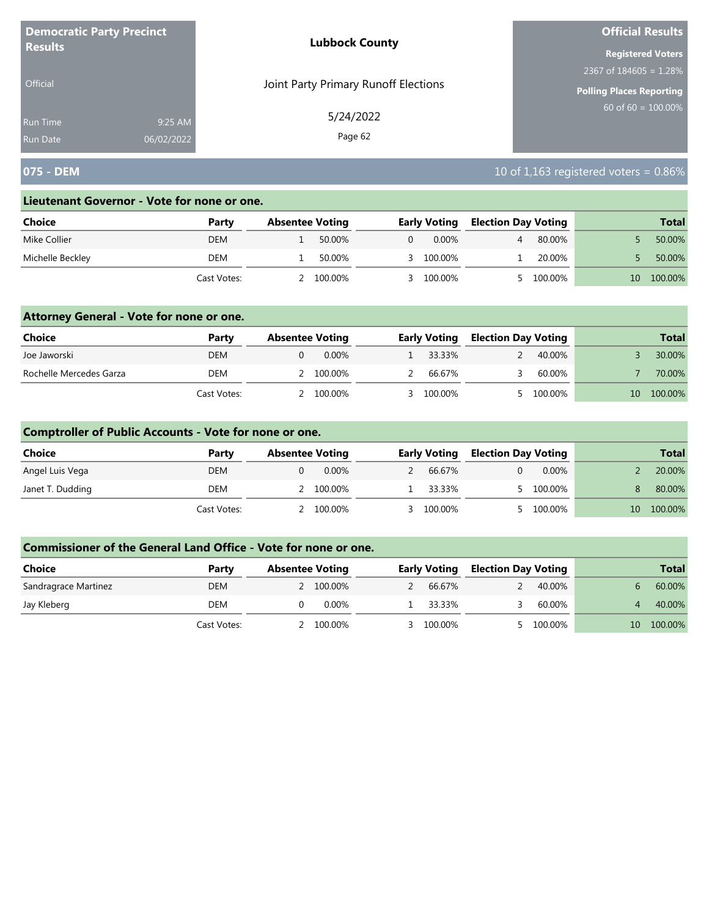**Democratic Party Precinct Results**

Official

Run Time 9:25 AM
Run Date 06/02/2022

**Lubbock County**

Joint Party Primary Runoff Elections

5/24/2022

**Official Results**

**Registered Voters**
2367 of 184605 = 1.28%

**Polling Places Reporting**
60 of 60 = 100.00%

## 075 - DEM

10 of 1,163 registered voters = 0.86%

### Lieutenant Governor - Vote for none or one.

| Choice | Party | Absentee Voting | | Early Voting | | Election Day Voting | | Total | |
|---|---|---|---|---|---|---|---|---|---|
| Mike Collier | DEM | 1 | 50.00% | 0 | 0.00% | 4 | 80.00% | 5 | 50.00% |
| Michelle Beckley | DEM | 1 | 50.00% | 3 | 100.00% | 1 | 20.00% | 5 | 50.00% |
| | Cast Votes: | 2 | 100.00% | 3 | 100.00% | 5 | 100.00% | 10 | 100.00% |

### Attorney General - Vote for none or one.

| Choice | Party | Absentee Voting | | Early Voting | | Election Day Voting | | Total | |
|---|---|---|---|---|---|---|---|---|---|
| Joe Jaworski | DEM | 0 | 0.00% | 1 | 33.33% | 2 | 40.00% | 3 | 30.00% |
| Rochelle Mercedes Garza | DEM | 2 | 100.00% | 2 | 66.67% | 3 | 60.00% | 7 | 70.00% |
| | Cast Votes: | 2 | 100.00% | 3 | 100.00% | 5 | 100.00% | 10 | 100.00% |

### Comptroller of Public Accounts - Vote for none or one.

| Choice | Party | Absentee Voting | | Early Voting | | Election Day Voting | | Total | |
|---|---|---|---|---|---|---|---|---|---|
| Angel Luis Vega | DEM | 0 | 0.00% | 2 | 66.67% | 0 | 0.00% | 2 | 20.00% |
| Janet T. Dudding | DEM | 2 | 100.00% | 1 | 33.33% | 5 | 100.00% | 8 | 80.00% |
| | Cast Votes: | 2 | 100.00% | 3 | 100.00% | 5 | 100.00% | 10 | 100.00% |

### Commissioner of the General Land Office - Vote for none or one.

| Choice | Party | Absentee Voting | | Early Voting | | Election Day Voting | | Total | |
|---|---|---|---|---|---|---|---|---|---|
| Sandragrace Martinez | DEM | 2 | 100.00% | 2 | 66.67% | 2 | 40.00% | 6 | 60.00% |
| Jay Kleberg | DEM | 0 | 0.00% | 1 | 33.33% | 3 | 60.00% | 4 | 40.00% |
| | Cast Votes: | 2 | 100.00% | 3 | 100.00% | 5 | 100.00% | 10 | 100.00% |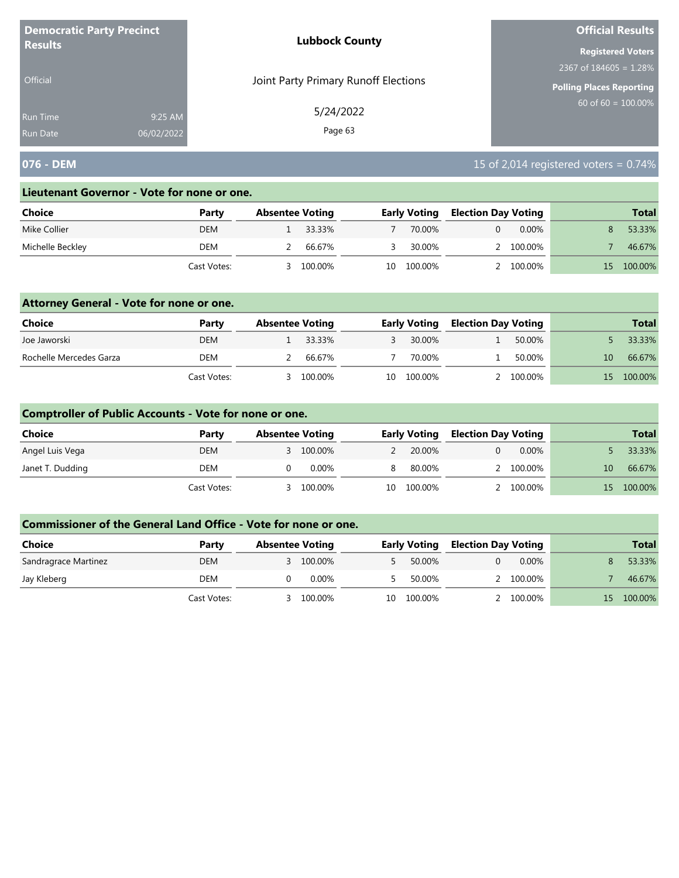**Democratic Party Precinct Results**

Official

Run Time 9:25 AM
Run Date 06/02/2022

**Lubbock County**

Joint Party Primary Runoff Elections

5/24/2022

**Official Results**

**Registered Voters**
2367 of 184605 = 1.28%

**Polling Places Reporting**
60 of 60 = 100.00%

## 076 - DEM

15 of 2,014 registered voters = 0.74%

### Lieutenant Governor - Vote for none or one.

| Choice | Party | Absentee Voting | | Early Voting | | Election Day Voting | | Total | |
|---|---|---|---|---|---|---|---|---|---|
| Mike Collier | DEM | 1 | 33.33% | 7 | 70.00% | 0 | 0.00% | 8 | 53.33% |
| Michelle Beckley | DEM | 2 | 66.67% | 3 | 30.00% | 2 | 100.00% | 7 | 46.67% |
| | Cast Votes: | 3 | 100.00% | 10 | 100.00% | 2 | 100.00% | 15 | 100.00% |

### Attorney General - Vote for none or one.

| Choice | Party | Absentee Voting | | Early Voting | | Election Day Voting | | Total | |
|---|---|---|---|---|---|---|---|---|---|
| Joe Jaworski | DEM | 1 | 33.33% | 3 | 30.00% | 1 | 50.00% | 5 | 33.33% |
| Rochelle Mercedes Garza | DEM | 2 | 66.67% | 7 | 70.00% | 1 | 50.00% | 10 | 66.67% |
| | Cast Votes: | 3 | 100.00% | 10 | 100.00% | 2 | 100.00% | 15 | 100.00% |

### Comptroller of Public Accounts - Vote for none or one.

| Choice | Party | Absentee Voting | | Early Voting | | Election Day Voting | | Total | |
|---|---|---|---|---|---|---|---|---|---|
| Angel Luis Vega | DEM | 3 | 100.00% | 2 | 20.00% | 0 | 0.00% | 5 | 33.33% |
| Janet T. Dudding | DEM | 0 | 0.00% | 8 | 80.00% | 2 | 100.00% | 10 | 66.67% |
| | Cast Votes: | 3 | 100.00% | 10 | 100.00% | 2 | 100.00% | 15 | 100.00% |

### Commissioner of the General Land Office - Vote for none or one.

| Choice | Party | Absentee Voting | | Early Voting | | Election Day Voting | | Total | |
|---|---|---|---|---|---|---|---|---|---|
| Sandragrace Martinez | DEM | 3 | 100.00% | 5 | 50.00% | 0 | 0.00% | 8 | 53.33% |
| Jay Kleberg | DEM | 0 | 0.00% | 5 | 50.00% | 2 | 100.00% | 7 | 46.67% |
| | Cast Votes: | 3 | 100.00% | 10 | 100.00% | 2 | 100.00% | 15 | 100.00% |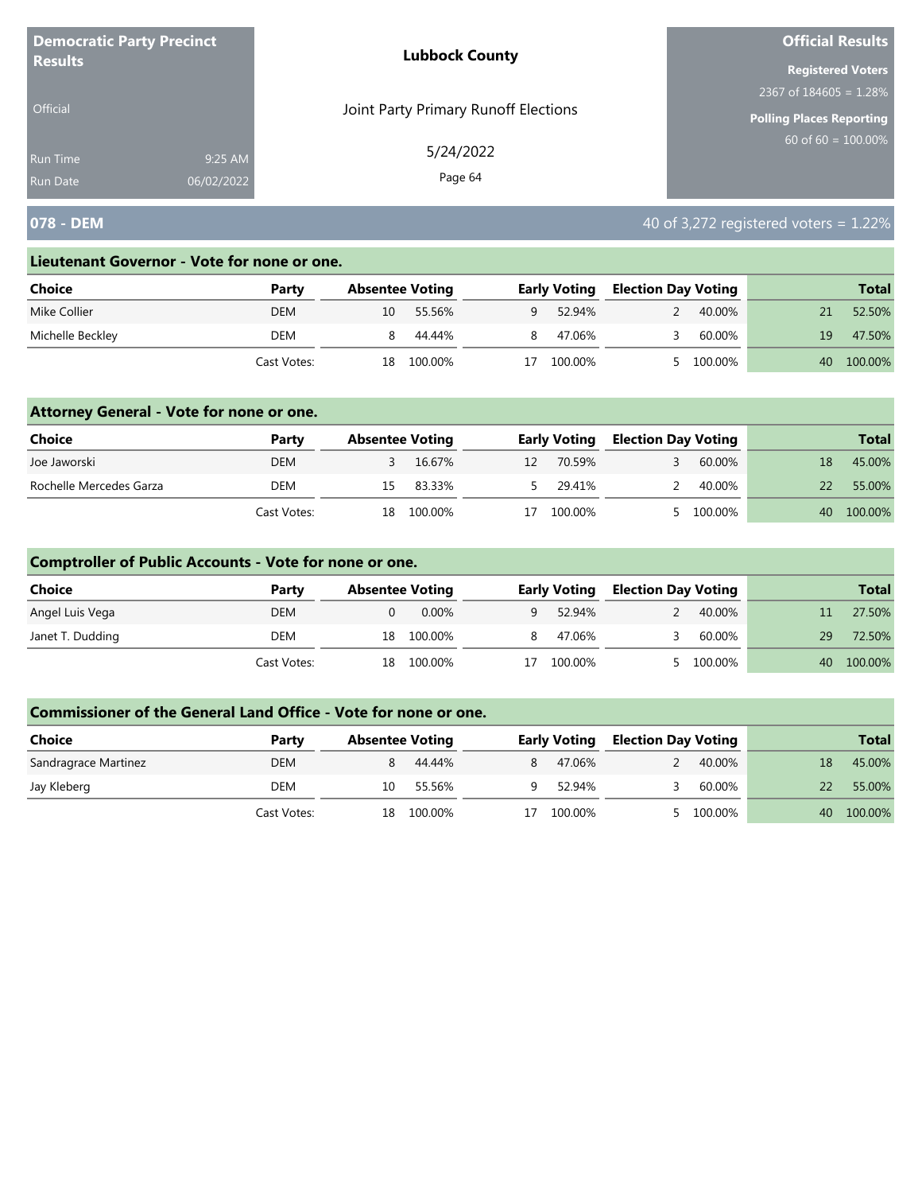**Democratic Party Precinct Results**

Official

Run Time 9:25 AM
Run Date 06/02/2022

**Lubbock County**

Joint Party Primary Runoff Elections

5/24/2022

**Official Results**

**Registered Voters**
2367 of 184605 = 1.28%

**Polling Places Reporting**
60 of 60 = 100.00%

## 078 - DEM

40 of 3,272 registered voters = 1.22%

### Lieutenant Governor - Vote for none or one.

| Choice | Party | Absentee Voting | | Early Voting | | Election Day Voting | | Total | |
|---|---|---|---|---|---|---|---|---|---|
| Mike Collier | DEM | 10 | 55.56% | 9 | 52.94% | 2 | 40.00% | 21 | 52.50% |
| Michelle Beckley | DEM | 8 | 44.44% | 8 | 47.06% | 3 | 60.00% | 19 | 47.50% |
| | Cast Votes: | 18 | 100.00% | 17 | 100.00% | 5 | 100.00% | 40 | 100.00% |

### Attorney General - Vote for none or one.

| Choice | Party | Absentee Voting | | Early Voting | | Election Day Voting | | Total | |
|---|---|---|---|---|---|---|---|---|---|
| Joe Jaworski | DEM | 3 | 16.67% | 12 | 70.59% | 3 | 60.00% | 18 | 45.00% |
| Rochelle Mercedes Garza | DEM | 15 | 83.33% | 5 | 29.41% | 2 | 40.00% | 22 | 55.00% |
| | Cast Votes: | 18 | 100.00% | 17 | 100.00% | 5 | 100.00% | 40 | 100.00% |

### Comptroller of Public Accounts - Vote for none or one.

| Choice | Party | Absentee Voting | | Early Voting | | Election Day Voting | | Total | |
|---|---|---|---|---|---|---|---|---|---|
| Angel Luis Vega | DEM | 0 | 0.00% | 9 | 52.94% | 2 | 40.00% | 11 | 27.50% |
| Janet T. Dudding | DEM | 18 | 100.00% | 8 | 47.06% | 3 | 60.00% | 29 | 72.50% |
| | Cast Votes: | 18 | 100.00% | 17 | 100.00% | 5 | 100.00% | 40 | 100.00% |

### Commissioner of the General Land Office - Vote for none or one.

| Choice | Party | Absentee Voting | | Early Voting | | Election Day Voting | | Total | |
|---|---|---|---|---|---|---|---|---|---|
| Sandragrace Martinez | DEM | 8 | 44.44% | 8 | 47.06% | 2 | 40.00% | 18 | 45.00% |
| Jay Kleberg | DEM | 10 | 55.56% | 9 | 52.94% | 3 | 60.00% | 22 | 55.00% |
| | Cast Votes: | 18 | 100.00% | 17 | 100.00% | 5 | 100.00% | 40 | 100.00% |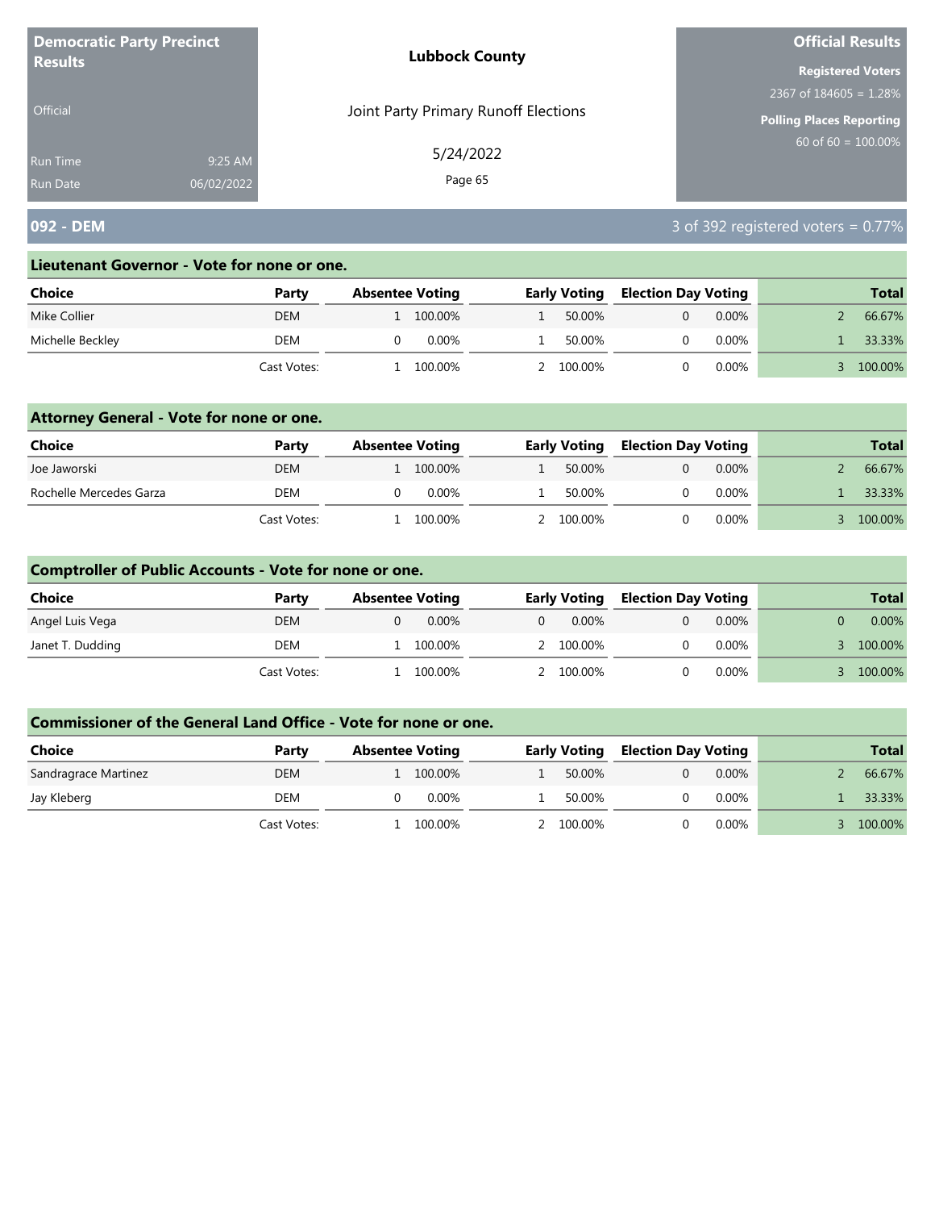**Democratic Party Precinct Results**

Official

Run Time 9:25 AM
Run Date 06/02/2022

**Lubbock County**

Joint Party Primary Runoff Elections

5/24/2022

**Official Results**

**Registered Voters**
2367 of 184605 = 1.28%

**Polling Places Reporting**
60 of 60 = 100.00%

## 092 - DEM

3 of 392 registered voters = 0.77%

### Lieutenant Governor - Vote for none or one.

| Choice | Party | Absentee Voting | | Early Voting | | Election Day Voting | | Total | |
|---|---|---|---|---|---|---|---|---|---|
| Mike Collier | DEM | 1 | 100.00% | 1 | 50.00% | 0 | 0.00% | 2 | 66.67% |
| Michelle Beckley | DEM | 0 | 0.00% | 1 | 50.00% | 0 | 0.00% | 1 | 33.33% |
| | Cast Votes: | 1 | 100.00% | 2 | 100.00% | 0 | 0.00% | 3 | 100.00% |

### Attorney General - Vote for none or one.

| Choice | Party | Absentee Voting | | Early Voting | | Election Day Voting | | Total | |
|---|---|---|---|---|---|---|---|---|---|
| Joe Jaworski | DEM | 1 | 100.00% | 1 | 50.00% | 0 | 0.00% | 2 | 66.67% |
| Rochelle Mercedes Garza | DEM | 0 | 0.00% | 1 | 50.00% | 0 | 0.00% | 1 | 33.33% |
| | Cast Votes: | 1 | 100.00% | 2 | 100.00% | 0 | 0.00% | 3 | 100.00% |

### Comptroller of Public Accounts - Vote for none or one.

| Choice | Party | Absentee Voting | | Early Voting | | Election Day Voting | | Total | |
|---|---|---|---|---|---|---|---|---|---|
| Angel Luis Vega | DEM | 0 | 0.00% | 0 | 0.00% | 0 | 0.00% | 0 | 0.00% |
| Janet T. Dudding | DEM | 1 | 100.00% | 2 | 100.00% | 0 | 0.00% | 3 | 100.00% |
| | Cast Votes: | 1 | 100.00% | 2 | 100.00% | 0 | 0.00% | 3 | 100.00% |

### Commissioner of the General Land Office - Vote for none or one.

| Choice | Party | Absentee Voting | | Early Voting | | Election Day Voting | | Total | |
|---|---|---|---|---|---|---|---|---|---|
| Sandragrace Martinez | DEM | 1 | 100.00% | 1 | 50.00% | 0 | 0.00% | 2 | 66.67% |
| Jay Kleberg | DEM | 0 | 0.00% | 1 | 50.00% | 0 | 0.00% | 1 | 33.33% |
| | Cast Votes: | 1 | 100.00% | 2 | 100.00% | 0 | 0.00% | 3 | 100.00% |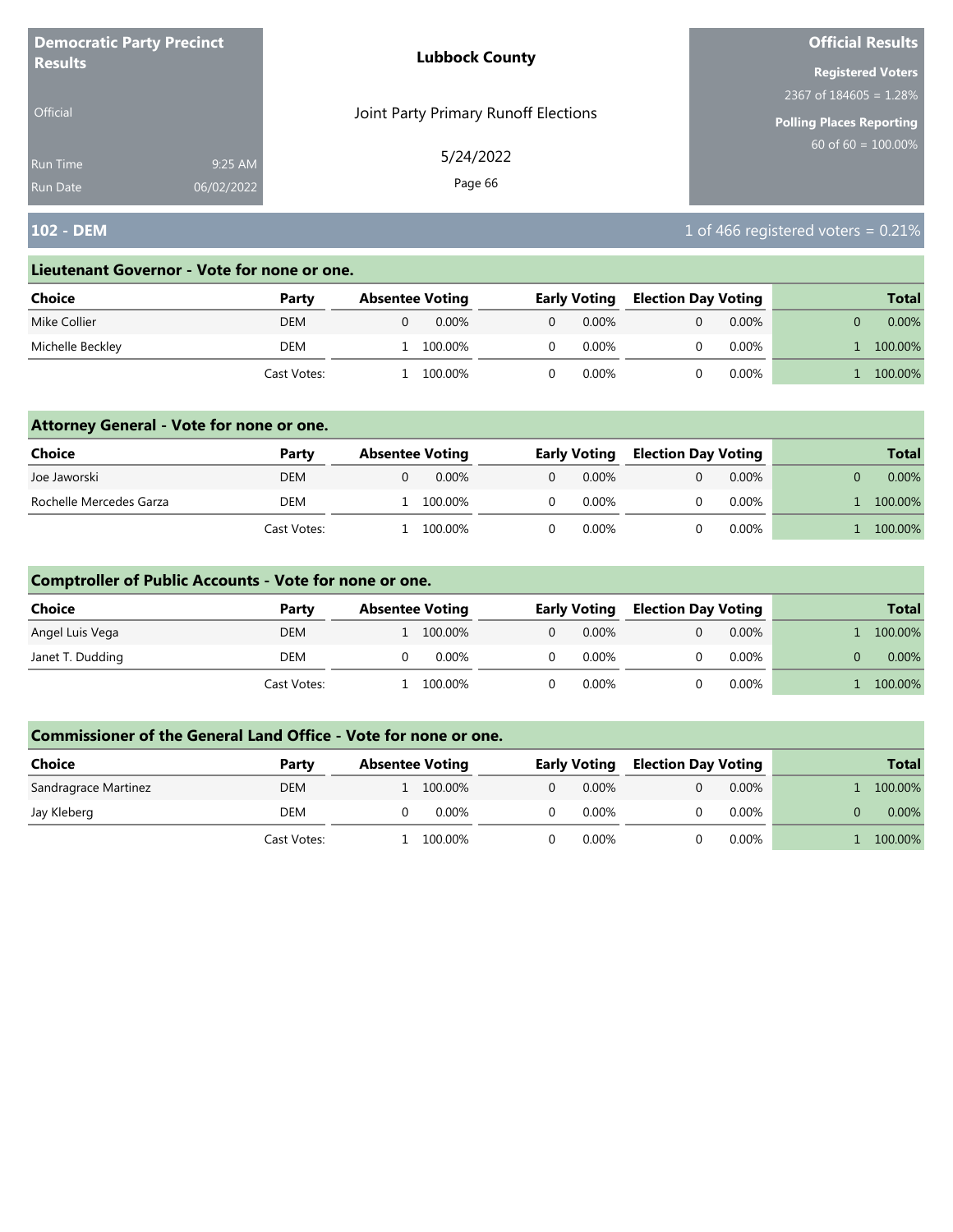**Democratic Party Precinct Results**

Official

Run Time 9:25 AM
Run Date 06/02/2022

**Lubbock County**

Joint Party Primary Runoff Elections

5/24/2022

**Official Results**

**Registered Voters**
2367 of 184605 = 1.28%

**Polling Places Reporting**
60 of 60 = 100.00%

## 102 - DEM

1 of 466 registered voters = 0.21%

### Lieutenant Governor - Vote for none or one.

| Choice | Party | Absentee Voting | | Early Voting | | Election Day Voting | | Total | |
|---|---|---|---|---|---|---|---|---|---|
| Mike Collier | DEM | 0 | 0.00% | 0 | 0.00% | 0 | 0.00% | 0 | 0.00% |
| Michelle Beckley | DEM | 1 | 100.00% | 0 | 0.00% | 0 | 0.00% | 1 | 100.00% |
| | Cast Votes: | 1 | 100.00% | 0 | 0.00% | 0 | 0.00% | 1 | 100.00% |

### Attorney General - Vote for none or one.

| Choice | Party | Absentee Voting | | Early Voting | | Election Day Voting | | Total | |
|---|---|---|---|---|---|---|---|---|---|
| Joe Jaworski | DEM | 0 | 0.00% | 0 | 0.00% | 0 | 0.00% | 0 | 0.00% |
| Rochelle Mercedes Garza | DEM | 1 | 100.00% | 0 | 0.00% | 0 | 0.00% | 1 | 100.00% |
| | Cast Votes: | 1 | 100.00% | 0 | 0.00% | 0 | 0.00% | 1 | 100.00% |

### Comptroller of Public Accounts - Vote for none or one.

| Choice | Party | Absentee Voting | | Early Voting | | Election Day Voting | | Total | |
|---|---|---|---|---|---|---|---|---|---|
| Angel Luis Vega | DEM | 1 | 100.00% | 0 | 0.00% | 0 | 0.00% | 1 | 100.00% |
| Janet T. Dudding | DEM | 0 | 0.00% | 0 | 0.00% | 0 | 0.00% | 0 | 0.00% |
| | Cast Votes: | 1 | 100.00% | 0 | 0.00% | 0 | 0.00% | 1 | 100.00% |

### Commissioner of the General Land Office - Vote for none or one.

| Choice | Party | Absentee Voting | | Early Voting | | Election Day Voting | | Total | |
|---|---|---|---|---|---|---|---|---|---|
| Sandragrace Martinez | DEM | 1 | 100.00% | 0 | 0.00% | 0 | 0.00% | 1 | 100.00% |
| Jay Kleberg | DEM | 0 | 0.00% | 0 | 0.00% | 0 | 0.00% | 0 | 0.00% |
| | Cast Votes: | 1 | 100.00% | 0 | 0.00% | 0 | 0.00% | 1 | 100.00% |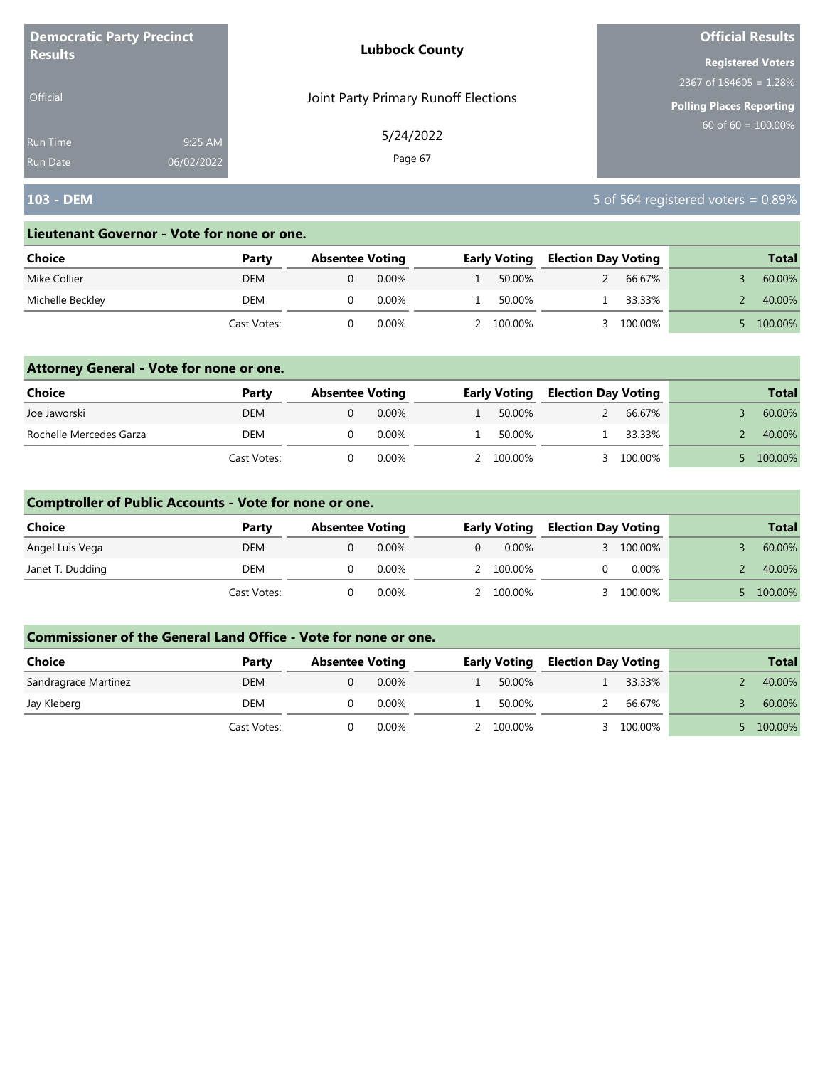**Democratic Party Precinct Results**

Official

Run Time 9:25 AM
Run Date 06/02/2022

**Lubbock County**

Joint Party Primary Runoff Elections

5/24/2022

**Official Results**

**Registered Voters**
2367 of 184605 = 1.28%

**Polling Places Reporting**
60 of 60 = 100.00%

## 103 - DEM

5 of 564 registered voters = 0.89%

### Lieutenant Governor - Vote for none or one.

| Choice | Party | Absentee Voting | | Early Voting | | Election Day Voting | | Total | |
|---|---|---|---|---|---|---|---|---|---|
| Mike Collier | DEM | 0 | 0.00% | 1 | 50.00% | 2 | 66.67% | 3 | 60.00% |
| Michelle Beckley | DEM | 0 | 0.00% | 1 | 50.00% | 1 | 33.33% | 2 | 40.00% |
| | Cast Votes: | 0 | 0.00% | 2 | 100.00% | 3 | 100.00% | 5 | 100.00% |

### Attorney General - Vote for none or one.

| Choice | Party | Absentee Voting | | Early Voting | | Election Day Voting | | Total | |
|---|---|---|---|---|---|---|---|---|---|
| Joe Jaworski | DEM | 0 | 0.00% | 1 | 50.00% | 2 | 66.67% | 3 | 60.00% |
| Rochelle Mercedes Garza | DEM | 0 | 0.00% | 1 | 50.00% | 1 | 33.33% | 2 | 40.00% |
| | Cast Votes: | 0 | 0.00% | 2 | 100.00% | 3 | 100.00% | 5 | 100.00% |

### Comptroller of Public Accounts - Vote for none or one.

| Choice | Party | Absentee Voting | | Early Voting | | Election Day Voting | | Total | |
|---|---|---|---|---|---|---|---|---|---|
| Angel Luis Vega | DEM | 0 | 0.00% | 0 | 0.00% | 3 | 100.00% | 3 | 60.00% |
| Janet T. Dudding | DEM | 0 | 0.00% | 2 | 100.00% | 0 | 0.00% | 2 | 40.00% |
| | Cast Votes: | 0 | 0.00% | 2 | 100.00% | 3 | 100.00% | 5 | 100.00% |

### Commissioner of the General Land Office - Vote for none or one.

| Choice | Party | Absentee Voting | | Early Voting | | Election Day Voting | | Total | |
|---|---|---|---|---|---|---|---|---|---|
| Sandragrace Martinez | DEM | 0 | 0.00% | 1 | 50.00% | 1 | 33.33% | 2 | 40.00% |
| Jay Kleberg | DEM | 0 | 0.00% | 1 | 50.00% | 2 | 66.67% | 3 | 60.00% |
| | Cast Votes: | 0 | 0.00% | 2 | 100.00% | 3 | 100.00% | 5 | 100.00% |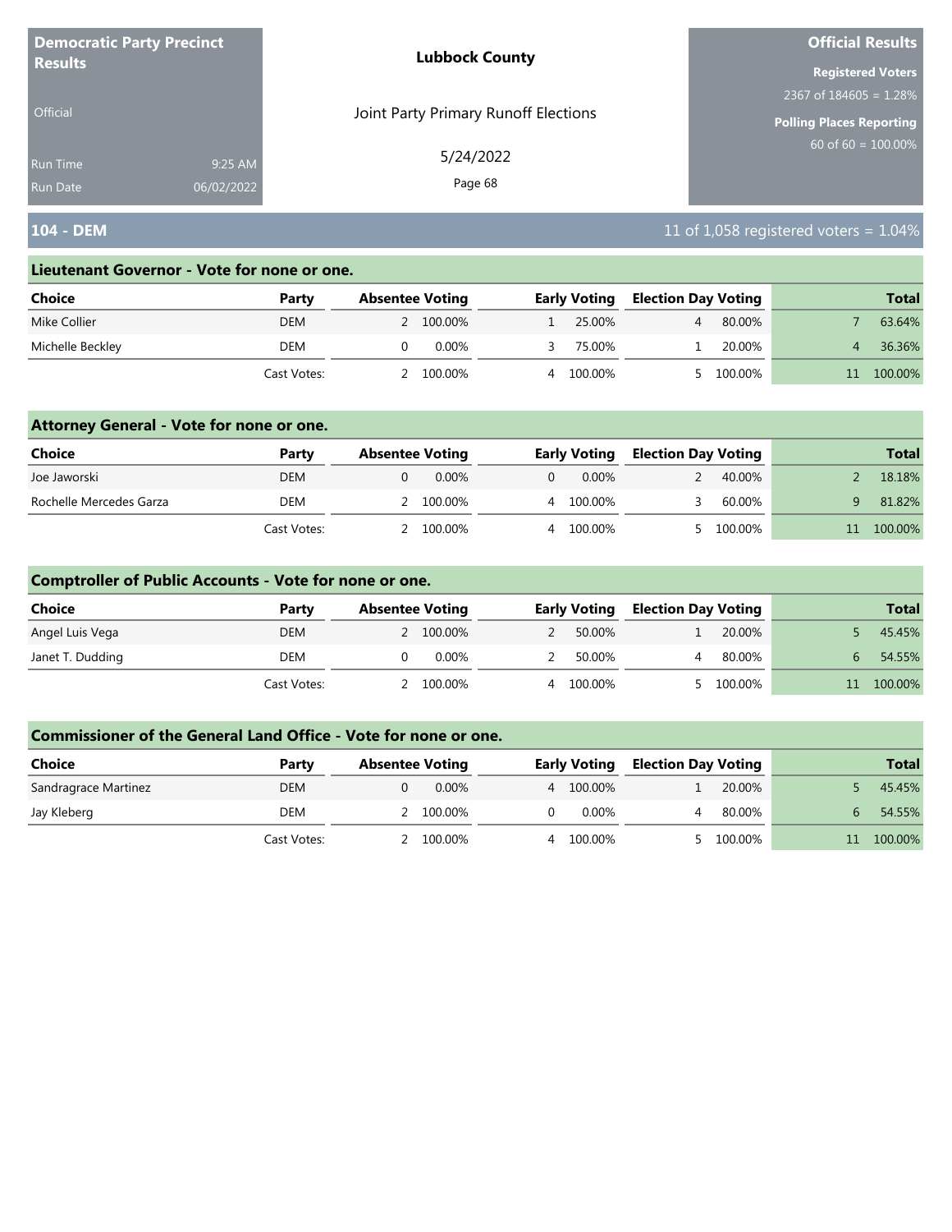**Democratic Party Precinct Results**

Official

Run Time 9:25 AM
Run Date 06/02/2022

**Lubbock County**

Joint Party Primary Runoff Elections

5/24/2022

**Official Results**

**Registered Voters**
2367 of 184605 = 1.28%

**Polling Places Reporting**
60 of 60 = 100.00%

## 104 - DEM

11 of 1,058 registered voters = 1.04%

### Lieutenant Governor - Vote for none or one.

| Choice | Party | Absentee Voting | | Early Voting | | Election Day Voting | | Total | |
|---|---|---|---|---|---|---|---|---|---|
| Mike Collier | DEM | 2 | 100.00% | 1 | 25.00% | 4 | 80.00% | 7 | 63.64% |
| Michelle Beckley | DEM | 0 | 0.00% | 3 | 75.00% | 1 | 20.00% | 4 | 36.36% |
| | Cast Votes: | 2 | 100.00% | 4 | 100.00% | 5 | 100.00% | 11 | 100.00% |

### Attorney General - Vote for none or one.

| Choice | Party | Absentee Voting | | Early Voting | | Election Day Voting | | Total | |
|---|---|---|---|---|---|---|---|---|---|
| Joe Jaworski | DEM | 0 | 0.00% | 0 | 0.00% | 2 | 40.00% | 2 | 18.18% |
| Rochelle Mercedes Garza | DEM | 2 | 100.00% | 4 | 100.00% | 3 | 60.00% | 9 | 81.82% |
| | Cast Votes: | 2 | 100.00% | 4 | 100.00% | 5 | 100.00% | 11 | 100.00% |

### Comptroller of Public Accounts - Vote for none or one.

| Choice | Party | Absentee Voting | | Early Voting | | Election Day Voting | | Total | |
|---|---|---|---|---|---|---|---|---|---|
| Angel Luis Vega | DEM | 2 | 100.00% | 2 | 50.00% | 1 | 20.00% | 5 | 45.45% |
| Janet T. Dudding | DEM | 0 | 0.00% | 2 | 50.00% | 4 | 80.00% | 6 | 54.55% |
| | Cast Votes: | 2 | 100.00% | 4 | 100.00% | 5 | 100.00% | 11 | 100.00% |

### Commissioner of the General Land Office - Vote for none or one.

| Choice | Party | Absentee Voting | | Early Voting | | Election Day Voting | | Total | |
|---|---|---|---|---|---|---|---|---|---|
| Sandragrace Martinez | DEM | 0 | 0.00% | 4 | 100.00% | 1 | 20.00% | 5 | 45.45% |
| Jay Kleberg | DEM | 2 | 100.00% | 0 | 0.00% | 4 | 80.00% | 6 | 54.55% |
| | Cast Votes: | 2 | 100.00% | 4 | 100.00% | 5 | 100.00% | 11 | 100.00% |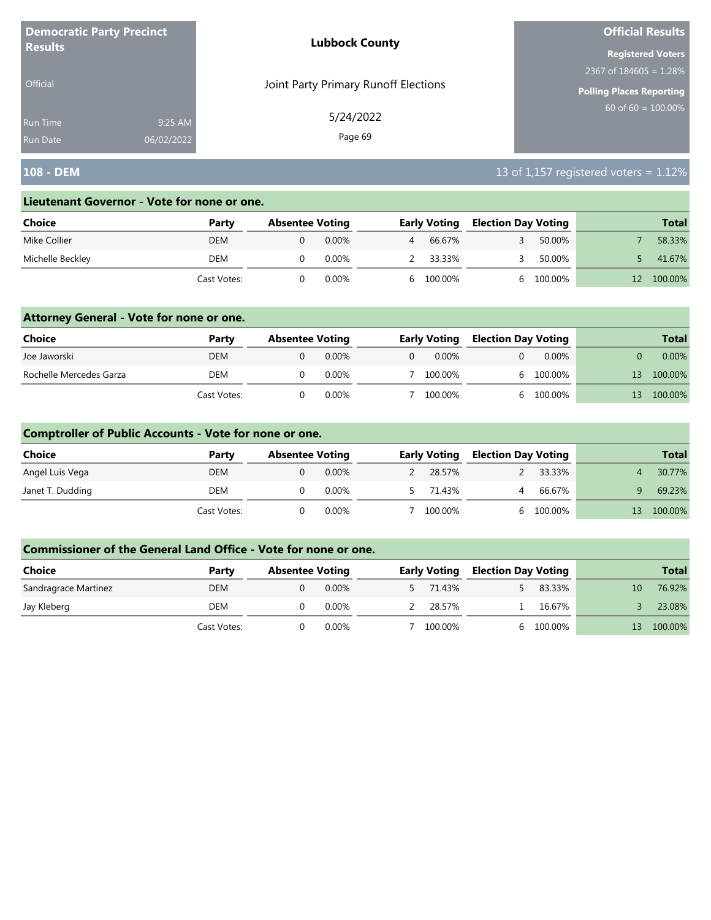**Democratic Party Precinct Results**

Official

Run Time 9:25 AM
Run Date 06/02/2022

**Lubbock County**

Joint Party Primary Runoff Elections

5/24/2022

**Official Results**

**Registered Voters**
2367 of 184605 = 1.28%

**Polling Places Reporting**
60 of 60 = 100.00%

## 108 - DEM

13 of 1,157 registered voters = 1.12%

### Lieutenant Governor - Vote for none or one.

| Choice | Party | Absentee Voting | | Early Voting | | Election Day Voting | | Total | |
|---|---|---|---|---|---|---|---|---|---|
| Mike Collier | DEM | 0 | 0.00% | 4 | 66.67% | 3 | 50.00% | 7 | 58.33% |
| Michelle Beckley | DEM | 0 | 0.00% | 2 | 33.33% | 3 | 50.00% | 5 | 41.67% |
| | Cast Votes: | 0 | 0.00% | 6 | 100.00% | 6 | 100.00% | 12 | 100.00% |

### Attorney General - Vote for none or one.

| Choice | Party | Absentee Voting | | Early Voting | | Election Day Voting | | Total | |
|---|---|---|---|---|---|---|---|---|---|
| Joe Jaworski | DEM | 0 | 0.00% | 0 | 0.00% | 0 | 0.00% | 0 | 0.00% |
| Rochelle Mercedes Garza | DEM | 0 | 0.00% | 7 | 100.00% | 6 | 100.00% | 13 | 100.00% |
| | Cast Votes: | 0 | 0.00% | 7 | 100.00% | 6 | 100.00% | 13 | 100.00% |

### Comptroller of Public Accounts - Vote for none or one.

| Choice | Party | Absentee Voting | | Early Voting | | Election Day Voting | | Total | |
|---|---|---|---|---|---|---|---|---|---|
| Angel Luis Vega | DEM | 0 | 0.00% | 2 | 28.57% | 2 | 33.33% | 4 | 30.77% |
| Janet T. Dudding | DEM | 0 | 0.00% | 5 | 71.43% | 4 | 66.67% | 9 | 69.23% |
| | Cast Votes: | 0 | 0.00% | 7 | 100.00% | 6 | 100.00% | 13 | 100.00% |

### Commissioner of the General Land Office - Vote for none or one.

| Choice | Party | Absentee Voting | | Early Voting | | Election Day Voting | | Total | |
|---|---|---|---|---|---|---|---|---|---|
| Sandragrace Martinez | DEM | 0 | 0.00% | 5 | 71.43% | 5 | 83.33% | 10 | 76.92% |
| Jay Kleberg | DEM | 0 | 0.00% | 2 | 28.57% | 1 | 16.67% | 3 | 23.08% |
| | Cast Votes: | 0 | 0.00% | 7 | 100.00% | 6 | 100.00% | 13 | 100.00% |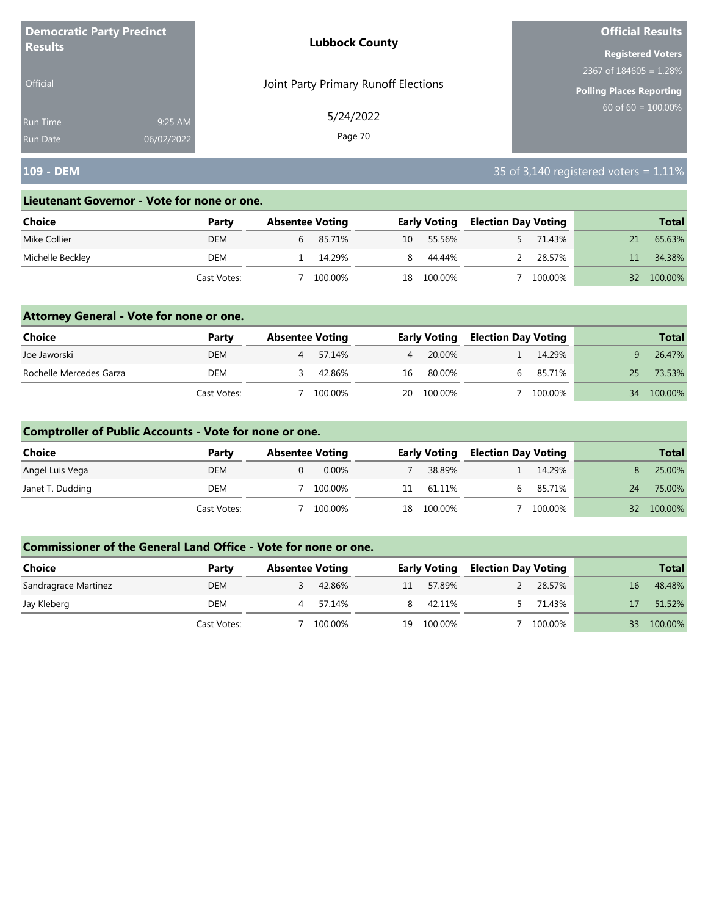**Democratic Party Precinct Results**

Official

Run Time 9:25 AM
Run Date 06/02/2022

**Lubbock County**

Joint Party Primary Runoff Elections

5/24/2022

**Official Results**

**Registered Voters**
2367 of 184605 = 1.28%

**Polling Places Reporting**
60 of 60 = 100.00%

## 109 - DEM

35 of 3,140 registered voters = 1.11%

### Lieutenant Governor - Vote for none or one.

| Choice | Party | Absentee Voting | | Early Voting | | Election Day Voting | | Total | |
|---|---|---|---|---|---|---|---|---|---|
| Mike Collier | DEM | 6 | 85.71% | 10 | 55.56% | 5 | 71.43% | 21 | 65.63% |
| Michelle Beckley | DEM | 1 | 14.29% | 8 | 44.44% | 2 | 28.57% | 11 | 34.38% |
| | Cast Votes: | 7 | 100.00% | 18 | 100.00% | 7 | 100.00% | 32 | 100.00% |

### Attorney General - Vote for none or one.

| Choice | Party | Absentee Voting | | Early Voting | | Election Day Voting | | Total | |
|---|---|---|---|---|---|---|---|---|---|
| Joe Jaworski | DEM | 4 | 57.14% | 4 | 20.00% | 1 | 14.29% | 9 | 26.47% |
| Rochelle Mercedes Garza | DEM | 3 | 42.86% | 16 | 80.00% | 6 | 85.71% | 25 | 73.53% |
| | Cast Votes: | 7 | 100.00% | 20 | 100.00% | 7 | 100.00% | 34 | 100.00% |

### Comptroller of Public Accounts - Vote for none or one.

| Choice | Party | Absentee Voting | | Early Voting | | Election Day Voting | | Total | |
|---|---|---|---|---|---|---|---|---|---|
| Angel Luis Vega | DEM | 0 | 0.00% | 7 | 38.89% | 1 | 14.29% | 8 | 25.00% |
| Janet T. Dudding | DEM | 7 | 100.00% | 11 | 61.11% | 6 | 85.71% | 24 | 75.00% |
| | Cast Votes: | 7 | 100.00% | 18 | 100.00% | 7 | 100.00% | 32 | 100.00% |

### Commissioner of the General Land Office - Vote for none or one.

| Choice | Party | Absentee Voting | | Early Voting | | Election Day Voting | | Total | |
|---|---|---|---|---|---|---|---|---|---|
| Sandragrace Martinez | DEM | 3 | 42.86% | 11 | 57.89% | 2 | 28.57% | 16 | 48.48% |
| Jay Kleberg | DEM | 4 | 57.14% | 8 | 42.11% | 5 | 71.43% | 17 | 51.52% |
| | Cast Votes: | 7 | 100.00% | 19 | 100.00% | 7 | 100.00% | 33 | 100.00% |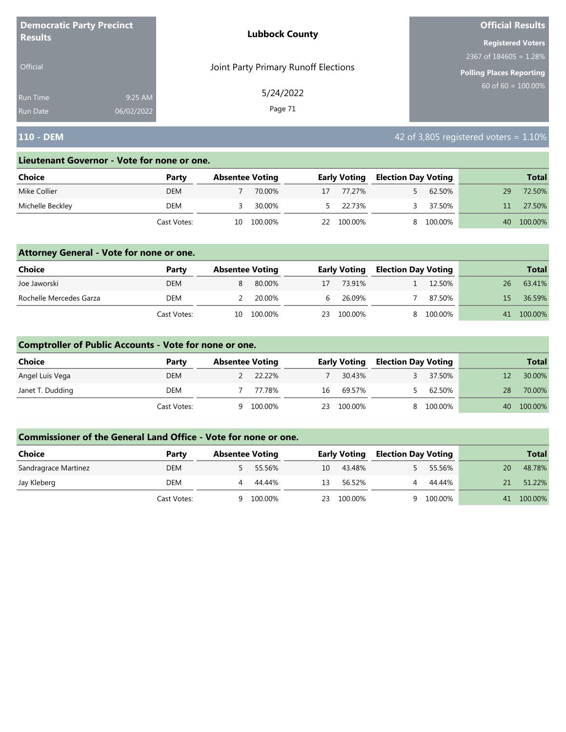**Democratic Party Precinct Results**

Official

Run Time 9:25 AM
Run Date 06/02/2022

**Lubbock County**

Joint Party Primary Runoff Elections

5/24/2022

**Official Results**

**Registered Voters**
2367 of 184605 = 1.28%

**Polling Places Reporting**
60 of 60 = 100.00%

## 110 - DEM

42 of 3,805 registered voters = 1.10%

### Lieutenant Governor - Vote for none or one.

| Choice | Party | Absentee Voting | | Early Voting | | Election Day Voting | | Total | |
|---|---|---|---|---|---|---|---|---|---|
| Mike Collier | DEM | 7 | 70.00% | 17 | 77.27% | 5 | 62.50% | 29 | 72.50% |
| Michelle Beckley | DEM | 3 | 30.00% | 5 | 22.73% | 3 | 37.50% | 11 | 27.50% |
| | Cast Votes: | 10 | 100.00% | 22 | 100.00% | 8 | 100.00% | 40 | 100.00% |

### Attorney General - Vote for none or one.

| Choice | Party | Absentee Voting | | Early Voting | | Election Day Voting | | Total | |
|---|---|---|---|---|---|---|---|---|---|
| Joe Jaworski | DEM | 8 | 80.00% | 17 | 73.91% | 1 | 12.50% | 26 | 63.41% |
| Rochelle Mercedes Garza | DEM | 2 | 20.00% | 6 | 26.09% | 7 | 87.50% | 15 | 36.59% |
| | Cast Votes: | 10 | 100.00% | 23 | 100.00% | 8 | 100.00% | 41 | 100.00% |

### Comptroller of Public Accounts - Vote for none or one.

| Choice | Party | Absentee Voting | | Early Voting | | Election Day Voting | | Total | |
|---|---|---|---|---|---|---|---|---|---|
| Angel Luis Vega | DEM | 2 | 22.22% | 7 | 30.43% | 3 | 37.50% | 12 | 30.00% |
| Janet T. Dudding | DEM | 7 | 77.78% | 16 | 69.57% | 5 | 62.50% | 28 | 70.00% |
| | Cast Votes: | 9 | 100.00% | 23 | 100.00% | 8 | 100.00% | 40 | 100.00% |

### Commissioner of the General Land Office - Vote for none or one.

| Choice | Party | Absentee Voting | | Early Voting | | Election Day Voting | | Total | |
|---|---|---|---|---|---|---|---|---|---|
| Sandragrace Martinez | DEM | 5 | 55.56% | 10 | 43.48% | 5 | 55.56% | 20 | 48.78% |
| Jay Kleberg | DEM | 4 | 44.44% | 13 | 56.52% | 4 | 44.44% | 21 | 51.22% |
| | Cast Votes: | 9 | 100.00% | 23 | 100.00% | 9 | 100.00% | 41 | 100.00% |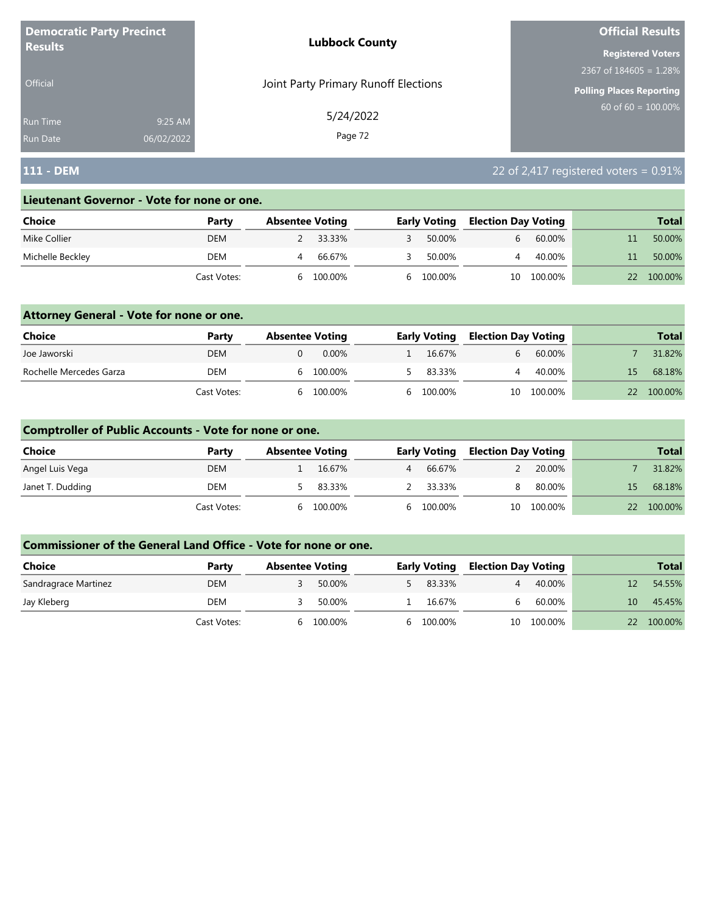**Democratic Party Precinct Results**

Official

Run Time 9:25 AM
Run Date 06/02/2022

**Lubbock County**

Joint Party Primary Runoff Elections

5/24/2022

**Official Results**

**Registered Voters**
2367 of 184605 = 1.28%

**Polling Places Reporting**
60 of 60 = 100.00%

## 111 - DEM

22 of 2,417 registered voters = 0.91%

### Lieutenant Governor - Vote for none or one.

| Choice | Party | Absentee Voting | | Early Voting | | Election Day Voting | | Total | |
|---|---|---|---|---|---|---|---|---|---|
| Mike Collier | DEM | 2 | 33.33% | 3 | 50.00% | 6 | 60.00% | 11 | 50.00% |
| Michelle Beckley | DEM | 4 | 66.67% | 3 | 50.00% | 4 | 40.00% | 11 | 50.00% |
| | Cast Votes: | 6 | 100.00% | 6 | 100.00% | 10 | 100.00% | 22 | 100.00% |

### Attorney General - Vote for none or one.

| Choice | Party | Absentee Voting | | Early Voting | | Election Day Voting | | Total | |
|---|---|---|---|---|---|---|---|---|---|
| Joe Jaworski | DEM | 0 | 0.00% | 1 | 16.67% | 6 | 60.00% | 7 | 31.82% |
| Rochelle Mercedes Garza | DEM | 6 | 100.00% | 5 | 83.33% | 4 | 40.00% | 15 | 68.18% |
| | Cast Votes: | 6 | 100.00% | 6 | 100.00% | 10 | 100.00% | 22 | 100.00% |

### Comptroller of Public Accounts - Vote for none or one.

| Choice | Party | Absentee Voting | | Early Voting | | Election Day Voting | | Total | |
|---|---|---|---|---|---|---|---|---|---|
| Angel Luis Vega | DEM | 1 | 16.67% | 4 | 66.67% | 2 | 20.00% | 7 | 31.82% |
| Janet T. Dudding | DEM | 5 | 83.33% | 2 | 33.33% | 8 | 80.00% | 15 | 68.18% |
| | Cast Votes: | 6 | 100.00% | 6 | 100.00% | 10 | 100.00% | 22 | 100.00% |

### Commissioner of the General Land Office - Vote for none or one.

| Choice | Party | Absentee Voting | | Early Voting | | Election Day Voting | | Total | |
|---|---|---|---|---|---|---|---|---|---|
| Sandragrace Martinez | DEM | 3 | 50.00% | 5 | 83.33% | 4 | 40.00% | 12 | 54.55% |
| Jay Kleberg | DEM | 3 | 50.00% | 1 | 16.67% | 6 | 60.00% | 10 | 45.45% |
| | Cast Votes: | 6 | 100.00% | 6 | 100.00% | 10 | 100.00% | 22 | 100.00% |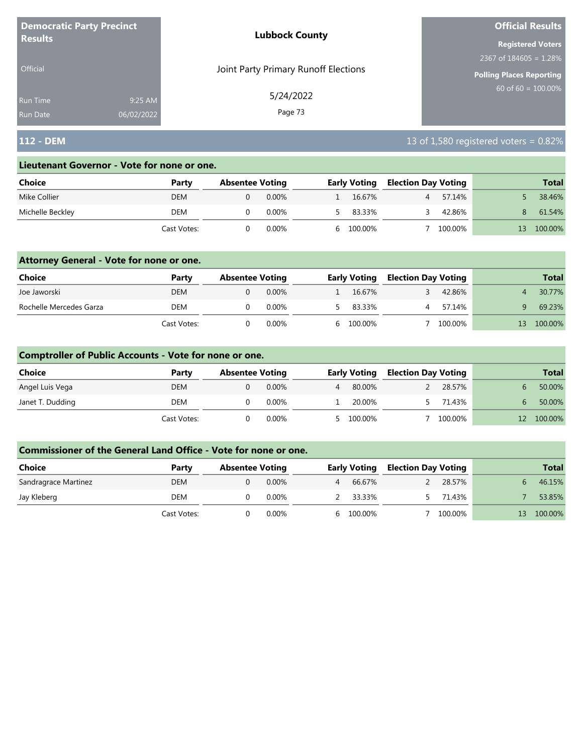**Democratic Party Precinct Results**

Official

Run Time 9:25 AM
Run Date 06/02/2022

**Lubbock County**

Joint Party Primary Runoff Elections

5/24/2022

**Official Results**

**Registered Voters**
2367 of 184605 = 1.28%

**Polling Places Reporting**
60 of 60 = 100.00%

## 112 - DEM

13 of 1,580 registered voters = 0.82%

### Lieutenant Governor - Vote for none or one.

| Choice | Party | Absentee Voting | | Early Voting | | Election Day Voting | | Total | |
|---|---|---|---|---|---|---|---|---|---|
| Mike Collier | DEM | 0 | 0.00% | 1 | 16.67% | 4 | 57.14% | 5 | 38.46% |
| Michelle Beckley | DEM | 0 | 0.00% | 5 | 83.33% | 3 | 42.86% | 8 | 61.54% |
| | Cast Votes: | 0 | 0.00% | 6 | 100.00% | 7 | 100.00% | 13 | 100.00% |

### Attorney General - Vote for none or one.

| Choice | Party | Absentee Voting | | Early Voting | | Election Day Voting | | Total | |
|---|---|---|---|---|---|---|---|---|---|
| Joe Jaworski | DEM | 0 | 0.00% | 1 | 16.67% | 3 | 42.86% | 4 | 30.77% |
| Rochelle Mercedes Garza | DEM | 0 | 0.00% | 5 | 83.33% | 4 | 57.14% | 9 | 69.23% |
| | Cast Votes: | 0 | 0.00% | 6 | 100.00% | 7 | 100.00% | 13 | 100.00% |

### Comptroller of Public Accounts - Vote for none or one.

| Choice | Party | Absentee Voting | | Early Voting | | Election Day Voting | | Total | |
|---|---|---|---|---|---|---|---|---|---|
| Angel Luis Vega | DEM | 0 | 0.00% | 4 | 80.00% | 2 | 28.57% | 6 | 50.00% |
| Janet T. Dudding | DEM | 0 | 0.00% | 1 | 20.00% | 5 | 71.43% | 6 | 50.00% |
| | Cast Votes: | 0 | 0.00% | 5 | 100.00% | 7 | 100.00% | 12 | 100.00% |

### Commissioner of the General Land Office - Vote for none or one.

| Choice | Party | Absentee Voting | | Early Voting | | Election Day Voting | | Total | |
|---|---|---|---|---|---|---|---|---|---|
| Sandragrace Martinez | DEM | 0 | 0.00% | 4 | 66.67% | 2 | 28.57% | 6 | 46.15% |
| Jay Kleberg | DEM | 0 | 0.00% | 2 | 33.33% | 5 | 71.43% | 7 | 53.85% |
| | Cast Votes: | 0 | 0.00% | 6 | 100.00% | 7 | 100.00% | 13 | 100.00% |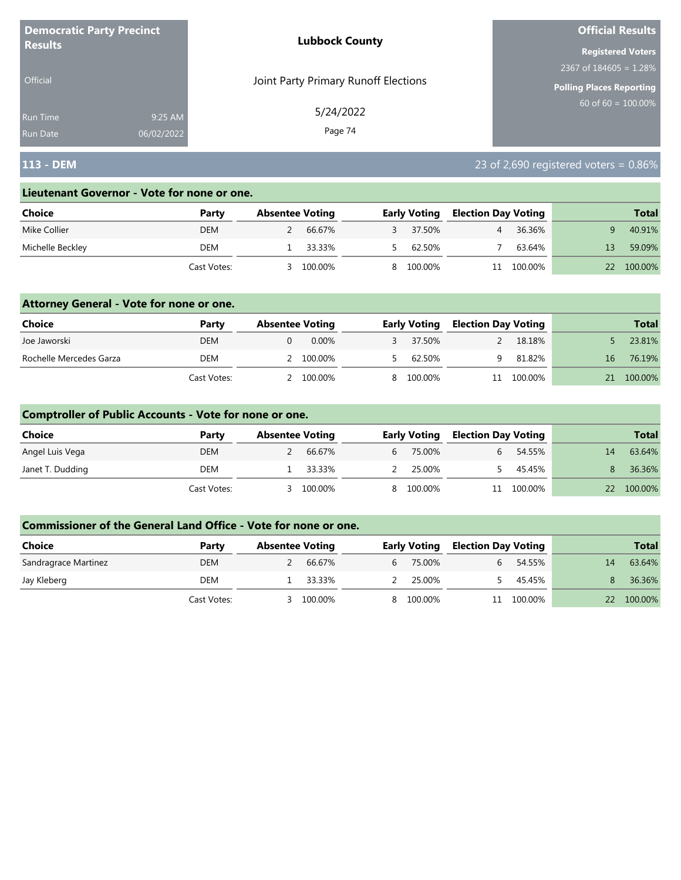**Democratic Party Precinct Results**

Official

Run Time 9:25 AM
Run Date 06/02/2022

**Lubbock County**

Joint Party Primary Runoff Elections

5/24/2022

**Official Results**

**Registered Voters**
2367 of 184605 = 1.28%

**Polling Places Reporting**
60 of 60 = 100.00%

## 113 - DEM

23 of 2,690 registered voters = 0.86%

### Lieutenant Governor - Vote for none or one.

| Choice | Party | Absentee Voting | | Early Voting | | Election Day Voting | | Total | |
|---|---|---|---|---|---|---|---|---|---|
| Mike Collier | DEM | 2 | 66.67% | 3 | 37.50% | 4 | 36.36% | 9 | 40.91% |
| Michelle Beckley | DEM | 1 | 33.33% | 5 | 62.50% | 7 | 63.64% | 13 | 59.09% |
| | Cast Votes: | 3 | 100.00% | 8 | 100.00% | 11 | 100.00% | 22 | 100.00% |

### Attorney General - Vote for none or one.

| Choice | Party | Absentee Voting | | Early Voting | | Election Day Voting | | Total | |
|---|---|---|---|---|---|---|---|---|---|
| Joe Jaworski | DEM | 0 | 0.00% | 3 | 37.50% | 2 | 18.18% | 5 | 23.81% |
| Rochelle Mercedes Garza | DEM | 2 | 100.00% | 5 | 62.50% | 9 | 81.82% | 16 | 76.19% |
| | Cast Votes: | 2 | 100.00% | 8 | 100.00% | 11 | 100.00% | 21 | 100.00% |

### Comptroller of Public Accounts - Vote for none or one.

| Choice | Party | Absentee Voting | | Early Voting | | Election Day Voting | | Total | |
|---|---|---|---|---|---|---|---|---|---|
| Angel Luis Vega | DEM | 2 | 66.67% | 6 | 75.00% | 6 | 54.55% | 14 | 63.64% |
| Janet T. Dudding | DEM | 1 | 33.33% | 2 | 25.00% | 5 | 45.45% | 8 | 36.36% |
| | Cast Votes: | 3 | 100.00% | 8 | 100.00% | 11 | 100.00% | 22 | 100.00% |

### Commissioner of the General Land Office - Vote for none or one.

| Choice | Party | Absentee Voting | | Early Voting | | Election Day Voting | | Total | |
|---|---|---|---|---|---|---|---|---|---|
| Sandragrace Martinez | DEM | 2 | 66.67% | 6 | 75.00% | 6 | 54.55% | 14 | 63.64% |
| Jay Kleberg | DEM | 1 | 33.33% | 2 | 25.00% | 5 | 45.45% | 8 | 36.36% |
| | Cast Votes: | 3 | 100.00% | 8 | 100.00% | 11 | 100.00% | 22 | 100.00% |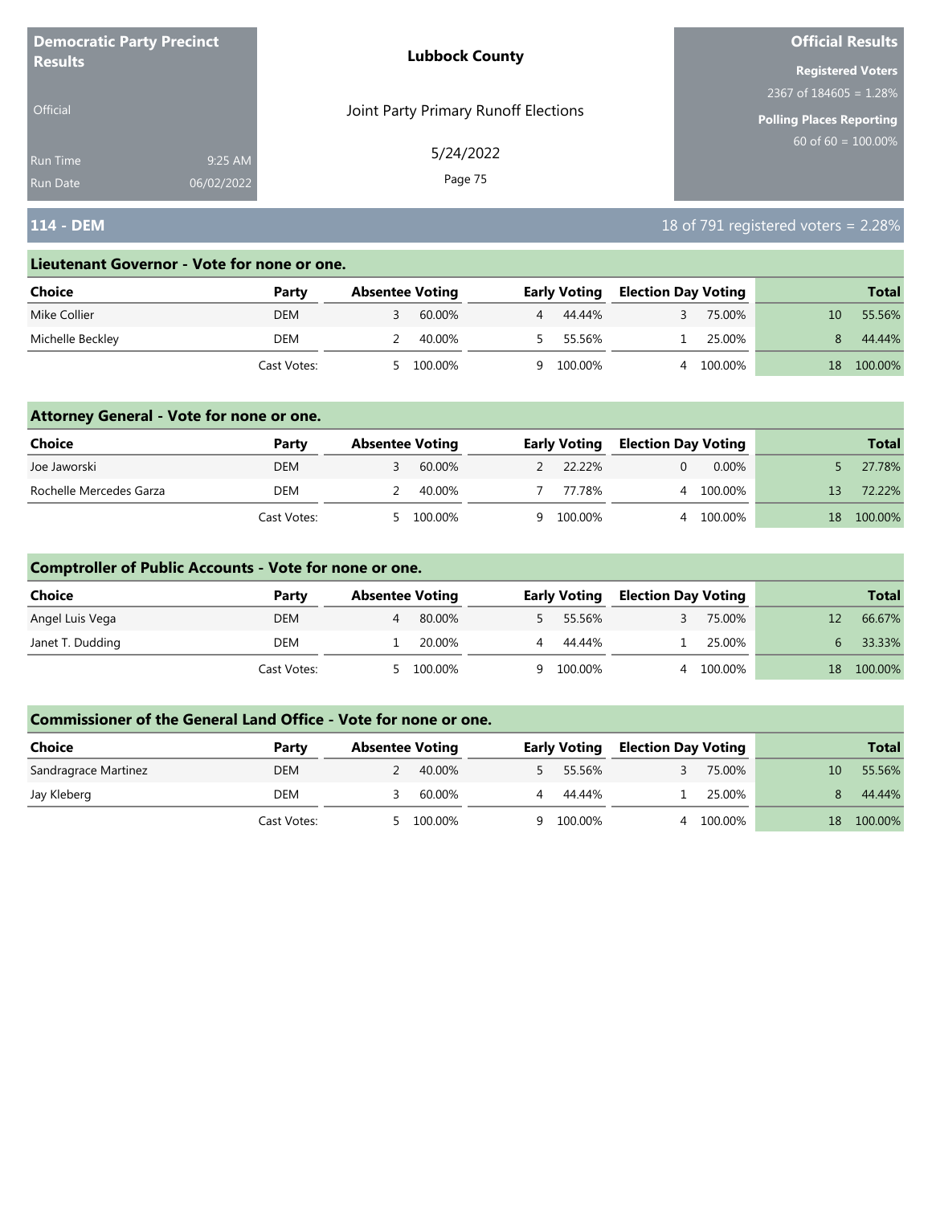**Democratic Party Precinct Results**

Official

Run Time 9:25 AM
Run Date 06/02/2022

**Lubbock County**

Joint Party Primary Runoff Elections

5/24/2022

**Official Results**

**Registered Voters**
2367 of 184605 = 1.28%

**Polling Places Reporting**
60 of 60 = 100.00%

## 114 - DEM

18 of 791 registered voters = 2.28%

### Lieutenant Governor - Vote for none or one.

| Choice | Party | Absentee Voting | | Early Voting | | Election Day Voting | | Total | |
|---|---|---|---|---|---|---|---|---|---|
| Mike Collier | DEM | 3 | 60.00% | 4 | 44.44% | 3 | 75.00% | 10 | 55.56% |
| Michelle Beckley | DEM | 2 | 40.00% | 5 | 55.56% | 1 | 25.00% | 8 | 44.44% |
| | Cast Votes: | 5 | 100.00% | 9 | 100.00% | 4 | 100.00% | 18 | 100.00% |

### Attorney General - Vote for none or one.

| Choice | Party | Absentee Voting | | Early Voting | | Election Day Voting | | Total | |
|---|---|---|---|---|---|---|---|---|---|
| Joe Jaworski | DEM | 3 | 60.00% | 2 | 22.22% | 0 | 0.00% | 5 | 27.78% |
| Rochelle Mercedes Garza | DEM | 2 | 40.00% | 7 | 77.78% | 4 | 100.00% | 13 | 72.22% |
| | Cast Votes: | 5 | 100.00% | 9 | 100.00% | 4 | 100.00% | 18 | 100.00% |

### Comptroller of Public Accounts - Vote for none or one.

| Choice | Party | Absentee Voting | | Early Voting | | Election Day Voting | | Total | |
|---|---|---|---|---|---|---|---|---|---|
| Angel Luis Vega | DEM | 4 | 80.00% | 5 | 55.56% | 3 | 75.00% | 12 | 66.67% |
| Janet T. Dudding | DEM | 1 | 20.00% | 4 | 44.44% | 1 | 25.00% | 6 | 33.33% |
| | Cast Votes: | 5 | 100.00% | 9 | 100.00% | 4 | 100.00% | 18 | 100.00% |

### Commissioner of the General Land Office - Vote for none or one.

| Choice | Party | Absentee Voting | | Early Voting | | Election Day Voting | | Total | |
|---|---|---|---|---|---|---|---|---|---|
| Sandragrace Martinez | DEM | 2 | 40.00% | 5 | 55.56% | 3 | 75.00% | 10 | 55.56% |
| Jay Kleberg | DEM | 3 | 60.00% | 4 | 44.44% | 1 | 25.00% | 8 | 44.44% |
| | Cast Votes: | 5 | 100.00% | 9 | 100.00% | 4 | 100.00% | 18 | 100.00% |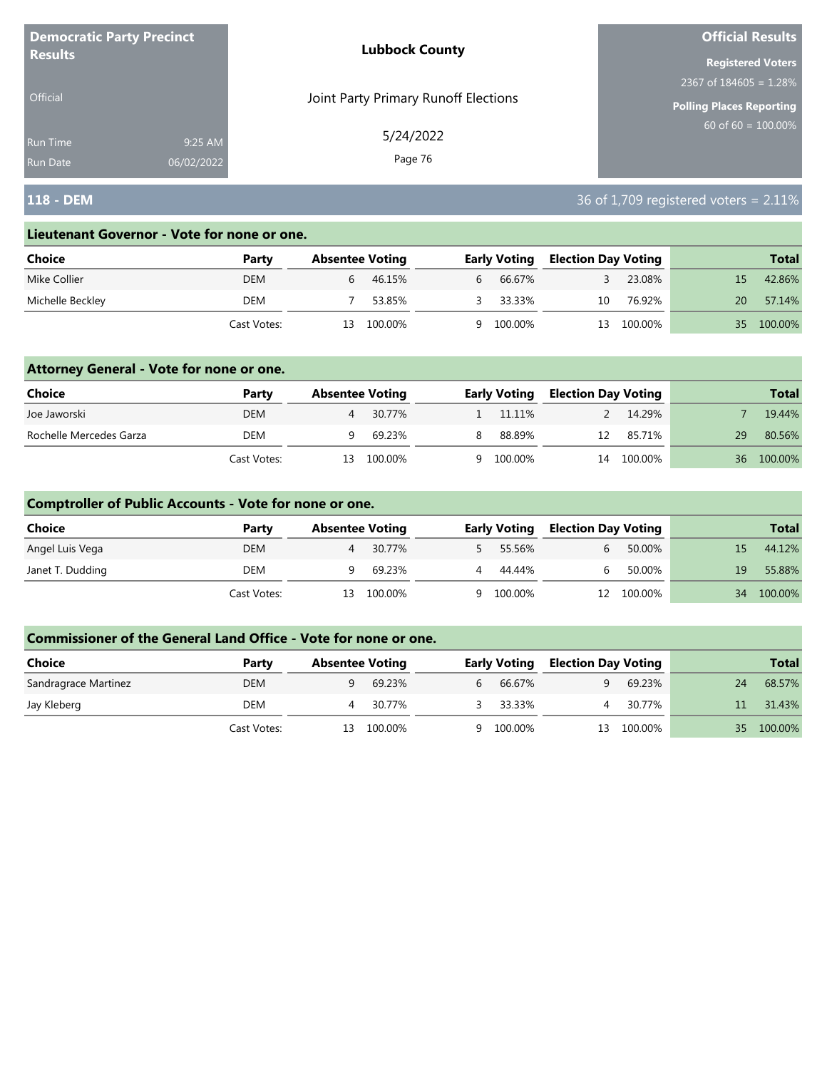**Democratic Party Precinct Results**

Official

Run Time 9:25 AM
Run Date 06/02/2022

**Lubbock County**

Joint Party Primary Runoff Elections

5/24/2022

**Official Results**

**Registered Voters**
2367 of 184605 = 1.28%

**Polling Places Reporting**
60 of 60 = 100.00%

## 118 - DEM

36 of 1,709 registered voters = 2.11%

### Lieutenant Governor - Vote for none or one.

| Choice | Party | Absentee Voting | | Early Voting | | Election Day Voting | | Total | |
|---|---|---|---|---|---|---|---|---|---|
| Mike Collier | DEM | 6 | 46.15% | 6 | 66.67% | 3 | 23.08% | 15 | 42.86% |
| Michelle Beckley | DEM | 7 | 53.85% | 3 | 33.33% | 10 | 76.92% | 20 | 57.14% |
| | Cast Votes: | 13 | 100.00% | 9 | 100.00% | 13 | 100.00% | 35 | 100.00% |

### Attorney General - Vote for none or one.

| Choice | Party | Absentee Voting | | Early Voting | | Election Day Voting | | Total | |
|---|---|---|---|---|---|---|---|---|---|
| Joe Jaworski | DEM | 4 | 30.77% | 1 | 11.11% | 2 | 14.29% | 7 | 19.44% |
| Rochelle Mercedes Garza | DEM | 9 | 69.23% | 8 | 88.89% | 12 | 85.71% | 29 | 80.56% |
| | Cast Votes: | 13 | 100.00% | 9 | 100.00% | 14 | 100.00% | 36 | 100.00% |

### Comptroller of Public Accounts - Vote for none or one.

| Choice | Party | Absentee Voting | | Early Voting | | Election Day Voting | | Total | |
|---|---|---|---|---|---|---|---|---|---|
| Angel Luis Vega | DEM | 4 | 30.77% | 5 | 55.56% | 6 | 50.00% | 15 | 44.12% |
| Janet T. Dudding | DEM | 9 | 69.23% | 4 | 44.44% | 6 | 50.00% | 19 | 55.88% |
| | Cast Votes: | 13 | 100.00% | 9 | 100.00% | 12 | 100.00% | 34 | 100.00% |

### Commissioner of the General Land Office - Vote for none or one.

| Choice | Party | Absentee Voting | | Early Voting | | Election Day Voting | | Total | |
|---|---|---|---|---|---|---|---|---|---|
| Sandragrace Martinez | DEM | 9 | 69.23% | 6 | 66.67% | 9 | 69.23% | 24 | 68.57% |
| Jay Kleberg | DEM | 4 | 30.77% | 3 | 33.33% | 4 | 30.77% | 11 | 31.43% |
| | Cast Votes: | 13 | 100.00% | 9 | 100.00% | 13 | 100.00% | 35 | 100.00% |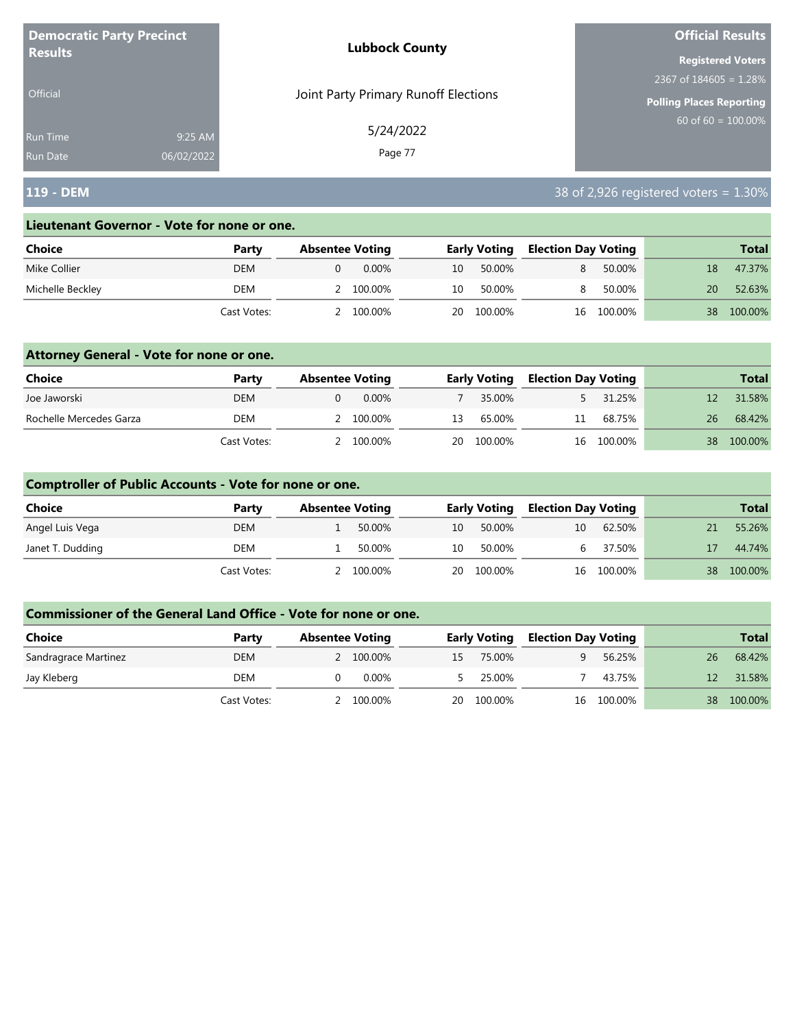**Democratic Party Precinct Results**

Official

Run Time 9:25 AM
Run Date 06/02/2022

**Lubbock County**

Joint Party Primary Runoff Elections

5/24/2022

**Official Results**

**Registered Voters**
2367 of 184605 = 1.28%

**Polling Places Reporting**
60 of 60 = 100.00%

## 119 - DEM

38 of 2,926 registered voters = 1.30%

### Lieutenant Governor - Vote for none or one.

| Choice | Party | Absentee Voting | | Early Voting | | Election Day Voting | | Total | |
|---|---|---|---|---|---|---|---|---|---|
| Mike Collier | DEM | 0 | 0.00% | 10 | 50.00% | 8 | 50.00% | 18 | 47.37% |
| Michelle Beckley | DEM | 2 | 100.00% | 10 | 50.00% | 8 | 50.00% | 20 | 52.63% |
| | Cast Votes: | 2 | 100.00% | 20 | 100.00% | 16 | 100.00% | 38 | 100.00% |

### Attorney General - Vote for none or one.

| Choice | Party | Absentee Voting | | Early Voting | | Election Day Voting | | Total | |
|---|---|---|---|---|---|---|---|---|---|
| Joe Jaworski | DEM | 0 | 0.00% | 7 | 35.00% | 5 | 31.25% | 12 | 31.58% |
| Rochelle Mercedes Garza | DEM | 2 | 100.00% | 13 | 65.00% | 11 | 68.75% | 26 | 68.42% |
| | Cast Votes: | 2 | 100.00% | 20 | 100.00% | 16 | 100.00% | 38 | 100.00% |

### Comptroller of Public Accounts - Vote for none or one.

| Choice | Party | Absentee Voting | | Early Voting | | Election Day Voting | | Total | |
|---|---|---|---|---|---|---|---|---|---|
| Angel Luis Vega | DEM | 1 | 50.00% | 10 | 50.00% | 10 | 62.50% | 21 | 55.26% |
| Janet T. Dudding | DEM | 1 | 50.00% | 10 | 50.00% | 6 | 37.50% | 17 | 44.74% |
| | Cast Votes: | 2 | 100.00% | 20 | 100.00% | 16 | 100.00% | 38 | 100.00% |

### Commissioner of the General Land Office - Vote for none or one.

| Choice | Party | Absentee Voting | | Early Voting | | Election Day Voting | | Total | |
|---|---|---|---|---|---|---|---|---|---|
| Sandragrace Martinez | DEM | 2 | 100.00% | 15 | 75.00% | 9 | 56.25% | 26 | 68.42% |
| Jay Kleberg | DEM | 0 | 0.00% | 5 | 25.00% | 7 | 43.75% | 12 | 31.58% |
| | Cast Votes: | 2 | 100.00% | 20 | 100.00% | 16 | 100.00% | 38 | 100.00% |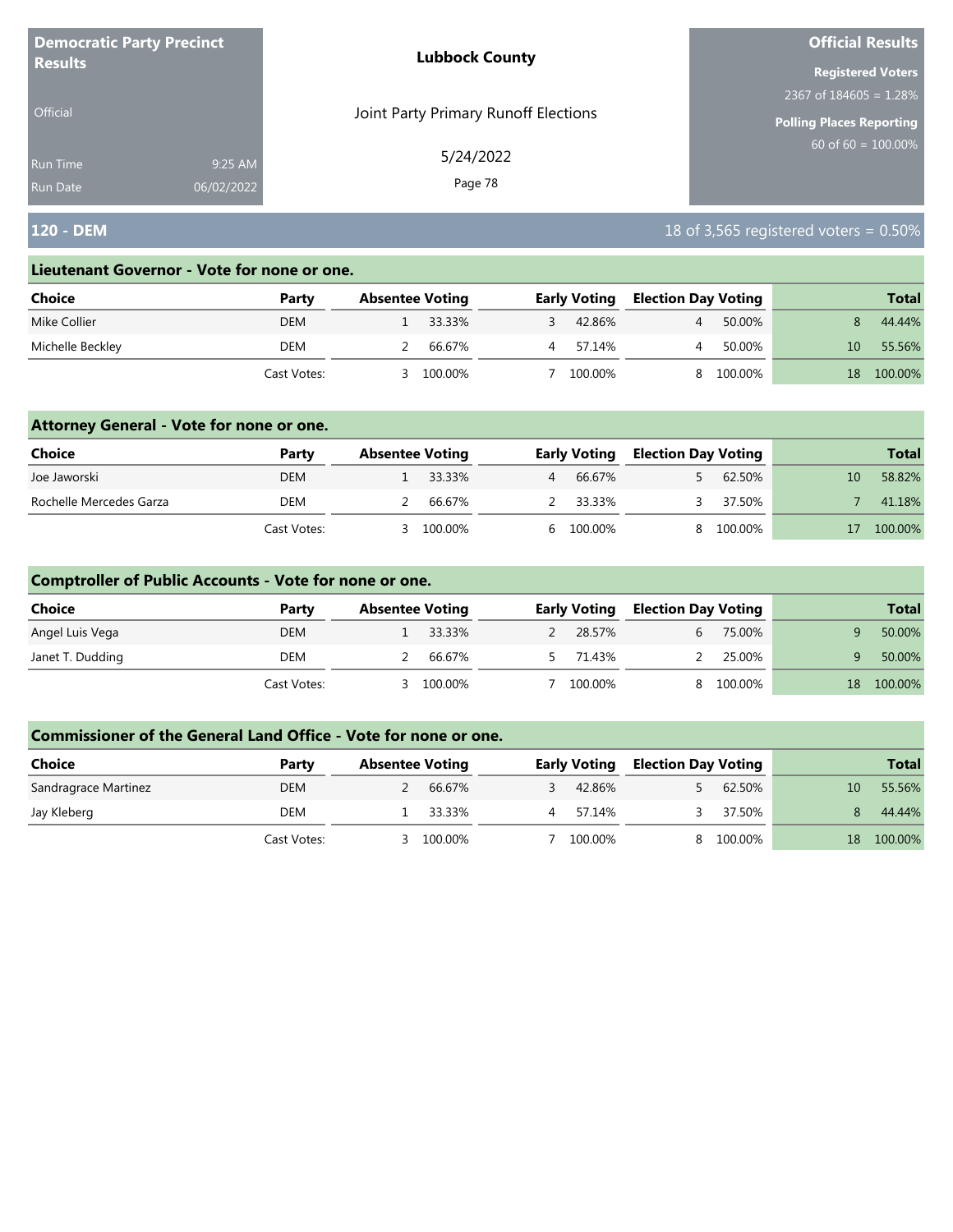**Democratic Party Precinct Results**

Official

Run Time 9:25 AM
Run Date 06/02/2022

**Lubbock County**

Joint Party Primary Runoff Elections

5/24/2022

**Official Results**

**Registered Voters**
2367 of 184605 = 1.28%

**Polling Places Reporting**
60 of 60 = 100.00%

## 120 - DEM

18 of 3,565 registered voters = 0.50%

### Lieutenant Governor - Vote for none or one.

| Choice | Party | Absentee Voting | | Early Voting | | Election Day Voting | | Total | |
|---|---|---|---|---|---|---|---|---|---|
| Mike Collier | DEM | 1 | 33.33% | 3 | 42.86% | 4 | 50.00% | 8 | 44.44% |
| Michelle Beckley | DEM | 2 | 66.67% | 4 | 57.14% | 4 | 50.00% | 10 | 55.56% |
| | Cast Votes: | 3 | 100.00% | 7 | 100.00% | 8 | 100.00% | 18 | 100.00% |

### Attorney General - Vote for none or one.

| Choice | Party | Absentee Voting | | Early Voting | | Election Day Voting | | Total | |
|---|---|---|---|---|---|---|---|---|---|
| Joe Jaworski | DEM | 1 | 33.33% | 4 | 66.67% | 5 | 62.50% | 10 | 58.82% |
| Rochelle Mercedes Garza | DEM | 2 | 66.67% | 2 | 33.33% | 3 | 37.50% | 7 | 41.18% |
| | Cast Votes: | 3 | 100.00% | 6 | 100.00% | 8 | 100.00% | 17 | 100.00% |

### Comptroller of Public Accounts - Vote for none or one.

| Choice | Party | Absentee Voting | | Early Voting | | Election Day Voting | | Total | |
|---|---|---|---|---|---|---|---|---|---|
| Angel Luis Vega | DEM | 1 | 33.33% | 2 | 28.57% | 6 | 75.00% | 9 | 50.00% |
| Janet T. Dudding | DEM | 2 | 66.67% | 5 | 71.43% | 2 | 25.00% | 9 | 50.00% |
| | Cast Votes: | 3 | 100.00% | 7 | 100.00% | 8 | 100.00% | 18 | 100.00% |

### Commissioner of the General Land Office - Vote for none or one.

| Choice | Party | Absentee Voting | | Early Voting | | Election Day Voting | | Total | |
|---|---|---|---|---|---|---|---|---|---|
| Sandragrace Martinez | DEM | 2 | 66.67% | 3 | 42.86% | 5 | 62.50% | 10 | 55.56% |
| Jay Kleberg | DEM | 1 | 33.33% | 4 | 57.14% | 3 | 37.50% | 8 | 44.44% |
| | Cast Votes: | 3 | 100.00% | 7 | 100.00% | 8 | 100.00% | 18 | 100.00% |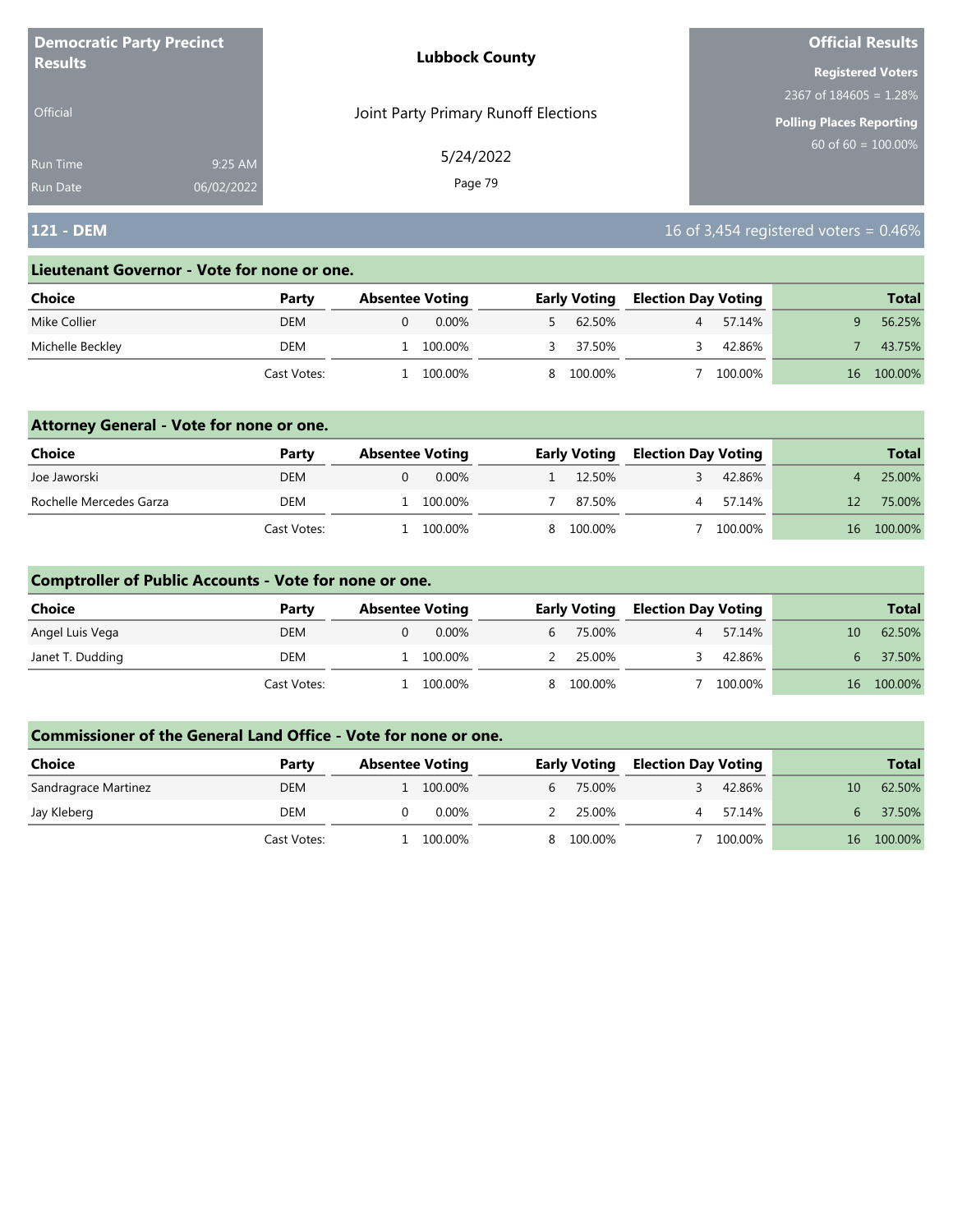**Democratic Party Precinct Results**

Official

Run Time 9:25 AM
Run Date 06/02/2022

**Lubbock County**

Joint Party Primary Runoff Elections

5/24/2022

**Official Results**

**Registered Voters**
2367 of 184605 = 1.28%

**Polling Places Reporting**
60 of 60 = 100.00%

## 121 - DEM

16 of 3,454 registered voters = 0.46%

### Lieutenant Governor - Vote for none or one.

| Choice | Party | Absentee Voting | | Early Voting | | Election Day Voting | | Total | |
|---|---|---|---|---|---|---|---|---|---|
| Mike Collier | DEM | 0 | 0.00% | 5 | 62.50% | 4 | 57.14% | 9 | 56.25% |
| Michelle Beckley | DEM | 1 | 100.00% | 3 | 37.50% | 3 | 42.86% | 7 | 43.75% |
| | Cast Votes: | 1 | 100.00% | 8 | 100.00% | 7 | 100.00% | 16 | 100.00% |

### Attorney General - Vote for none or one.

| Choice | Party | Absentee Voting | | Early Voting | | Election Day Voting | | Total | |
|---|---|---|---|---|---|---|---|---|---|
| Joe Jaworski | DEM | 0 | 0.00% | 1 | 12.50% | 3 | 42.86% | 4 | 25.00% |
| Rochelle Mercedes Garza | DEM | 1 | 100.00% | 7 | 87.50% | 4 | 57.14% | 12 | 75.00% |
| | Cast Votes: | 1 | 100.00% | 8 | 100.00% | 7 | 100.00% | 16 | 100.00% |

### Comptroller of Public Accounts - Vote for none or one.

| Choice | Party | Absentee Voting | | Early Voting | | Election Day Voting | | Total | |
|---|---|---|---|---|---|---|---|---|---|
| Angel Luis Vega | DEM | 0 | 0.00% | 6 | 75.00% | 4 | 57.14% | 10 | 62.50% |
| Janet T. Dudding | DEM | 1 | 100.00% | 2 | 25.00% | 3 | 42.86% | 6 | 37.50% |
| | Cast Votes: | 1 | 100.00% | 8 | 100.00% | 7 | 100.00% | 16 | 100.00% |

### Commissioner of the General Land Office - Vote for none or one.

| Choice | Party | Absentee Voting | | Early Voting | | Election Day Voting | | Total | |
|---|---|---|---|---|---|---|---|---|---|
| Sandragrace Martinez | DEM | 1 | 100.00% | 6 | 75.00% | 3 | 42.86% | 10 | 62.50% |
| Jay Kleberg | DEM | 0 | 0.00% | 2 | 25.00% | 4 | 57.14% | 6 | 37.50% |
| | Cast Votes: | 1 | 100.00% | 8 | 100.00% | 7 | 100.00% | 16 | 100.00% |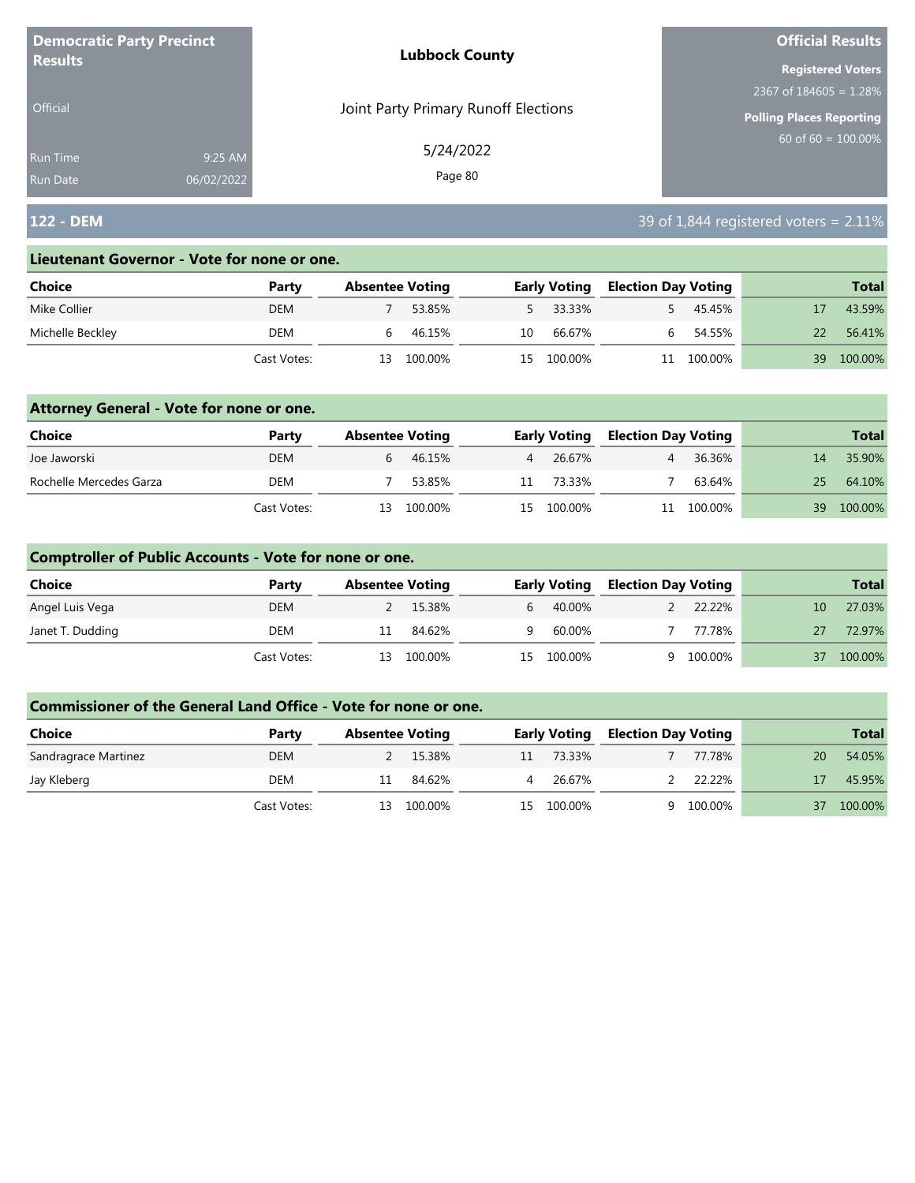**Democratic Party Precinct Results**

Official

Run Time 9:25 AM
Run Date 06/02/2022

**Lubbock County**

Joint Party Primary Runoff Elections

5/24/2022

**Official Results**

**Registered Voters**
2367 of 184605 = 1.28%

**Polling Places Reporting**
60 of 60 = 100.00%

## 122 - DEM

39 of 1,844 registered voters = 2.11%

### Lieutenant Governor - Vote for none or one.

| Choice | Party | Absentee Voting | | Early Voting | | Election Day Voting | | Total | |
|---|---|---|---|---|---|---|---|---|---|
| Mike Collier | DEM | 7 | 53.85% | 5 | 33.33% | 5 | 45.45% | 17 | 43.59% |
| Michelle Beckley | DEM | 6 | 46.15% | 10 | 66.67% | 6 | 54.55% | 22 | 56.41% |
| | Cast Votes: | 13 | 100.00% | 15 | 100.00% | 11 | 100.00% | 39 | 100.00% |

### Attorney General - Vote for none or one.

| Choice | Party | Absentee Voting | | Early Voting | | Election Day Voting | | Total | |
|---|---|---|---|---|---|---|---|---|---|
| Joe Jaworski | DEM | 6 | 46.15% | 4 | 26.67% | 4 | 36.36% | 14 | 35.90% |
| Rochelle Mercedes Garza | DEM | 7 | 53.85% | 11 | 73.33% | 7 | 63.64% | 25 | 64.10% |
| | Cast Votes: | 13 | 100.00% | 15 | 100.00% | 11 | 100.00% | 39 | 100.00% |

### Comptroller of Public Accounts - Vote for none or one.

| Choice | Party | Absentee Voting | | Early Voting | | Election Day Voting | | Total | |
|---|---|---|---|---|---|---|---|---|---|
| Angel Luis Vega | DEM | 2 | 15.38% | 6 | 40.00% | 2 | 22.22% | 10 | 27.03% |
| Janet T. Dudding | DEM | 11 | 84.62% | 9 | 60.00% | 7 | 77.78% | 27 | 72.97% |
| | Cast Votes: | 13 | 100.00% | 15 | 100.00% | 9 | 100.00% | 37 | 100.00% |

### Commissioner of the General Land Office - Vote for none or one.

| Choice | Party | Absentee Voting | | Early Voting | | Election Day Voting | | Total | |
|---|---|---|---|---|---|---|---|---|---|
| Sandragrace Martinez | DEM | 2 | 15.38% | 11 | 73.33% | 7 | 77.78% | 20 | 54.05% |
| Jay Kleberg | DEM | 11 | 84.62% | 4 | 26.67% | 2 | 22.22% | 17 | 45.95% |
| | Cast Votes: | 13 | 100.00% | 15 | 100.00% | 9 | 100.00% | 37 | 100.00% |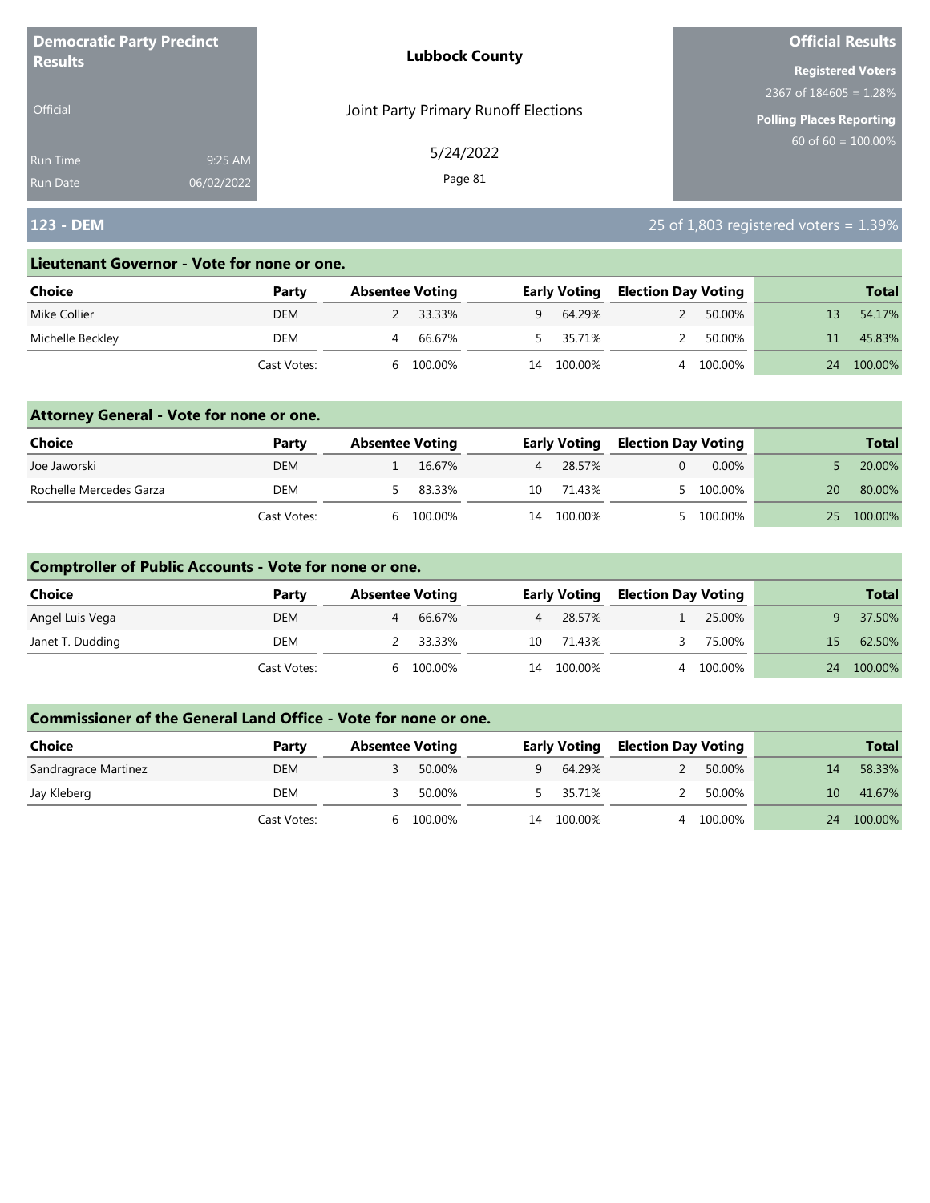**Democratic Party Precinct Results**

Official

Run Time 9:25 AM
Run Date 06/02/2022

**Lubbock County**

Joint Party Primary Runoff Elections

5/24/2022

**Official Results**

**Registered Voters**
2367 of 184605 = 1.28%

**Polling Places Reporting**
60 of 60 = 100.00%

## 123 - DEM

25 of 1,803 registered voters = 1.39%

### Lieutenant Governor - Vote for none or one.

| Choice | Party | Absentee Voting | | Early Voting | | Election Day Voting | | Total | |
|---|---|---|---|---|---|---|---|---|---|
| Mike Collier | DEM | 2 | 33.33% | 9 | 64.29% | 2 | 50.00% | 13 | 54.17% |
| Michelle Beckley | DEM | 4 | 66.67% | 5 | 35.71% | 2 | 50.00% | 11 | 45.83% |
| | Cast Votes: | 6 | 100.00% | 14 | 100.00% | 4 | 100.00% | 24 | 100.00% |

### Attorney General - Vote for none or one.

| Choice | Party | Absentee Voting | | Early Voting | | Election Day Voting | | Total | |
|---|---|---|---|---|---|---|---|---|---|
| Joe Jaworski | DEM | 1 | 16.67% | 4 | 28.57% | 0 | 0.00% | 5 | 20.00% |
| Rochelle Mercedes Garza | DEM | 5 | 83.33% | 10 | 71.43% | 5 | 100.00% | 20 | 80.00% |
| | Cast Votes: | 6 | 100.00% | 14 | 100.00% | 5 | 100.00% | 25 | 100.00% |

### Comptroller of Public Accounts - Vote for none or one.

| Choice | Party | Absentee Voting | | Early Voting | | Election Day Voting | | Total | |
|---|---|---|---|---|---|---|---|---|---|
| Angel Luis Vega | DEM | 4 | 66.67% | 4 | 28.57% | 1 | 25.00% | 9 | 37.50% |
| Janet T. Dudding | DEM | 2 | 33.33% | 10 | 71.43% | 3 | 75.00% | 15 | 62.50% |
| | Cast Votes: | 6 | 100.00% | 14 | 100.00% | 4 | 100.00% | 24 | 100.00% |

### Commissioner of the General Land Office - Vote for none or one.

| Choice | Party | Absentee Voting | | Early Voting | | Election Day Voting | | Total | |
|---|---|---|---|---|---|---|---|---|---|
| Sandragrace Martinez | DEM | 3 | 50.00% | 9 | 64.29% | 2 | 50.00% | 14 | 58.33% |
| Jay Kleberg | DEM | 3 | 50.00% | 5 | 35.71% | 2 | 50.00% | 10 | 41.67% |
| | Cast Votes: | 6 | 100.00% | 14 | 100.00% | 4 | 100.00% | 24 | 100.00% |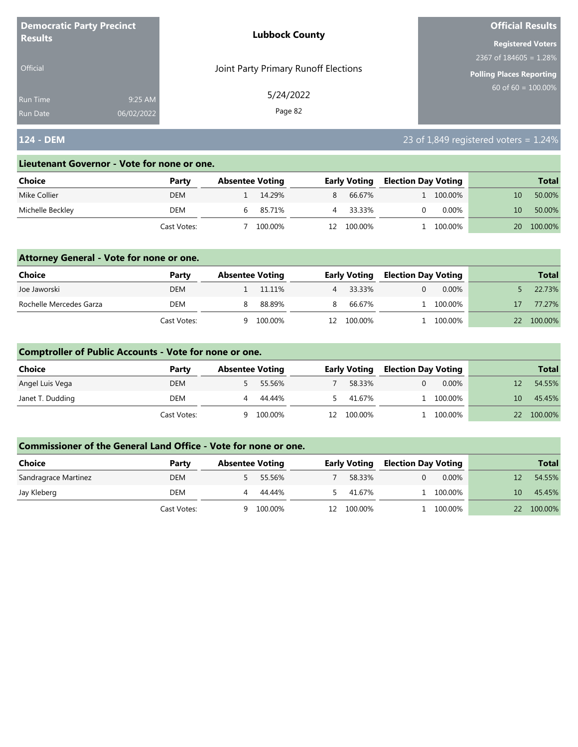**Democratic Party Precinct Results**

Official

Run Time 9:25 AM
Run Date 06/02/2022

**Lubbock County**

Joint Party Primary Runoff Elections

5/24/2022

**Official Results**

**Registered Voters**
2367 of 184605 = 1.28%

**Polling Places Reporting**
60 of 60 = 100.00%

## 124 - DEM

23 of 1,849 registered voters = 1.24%

### Lieutenant Governor - Vote for none or one.

| Choice | Party | Absentee Voting | | Early Voting | | Election Day Voting | | Total | |
|---|---|---|---|---|---|---|---|---|---|
| Mike Collier | DEM | 1 | 14.29% | 8 | 66.67% | 1 | 100.00% | 10 | 50.00% |
| Michelle Beckley | DEM | 6 | 85.71% | 4 | 33.33% | 0 | 0.00% | 10 | 50.00% |
| | Cast Votes: | 7 | 100.00% | 12 | 100.00% | 1 | 100.00% | 20 | 100.00% |

### Attorney General - Vote for none or one.

| Choice | Party | Absentee Voting | | Early Voting | | Election Day Voting | | Total | |
|---|---|---|---|---|---|---|---|---|---|
| Joe Jaworski | DEM | 1 | 11.11% | 4 | 33.33% | 0 | 0.00% | 5 | 22.73% |
| Rochelle Mercedes Garza | DEM | 8 | 88.89% | 8 | 66.67% | 1 | 100.00% | 17 | 77.27% |
| | Cast Votes: | 9 | 100.00% | 12 | 100.00% | 1 | 100.00% | 22 | 100.00% |

### Comptroller of Public Accounts - Vote for none or one.

| Choice | Party | Absentee Voting | | Early Voting | | Election Day Voting | | Total | |
|---|---|---|---|---|---|---|---|---|---|
| Angel Luis Vega | DEM | 5 | 55.56% | 7 | 58.33% | 0 | 0.00% | 12 | 54.55% |
| Janet T. Dudding | DEM | 4 | 44.44% | 5 | 41.67% | 1 | 100.00% | 10 | 45.45% |
| | Cast Votes: | 9 | 100.00% | 12 | 100.00% | 1 | 100.00% | 22 | 100.00% |

### Commissioner of the General Land Office - Vote for none or one.

| Choice | Party | Absentee Voting | | Early Voting | | Election Day Voting | | Total | |
|---|---|---|---|---|---|---|---|---|---|
| Sandragrace Martinez | DEM | 5 | 55.56% | 7 | 58.33% | 0 | 0.00% | 12 | 54.55% |
| Jay Kleberg | DEM | 4 | 44.44% | 5 | 41.67% | 1 | 100.00% | 10 | 45.45% |
| | Cast Votes: | 9 | 100.00% | 12 | 100.00% | 1 | 100.00% | 22 | 100.00% |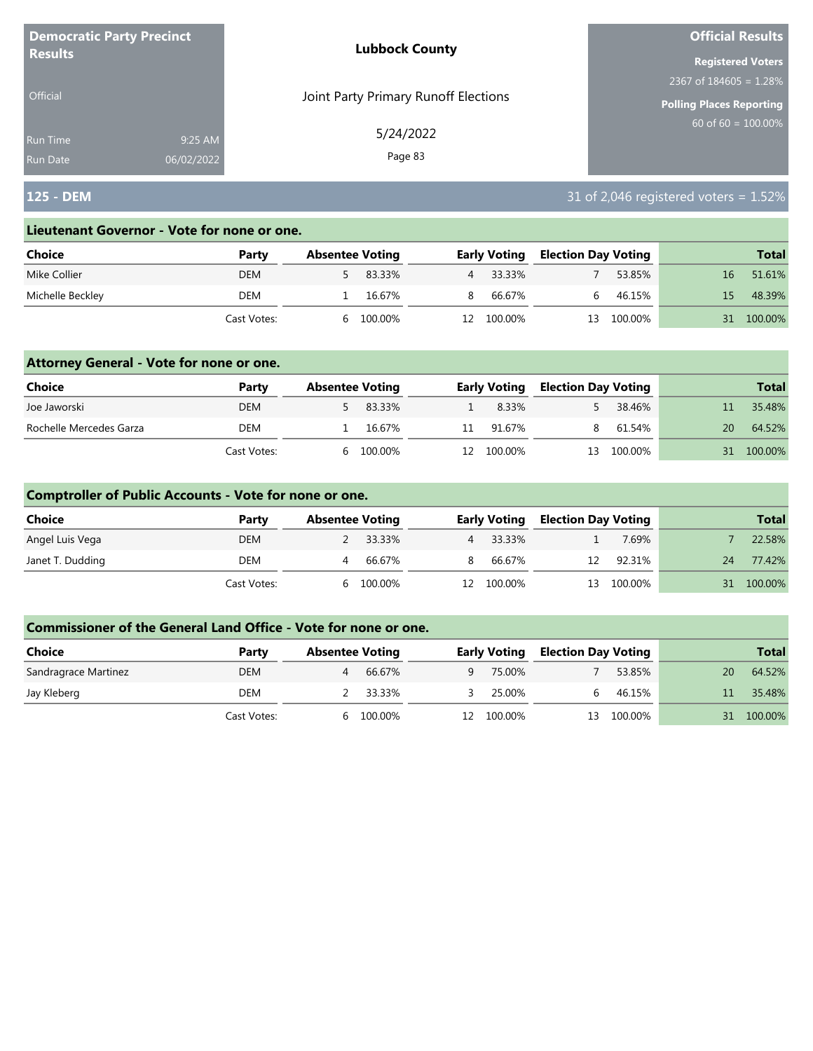**Democratic Party Precinct Results**

Official

Run Time 9:25 AM
Run Date 06/02/2022

**Lubbock County**

Joint Party Primary Runoff Elections

5/24/2022

**Official Results**

**Registered Voters**
2367 of 184605 = 1.28%

**Polling Places Reporting**
60 of 60 = 100.00%

## 125 - DEM

31 of 2,046 registered voters = 1.52%

### Lieutenant Governor - Vote for none or one.

| Choice | Party | Absentee Voting | | Early Voting | | Election Day Voting | | Total | |
|---|---|---|---|---|---|---|---|---|---|
| Mike Collier | DEM | 5 | 83.33% | 4 | 33.33% | 7 | 53.85% | 16 | 51.61% |
| Michelle Beckley | DEM | 1 | 16.67% | 8 | 66.67% | 6 | 46.15% | 15 | 48.39% |
| | Cast Votes: | 6 | 100.00% | 12 | 100.00% | 13 | 100.00% | 31 | 100.00% |

### Attorney General - Vote for none or one.

| Choice | Party | Absentee Voting | | Early Voting | | Election Day Voting | | Total | |
|---|---|---|---|---|---|---|---|---|---|
| Joe Jaworski | DEM | 5 | 83.33% | 1 | 8.33% | 5 | 38.46% | 11 | 35.48% |
| Rochelle Mercedes Garza | DEM | 1 | 16.67% | 11 | 91.67% | 8 | 61.54% | 20 | 64.52% |
| | Cast Votes: | 6 | 100.00% | 12 | 100.00% | 13 | 100.00% | 31 | 100.00% |

### Comptroller of Public Accounts - Vote for none or one.

| Choice | Party | Absentee Voting | | Early Voting | | Election Day Voting | | Total | |
|---|---|---|---|---|---|---|---|---|---|
| Angel Luis Vega | DEM | 2 | 33.33% | 4 | 33.33% | 1 | 7.69% | 7 | 22.58% |
| Janet T. Dudding | DEM | 4 | 66.67% | 8 | 66.67% | 12 | 92.31% | 24 | 77.42% |
| | Cast Votes: | 6 | 100.00% | 12 | 100.00% | 13 | 100.00% | 31 | 100.00% |

### Commissioner of the General Land Office - Vote for none or one.

| Choice | Party | Absentee Voting | | Early Voting | | Election Day Voting | | Total | |
|---|---|---|---|---|---|---|---|---|---|
| Sandragrace Martinez | DEM | 4 | 66.67% | 9 | 75.00% | 7 | 53.85% | 20 | 64.52% |
| Jay Kleberg | DEM | 2 | 33.33% | 3 | 25.00% | 6 | 46.15% | 11 | 35.48% |
| | Cast Votes: | 6 | 100.00% | 12 | 100.00% | 13 | 100.00% | 31 | 100.00% |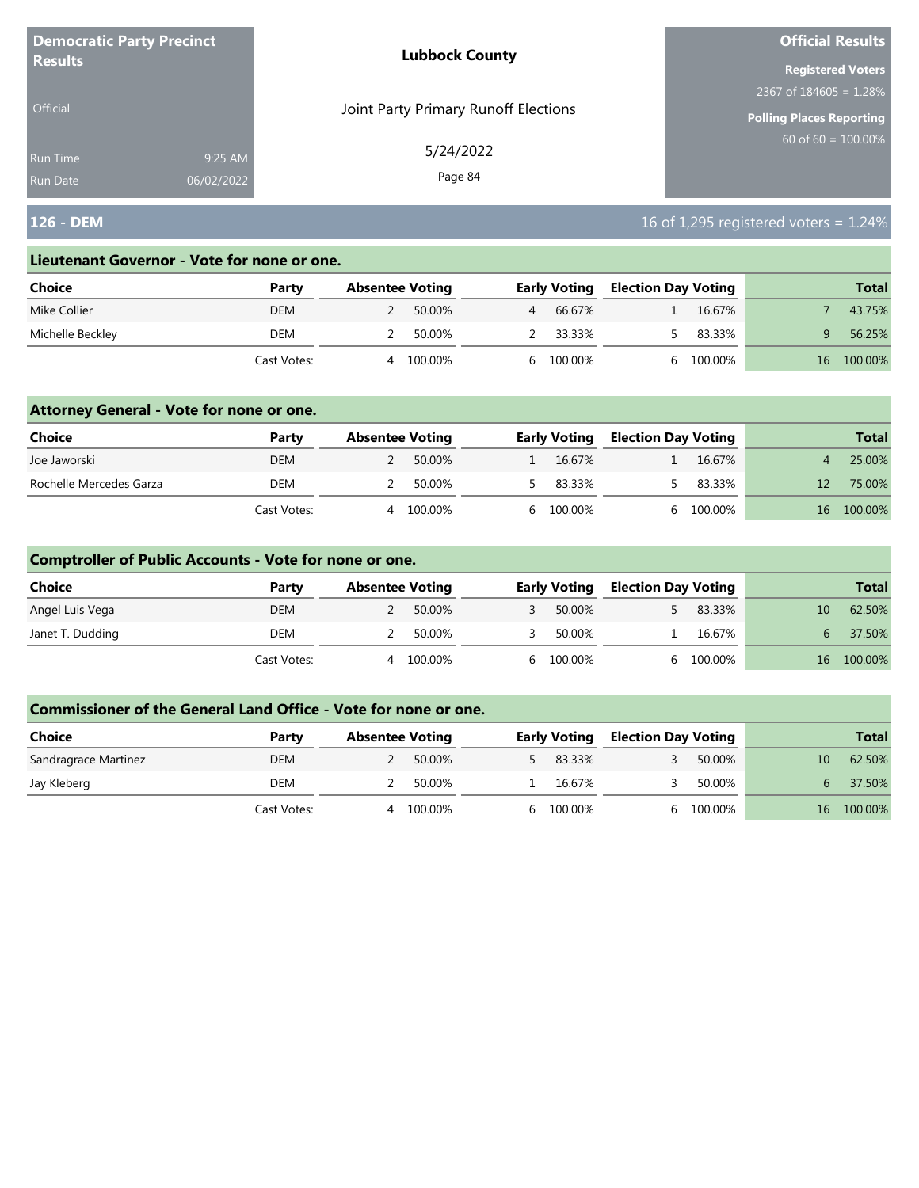**Democratic Party Precinct Results**

Official

Run Time 9:25 AM
Run Date 06/02/2022

**Lubbock County**

Joint Party Primary Runoff Elections

5/24/2022

**Official Results**

**Registered Voters**
2367 of 184605 = 1.28%

**Polling Places Reporting**
60 of 60 = 100.00%

## 126 - DEM

16 of 1,295 registered voters = 1.24%

### Lieutenant Governor - Vote for none or one.

| Choice | Party | Absentee Voting | | Early Voting | | Election Day Voting | | Total | |
|---|---|---|---|---|---|---|---|---|---|
| Mike Collier | DEM | 2 | 50.00% | 4 | 66.67% | 1 | 16.67% | 7 | 43.75% |
| Michelle Beckley | DEM | 2 | 50.00% | 2 | 33.33% | 5 | 83.33% | 9 | 56.25% |
| | Cast Votes: | 4 | 100.00% | 6 | 100.00% | 6 | 100.00% | 16 | 100.00% |

### Attorney General - Vote for none or one.

| Choice | Party | Absentee Voting | | Early Voting | | Election Day Voting | | Total | |
|---|---|---|---|---|---|---|---|---|---|
| Joe Jaworski | DEM | 2 | 50.00% | 1 | 16.67% | 1 | 16.67% | 4 | 25.00% |
| Rochelle Mercedes Garza | DEM | 2 | 50.00% | 5 | 83.33% | 5 | 83.33% | 12 | 75.00% |
| | Cast Votes: | 4 | 100.00% | 6 | 100.00% | 6 | 100.00% | 16 | 100.00% |

### Comptroller of Public Accounts - Vote for none or one.

| Choice | Party | Absentee Voting | | Early Voting | | Election Day Voting | | Total | |
|---|---|---|---|---|---|---|---|---|---|
| Angel Luis Vega | DEM | 2 | 50.00% | 3 | 50.00% | 5 | 83.33% | 10 | 62.50% |
| Janet T. Dudding | DEM | 2 | 50.00% | 3 | 50.00% | 1 | 16.67% | 6 | 37.50% |
| | Cast Votes: | 4 | 100.00% | 6 | 100.00% | 6 | 100.00% | 16 | 100.00% |

### Commissioner of the General Land Office - Vote for none or one.

| Choice | Party | Absentee Voting | | Early Voting | | Election Day Voting | | Total | |
|---|---|---|---|---|---|---|---|---|---|
| Sandragrace Martinez | DEM | 2 | 50.00% | 5 | 83.33% | 3 | 50.00% | 10 | 62.50% |
| Jay Kleberg | DEM | 2 | 50.00% | 1 | 16.67% | 3 | 50.00% | 6 | 37.50% |
| | Cast Votes: | 4 | 100.00% | 6 | 100.00% | 6 | 100.00% | 16 | 100.00% |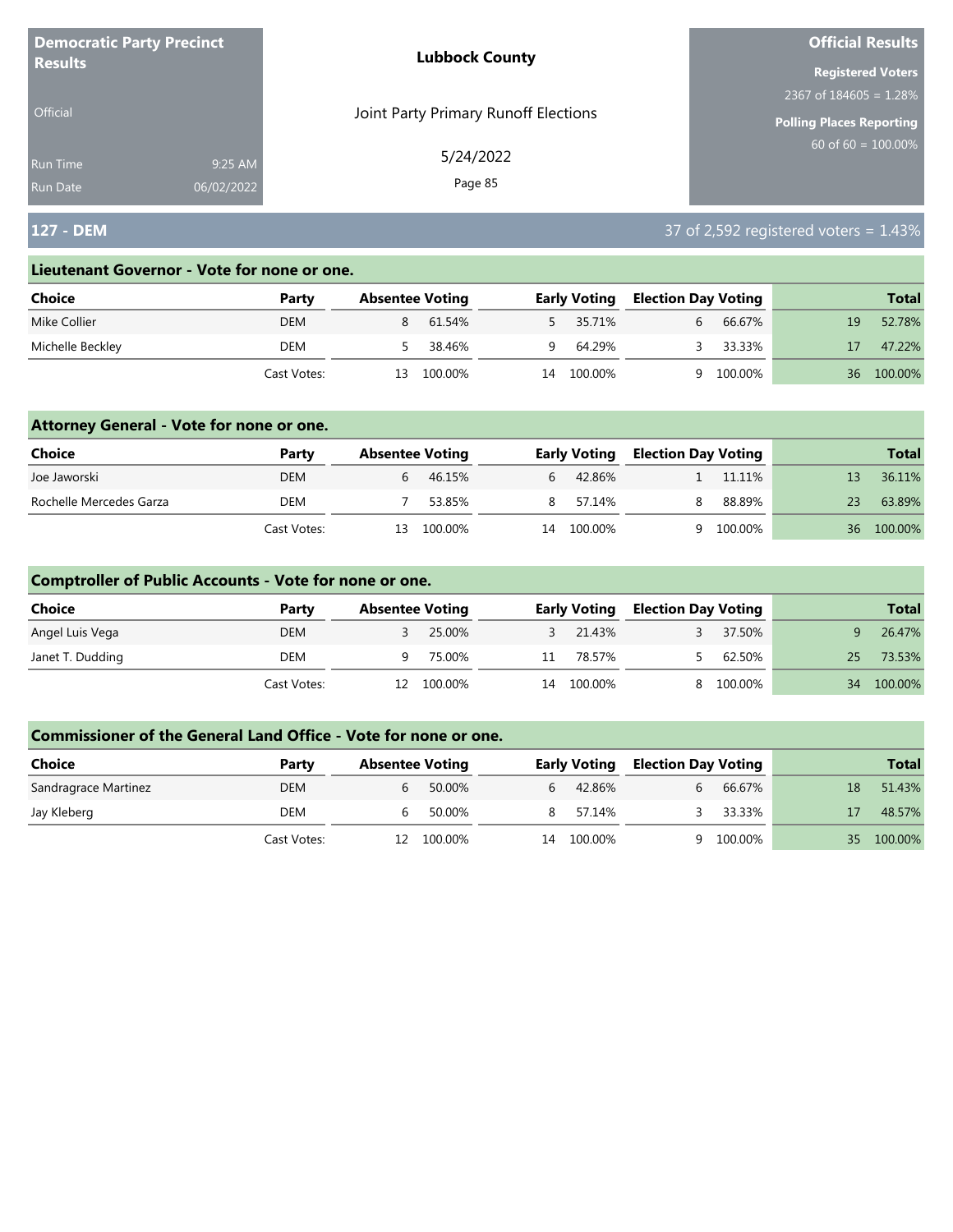**Democratic Party Precinct Results**

Official

Run Time 9:25 AM
Run Date 06/02/2022

**Lubbock County**

Joint Party Primary Runoff Elections

5/24/2022

**Official Results**

**Registered Voters**
2367 of 184605 = 1.28%

**Polling Places Reporting**
60 of 60 = 100.00%

## 127 - DEM

37 of 2,592 registered voters = 1.43%

### Lieutenant Governor - Vote for none or one.

| Choice | Party | Absentee Voting | | Early Voting | | Election Day Voting | | Total | |
|---|---|---|---|---|---|---|---|---|---|
| Mike Collier | DEM | 8 | 61.54% | 5 | 35.71% | 6 | 66.67% | 19 | 52.78% |
| Michelle Beckley | DEM | 5 | 38.46% | 9 | 64.29% | 3 | 33.33% | 17 | 47.22% |
| | Cast Votes: | 13 | 100.00% | 14 | 100.00% | 9 | 100.00% | 36 | 100.00% |

### Attorney General - Vote for none or one.

| Choice | Party | Absentee Voting | | Early Voting | | Election Day Voting | | Total | |
|---|---|---|---|---|---|---|---|---|---|
| Joe Jaworski | DEM | 6 | 46.15% | 6 | 42.86% | 1 | 11.11% | 13 | 36.11% |
| Rochelle Mercedes Garza | DEM | 7 | 53.85% | 8 | 57.14% | 8 | 88.89% | 23 | 63.89% |
| | Cast Votes: | 13 | 100.00% | 14 | 100.00% | 9 | 100.00% | 36 | 100.00% |

### Comptroller of Public Accounts - Vote for none or one.

| Choice | Party | Absentee Voting | | Early Voting | | Election Day Voting | | Total | |
|---|---|---|---|---|---|---|---|---|---|
| Angel Luis Vega | DEM | 3 | 25.00% | 3 | 21.43% | 3 | 37.50% | 9 | 26.47% |
| Janet T. Dudding | DEM | 9 | 75.00% | 11 | 78.57% | 5 | 62.50% | 25 | 73.53% |
| | Cast Votes: | 12 | 100.00% | 14 | 100.00% | 8 | 100.00% | 34 | 100.00% |

### Commissioner of the General Land Office - Vote for none or one.

| Choice | Party | Absentee Voting | | Early Voting | | Election Day Voting | | Total | |
|---|---|---|---|---|---|---|---|---|---|
| Sandragrace Martinez | DEM | 6 | 50.00% | 6 | 42.86% | 6 | 66.67% | 18 | 51.43% |
| Jay Kleberg | DEM | 6 | 50.00% | 8 | 57.14% | 3 | 33.33% | 17 | 48.57% |
| | Cast Votes: | 12 | 100.00% | 14 | 100.00% | 9 | 100.00% | 35 | 100.00% |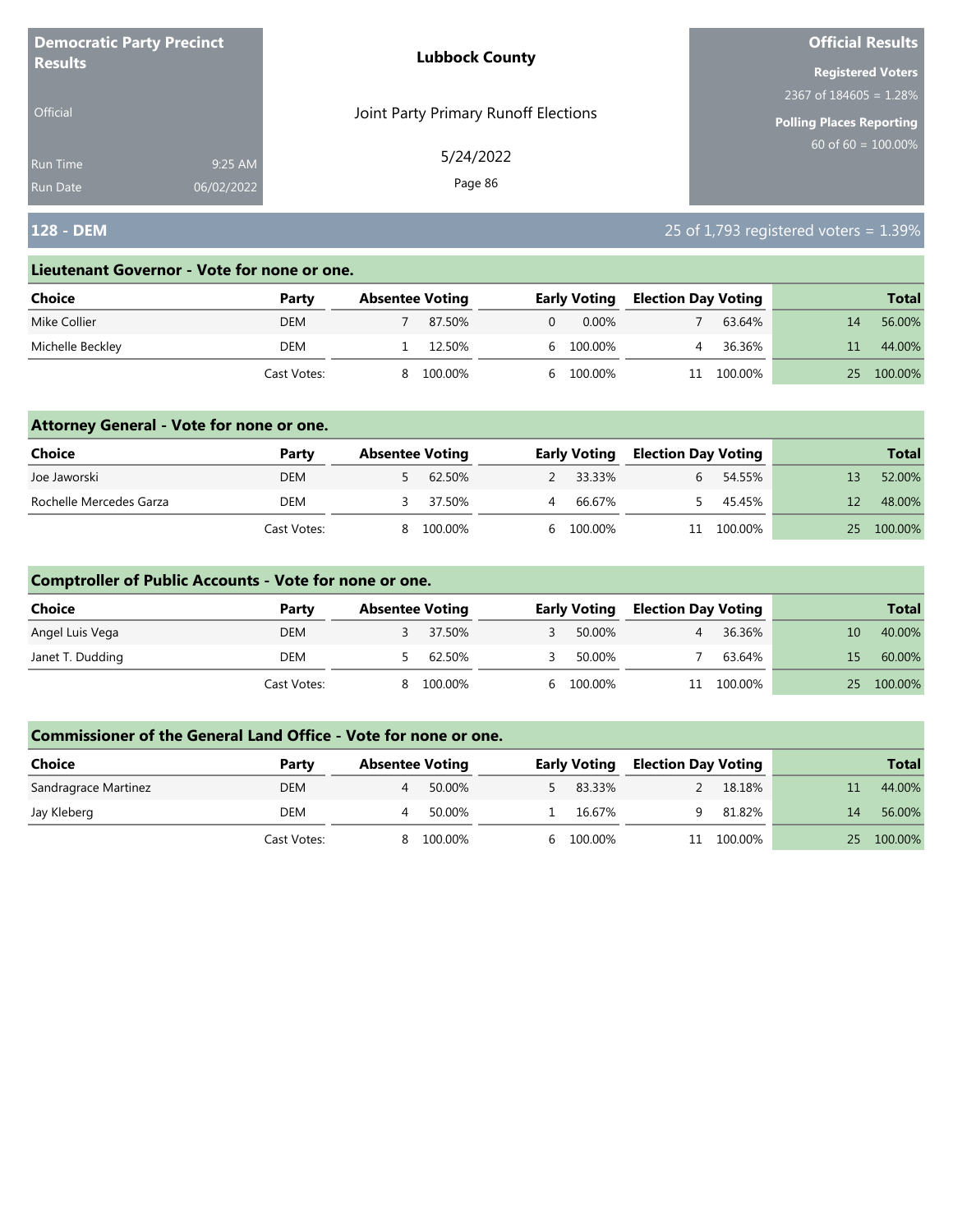**Democratic Party Precinct Results**

Official

Run Time 9:25 AM
Run Date 06/02/2022

**Lubbock County**

Joint Party Primary Runoff Elections

5/24/2022

**Official Results**

**Registered Voters**
2367 of 184605 = 1.28%

**Polling Places Reporting**
60 of 60 = 100.00%

## 128 - DEM

25 of 1,793 registered voters = 1.39%

### Lieutenant Governor - Vote for none or one.

| Choice | Party | Absentee Voting | | Early Voting | | Election Day Voting | | Total | |
|---|---|---|---|---|---|---|---|---|---|
| Mike Collier | DEM | 7 | 87.50% | 0 | 0.00% | 7 | 63.64% | 14 | 56.00% |
| Michelle Beckley | DEM | 1 | 12.50% | 6 | 100.00% | 4 | 36.36% | 11 | 44.00% |
| | Cast Votes: | 8 | 100.00% | 6 | 100.00% | 11 | 100.00% | 25 | 100.00% |

### Attorney General - Vote for none or one.

| Choice | Party | Absentee Voting | | Early Voting | | Election Day Voting | | Total | |
|---|---|---|---|---|---|---|---|---|---|
| Joe Jaworski | DEM | 5 | 62.50% | 2 | 33.33% | 6 | 54.55% | 13 | 52.00% |
| Rochelle Mercedes Garza | DEM | 3 | 37.50% | 4 | 66.67% | 5 | 45.45% | 12 | 48.00% |
| | Cast Votes: | 8 | 100.00% | 6 | 100.00% | 11 | 100.00% | 25 | 100.00% |

### Comptroller of Public Accounts - Vote for none or one.

| Choice | Party | Absentee Voting | | Early Voting | | Election Day Voting | | Total | |
|---|---|---|---|---|---|---|---|---|---|
| Angel Luis Vega | DEM | 3 | 37.50% | 3 | 50.00% | 4 | 36.36% | 10 | 40.00% |
| Janet T. Dudding | DEM | 5 | 62.50% | 3 | 50.00% | 7 | 63.64% | 15 | 60.00% |
| | Cast Votes: | 8 | 100.00% | 6 | 100.00% | 11 | 100.00% | 25 | 100.00% |

### Commissioner of the General Land Office - Vote for none or one.

| Choice | Party | Absentee Voting | | Early Voting | | Election Day Voting | | Total | |
|---|---|---|---|---|---|---|---|---|---|
| Sandragrace Martinez | DEM | 4 | 50.00% | 5 | 83.33% | 2 | 18.18% | 11 | 44.00% |
| Jay Kleberg | DEM | 4 | 50.00% | 1 | 16.67% | 9 | 81.82% | 14 | 56.00% |
| | Cast Votes: | 8 | 100.00% | 6 | 100.00% | 11 | 100.00% | 25 | 100.00% |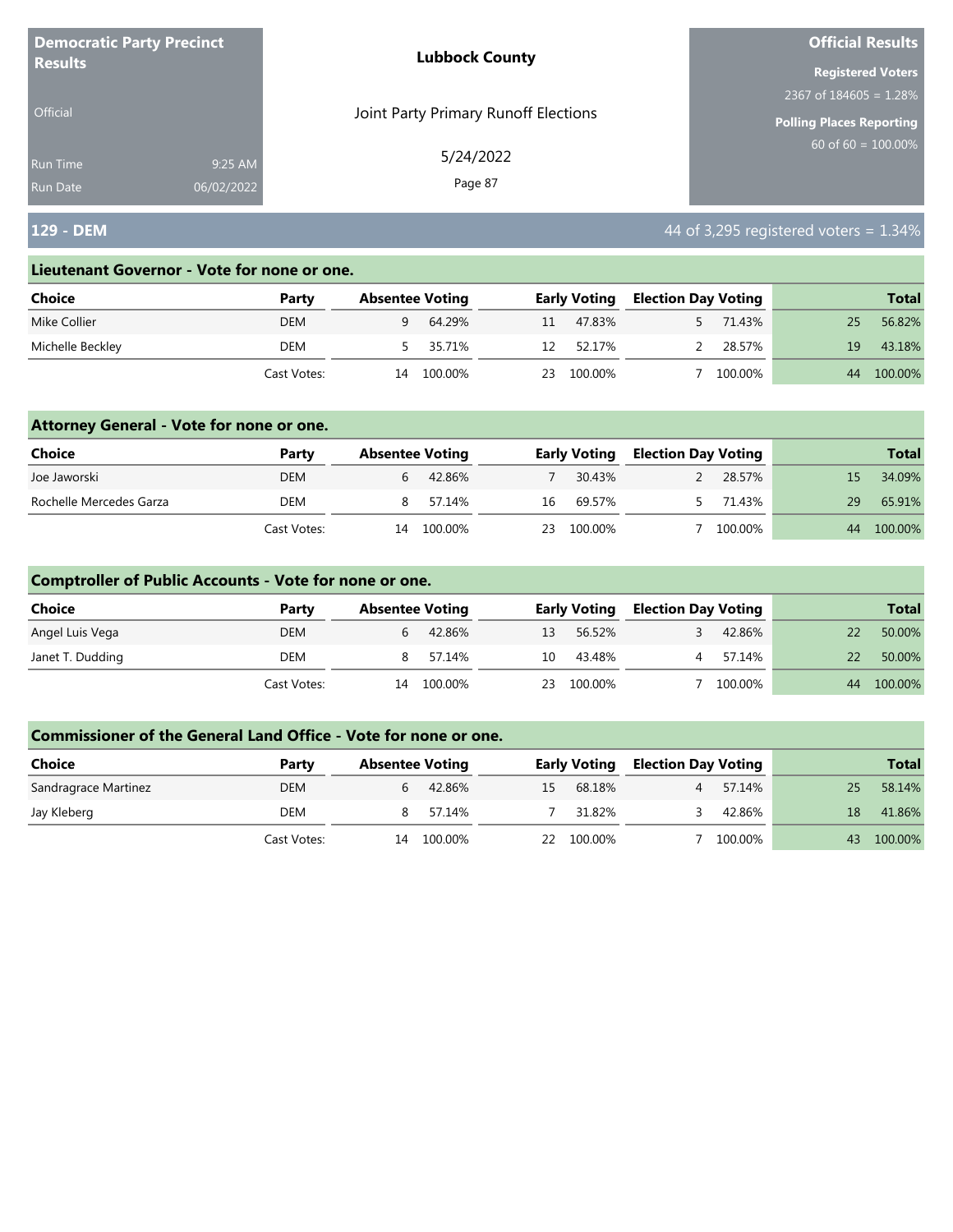**Democratic Party Precinct Results**

Official

Run Time 9:25 AM

Run Date 06/02/2022

**Lubbock County**

Joint Party Primary Runoff Elections

5/24/2022

**Official Results**

**Registered Voters**

2367 of 184605 = 1.28%

**Polling Places Reporting**

60 of 60 = 100.00%

## 129 - DEM

44 of 3,295 registered voters = 1.34%

### Lieutenant Governor - Vote for none or one.

| Choice | Party | Absentee Voting | | Early Voting | | Election Day Voting | | Total | |
|---|---|---|---|---|---|---|---|---|---|
| Mike Collier | DEM | 9 | 64.29% | 11 | 47.83% | 5 | 71.43% | 25 | 56.82% |
| Michelle Beckley | DEM | 5 | 35.71% | 12 | 52.17% | 2 | 28.57% | 19 | 43.18% |
| | Cast Votes: | 14 | 100.00% | 23 | 100.00% | 7 | 100.00% | 44 | 100.00% |

### Attorney General - Vote for none or one.

| Choice | Party | Absentee Voting | | Early Voting | | Election Day Voting | | Total | |
|---|---|---|---|---|---|---|---|---|---|
| Joe Jaworski | DEM | 6 | 42.86% | 7 | 30.43% | 2 | 28.57% | 15 | 34.09% |
| Rochelle Mercedes Garza | DEM | 8 | 57.14% | 16 | 69.57% | 5 | 71.43% | 29 | 65.91% |
| | Cast Votes: | 14 | 100.00% | 23 | 100.00% | 7 | 100.00% | 44 | 100.00% |

### Comptroller of Public Accounts - Vote for none or one.

| Choice | Party | Absentee Voting | | Early Voting | | Election Day Voting | | Total | |
|---|---|---|---|---|---|---|---|---|---|
| Angel Luis Vega | DEM | 6 | 42.86% | 13 | 56.52% | 3 | 42.86% | 22 | 50.00% |
| Janet T. Dudding | DEM | 8 | 57.14% | 10 | 43.48% | 4 | 57.14% | 22 | 50.00% |
| | Cast Votes: | 14 | 100.00% | 23 | 100.00% | 7 | 100.00% | 44 | 100.00% |

### Commissioner of the General Land Office - Vote for none or one.

| Choice | Party | Absentee Voting | | Early Voting | | Election Day Voting | | Total | |
|---|---|---|---|---|---|---|---|---|---|
| Sandragrace Martinez | DEM | 6 | 42.86% | 15 | 68.18% | 4 | 57.14% | 25 | 58.14% |
| Jay Kleberg | DEM | 8 | 57.14% | 7 | 31.82% | 3 | 42.86% | 18 | 41.86% |
| | Cast Votes: | 14 | 100.00% | 22 | 100.00% | 7 | 100.00% | 43 | 100.00% |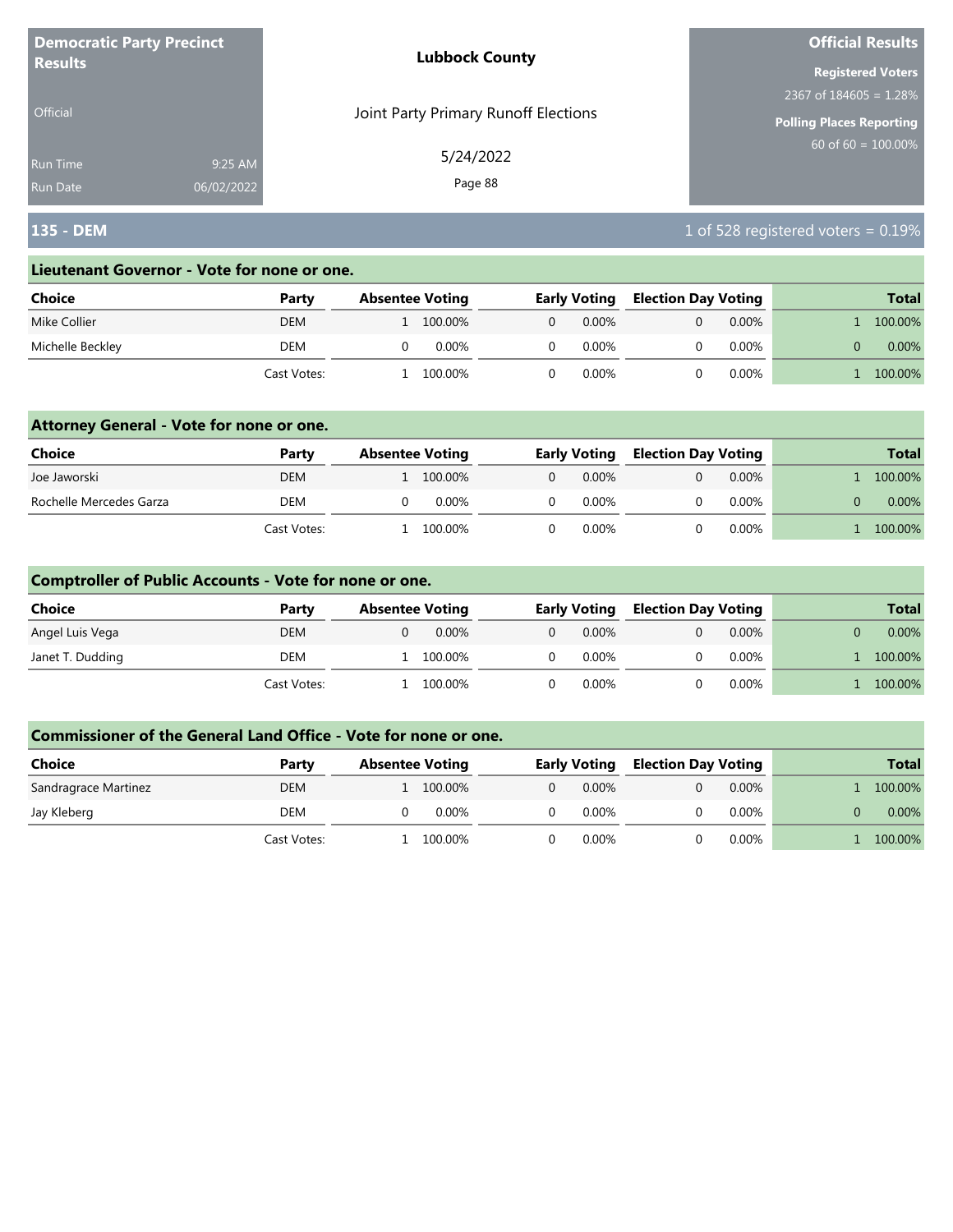**Democratic Party Precinct Results**

Official

Run Time 9:25 AM

Run Date 06/02/2022

**Lubbock County**

Joint Party Primary Runoff Elections

5/24/2022

**Official Results**

**Registered Voters**

2367 of 184605 = 1.28%

**Polling Places Reporting**

60 of 60 = 100.00%

## 135 - DEM

1 of 528 registered voters = 0.19%

### Lieutenant Governor - Vote for none or one.

| Choice | Party | Absentee Voting | | Early Voting | | Election Day Voting | | Total | |
|---|---|---|---|---|---|---|---|---|---|
| Mike Collier | DEM | 1 | 100.00% | 0 | 0.00% | 0 | 0.00% | 1 | 100.00% |
| Michelle Beckley | DEM | 0 | 0.00% | 0 | 0.00% | 0 | 0.00% | 0 | 0.00% |
| | Cast Votes: | 1 | 100.00% | 0 | 0.00% | 0 | 0.00% | 1 | 100.00% |

### Attorney General - Vote for none or one.

| Choice | Party | Absentee Voting | | Early Voting | | Election Day Voting | | Total | |
|---|---|---|---|---|---|---|---|---|---|
| Joe Jaworski | DEM | 1 | 100.00% | 0 | 0.00% | 0 | 0.00% | 1 | 100.00% |
| Rochelle Mercedes Garza | DEM | 0 | 0.00% | 0 | 0.00% | 0 | 0.00% | 0 | 0.00% |
| | Cast Votes: | 1 | 100.00% | 0 | 0.00% | 0 | 0.00% | 1 | 100.00% |

### Comptroller of Public Accounts - Vote for none or one.

| Choice | Party | Absentee Voting | | Early Voting | | Election Day Voting | | Total | |
|---|---|---|---|---|---|---|---|---|---|
| Angel Luis Vega | DEM | 0 | 0.00% | 0 | 0.00% | 0 | 0.00% | 0 | 0.00% |
| Janet T. Dudding | DEM | 1 | 100.00% | 0 | 0.00% | 0 | 0.00% | 1 | 100.00% |
| | Cast Votes: | 1 | 100.00% | 0 | 0.00% | 0 | 0.00% | 1 | 100.00% |

### Commissioner of the General Land Office - Vote for none or one.

| Choice | Party | Absentee Voting | | Early Voting | | Election Day Voting | | Total | |
|---|---|---|---|---|---|---|---|---|---|
| Sandragrace Martinez | DEM | 1 | 100.00% | 0 | 0.00% | 0 | 0.00% | 1 | 100.00% |
| Jay Kleberg | DEM | 0 | 0.00% | 0 | 0.00% | 0 | 0.00% | 0 | 0.00% |
| | Cast Votes: | 1 | 100.00% | 0 | 0.00% | 0 | 0.00% | 1 | 100.00% |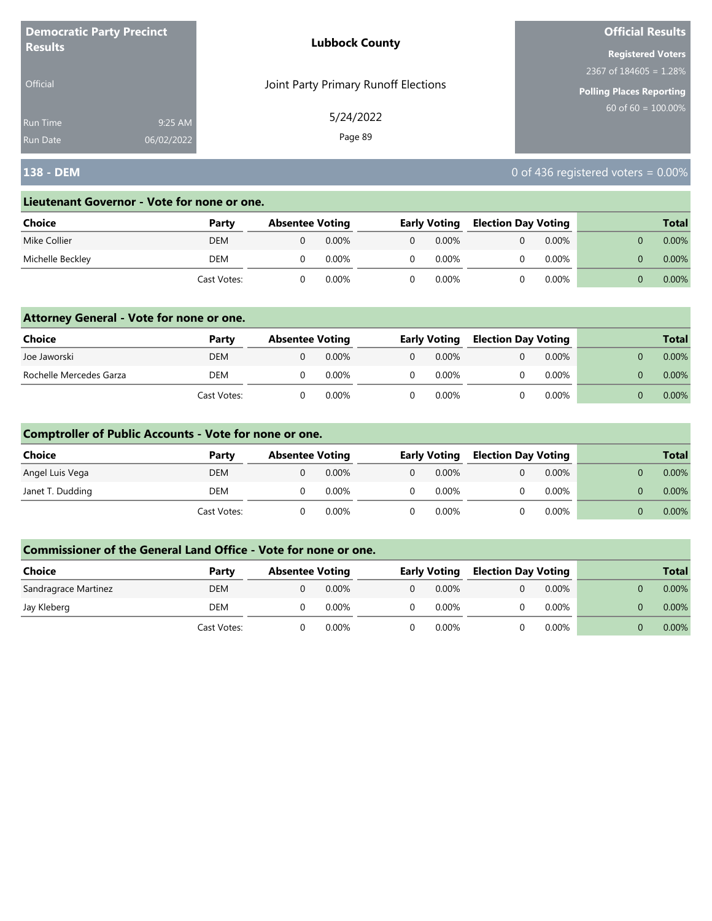**Democratic Party Precinct Results**

Official

Run Time 9:25 AM
Run Date 06/02/2022

**Lubbock County**

Joint Party Primary Runoff Elections

5/24/2022

**Official Results**

**Registered Voters**
2367 of 184605 = 1.28%

**Polling Places Reporting**
60 of 60 = 100.00%

## 138 - DEM

0 of 436 registered voters = 0.00%

### Lieutenant Governor - Vote for none or one.

| Choice | Party | Absentee Voting | | Early Voting | | Election Day Voting | | Total | |
|---|---|---|---|---|---|---|---|---|---|
| Mike Collier | DEM | 0 | 0.00% | 0 | 0.00% | 0 | 0.00% | 0 | 0.00% |
| Michelle Beckley | DEM | 0 | 0.00% | 0 | 0.00% | 0 | 0.00% | 0 | 0.00% |
| | Cast Votes: | 0 | 0.00% | 0 | 0.00% | 0 | 0.00% | 0 | 0.00% |

### Attorney General - Vote for none or one.

| Choice | Party | Absentee Voting | | Early Voting | | Election Day Voting | | Total | |
|---|---|---|---|---|---|---|---|---|---|
| Joe Jaworski | DEM | 0 | 0.00% | 0 | 0.00% | 0 | 0.00% | 0 | 0.00% |
| Rochelle Mercedes Garza | DEM | 0 | 0.00% | 0 | 0.00% | 0 | 0.00% | 0 | 0.00% |
| | Cast Votes: | 0 | 0.00% | 0 | 0.00% | 0 | 0.00% | 0 | 0.00% |

### Comptroller of Public Accounts - Vote for none or one.

| Choice | Party | Absentee Voting | | Early Voting | | Election Day Voting | | Total | |
|---|---|---|---|---|---|---|---|---|---|
| Angel Luis Vega | DEM | 0 | 0.00% | 0 | 0.00% | 0 | 0.00% | 0 | 0.00% |
| Janet T. Dudding | DEM | 0 | 0.00% | 0 | 0.00% | 0 | 0.00% | 0 | 0.00% |
| | Cast Votes: | 0 | 0.00% | 0 | 0.00% | 0 | 0.00% | 0 | 0.00% |

### Commissioner of the General Land Office - Vote for none or one.

| Choice | Party | Absentee Voting | | Early Voting | | Election Day Voting | | Total | |
|---|---|---|---|---|---|---|---|---|---|
| Sandragrace Martinez | DEM | 0 | 0.00% | 0 | 0.00% | 0 | 0.00% | 0 | 0.00% |
| Jay Kleberg | DEM | 0 | 0.00% | 0 | 0.00% | 0 | 0.00% | 0 | 0.00% |
| | Cast Votes: | 0 | 0.00% | 0 | 0.00% | 0 | 0.00% | 0 | 0.00% |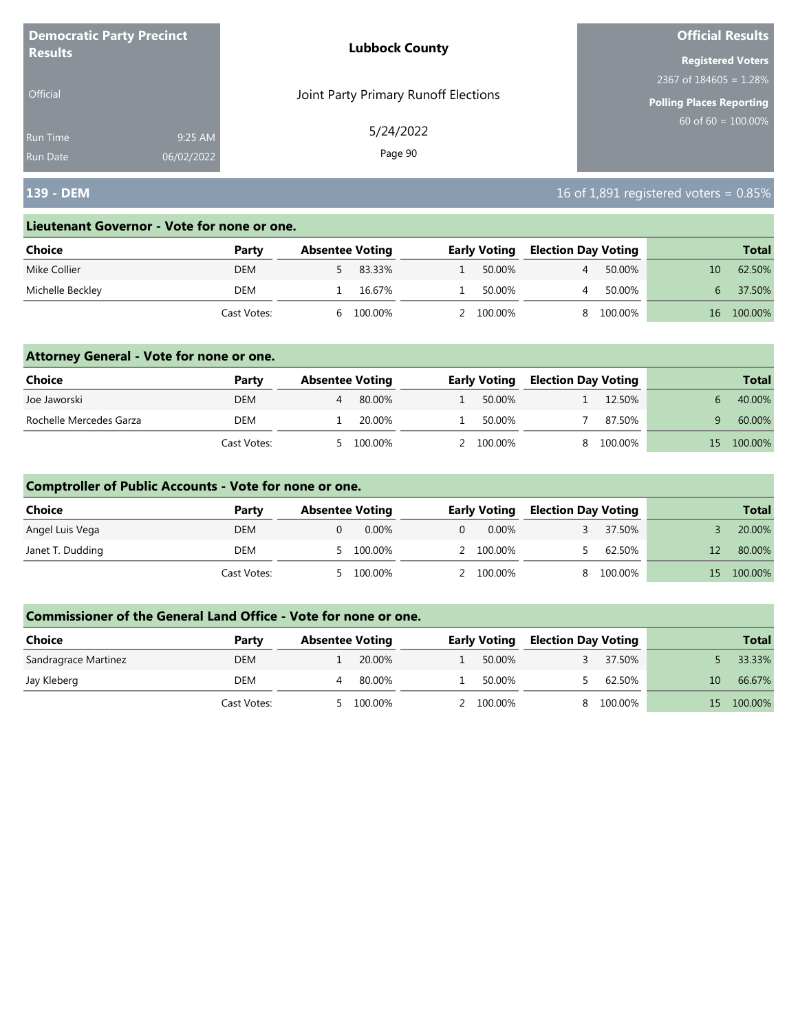**Democratic Party Precinct Results**

Official

Run Time 9:25 AM
Run Date 06/02/2022

**Lubbock County**

Joint Party Primary Runoff Elections

5/24/2022

**Official Results**

**Registered Voters**
2367 of 184605 = 1.28%

**Polling Places Reporting**
60 of 60 = 100.00%

## 139 - DEM

16 of 1,891 registered voters = 0.85%

### Lieutenant Governor - Vote for none or one.

| Choice | Party | Absentee Voting | | Early Voting | | Election Day Voting | | Total | |
|---|---|---|---|---|---|---|---|---|---|
| Mike Collier | DEM | 5 | 83.33% | 1 | 50.00% | 4 | 50.00% | 10 | 62.50% |
| Michelle Beckley | DEM | 1 | 16.67% | 1 | 50.00% | 4 | 50.00% | 6 | 37.50% |
| | Cast Votes: | 6 | 100.00% | 2 | 100.00% | 8 | 100.00% | 16 | 100.00% |

### Attorney General - Vote for none or one.

| Choice | Party | Absentee Voting | | Early Voting | | Election Day Voting | | Total | |
|---|---|---|---|---|---|---|---|---|---|
| Joe Jaworski | DEM | 4 | 80.00% | 1 | 50.00% | 1 | 12.50% | 6 | 40.00% |
| Rochelle Mercedes Garza | DEM | 1 | 20.00% | 1 | 50.00% | 7 | 87.50% | 9 | 60.00% |
| | Cast Votes: | 5 | 100.00% | 2 | 100.00% | 8 | 100.00% | 15 | 100.00% |

### Comptroller of Public Accounts - Vote for none or one.

| Choice | Party | Absentee Voting | | Early Voting | | Election Day Voting | | Total | |
|---|---|---|---|---|---|---|---|---|---|
| Angel Luis Vega | DEM | 0 | 0.00% | 0 | 0.00% | 3 | 37.50% | 3 | 20.00% |
| Janet T. Dudding | DEM | 5 | 100.00% | 2 | 100.00% | 5 | 62.50% | 12 | 80.00% |
| | Cast Votes: | 5 | 100.00% | 2 | 100.00% | 8 | 100.00% | 15 | 100.00% |

### Commissioner of the General Land Office - Vote for none or one.

| Choice | Party | Absentee Voting | | Early Voting | | Election Day Voting | | Total | |
|---|---|---|---|---|---|---|---|---|---|
| Sandragrace Martinez | DEM | 1 | 20.00% | 1 | 50.00% | 3 | 37.50% | 5 | 33.33% |
| Jay Kleberg | DEM | 4 | 80.00% | 1 | 50.00% | 5 | 62.50% | 10 | 66.67% |
| | Cast Votes: | 5 | 100.00% | 2 | 100.00% | 8 | 100.00% | 15 | 100.00% |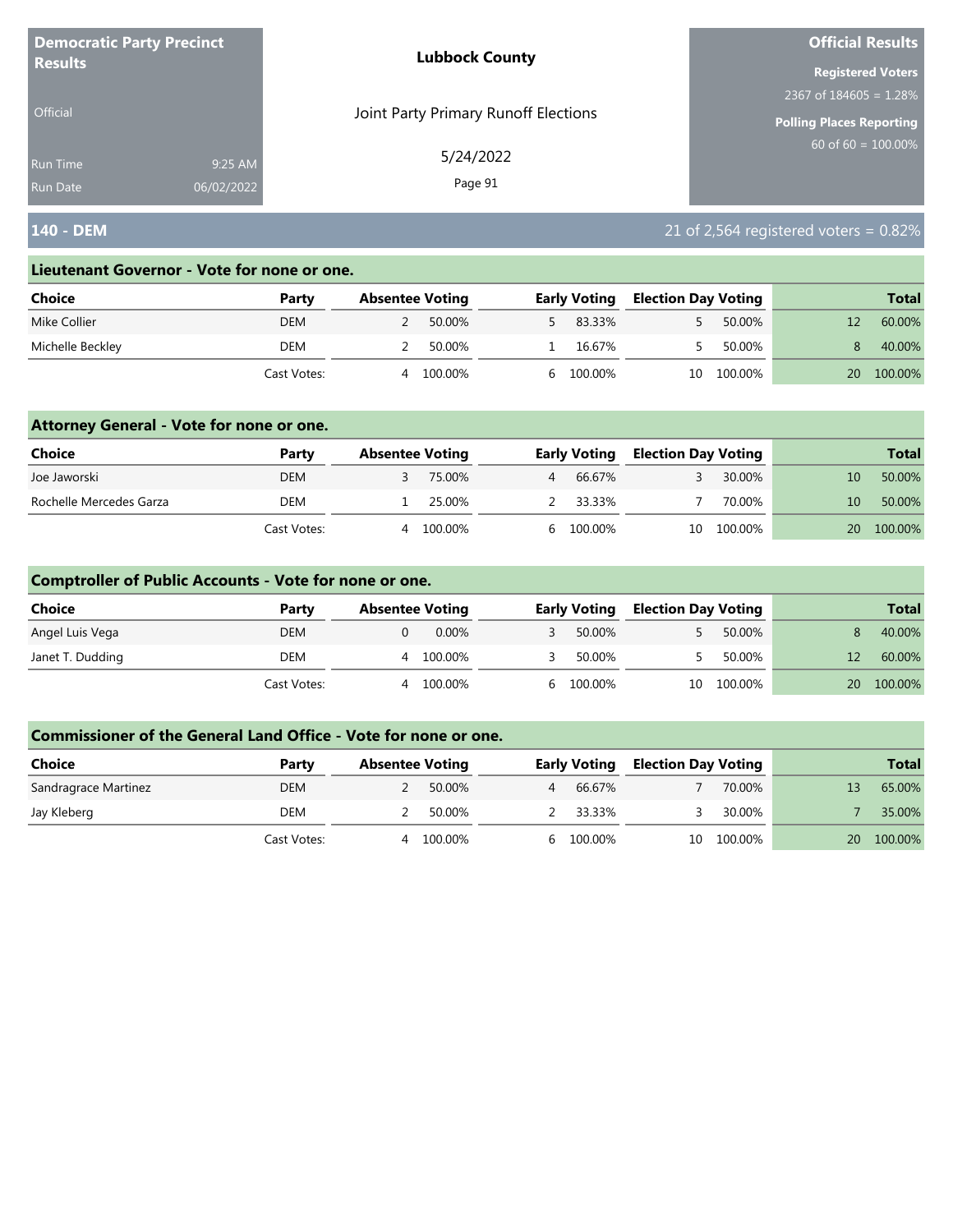**Democratic Party Precinct Results**

Official

Run Time 9:25 AM
Run Date 06/02/2022

**Lubbock County**

Joint Party Primary Runoff Elections

5/24/2022

**Official Results**

**Registered Voters**
2367 of 184605 = 1.28%

**Polling Places Reporting**
60 of 60 = 100.00%

## 140 - DEM

21 of 2,564 registered voters = 0.82%

### Lieutenant Governor - Vote for none or one.

| Choice | Party | Absentee Voting | | Early Voting | | Election Day Voting | | Total | |
|---|---|---|---|---|---|---|---|---|---|
| Mike Collier | DEM | 2 | 50.00% | 5 | 83.33% | 5 | 50.00% | 12 | 60.00% |
| Michelle Beckley | DEM | 2 | 50.00% | 1 | 16.67% | 5 | 50.00% | 8 | 40.00% |
| | Cast Votes: | 4 | 100.00% | 6 | 100.00% | 10 | 100.00% | 20 | 100.00% |

### Attorney General - Vote for none or one.

| Choice | Party | Absentee Voting | | Early Voting | | Election Day Voting | | Total | |
|---|---|---|---|---|---|---|---|---|---|
| Joe Jaworski | DEM | 3 | 75.00% | 4 | 66.67% | 3 | 30.00% | 10 | 50.00% |
| Rochelle Mercedes Garza | DEM | 1 | 25.00% | 2 | 33.33% | 7 | 70.00% | 10 | 50.00% |
| | Cast Votes: | 4 | 100.00% | 6 | 100.00% | 10 | 100.00% | 20 | 100.00% |

### Comptroller of Public Accounts - Vote for none or one.

| Choice | Party | Absentee Voting | | Early Voting | | Election Day Voting | | Total | |
|---|---|---|---|---|---|---|---|---|---|
| Angel Luis Vega | DEM | 0 | 0.00% | 3 | 50.00% | 5 | 50.00% | 8 | 40.00% |
| Janet T. Dudding | DEM | 4 | 100.00% | 3 | 50.00% | 5 | 50.00% | 12 | 60.00% |
| | Cast Votes: | 4 | 100.00% | 6 | 100.00% | 10 | 100.00% | 20 | 100.00% |

### Commissioner of the General Land Office - Vote for none or one.

| Choice | Party | Absentee Voting | | Early Voting | | Election Day Voting | | Total | |
|---|---|---|---|---|---|---|---|---|---|
| Sandragrace Martinez | DEM | 2 | 50.00% | 4 | 66.67% | 7 | 70.00% | 13 | 65.00% |
| Jay Kleberg | DEM | 2 | 50.00% | 2 | 33.33% | 3 | 30.00% | 7 | 35.00% |
| | Cast Votes: | 4 | 100.00% | 6 | 100.00% | 10 | 100.00% | 20 | 100.00% |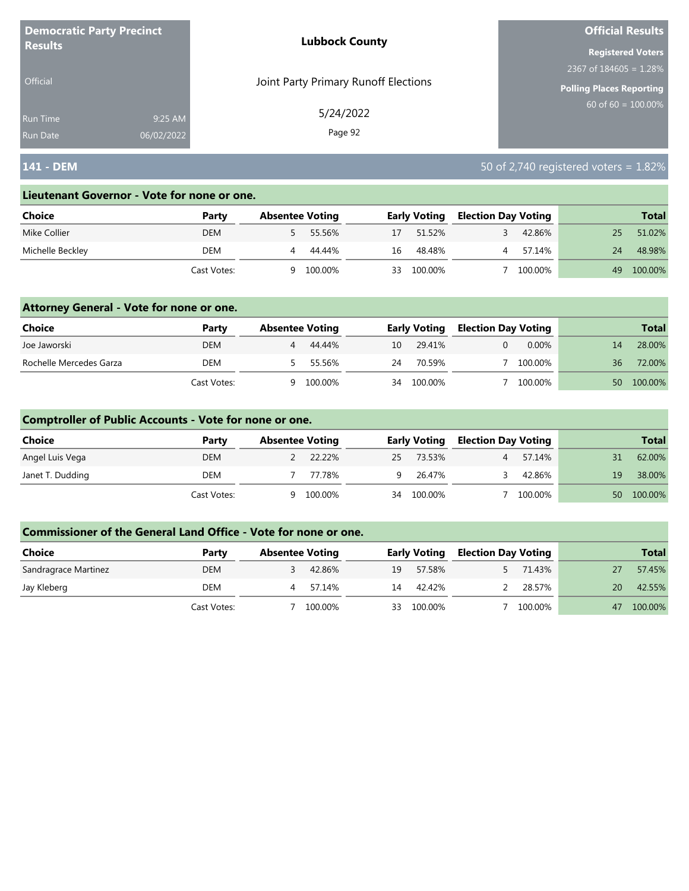**Democratic Party Precinct Results**

Official

Run Time 9:25 AM
Run Date 06/02/2022

**Lubbock County**

Joint Party Primary Runoff Elections

5/24/2022

**Official Results**

**Registered Voters**
2367 of 184605 = 1.28%

**Polling Places Reporting**
60 of 60 = 100.00%

## 141 - DEM

50 of 2,740 registered voters = 1.82%

### Lieutenant Governor - Vote for none or one.

| Choice | Party | Absentee Voting | | Early Voting | | Election Day Voting | | Total | |
|---|---|---|---|---|---|---|---|---|---|
| Mike Collier | DEM | 5 | 55.56% | 17 | 51.52% | 3 | 42.86% | 25 | 51.02% |
| Michelle Beckley | DEM | 4 | 44.44% | 16 | 48.48% | 4 | 57.14% | 24 | 48.98% |
| | Cast Votes: | 9 | 100.00% | 33 | 100.00% | 7 | 100.00% | 49 | 100.00% |

### Attorney General - Vote for none or one.

| Choice | Party | Absentee Voting | | Early Voting | | Election Day Voting | | Total | |
|---|---|---|---|---|---|---|---|---|---|
| Joe Jaworski | DEM | 4 | 44.44% | 10 | 29.41% | 0 | 0.00% | 14 | 28.00% |
| Rochelle Mercedes Garza | DEM | 5 | 55.56% | 24 | 70.59% | 7 | 100.00% | 36 | 72.00% |
| | Cast Votes: | 9 | 100.00% | 34 | 100.00% | 7 | 100.00% | 50 | 100.00% |

### Comptroller of Public Accounts - Vote for none or one.

| Choice | Party | Absentee Voting | | Early Voting | | Election Day Voting | | Total | |
|---|---|---|---|---|---|---|---|---|---|
| Angel Luis Vega | DEM | 2 | 22.22% | 25 | 73.53% | 4 | 57.14% | 31 | 62.00% |
| Janet T. Dudding | DEM | 7 | 77.78% | 9 | 26.47% | 3 | 42.86% | 19 | 38.00% |
| | Cast Votes: | 9 | 100.00% | 34 | 100.00% | 7 | 100.00% | 50 | 100.00% |

### Commissioner of the General Land Office - Vote for none or one.

| Choice | Party | Absentee Voting | | Early Voting | | Election Day Voting | | Total | |
|---|---|---|---|---|---|---|---|---|---|
| Sandragrace Martinez | DEM | 3 | 42.86% | 19 | 57.58% | 5 | 71.43% | 27 | 57.45% |
| Jay Kleberg | DEM | 4 | 57.14% | 14 | 42.42% | 2 | 28.57% | 20 | 42.55% |
| | Cast Votes: | 7 | 100.00% | 33 | 100.00% | 7 | 100.00% | 47 | 100.00% |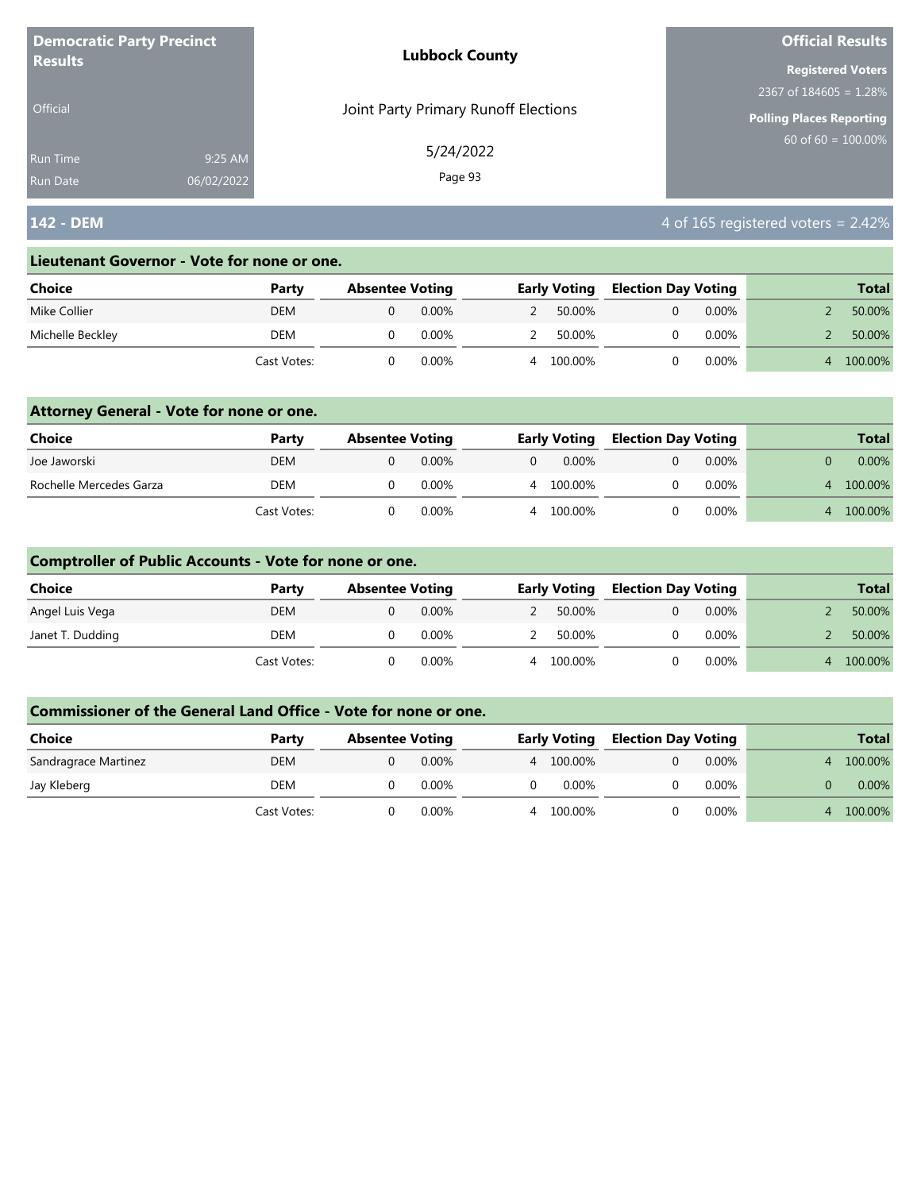**Democratic Party Precinct Results**

Official

Run Time 9:25 AM
Run Date 06/02/2022

**Lubbock County**

Joint Party Primary Runoff Elections

5/24/2022

**Official Results**

**Registered Voters**
2367 of 184605 = 1.28%

**Polling Places Reporting**
60 of 60 = 100.00%

## 142 - DEM

4 of 165 registered voters = 2.42%

### Lieutenant Governor - Vote for none or one.

| Choice | Party | Absentee Voting | | Early Voting | | Election Day Voting | | Total | |
|---|---|---|---|---|---|---|---|---|---|
| Mike Collier | DEM | 0 | 0.00% | 2 | 50.00% | 0 | 0.00% | 2 | 50.00% |
| Michelle Beckley | DEM | 0 | 0.00% | 2 | 50.00% | 0 | 0.00% | 2 | 50.00% |
| | Cast Votes: | 0 | 0.00% | 4 | 100.00% | 0 | 0.00% | 4 | 100.00% |

### Attorney General - Vote for none or one.

| Choice | Party | Absentee Voting | | Early Voting | | Election Day Voting | | Total | |
|---|---|---|---|---|---|---|---|---|---|
| Joe Jaworski | DEM | 0 | 0.00% | 0 | 0.00% | 0 | 0.00% | 0 | 0.00% |
| Rochelle Mercedes Garza | DEM | 0 | 0.00% | 4 | 100.00% | 0 | 0.00% | 4 | 100.00% |
| | Cast Votes: | 0 | 0.00% | 4 | 100.00% | 0 | 0.00% | 4 | 100.00% |

### Comptroller of Public Accounts - Vote for none or one.

| Choice | Party | Absentee Voting | | Early Voting | | Election Day Voting | | Total | |
|---|---|---|---|---|---|---|---|---|---|
| Angel Luis Vega | DEM | 0 | 0.00% | 2 | 50.00% | 0 | 0.00% | 2 | 50.00% |
| Janet T. Dudding | DEM | 0 | 0.00% | 2 | 50.00% | 0 | 0.00% | 2 | 50.00% |
| | Cast Votes: | 0 | 0.00% | 4 | 100.00% | 0 | 0.00% | 4 | 100.00% |

### Commissioner of the General Land Office - Vote for none or one.

| Choice | Party | Absentee Voting | | Early Voting | | Election Day Voting | | Total | |
|---|---|---|---|---|---|---|---|---|---|
| Sandragrace Martinez | DEM | 0 | 0.00% | 4 | 100.00% | 0 | 0.00% | 4 | 100.00% |
| Jay Kleberg | DEM | 0 | 0.00% | 0 | 0.00% | 0 | 0.00% | 0 | 0.00% |
| | Cast Votes: | 0 | 0.00% | 4 | 100.00% | 0 | 0.00% | 4 | 100.00% |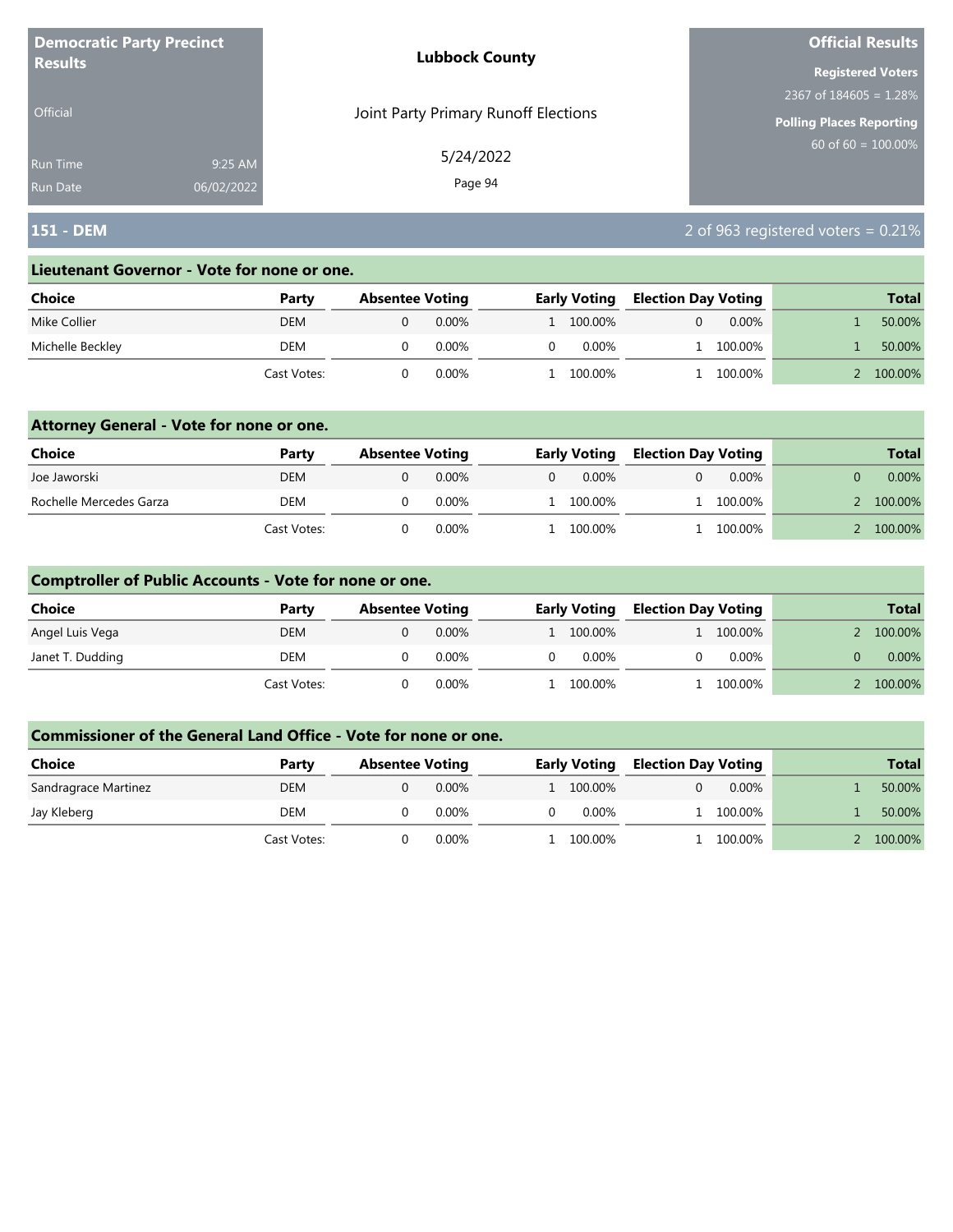**Democratic Party Precinct Results**

Official

Run Time 9:25 AM
Run Date 06/02/2022

**Lubbock County**

Joint Party Primary Runoff Elections

5/24/2022

**Official Results**

**Registered Voters**
2367 of 184605 = 1.28%

**Polling Places Reporting**
60 of 60 = 100.00%

## 151 - DEM

2 of 963 registered voters = 0.21%

### Lieutenant Governor - Vote for none or one.

| Choice | Party | Absentee Voting | | Early Voting | | Election Day Voting | | Total | |
|---|---|---|---|---|---|---|---|---|---|
| Mike Collier | DEM | 0 | 0.00% | 1 | 100.00% | 0 | 0.00% | 1 | 50.00% |
| Michelle Beckley | DEM | 0 | 0.00% | 0 | 0.00% | 1 | 100.00% | 1 | 50.00% |
| | Cast Votes: | 0 | 0.00% | 1 | 100.00% | 1 | 100.00% | 2 | 100.00% |

### Attorney General - Vote for none or one.

| Choice | Party | Absentee Voting | | Early Voting | | Election Day Voting | | Total | |
|---|---|---|---|---|---|---|---|---|---|
| Joe Jaworski | DEM | 0 | 0.00% | 0 | 0.00% | 0 | 0.00% | 0 | 0.00% |
| Rochelle Mercedes Garza | DEM | 0 | 0.00% | 1 | 100.00% | 1 | 100.00% | 2 | 100.00% |
| | Cast Votes: | 0 | 0.00% | 1 | 100.00% | 1 | 100.00% | 2 | 100.00% |

### Comptroller of Public Accounts - Vote for none or one.

| Choice | Party | Absentee Voting | | Early Voting | | Election Day Voting | | Total | |
|---|---|---|---|---|---|---|---|---|---|
| Angel Luis Vega | DEM | 0 | 0.00% | 1 | 100.00% | 1 | 100.00% | 2 | 100.00% |
| Janet T. Dudding | DEM | 0 | 0.00% | 0 | 0.00% | 0 | 0.00% | 0 | 0.00% |
| | Cast Votes: | 0 | 0.00% | 1 | 100.00% | 1 | 100.00% | 2 | 100.00% |

### Commissioner of the General Land Office - Vote for none or one.

| Choice | Party | Absentee Voting | | Early Voting | | Election Day Voting | | Total | |
|---|---|---|---|---|---|---|---|---|---|
| Sandragrace Martinez | DEM | 0 | 0.00% | 1 | 100.00% | 0 | 0.00% | 1 | 50.00% |
| Jay Kleberg | DEM | 0 | 0.00% | 0 | 0.00% | 1 | 100.00% | 1 | 50.00% |
| | Cast Votes: | 0 | 0.00% | 1 | 100.00% | 1 | 100.00% | 2 | 100.00% |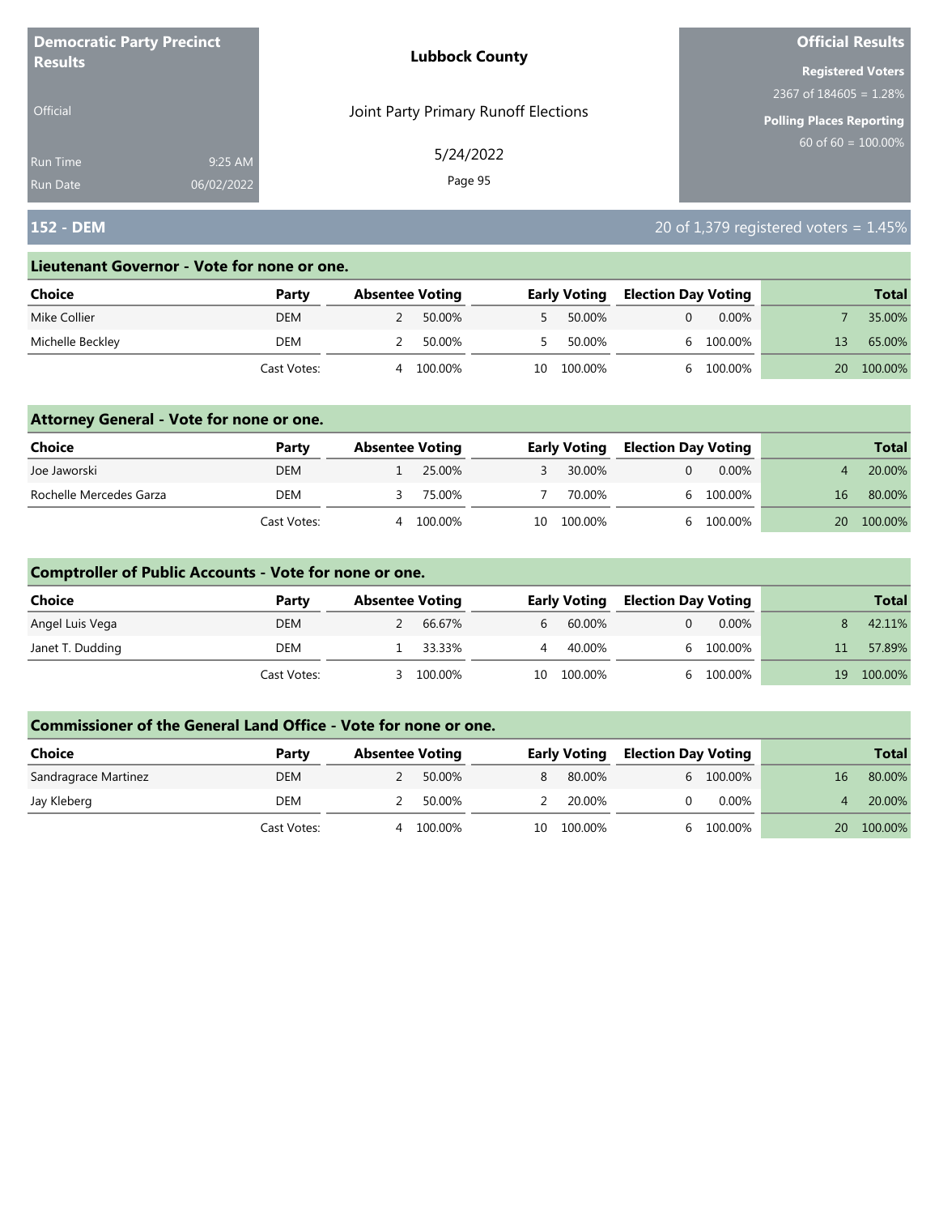**Democratic Party Precinct Results**

Official

Run Time 9:25 AM
Run Date 06/02/2022

**Lubbock County**

Joint Party Primary Runoff Elections

5/24/2022

**Official Results**

**Registered Voters**
2367 of 184605 = 1.28%

**Polling Places Reporting**
60 of 60 = 100.00%

## 152 - DEM

20 of 1,379 registered voters = 1.45%

### Lieutenant Governor - Vote for none or one.

| Choice | Party | Absentee Voting | | Early Voting | | Election Day Voting | | Total | |
|---|---|---|---|---|---|---|---|---|---|
| Mike Collier | DEM | 2 | 50.00% | 5 | 50.00% | 0 | 0.00% | 7 | 35.00% |
| Michelle Beckley | DEM | 2 | 50.00% | 5 | 50.00% | 6 | 100.00% | 13 | 65.00% |
| | Cast Votes: | 4 | 100.00% | 10 | 100.00% | 6 | 100.00% | 20 | 100.00% |

### Attorney General - Vote for none or one.

| Choice | Party | Absentee Voting | | Early Voting | | Election Day Voting | | Total | |
|---|---|---|---|---|---|---|---|---|---|
| Joe Jaworski | DEM | 1 | 25.00% | 3 | 30.00% | 0 | 0.00% | 4 | 20.00% |
| Rochelle Mercedes Garza | DEM | 3 | 75.00% | 7 | 70.00% | 6 | 100.00% | 16 | 80.00% |
| | Cast Votes: | 4 | 100.00% | 10 | 100.00% | 6 | 100.00% | 20 | 100.00% |

### Comptroller of Public Accounts - Vote for none or one.

| Choice | Party | Absentee Voting | | Early Voting | | Election Day Voting | | Total | |
|---|---|---|---|---|---|---|---|---|---|
| Angel Luis Vega | DEM | 2 | 66.67% | 6 | 60.00% | 0 | 0.00% | 8 | 42.11% |
| Janet T. Dudding | DEM | 1 | 33.33% | 4 | 40.00% | 6 | 100.00% | 11 | 57.89% |
| | Cast Votes: | 3 | 100.00% | 10 | 100.00% | 6 | 100.00% | 19 | 100.00% |

### Commissioner of the General Land Office - Vote for none or one.

| Choice | Party | Absentee Voting | | Early Voting | | Election Day Voting | | Total | |
|---|---|---|---|---|---|---|---|---|---|
| Sandragrace Martinez | DEM | 2 | 50.00% | 8 | 80.00% | 6 | 100.00% | 16 | 80.00% |
| Jay Kleberg | DEM | 2 | 50.00% | 2 | 20.00% | 0 | 0.00% | 4 | 20.00% |
| | Cast Votes: | 4 | 100.00% | 10 | 100.00% | 6 | 100.00% | 20 | 100.00% |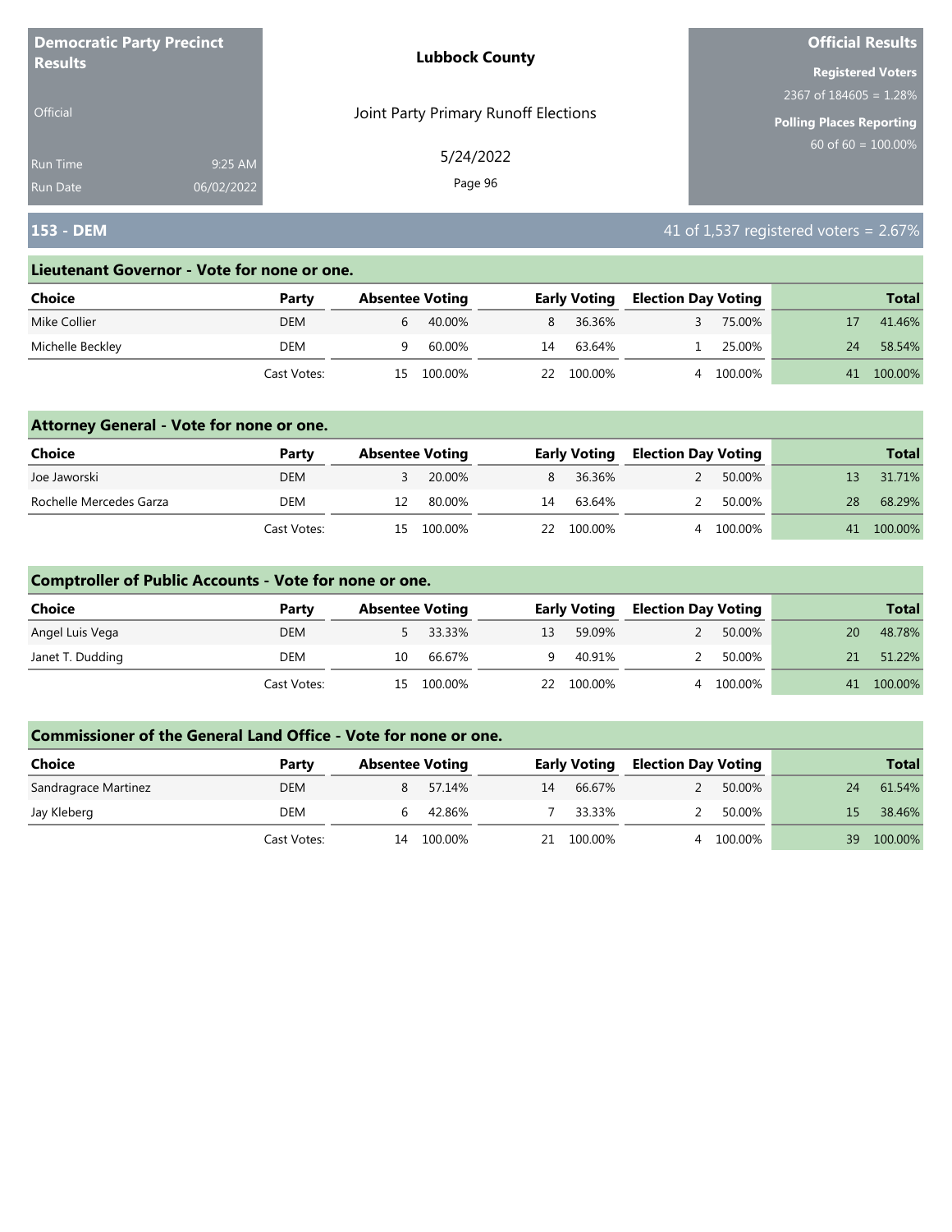**Democratic Party Precinct Results**

Official

Run Time 9:25 AM
Run Date 06/02/2022

**Lubbock County**

Joint Party Primary Runoff Elections

5/24/2022

**Official Results**

**Registered Voters**
2367 of 184605 = 1.28%

**Polling Places Reporting**
60 of 60 = 100.00%

## 153 - DEM

41 of 1,537 registered voters = 2.67%

### Lieutenant Governor - Vote for none or one.

| Choice | Party | Absentee Voting | | Early Voting | | Election Day Voting | | Total | |
|---|---|---|---|---|---|---|---|---|---|
| Mike Collier | DEM | 6 | 40.00% | 8 | 36.36% | 3 | 75.00% | 17 | 41.46% |
| Michelle Beckley | DEM | 9 | 60.00% | 14 | 63.64% | 1 | 25.00% | 24 | 58.54% |
| | Cast Votes: | 15 | 100.00% | 22 | 100.00% | 4 | 100.00% | 41 | 100.00% |

### Attorney General - Vote for none or one.

| Choice | Party | Absentee Voting | | Early Voting | | Election Day Voting | | Total | |
|---|---|---|---|---|---|---|---|---|---|
| Joe Jaworski | DEM | 3 | 20.00% | 8 | 36.36% | 2 | 50.00% | 13 | 31.71% |
| Rochelle Mercedes Garza | DEM | 12 | 80.00% | 14 | 63.64% | 2 | 50.00% | 28 | 68.29% |
| | Cast Votes: | 15 | 100.00% | 22 | 100.00% | 4 | 100.00% | 41 | 100.00% |

### Comptroller of Public Accounts - Vote for none or one.

| Choice | Party | Absentee Voting | | Early Voting | | Election Day Voting | | Total | |
|---|---|---|---|---|---|---|---|---|---|
| Angel Luis Vega | DEM | 5 | 33.33% | 13 | 59.09% | 2 | 50.00% | 20 | 48.78% |
| Janet T. Dudding | DEM | 10 | 66.67% | 9 | 40.91% | 2 | 50.00% | 21 | 51.22% |
| | Cast Votes: | 15 | 100.00% | 22 | 100.00% | 4 | 100.00% | 41 | 100.00% |

### Commissioner of the General Land Office - Vote for none or one.

| Choice | Party | Absentee Voting | | Early Voting | | Election Day Voting | | Total | |
|---|---|---|---|---|---|---|---|---|---|
| Sandragrace Martinez | DEM | 8 | 57.14% | 14 | 66.67% | 2 | 50.00% | 24 | 61.54% |
| Jay Kleberg | DEM | 6 | 42.86% | 7 | 33.33% | 2 | 50.00% | 15 | 38.46% |
| | Cast Votes: | 14 | 100.00% | 21 | 100.00% | 4 | 100.00% | 39 | 100.00% |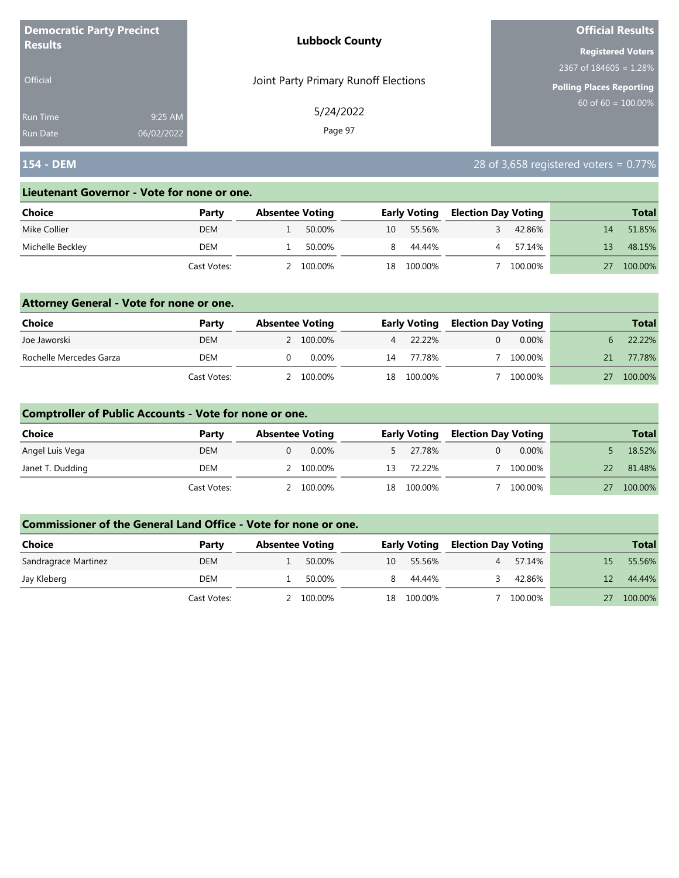**Democratic Party Precinct Results**

Official

Run Time 9:25 AM
Run Date 06/02/2022

**Lubbock County**

Joint Party Primary Runoff Elections

5/24/2022

**Official Results**

**Registered Voters**
2367 of 184605 = 1.28%

**Polling Places Reporting**
60 of 60 = 100.00%

## 154 - DEM

28 of 3,658 registered voters = 0.77%

### Lieutenant Governor - Vote for none or one.

| Choice | Party | Absentee Voting | | Early Voting | | Election Day Voting | | Total | |
|---|---|---|---|---|---|---|---|---|---|
| Mike Collier | DEM | 1 | 50.00% | 10 | 55.56% | 3 | 42.86% | 14 | 51.85% |
| Michelle Beckley | DEM | 1 | 50.00% | 8 | 44.44% | 4 | 57.14% | 13 | 48.15% |
| | Cast Votes: | 2 | 100.00% | 18 | 100.00% | 7 | 100.00% | 27 | 100.00% |

### Attorney General - Vote for none or one.

| Choice | Party | Absentee Voting | | Early Voting | | Election Day Voting | | Total | |
|---|---|---|---|---|---|---|---|---|---|
| Joe Jaworski | DEM | 2 | 100.00% | 4 | 22.22% | 0 | 0.00% | 6 | 22.22% |
| Rochelle Mercedes Garza | DEM | 0 | 0.00% | 14 | 77.78% | 7 | 100.00% | 21 | 77.78% |
| | Cast Votes: | 2 | 100.00% | 18 | 100.00% | 7 | 100.00% | 27 | 100.00% |

### Comptroller of Public Accounts - Vote for none or one.

| Choice | Party | Absentee Voting | | Early Voting | | Election Day Voting | | Total | |
|---|---|---|---|---|---|---|---|---|---|
| Angel Luis Vega | DEM | 0 | 0.00% | 5 | 27.78% | 0 | 0.00% | 5 | 18.52% |
| Janet T. Dudding | DEM | 2 | 100.00% | 13 | 72.22% | 7 | 100.00% | 22 | 81.48% |
| | Cast Votes: | 2 | 100.00% | 18 | 100.00% | 7 | 100.00% | 27 | 100.00% |

### Commissioner of the General Land Office - Vote for none or one.

| Choice | Party | Absentee Voting | | Early Voting | | Election Day Voting | | Total | |
|---|---|---|---|---|---|---|---|---|---|
| Sandragrace Martinez | DEM | 1 | 50.00% | 10 | 55.56% | 4 | 57.14% | 15 | 55.56% |
| Jay Kleberg | DEM | 1 | 50.00% | 8 | 44.44% | 3 | 42.86% | 12 | 44.44% |
| | Cast Votes: | 2 | 100.00% | 18 | 100.00% | 7 | 100.00% | 27 | 100.00% |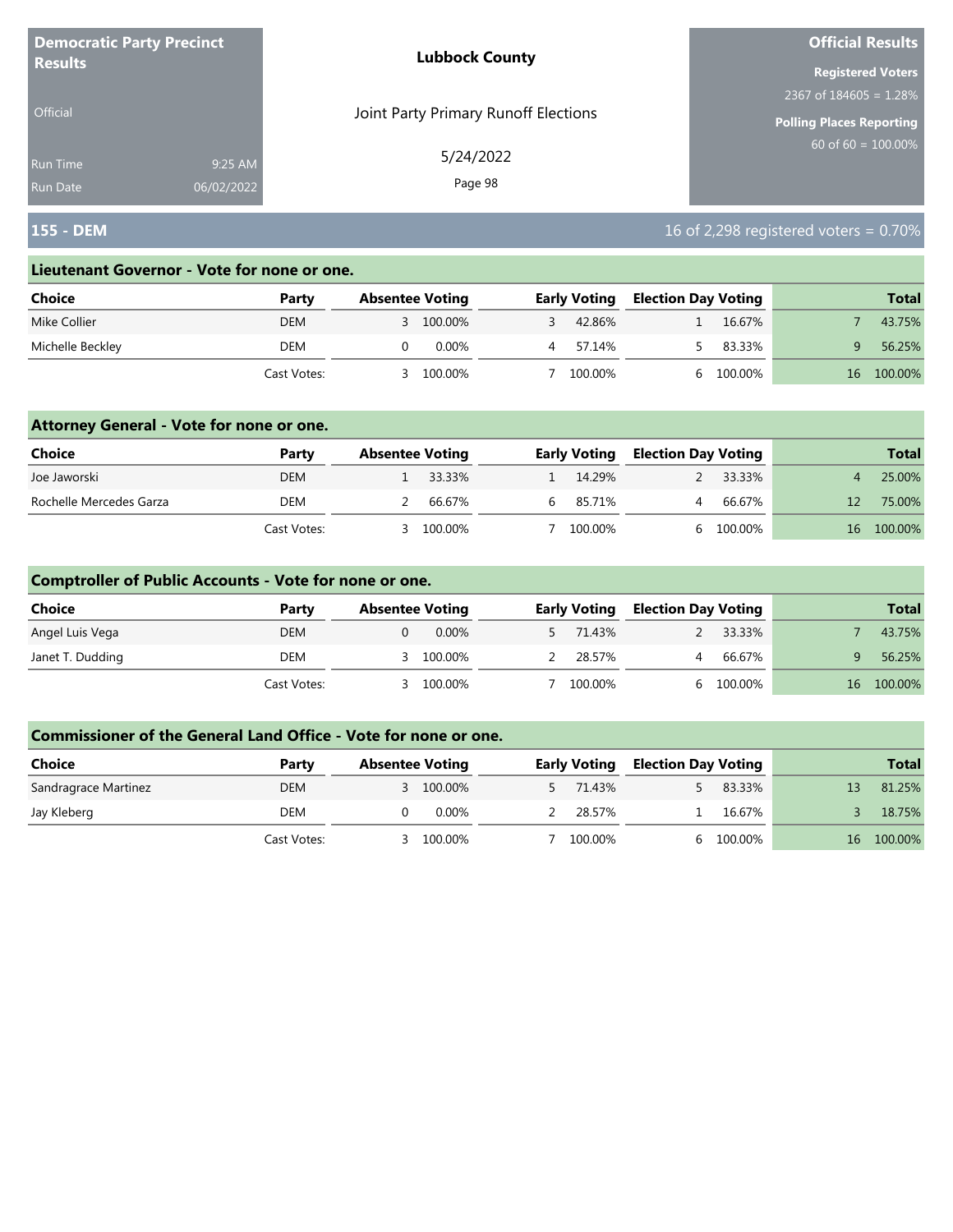**Democratic Party Precinct Results**

Official

Run Time 9:25 AM
Run Date 06/02/2022

**Lubbock County**

Joint Party Primary Runoff Elections

5/24/2022

**Official Results**

**Registered Voters**
2367 of 184605 = 1.28%

**Polling Places Reporting**
60 of 60 = 100.00%

## 155 - DEM

16 of 2,298 registered voters = 0.70%

### Lieutenant Governor - Vote for none or one.

| Choice | Party | Absentee Voting | | Early Voting | | Election Day Voting | | Total | |
|---|---|---|---|---|---|---|---|---|---|
| Mike Collier | DEM | 3 | 100.00% | 3 | 42.86% | 1 | 16.67% | 7 | 43.75% |
| Michelle Beckley | DEM | 0 | 0.00% | 4 | 57.14% | 5 | 83.33% | 9 | 56.25% |
| | Cast Votes: | 3 | 100.00% | 7 | 100.00% | 6 | 100.00% | 16 | 100.00% |

### Attorney General - Vote for none or one.

| Choice | Party | Absentee Voting | | Early Voting | | Election Day Voting | | Total | |
|---|---|---|---|---|---|---|---|---|---|
| Joe Jaworski | DEM | 1 | 33.33% | 1 | 14.29% | 2 | 33.33% | 4 | 25.00% |
| Rochelle Mercedes Garza | DEM | 2 | 66.67% | 6 | 85.71% | 4 | 66.67% | 12 | 75.00% |
| | Cast Votes: | 3 | 100.00% | 7 | 100.00% | 6 | 100.00% | 16 | 100.00% |

### Comptroller of Public Accounts - Vote for none or one.

| Choice | Party | Absentee Voting | | Early Voting | | Election Day Voting | | Total | |
|---|---|---|---|---|---|---|---|---|---|
| Angel Luis Vega | DEM | 0 | 0.00% | 5 | 71.43% | 2 | 33.33% | 7 | 43.75% |
| Janet T. Dudding | DEM | 3 | 100.00% | 2 | 28.57% | 4 | 66.67% | 9 | 56.25% |
| | Cast Votes: | 3 | 100.00% | 7 | 100.00% | 6 | 100.00% | 16 | 100.00% |

### Commissioner of the General Land Office - Vote for none or one.

| Choice | Party | Absentee Voting | | Early Voting | | Election Day Voting | | Total | |
|---|---|---|---|---|---|---|---|---|---|
| Sandragrace Martinez | DEM | 3 | 100.00% | 5 | 71.43% | 5 | 83.33% | 13 | 81.25% |
| Jay Kleberg | DEM | 0 | 0.00% | 2 | 28.57% | 1 | 16.67% | 3 | 18.75% |
| | Cast Votes: | 3 | 100.00% | 7 | 100.00% | 6 | 100.00% | 16 | 100.00% |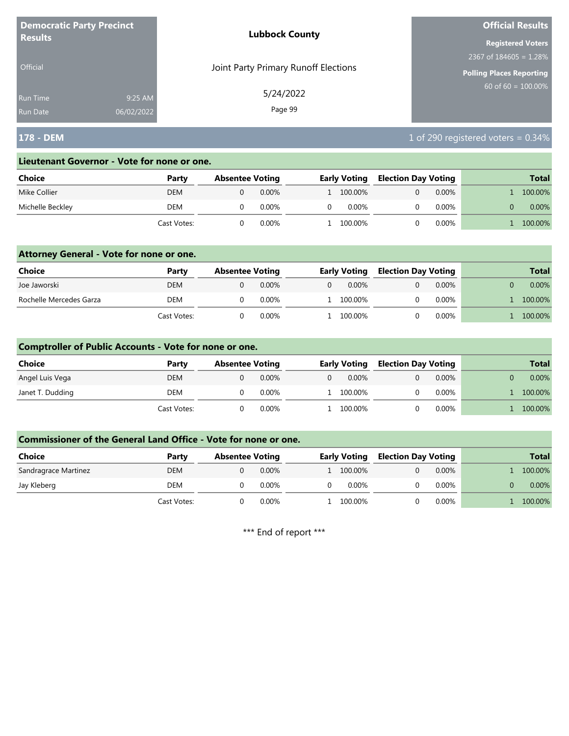**Democratic Party Precinct Results**

Official

Run Time 9:25 AM

Run Date 06/02/2022

**Lubbock County**

Joint Party Primary Runoff Elections

5/24/2022

**Official Results**

**Registered Voters**

2367 of 184605 = 1.28%

**Polling Places Reporting**

60 of 60 = 100.00%

## 178 - DEM

1 of 290 registered voters = 0.34%

### Lieutenant Governor - Vote for none or one.

| Choice | Party | Absentee Voting | | Early Voting | | Election Day Voting | | Total | |
|---|---|---|---|---|---|---|---|---|---|
| Mike Collier | DEM | 0 | 0.00% | 1 | 100.00% | 0 | 0.00% | 1 | 100.00% |
| Michelle Beckley | DEM | 0 | 0.00% | 0 | 0.00% | 0 | 0.00% | 0 | 0.00% |
| | Cast Votes: | 0 | 0.00% | 1 | 100.00% | 0 | 0.00% | 1 | 100.00% |

### Attorney General - Vote for none or one.

| Choice | Party | Absentee Voting | | Early Voting | | Election Day Voting | | Total | |
|---|---|---|---|---|---|---|---|---|---|
| Joe Jaworski | DEM | 0 | 0.00% | 0 | 0.00% | 0 | 0.00% | 0 | 0.00% |
| Rochelle Mercedes Garza | DEM | 0 | 0.00% | 1 | 100.00% | 0 | 0.00% | 1 | 100.00% |
| | Cast Votes: | 0 | 0.00% | 1 | 100.00% | 0 | 0.00% | 1 | 100.00% |

### Comptroller of Public Accounts - Vote for none or one.

| Choice | Party | Absentee Voting | | Early Voting | | Election Day Voting | | Total | |
|---|---|---|---|---|---|---|---|---|---|
| Angel Luis Vega | DEM | 0 | 0.00% | 0 | 0.00% | 0 | 0.00% | 0 | 0.00% |
| Janet T. Dudding | DEM | 0 | 0.00% | 1 | 100.00% | 0 | 0.00% | 1 | 100.00% |
| | Cast Votes: | 0 | 0.00% | 1 | 100.00% | 0 | 0.00% | 1 | 100.00% |

### Commissioner of the General Land Office - Vote for none or one.

| Choice | Party | Absentee Voting | | Early Voting | | Election Day Voting | | Total | |
|---|---|---|---|---|---|---|---|---|---|
| Sandragrace Martinez | DEM | 0 | 0.00% | 1 | 100.00% | 0 | 0.00% | 1 | 100.00% |
| Jay Kleberg | DEM | 0 | 0.00% | 0 | 0.00% | 0 | 0.00% | 0 | 0.00% |
| | Cast Votes: | 0 | 0.00% | 1 | 100.00% | 0 | 0.00% | 1 | 100.00% |

*** End of report ***